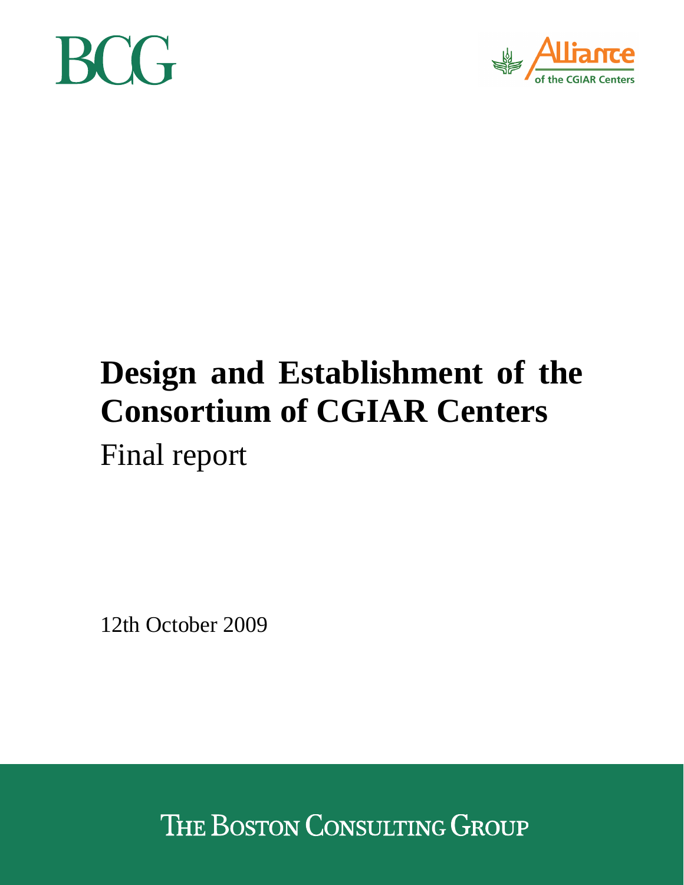BCG

Alliance of the CGIAR Centers

# Design and Establishment of the Consortium of CGIAR Centers

Final report

12th October 2009

THE BOSTON CONSULTING GROUP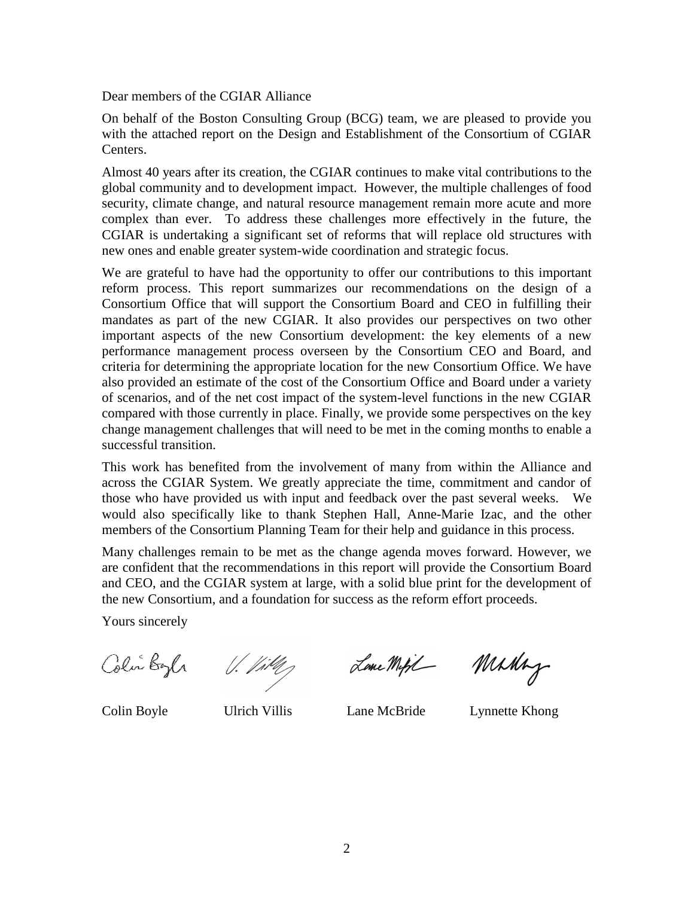Dear members of the CGIAR Alliance

On behalf of the Boston Consulting Group (BCG) team, we are pleased to provide you with the attached report on the Design and Establishment of the Consortium of CGIAR Centers.

Almost 40 years after its creation, the CGIAR continues to make vital contributions to the global community and to development impact. However, the multiple challenges of food security, climate change, and natural resource management remain more acute and more complex than ever. To address these challenges more effectively in the future, the CGIAR is undertaking a significant set of reforms that will replace old structures with new ones and enable greater system-wide coordination and strategic focus.

We are grateful to have had the opportunity to offer our contributions to this important reform process. This report summarizes our recommendations on the design of a Consortium Office that will support the Consortium Board and CEO in fulfilling their mandates as part of the new CGIAR. It also provides our perspectives on two other important aspects of the new Consortium development: the key elements of a new performance management process overseen by the Consortium CEO and Board, and criteria for determining the appropriate location for the new Consortium Office. We have also provided an estimate of the cost of the Consortium Office and Board under a variety of scenarios, and of the net cost impact of the system-level functions in the new CGIAR compared with those currently in place. Finally, we provide some perspectives on the key change management challenges that will need to be met in the coming months to enable a successful transition.

This work has benefited from the involvement of many from within the Alliance and across the CGIAR System. We greatly appreciate the time, commitment and candor of those who have provided us with input and feedback over the past several weeks. We would also specifically like to thank Stephen Hall, Anne-Marie Izac, and the other members of the Consortium Planning Team for their help and guidance in this process.

Many challenges remain to be met as the change agenda moves forward. However, we are confident that the recommendations in this report will provide the Consortium Board and CEO, and the CGIAR system at large, with a solid blue print for the development of the new Consortium, and a foundation for success as the reform effort proceeds.

Yours sincerely

Colin Boyle    Ulrich Villis    Lane McBride    Lynnette Khong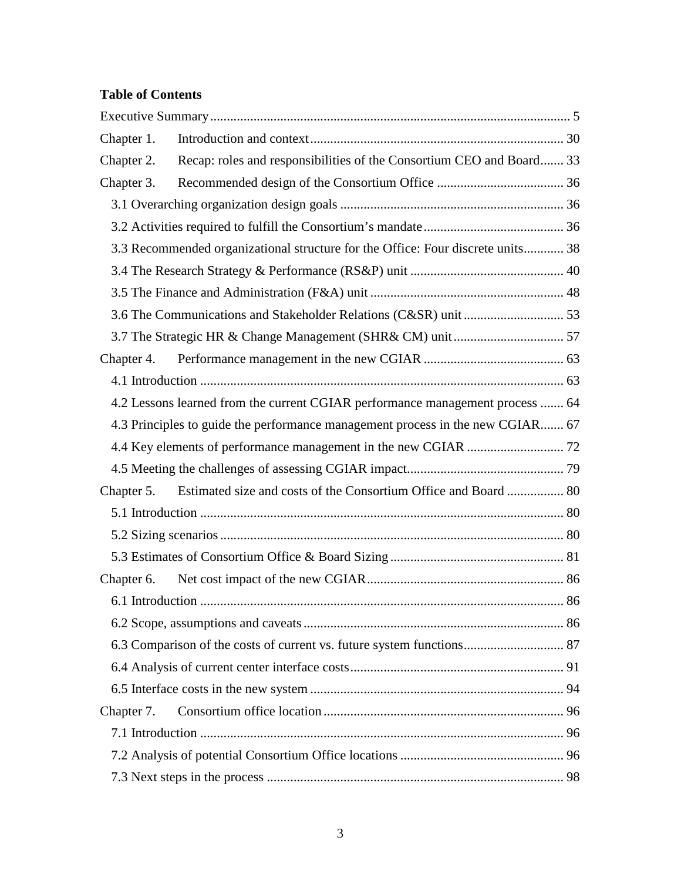**Table of Contents**

Executive Summary ... 5

Chapter 1. Introduction and context ... 30

Chapter 2. Recap: roles and responsibilities of the Consortium CEO and Board ... 33

Chapter 3. Recommended design of the Consortium Office ... 36

- 3.1 Overarching organization design goals ... 36
- 3.2 Activities required to fulfill the Consortium's mandate ... 36
- 3.3 Recommended organizational structure for the Office: Four discrete units ... 38
- 3.4 The Research Strategy & Performance (RS&P) unit ... 40
- 3.5 The Finance and Administration (F&A) unit ... 48
- 3.6 The Communications and Stakeholder Relations (C&SR) unit ... 53
- 3.7 The Strategic HR & Change Management (SHR& CM) unit ... 57

Chapter 4. Performance management in the new CGIAR ... 63

- 4.1 Introduction ... 63
- 4.2 Lessons learned from the current CGIAR performance management process ... 64
- 4.3 Principles to guide the performance management process in the new CGIAR ... 67
- 4.4 Key elements of performance management in the new CGIAR ... 72
- 4.5 Meeting the challenges of assessing CGIAR impact ... 79

Chapter 5. Estimated size and costs of the Consortium Office and Board ... 80

- 5.1 Introduction ... 80
- 5.2 Sizing scenarios ... 80
- 5.3 Estimates of Consortium Office & Board Sizing ... 81

Chapter 6. Net cost impact of the new CGIAR ... 86

- 6.1 Introduction ... 86
- 6.2 Scope, assumptions and caveats ... 86
- 6.3 Comparison of the costs of current vs. future system functions ... 87
- 6.4 Analysis of current center interface costs ... 91
- 6.5 Interface costs in the new system ... 94

Chapter 7. Consortium office location ... 96

- 7.1 Introduction ... 96
- 7.2 Analysis of potential Consortium Office locations ... 96
- 7.3 Next steps in the process ... 98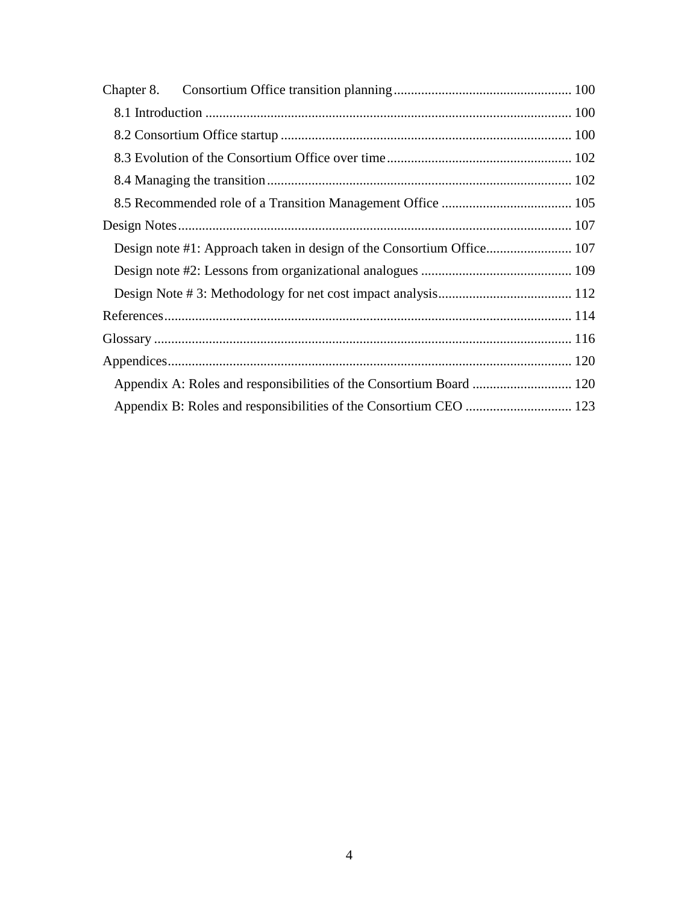Chapter 8. Consortium Office transition planning .................................................... 100

- 8.1 Introduction .......................................................................................................... 100
- 8.2 Consortium Office startup .................................................................................... 100
- 8.3 Evolution of the Consortium Office over time ..................................................... 102
- 8.4 Managing the transition ........................................................................................ 102
- 8.5 Recommended role of a Transition Management Office ...................................... 105

Design Notes ................................................................................................................... 107

- Design note #1: Approach taken in design of the Consortium Office ......................... 107
- Design note #2: Lessons from organizational analogues ............................................ 109
- Design Note # 3: Methodology for net cost impact analysis ....................................... 112

References ....................................................................................................................... 114

Glossary .......................................................................................................................... 116

Appendices ...................................................................................................................... 120

- Appendix A: Roles and responsibilities of the Consortium Board ............................. 120
- Appendix B: Roles and responsibilities of the Consortium CEO ............................... 123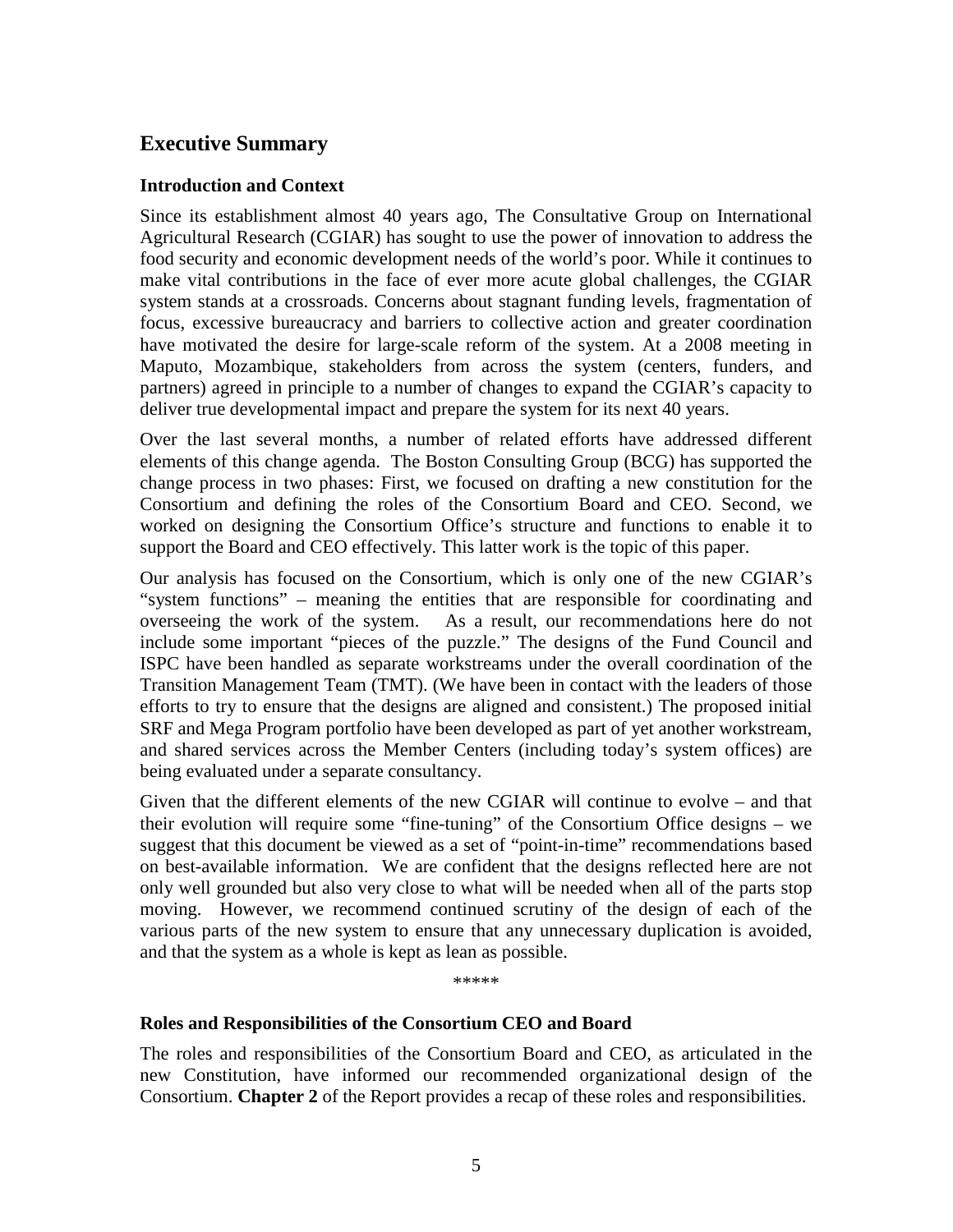## Executive Summary

### Introduction and Context

Since its establishment almost 40 years ago, The Consultative Group on International Agricultural Research (CGIAR) has sought to use the power of innovation to address the food security and economic development needs of the world's poor. While it continues to make vital contributions in the face of ever more acute global challenges, the CGIAR system stands at a crossroads. Concerns about stagnant funding levels, fragmentation of focus, excessive bureaucracy and barriers to collective action and greater coordination have motivated the desire for large-scale reform of the system. At a 2008 meeting in Maputo, Mozambique, stakeholders from across the system (centers, funders, and partners) agreed in principle to a number of changes to expand the CGIAR's capacity to deliver true developmental impact and prepare the system for its next 40 years.

Over the last several months, a number of related efforts have addressed different elements of this change agenda. The Boston Consulting Group (BCG) has supported the change process in two phases: First, we focused on drafting a new constitution for the Consortium and defining the roles of the Consortium Board and CEO. Second, we worked on designing the Consortium Office's structure and functions to enable it to support the Board and CEO effectively. This latter work is the topic of this paper.

Our analysis has focused on the Consortium, which is only one of the new CGIAR's "system functions" – meaning the entities that are responsible for coordinating and overseeing the work of the system. As a result, our recommendations here do not include some important "pieces of the puzzle." The designs of the Fund Council and ISPC have been handled as separate workstreams under the overall coordination of the Transition Management Team (TMT). (We have been in contact with the leaders of those efforts to try to ensure that the designs are aligned and consistent.) The proposed initial SRF and Mega Program portfolio have been developed as part of yet another workstream, and shared services across the Member Centers (including today's system offices) are being evaluated under a separate consultancy.

Given that the different elements of the new CGIAR will continue to evolve – and that their evolution will require some "fine-tuning" of the Consortium Office designs – we suggest that this document be viewed as a set of "point-in-time" recommendations based on best-available information. We are confident that the designs reflected here are not only well grounded but also very close to what will be needed when all of the parts stop moving. However, we recommend continued scrutiny of the design of each of the various parts of the new system to ensure that any unnecessary duplication is avoided, and that the system as a whole is kept as lean as possible.

*****

### Roles and Responsibilities of the Consortium CEO and Board

The roles and responsibilities of the Consortium Board and CEO, as articulated in the new Constitution, have informed our recommended organizational design of the Consortium. **Chapter 2** of the Report provides a recap of these roles and responsibilities.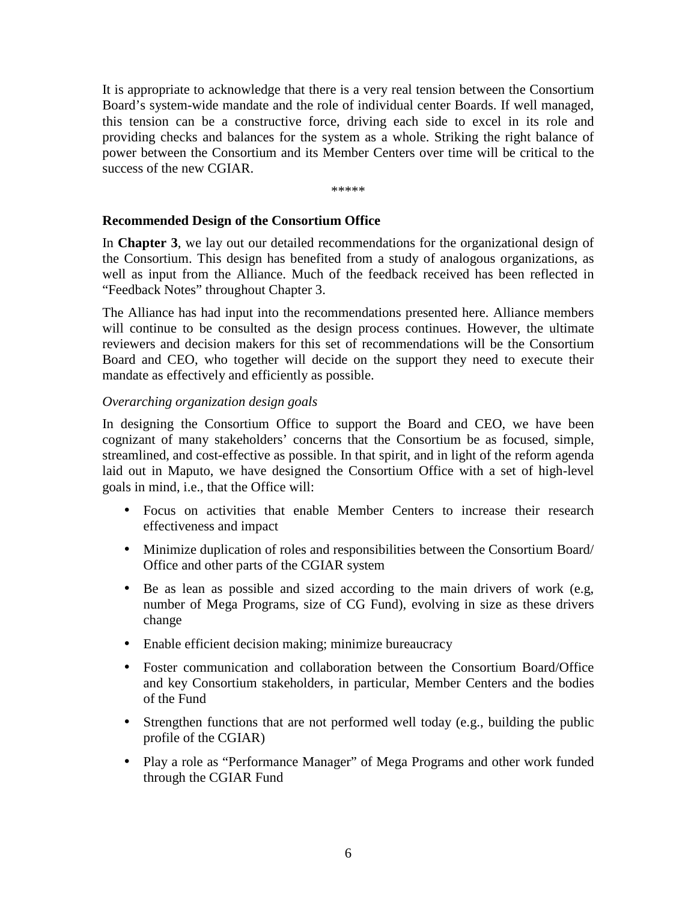It is appropriate to acknowledge that there is a very real tension between the Consortium Board's system-wide mandate and the role of individual center Boards. If well managed, this tension can be a constructive force, driving each side to excel in its role and providing checks and balances for the system as a whole. Striking the right balance of power between the Consortium and its Member Centers over time will be critical to the success of the new CGIAR.

*****

**Recommended Design of the Consortium Office**

In **Chapter 3**, we lay out our detailed recommendations for the organizational design of the Consortium. This design has benefited from a study of analogous organizations, as well as input from the Alliance. Much of the feedback received has been reflected in "Feedback Notes" throughout Chapter 3.

The Alliance has had input into the recommendations presented here. Alliance members will continue to be consulted as the design process continues. However, the ultimate reviewers and decision makers for this set of recommendations will be the Consortium Board and CEO, who together will decide on the support they need to execute their mandate as effectively and efficiently as possible.

*Overarching organization design goals*

In designing the Consortium Office to support the Board and CEO, we have been cognizant of many stakeholders' concerns that the Consortium be as focused, simple, streamlined, and cost-effective as possible. In that spirit, and in light of the reform agenda laid out in Maputo, we have designed the Consortium Office with a set of high-level goals in mind, i.e., that the Office will:

- Focus on activities that enable Member Centers to increase their research effectiveness and impact
- Minimize duplication of roles and responsibilities between the Consortium Board/ Office and other parts of the CGIAR system
- Be as lean as possible and sized according to the main drivers of work (e.g, number of Mega Programs, size of CG Fund), evolving in size as these drivers change
- Enable efficient decision making; minimize bureaucracy
- Foster communication and collaboration between the Consortium Board/Office and key Consortium stakeholders, in particular, Member Centers and the bodies of the Fund
- Strengthen functions that are not performed well today (e.g., building the public profile of the CGIAR)
- Play a role as "Performance Manager" of Mega Programs and other work funded through the CGIAR Fund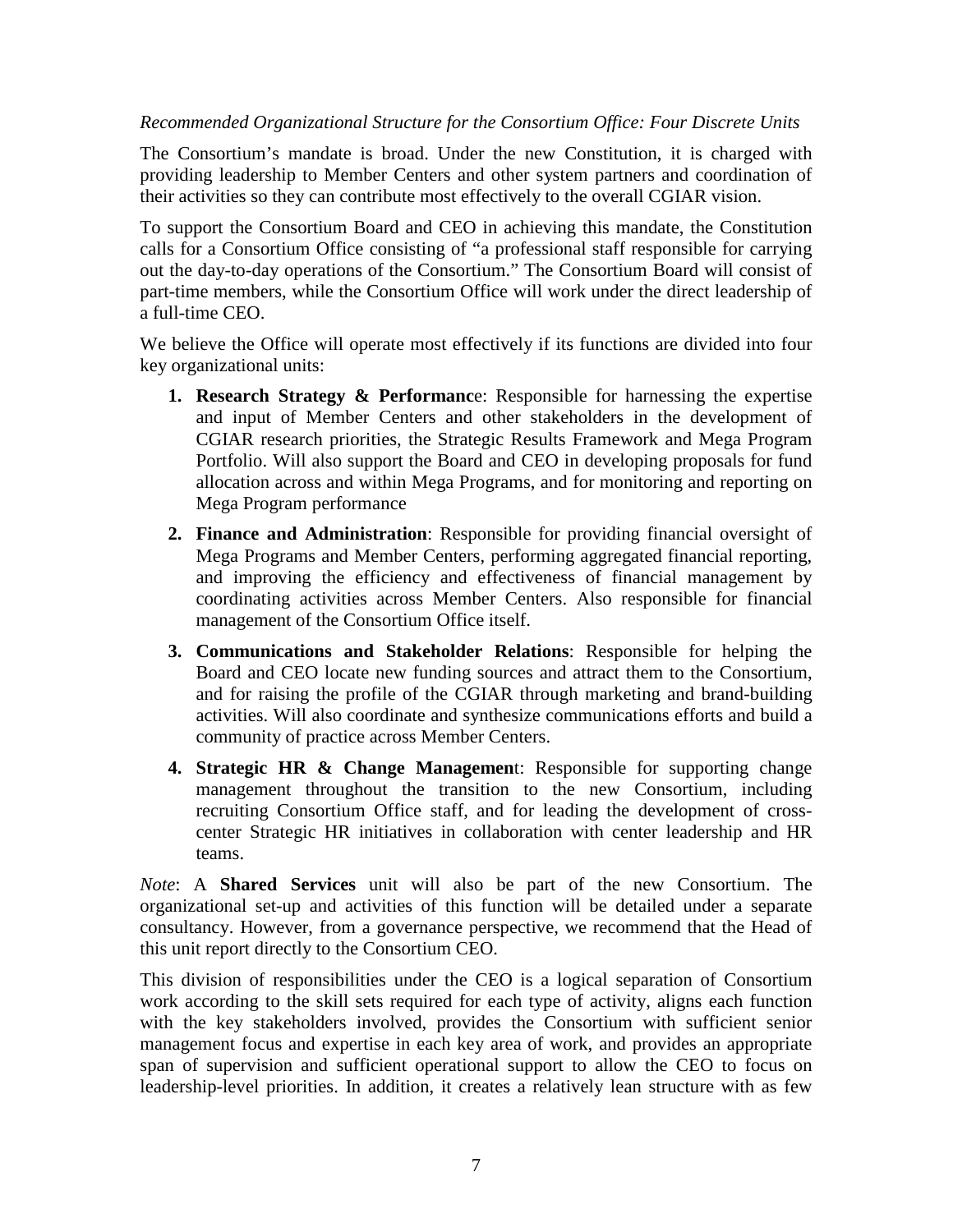*Recommended Organizational Structure for the Consortium Office: Four Discrete Units*

The Consortium's mandate is broad. Under the new Constitution, it is charged with providing leadership to Member Centers and other system partners and coordination of their activities so they can contribute most effectively to the overall CGIAR vision.

To support the Consortium Board and CEO in achieving this mandate, the Constitution calls for a Consortium Office consisting of "a professional staff responsible for carrying out the day-to-day operations of the Consortium." The Consortium Board will consist of part-time members, while the Consortium Office will work under the direct leadership of a full-time CEO.

We believe the Office will operate most effectively if its functions are divided into four key organizational units:

1. **Research Strategy & Performance**: Responsible for harnessing the expertise and input of Member Centers and other stakeholders in the development of CGIAR research priorities, the Strategic Results Framework and Mega Program Portfolio. Will also support the Board and CEO in developing proposals for fund allocation across and within Mega Programs, and for monitoring and reporting on Mega Program performance
2. **Finance and Administration**: Responsible for providing financial oversight of Mega Programs and Member Centers, performing aggregated financial reporting, and improving the efficiency and effectiveness of financial management by coordinating activities across Member Centers. Also responsible for financial management of the Consortium Office itself.
3. **Communications and Stakeholder Relations**: Responsible for helping the Board and CEO locate new funding sources and attract them to the Consortium, and for raising the profile of the CGIAR through marketing and brand-building activities. Will also coordinate and synthesize communications efforts and build a community of practice across Member Centers.
4. **Strategic HR & Change Management**: Responsible for supporting change management throughout the transition to the new Consortium, including recruiting Consortium Office staff, and for leading the development of cross-center Strategic HR initiatives in collaboration with center leadership and HR teams.

*Note*: A **Shared Services** unit will also be part of the new Consortium. The organizational set-up and activities of this function will be detailed under a separate consultancy. However, from a governance perspective, we recommend that the Head of this unit report directly to the Consortium CEO.

This division of responsibilities under the CEO is a logical separation of Consortium work according to the skill sets required for each type of activity, aligns each function with the key stakeholders involved, provides the Consortium with sufficient senior management focus and expertise in each key area of work, and provides an appropriate span of supervision and sufficient operational support to allow the CEO to focus on leadership-level priorities. In addition, it creates a relatively lean structure with as few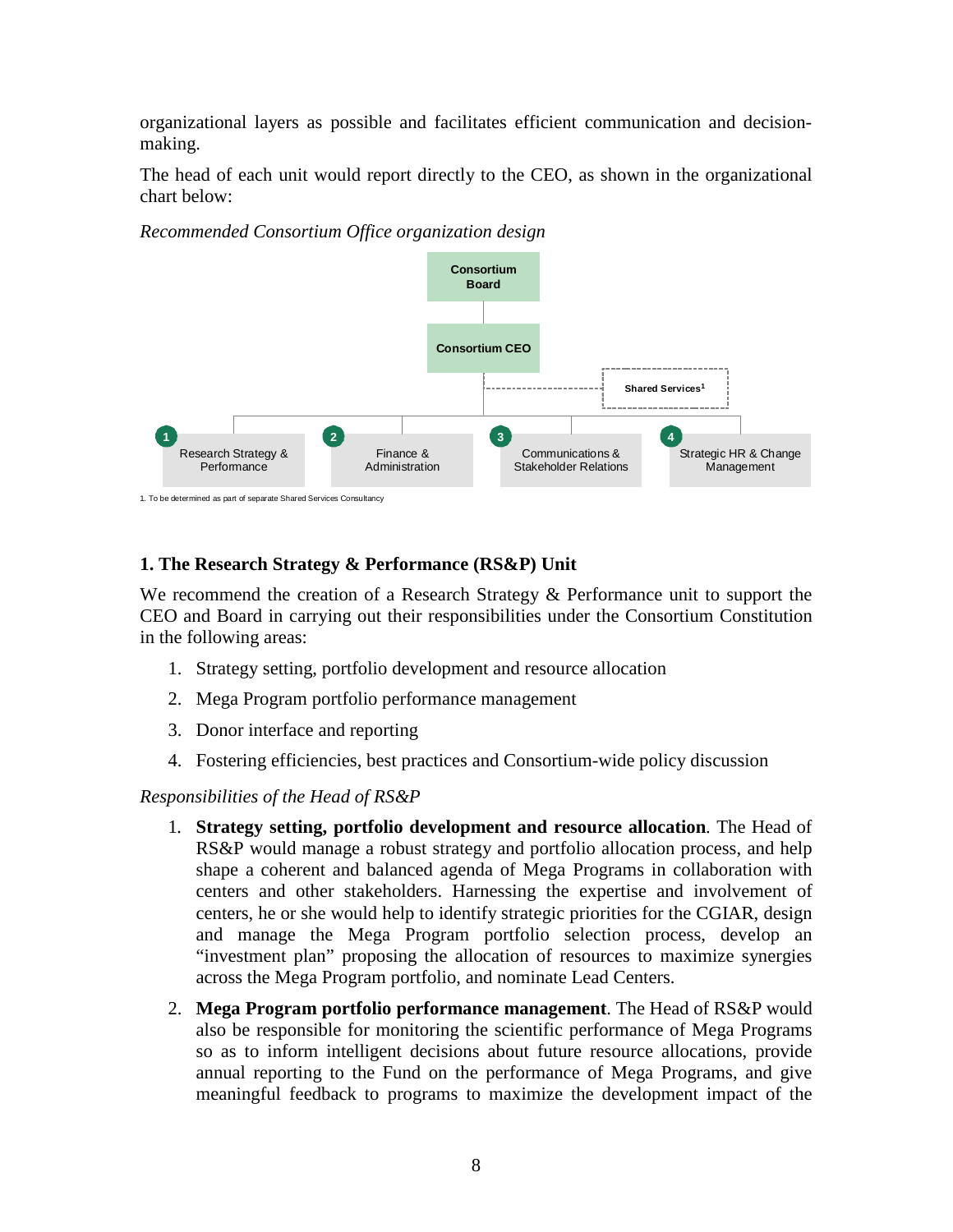organizational layers as possible and facilitates efficient communication and decision-making.

The head of each unit would report directly to the CEO, as shown in the organizational chart below:

*Recommended Consortium Office organization design*

Consortium Board

Consortium CEO

Shared Services[1]

1. Research Strategy & Performance
2. Finance & Administration
3. Communications & Stakeholder Relations
4. Strategic HR & Change Management

1. To be determined as part of separate Shared Services Consultancy

### 1. The Research Strategy & Performance (RS&P) Unit

We recommend the creation of a Research Strategy & Performance unit to support the CEO and Board in carrying out their responsibilities under the Consortium Constitution in the following areas:

1. Strategy setting, portfolio development and resource allocation
2. Mega Program portfolio performance management
3. Donor interface and reporting
4. Fostering efficiencies, best practices and Consortium-wide policy discussion

*Responsibilities of the Head of RS&P*

1. **Strategy setting, portfolio development and resource allocation**. The Head of RS&P would manage a robust strategy and portfolio allocation process, and help shape a coherent and balanced agenda of Mega Programs in collaboration with centers and other stakeholders. Harnessing the expertise and involvement of centers, he or she would help to identify strategic priorities for the CGIAR, design and manage the Mega Program portfolio selection process, develop an "investment plan" proposing the allocation of resources to maximize synergies across the Mega Program portfolio, and nominate Lead Centers.
2. **Mega Program portfolio performance management**. The Head of RS&P would also be responsible for monitoring the scientific performance of Mega Programs so as to inform intelligent decisions about future resource allocations, provide annual reporting to the Fund on the performance of Mega Programs, and give meaningful feedback to programs to maximize the development impact of the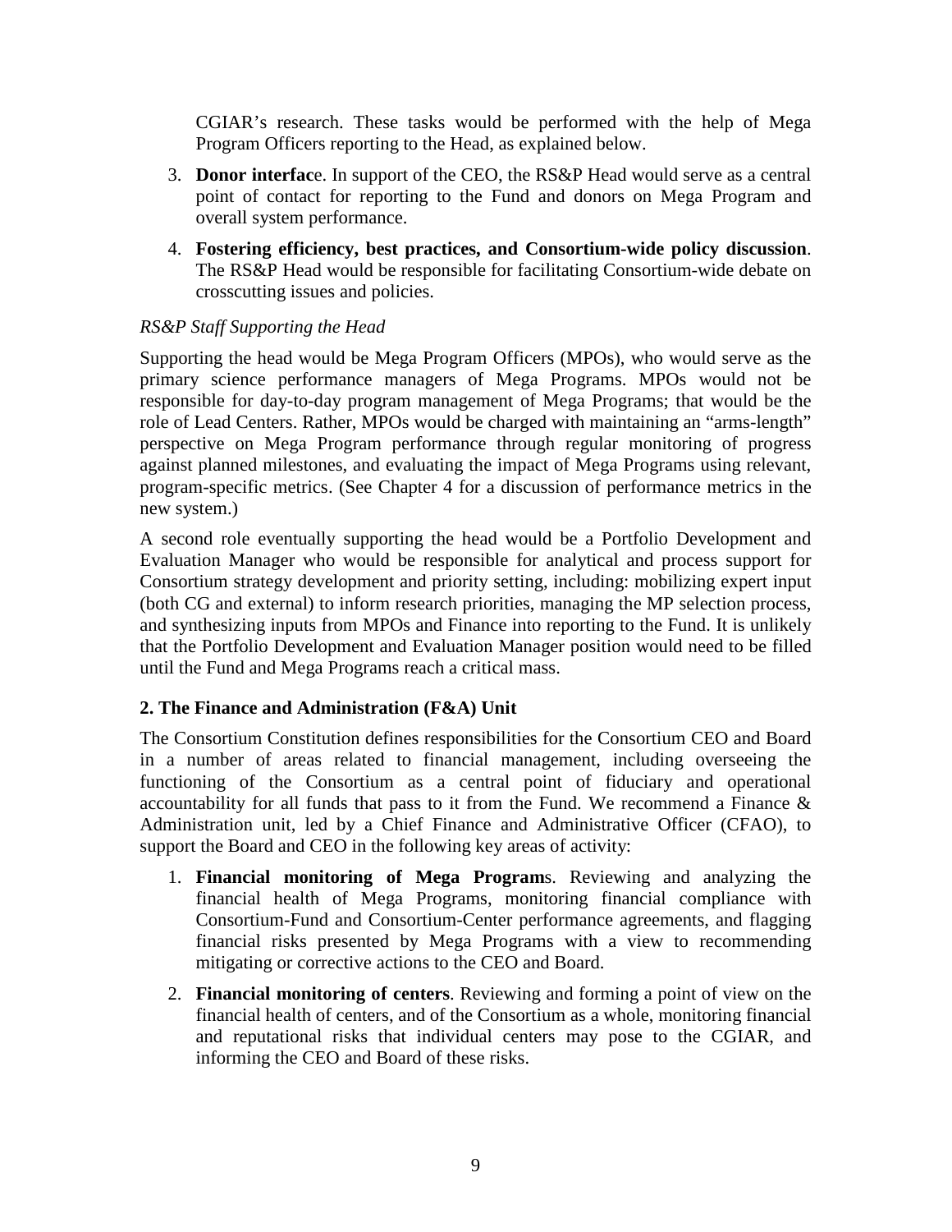CGIAR's research. These tasks would be performed with the help of Mega Program Officers reporting to the Head, as explained below.

3. **Donor interfac**e. In support of the CEO, the RS&P Head would serve as a central point of contact for reporting to the Fund and donors on Mega Program and overall system performance.
4. **Fostering efficiency, best practices, and Consortium-wide policy discussion**. The RS&P Head would be responsible for facilitating Consortium-wide debate on crosscutting issues and policies.

*RS&P Staff Supporting the Head*

Supporting the head would be Mega Program Officers (MPOs), who would serve as the primary science performance managers of Mega Programs. MPOs would not be responsible for day-to-day program management of Mega Programs; that would be the role of Lead Centers. Rather, MPOs would be charged with maintaining an "arms-length" perspective on Mega Program performance through regular monitoring of progress against planned milestones, and evaluating the impact of Mega Programs using relevant, program-specific metrics. (See Chapter 4 for a discussion of performance metrics in the new system.)

A second role eventually supporting the head would be a Portfolio Development and Evaluation Manager who would be responsible for analytical and process support for Consortium strategy development and priority setting, including: mobilizing expert input (both CG and external) to inform research priorities, managing the MP selection process, and synthesizing inputs from MPOs and Finance into reporting to the Fund. It is unlikely that the Portfolio Development and Evaluation Manager position would need to be filled until the Fund and Mega Programs reach a critical mass.

**2. The Finance and Administration (F&A) Unit**

The Consortium Constitution defines responsibilities for the Consortium CEO and Board in a number of areas related to financial management, including overseeing the functioning of the Consortium as a central point of fiduciary and operational accountability for all funds that pass to it from the Fund. We recommend a Finance & Administration unit, led by a Chief Finance and Administrative Officer (CFAO), to support the Board and CEO in the following key areas of activity:

1. **Financial monitoring of Mega Program**s. Reviewing and analyzing the financial health of Mega Programs, monitoring financial compliance with Consortium-Fund and Consortium-Center performance agreements, and flagging financial risks presented by Mega Programs with a view to recommending mitigating or corrective actions to the CEO and Board.
2. **Financial monitoring of centers**. Reviewing and forming a point of view on the financial health of centers, and of the Consortium as a whole, monitoring financial and reputational risks that individual centers may pose to the CGIAR, and informing the CEO and Board of these risks.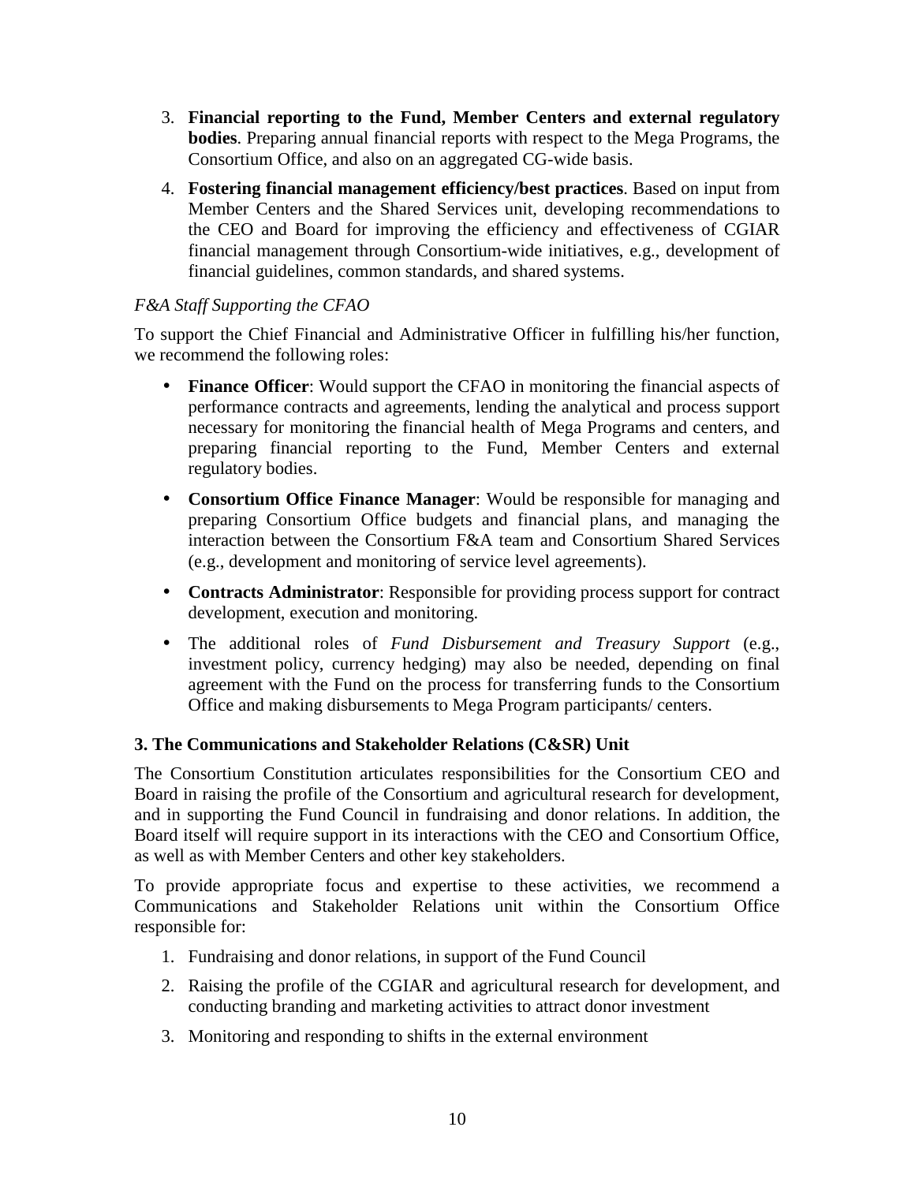3. **Financial reporting to the Fund, Member Centers and external regulatory bodies**. Preparing annual financial reports with respect to the Mega Programs, the Consortium Office, and also on an aggregated CG-wide basis.

4. **Fostering financial management efficiency/best practices**. Based on input from Member Centers and the Shared Services unit, developing recommendations to the CEO and Board for improving the efficiency and effectiveness of CGIAR financial management through Consortium-wide initiatives, e.g., development of financial guidelines, common standards, and shared systems.

*F&A Staff Supporting the CFAO*

To support the Chief Financial and Administrative Officer in fulfilling his/her function, we recommend the following roles:

- **Finance Officer**: Would support the CFAO in monitoring the financial aspects of performance contracts and agreements, lending the analytical and process support necessary for monitoring the financial health of Mega Programs and centers, and preparing financial reporting to the Fund, Member Centers and external regulatory bodies.
- **Consortium Office Finance Manager**: Would be responsible for managing and preparing Consortium Office budgets and financial plans, and managing the interaction between the Consortium F&A team and Consortium Shared Services (e.g., development and monitoring of service level agreements).
- **Contracts Administrator**: Responsible for providing process support for contract development, execution and monitoring.
- The additional roles of *Fund Disbursement and Treasury Support* (e.g., investment policy, currency hedging) may also be needed, depending on final agreement with the Fund on the process for transferring funds to the Consortium Office and making disbursements to Mega Program participants/ centers.

**3. The Communications and Stakeholder Relations (C&SR) Unit**

The Consortium Constitution articulates responsibilities for the Consortium CEO and Board in raising the profile of the Consortium and agricultural research for development, and in supporting the Fund Council in fundraising and donor relations. In addition, the Board itself will require support in its interactions with the CEO and Consortium Office, as well as with Member Centers and other key stakeholders.

To provide appropriate focus and expertise to these activities, we recommend a Communications and Stakeholder Relations unit within the Consortium Office responsible for:

1. Fundraising and donor relations, in support of the Fund Council
2. Raising the profile of the CGIAR and agricultural research for development, and conducting branding and marketing activities to attract donor investment
3. Monitoring and responding to shifts in the external environment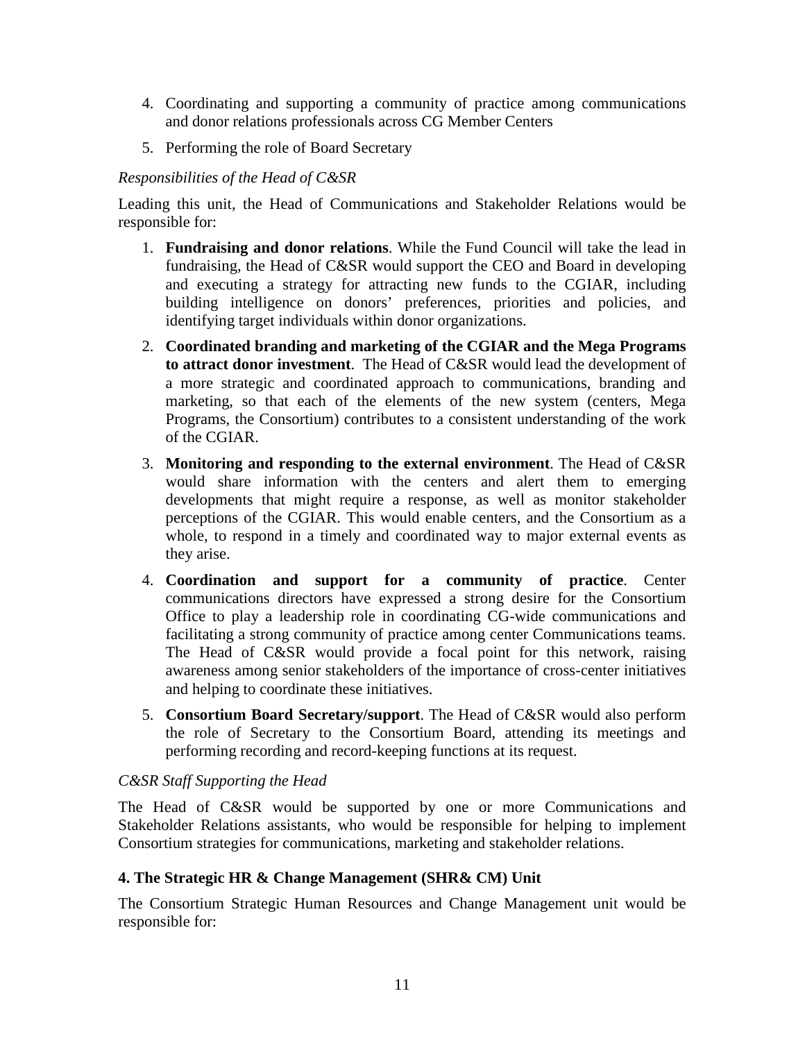4. Coordinating and supporting a community of practice among communications and donor relations professionals across CG Member Centers
5. Performing the role of Board Secretary

*Responsibilities of the Head of C&SR*

Leading this unit, the Head of Communications and Stakeholder Relations would be responsible for:

1. **Fundraising and donor relations**. While the Fund Council will take the lead in fundraising, the Head of C&SR would support the CEO and Board in developing and executing a strategy for attracting new funds to the CGIAR, including building intelligence on donors' preferences, priorities and policies, and identifying target individuals within donor organizations.
2. **Coordinated branding and marketing of the CGIAR and the Mega Programs to attract donor investment**. The Head of C&SR would lead the development of a more strategic and coordinated approach to communications, branding and marketing, so that each of the elements of the new system (centers, Mega Programs, the Consortium) contributes to a consistent understanding of the work of the CGIAR.
3. **Monitoring and responding to the external environment**. The Head of C&SR would share information with the centers and alert them to emerging developments that might require a response, as well as monitor stakeholder perceptions of the CGIAR. This would enable centers, and the Consortium as a whole, to respond in a timely and coordinated way to major external events as they arise.
4. **Coordination and support for a community of practice**. Center communications directors have expressed a strong desire for the Consortium Office to play a leadership role in coordinating CG-wide communications and facilitating a strong community of practice among center Communications teams. The Head of C&SR would provide a focal point for this network, raising awareness among senior stakeholders of the importance of cross-center initiatives and helping to coordinate these initiatives.
5. **Consortium Board Secretary/support**. The Head of C&SR would also perform the role of Secretary to the Consortium Board, attending its meetings and performing recording and record-keeping functions at its request.

*C&SR Staff Supporting the Head*

The Head of C&SR would be supported by one or more Communications and Stakeholder Relations assistants, who would be responsible for helping to implement Consortium strategies for communications, marketing and stakeholder relations.

### 4. The Strategic HR & Change Management (SHR& CM) Unit

The Consortium Strategic Human Resources and Change Management unit would be responsible for: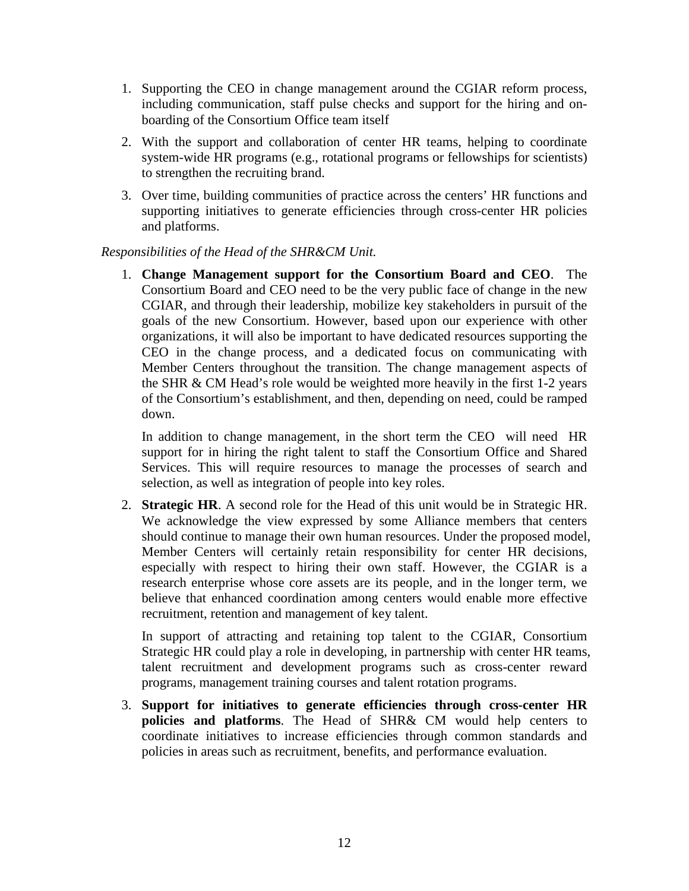1. Supporting the CEO in change management around the CGIAR reform process, including communication, staff pulse checks and support for the hiring and on-boarding of the Consortium Office team itself

2. With the support and collaboration of center HR teams, helping to coordinate system-wide HR programs (e.g., rotational programs or fellowships for scientists) to strengthen the recruiting brand.

3. Over time, building communities of practice across the centers' HR functions and supporting initiatives to generate efficiencies through cross-center HR policies and platforms.

*Responsibilities of the Head of the SHR&CM Unit.*

1. **Change Management support for the Consortium Board and CEO**. The Consortium Board and CEO need to be the very public face of change in the new CGIAR, and through their leadership, mobilize key stakeholders in pursuit of the goals of the new Consortium. However, based upon our experience with other organizations, it will also be important to have dedicated resources supporting the CEO in the change process, and a dedicated focus on communicating with Member Centers throughout the transition. The change management aspects of the SHR & CM Head's role would be weighted more heavily in the first 1-2 years of the Consortium's establishment, and then, depending on need, could be ramped down.

   In addition to change management, in the short term the CEO will need HR support for in hiring the right talent to staff the Consortium Office and Shared Services. This will require resources to manage the processes of search and selection, as well as integration of people into key roles.

2. **Strategic HR**. A second role for the Head of this unit would be in Strategic HR. We acknowledge the view expressed by some Alliance members that centers should continue to manage their own human resources. Under the proposed model, Member Centers will certainly retain responsibility for center HR decisions, especially with respect to hiring their own staff. However, the CGIAR is a research enterprise whose core assets are its people, and in the longer term, we believe that enhanced coordination among centers would enable more effective recruitment, retention and management of key talent.

   In support of attracting and retaining top talent to the CGIAR, Consortium Strategic HR could play a role in developing, in partnership with center HR teams, talent recruitment and development programs such as cross-center reward programs, management training courses and talent rotation programs.

3. **Support for initiatives to generate efficiencies through cross-center HR policies and platforms**. The Head of SHR& CM would help centers to coordinate initiatives to increase efficiencies through common standards and policies in areas such as recruitment, benefits, and performance evaluation.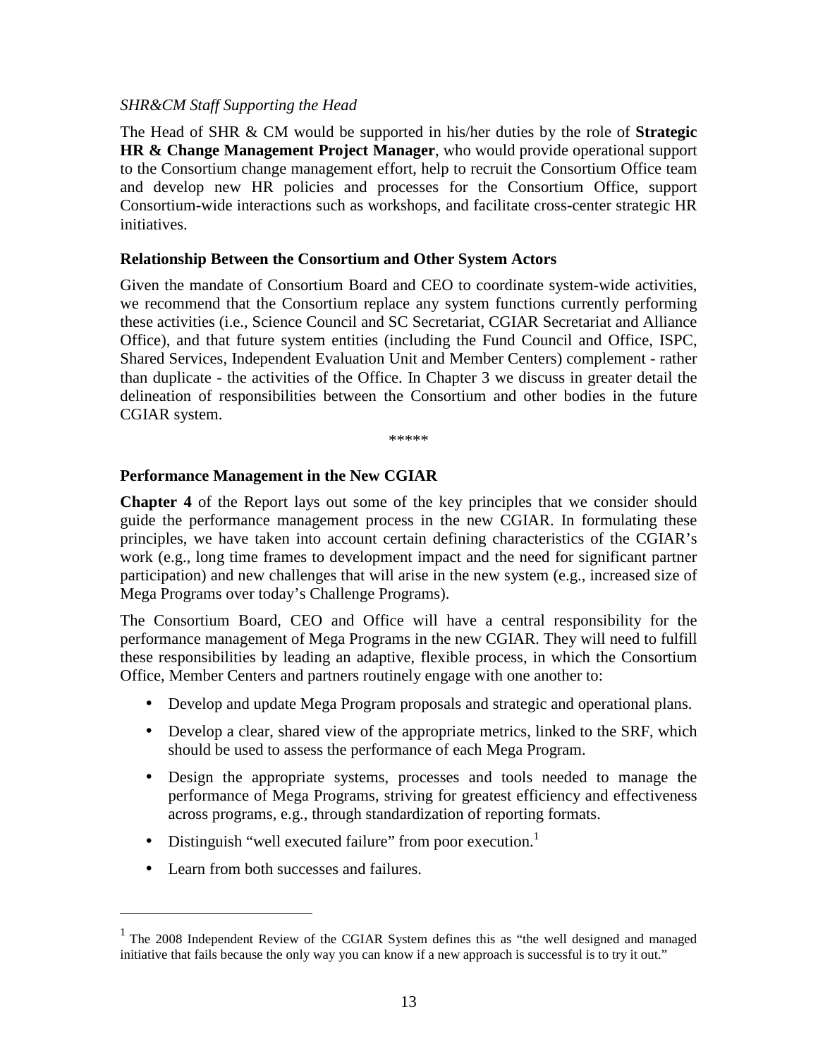*SHR&CM Staff Supporting the Head*

The Head of SHR & CM would be supported in his/her duties by the role of **Strategic HR & Change Management Project Manager**, who would provide operational support to the Consortium change management effort, help to recruit the Consortium Office team and develop new HR policies and processes for the Consortium Office, support Consortium-wide interactions such as workshops, and facilitate cross-center strategic HR initiatives.

**Relationship Between the Consortium and Other System Actors**

Given the mandate of Consortium Board and CEO to coordinate system-wide activities, we recommend that the Consortium replace any system functions currently performing these activities (i.e., Science Council and SC Secretariat, CGIAR Secretariat and Alliance Office), and that future system entities (including the Fund Council and Office, ISPC, Shared Services, Independent Evaluation Unit and Member Centers) complement - rather than duplicate - the activities of the Office. In Chapter 3 we discuss in greater detail the delineation of responsibilities between the Consortium and other bodies in the future CGIAR system.

*****

**Performance Management in the New CGIAR**

**Chapter 4** of the Report lays out some of the key principles that we consider should guide the performance management process in the new CGIAR. In formulating these principles, we have taken into account certain defining characteristics of the CGIAR's work (e.g., long time frames to development impact and the need for significant partner participation) and new challenges that will arise in the new system (e.g., increased size of Mega Programs over today's Challenge Programs).

The Consortium Board, CEO and Office will have a central responsibility for the performance management of Mega Programs in the new CGIAR. They will need to fulfill these responsibilities by leading an adaptive, flexible process, in which the Consortium Office, Member Centers and partners routinely engage with one another to:

- Develop and update Mega Program proposals and strategic and operational plans.
- Develop a clear, shared view of the appropriate metrics, linked to the SRF, which should be used to assess the performance of each Mega Program.
- Design the appropriate systems, processes and tools needed to manage the performance of Mega Programs, striving for greatest efficiency and effectiveness across programs, e.g., through standardization of reporting formats.
- Distinguish "well executed failure" from poor execution.[1]
- Learn from both successes and failures.

[1] The 2008 Independent Review of the CGIAR System defines this as "the well designed and managed initiative that fails because the only way you can know if a new approach is successful is to try it out."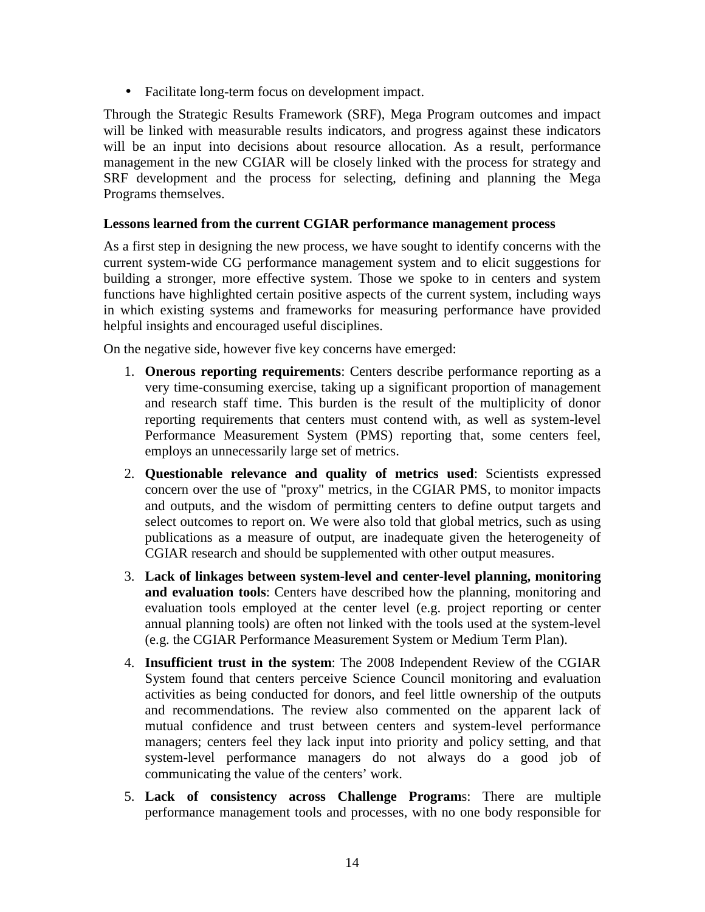- Facilitate long-term focus on development impact.

Through the Strategic Results Framework (SRF), Mega Program outcomes and impact will be linked with measurable results indicators, and progress against these indicators will be an input into decisions about resource allocation. As a result, performance management in the new CGIAR will be closely linked with the process for strategy and SRF development and the process for selecting, defining and planning the Mega Programs themselves.

**Lessons learned from the current CGIAR performance management process**

As a first step in designing the new process, we have sought to identify concerns with the current system-wide CG performance management system and to elicit suggestions for building a stronger, more effective system. Those we spoke to in centers and system functions have highlighted certain positive aspects of the current system, including ways in which existing systems and frameworks for measuring performance have provided helpful insights and encouraged useful disciplines.

On the negative side, however five key concerns have emerged:

1. **Onerous reporting requirements**: Centers describe performance reporting as a very time-consuming exercise, taking up a significant proportion of management and research staff time. This burden is the result of the multiplicity of donor reporting requirements that centers must contend with, as well as system-level Performance Measurement System (PMS) reporting that, some centers feel, employs an unnecessarily large set of metrics.
2. **Questionable relevance and quality of metrics used**: Scientists expressed concern over the use of "proxy" metrics, in the CGIAR PMS, to monitor impacts and outputs, and the wisdom of permitting centers to define output targets and select outcomes to report on. We were also told that global metrics, such as using publications as a measure of output, are inadequate given the heterogeneity of CGIAR research and should be supplemented with other output measures.
3. **Lack of linkages between system-level and center-level planning, monitoring and evaluation tools**: Centers have described how the planning, monitoring and evaluation tools employed at the center level (e.g. project reporting or center annual planning tools) are often not linked with the tools used at the system-level (e.g. the CGIAR Performance Measurement System or Medium Term Plan).
4. **Insufficient trust in the system**: The 2008 Independent Review of the CGIAR System found that centers perceive Science Council monitoring and evaluation activities as being conducted for donors, and feel little ownership of the outputs and recommendations. The review also commented on the apparent lack of mutual confidence and trust between centers and system-level performance managers; centers feel they lack input into priority and policy setting, and that system-level performance managers do not always do a good job of communicating the value of the centers' work.
5. **Lack of consistency across Challenge Programs**: There are multiple performance management tools and processes, with no one body responsible for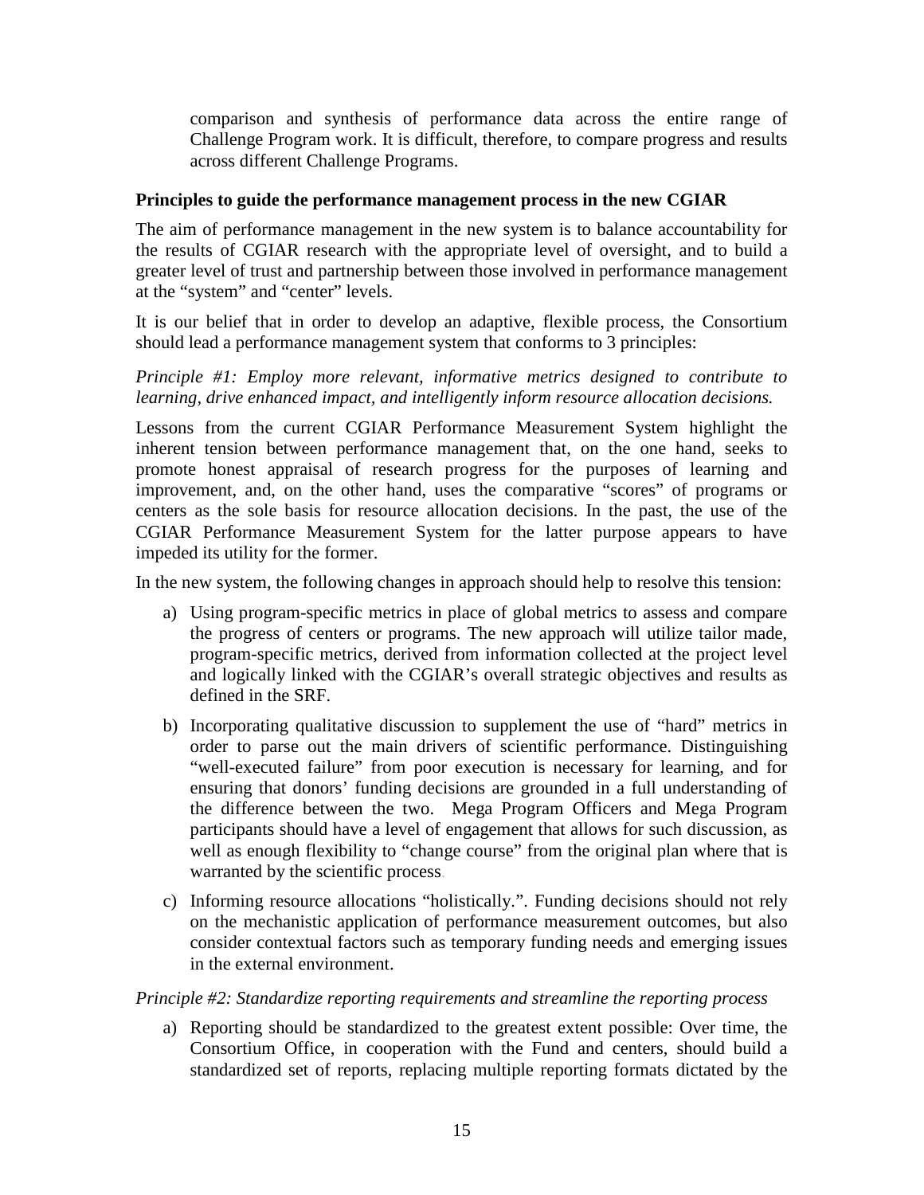comparison and synthesis of performance data across the entire range of Challenge Program work. It is difficult, therefore, to compare progress and results across different Challenge Programs.

**Principles to guide the performance management process in the new CGIAR**

The aim of performance management in the new system is to balance accountability for the results of CGIAR research with the appropriate level of oversight, and to build a greater level of trust and partnership between those involved in performance management at the "system" and "center" levels.

It is our belief that in order to develop an adaptive, flexible process, the Consortium should lead a performance management system that conforms to 3 principles:

*Principle #1: Employ more relevant, informative metrics designed to contribute to learning, drive enhanced impact, and intelligently inform resource allocation decisions.*

Lessons from the current CGIAR Performance Measurement System highlight the inherent tension between performance management that, on the one hand, seeks to promote honest appraisal of research progress for the purposes of learning and improvement, and, on the other hand, uses the comparative "scores" of programs or centers as the sole basis for resource allocation decisions. In the past, the use of the CGIAR Performance Measurement System for the latter purpose appears to have impeded its utility for the former.

In the new system, the following changes in approach should help to resolve this tension:

a) Using program-specific metrics in place of global metrics to assess and compare the progress of centers or programs. The new approach will utilize tailor made, program-specific metrics, derived from information collected at the project level and logically linked with the CGIAR's overall strategic objectives and results as defined in the SRF.

b) Incorporating qualitative discussion to supplement the use of "hard" metrics in order to parse out the main drivers of scientific performance. Distinguishing "well-executed failure" from poor execution is necessary for learning, and for ensuring that donors' funding decisions are grounded in a full understanding of the difference between the two. Mega Program Officers and Mega Program participants should have a level of engagement that allows for such discussion, as well as enough flexibility to "change course" from the original plan where that is warranted by the scientific process.

c) Informing resource allocations "holistically.". Funding decisions should not rely on the mechanistic application of performance measurement outcomes, but also consider contextual factors such as temporary funding needs and emerging issues in the external environment.

*Principle #2: Standardize reporting requirements and streamline the reporting process*

a) Reporting should be standardized to the greatest extent possible: Over time, the Consortium Office, in cooperation with the Fund and centers, should build a standardized set of reports, replacing multiple reporting formats dictated by the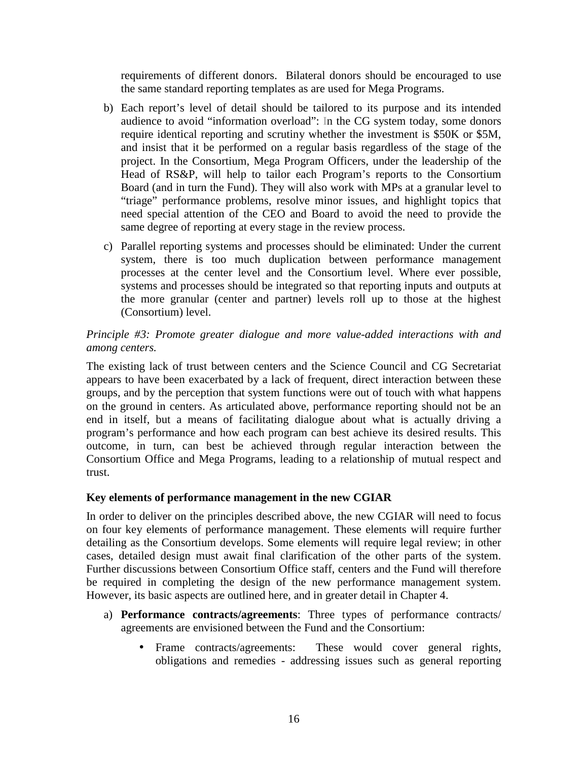requirements of different donors. Bilateral donors should be encouraged to use the same standard reporting templates as are used for Mega Programs.

b) Each report's level of detail should be tailored to its purpose and its intended audience to avoid "information overload": In the CG system today, some donors require identical reporting and scrutiny whether the investment is $50K or $5M, and insist that it be performed on a regular basis regardless of the stage of the project. In the Consortium, Mega Program Officers, under the leadership of the Head of RS&P, will help to tailor each Program's reports to the Consortium Board (and in turn the Fund). They will also work with MPs at a granular level to "triage" performance problems, resolve minor issues, and highlight topics that need special attention of the CEO and Board to avoid the need to provide the same degree of reporting at every stage in the review process.

c) Parallel reporting systems and processes should be eliminated: Under the current system, there is too much duplication between performance management processes at the center level and the Consortium level. Where ever possible, systems and processes should be integrated so that reporting inputs and outputs at the more granular (center and partner) levels roll up to those at the highest (Consortium) level.

*Principle #3: Promote greater dialogue and more value-added interactions with and among centers.*

The existing lack of trust between centers and the Science Council and CG Secretariat appears to have been exacerbated by a lack of frequent, direct interaction between these groups, and by the perception that system functions were out of touch with what happens on the ground in centers. As articulated above, performance reporting should not be an end in itself, but a means of facilitating dialogue about what is actually driving a program's performance and how each program can best achieve its desired results. This outcome, in turn, can best be achieved through regular interaction between the Consortium Office and Mega Programs, leading to a relationship of mutual respect and trust.

**Key elements of performance management in the new CGIAR**

In order to deliver on the principles described above, the new CGIAR will need to focus on four key elements of performance management. These elements will require further detailing as the Consortium develops. Some elements will require legal review; in other cases, detailed design must await final clarification of the other parts of the system. Further discussions between Consortium Office staff, centers and the Fund will therefore be required in completing the design of the new performance management system. However, its basic aspects are outlined here, and in greater detail in Chapter 4.

a) **Performance contracts/agreements**: Three types of performance contracts/ agreements are envisioned between the Fund and the Consortium:

- Frame contracts/agreements: These would cover general rights, obligations and remedies - addressing issues such as general reporting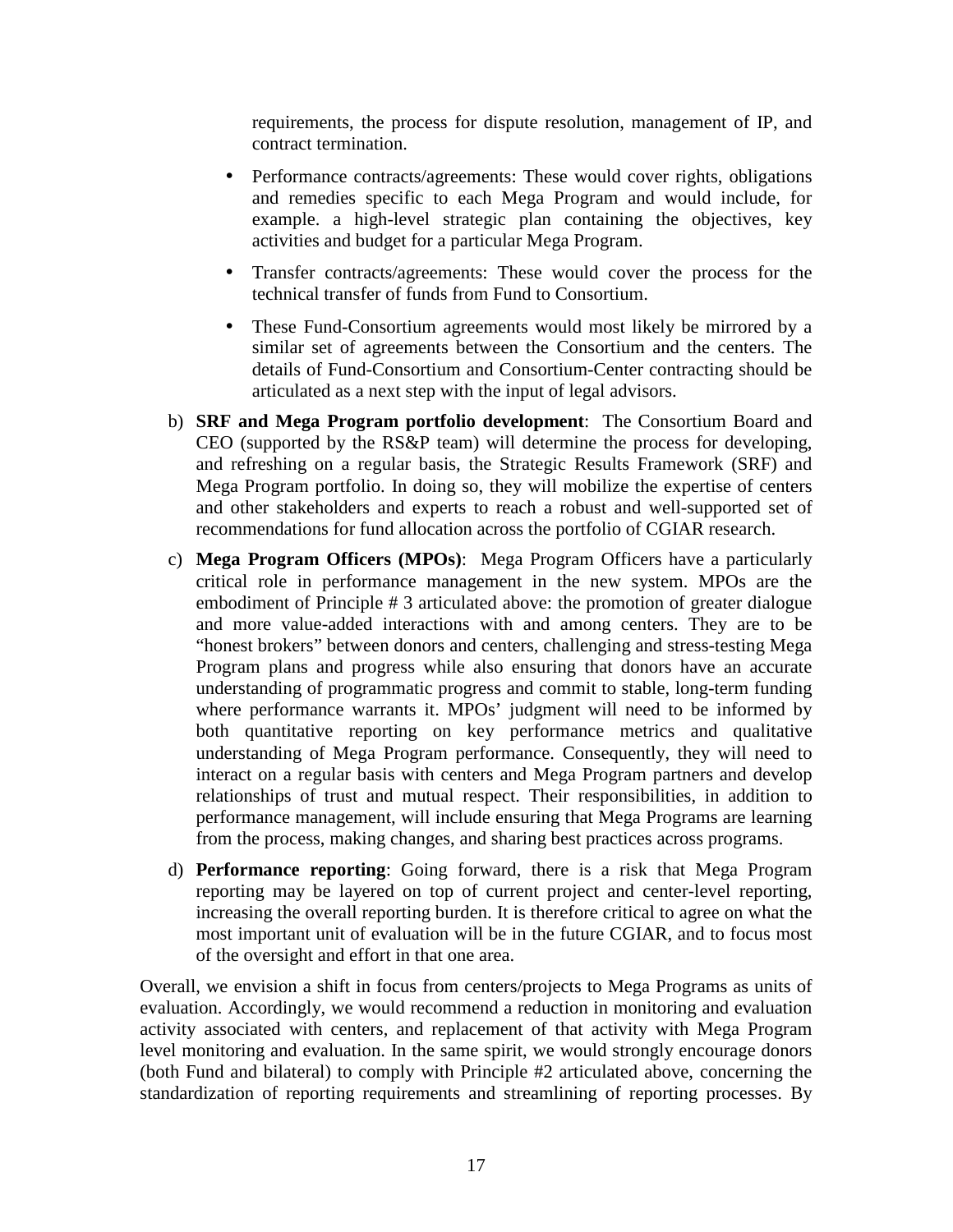requirements, the process for dispute resolution, management of IP, and contract termination.

- Performance contracts/agreements: These would cover rights, obligations and remedies specific to each Mega Program and would include, for example. a high-level strategic plan containing the objectives, key activities and budget for a particular Mega Program.
- Transfer contracts/agreements: These would cover the process for the technical transfer of funds from Fund to Consortium.
- These Fund-Consortium agreements would most likely be mirrored by a similar set of agreements between the Consortium and the centers. The details of Fund-Consortium and Consortium-Center contracting should be articulated as a next step with the input of legal advisors.

b) **SRF and Mega Program portfolio development**: The Consortium Board and CEO (supported by the RS&P team) will determine the process for developing, and refreshing on a regular basis, the Strategic Results Framework (SRF) and Mega Program portfolio. In doing so, they will mobilize the expertise of centers and other stakeholders and experts to reach a robust and well-supported set of recommendations for fund allocation across the portfolio of CGIAR research.

c) **Mega Program Officers (MPOs)**: Mega Program Officers have a particularly critical role in performance management in the new system. MPOs are the embodiment of Principle # 3 articulated above: the promotion of greater dialogue and more value-added interactions with and among centers. They are to be "honest brokers" between donors and centers, challenging and stress-testing Mega Program plans and progress while also ensuring that donors have an accurate understanding of programmatic progress and commit to stable, long-term funding where performance warrants it. MPOs' judgment will need to be informed by both quantitative reporting on key performance metrics and qualitative understanding of Mega Program performance. Consequently, they will need to interact on a regular basis with centers and Mega Program partners and develop relationships of trust and mutual respect. Their responsibilities, in addition to performance management, will include ensuring that Mega Programs are learning from the process, making changes, and sharing best practices across programs.

d) **Performance reporting**: Going forward, there is a risk that Mega Program reporting may be layered on top of current project and center-level reporting, increasing the overall reporting burden. It is therefore critical to agree on what the most important unit of evaluation will be in the future CGIAR, and to focus most of the oversight and effort in that one area.

Overall, we envision a shift in focus from centers/projects to Mega Programs as units of evaluation. Accordingly, we would recommend a reduction in monitoring and evaluation activity associated with centers, and replacement of that activity with Mega Program level monitoring and evaluation. In the same spirit, we would strongly encourage donors (both Fund and bilateral) to comply with Principle #2 articulated above, concerning the standardization of reporting requirements and streamlining of reporting processes. By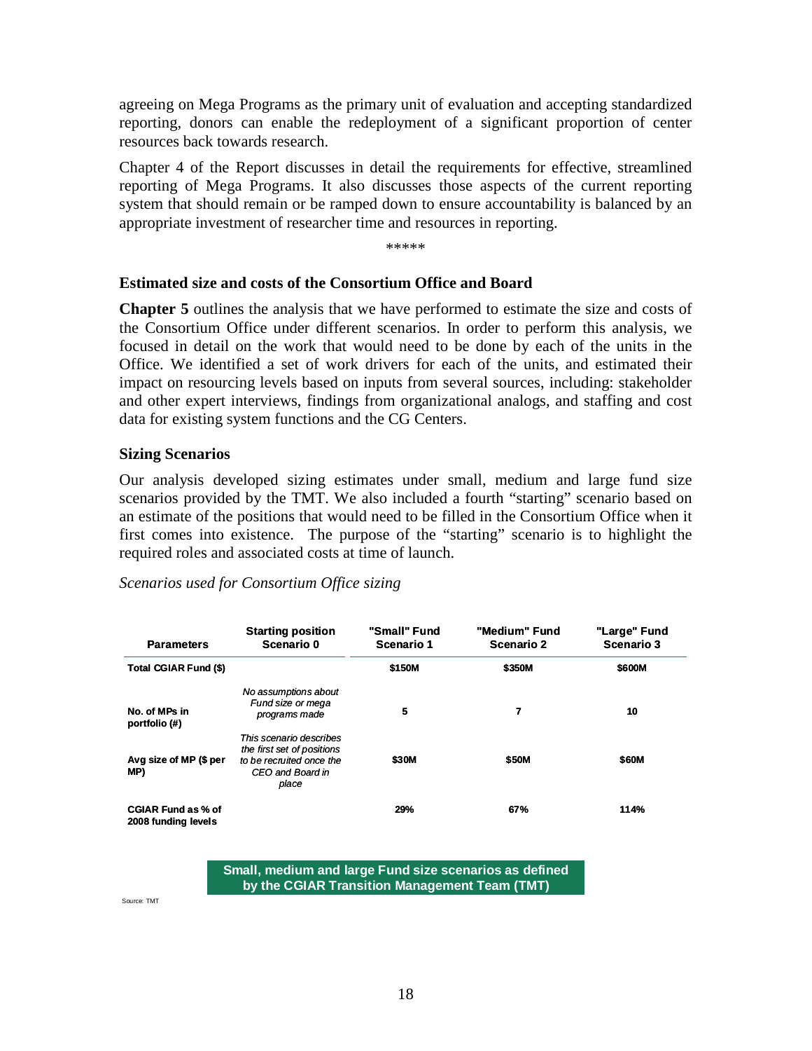agreeing on Mega Programs as the primary unit of evaluation and accepting standardized reporting, donors can enable the redeployment of a significant proportion of center resources back towards research.

Chapter 4 of the Report discusses in detail the requirements for effective, streamlined reporting of Mega Programs. It also discusses those aspects of the current reporting system that should remain or be ramped down to ensure accountability is balanced by an appropriate investment of researcher time and resources in reporting.

\*\*\*\*\*

### Estimated size and costs of the Consortium Office and Board

**Chapter 5** outlines the analysis that we have performed to estimate the size and costs of the Consortium Office under different scenarios. In order to perform this analysis, we focused in detail on the work that would need to be done by each of the units in the Office. We identified a set of work drivers for each of the units, and estimated their impact on resourcing levels based on inputs from several sources, including: stakeholder and other expert interviews, findings from organizational analogs, and staffing and cost data for existing system functions and the CG Centers.

### Sizing Scenarios

Our analysis developed sizing estimates under small, medium and large fund size scenarios provided by the TMT. We also included a fourth "starting" scenario based on an estimate of the positions that would need to be filled in the Consortium Office when it first comes into existence. The purpose of the "starting" scenario is to highlight the required roles and associated costs at time of launch.

*Scenarios used for Consortium Office sizing*

| Parameters | Starting position Scenario 0 | "Small" Fund Scenario 1 | "Medium" Fund Scenario 2 | "Large" Fund Scenario 3 |
|---|---|---|---|---|
| Total CGIAR Fund ($) | | $150M | $350M | $600M |
| No. of MPs in portfolio (#) | *No assumptions about Fund size or mega programs made* | 5 | 7 | 10 |
| Avg size of MP ($ per MP) | *This scenario describes the first set of positions to be recruited once the CEO and Board in place* | $30M | $50M | $60M |
| CGIAR Fund as % of 2008 funding levels | | 29% | 67% | 114% |

**Small, medium and large Fund size scenarios as defined by the CGIAR Transition Management Team (TMT)**

Source: TMT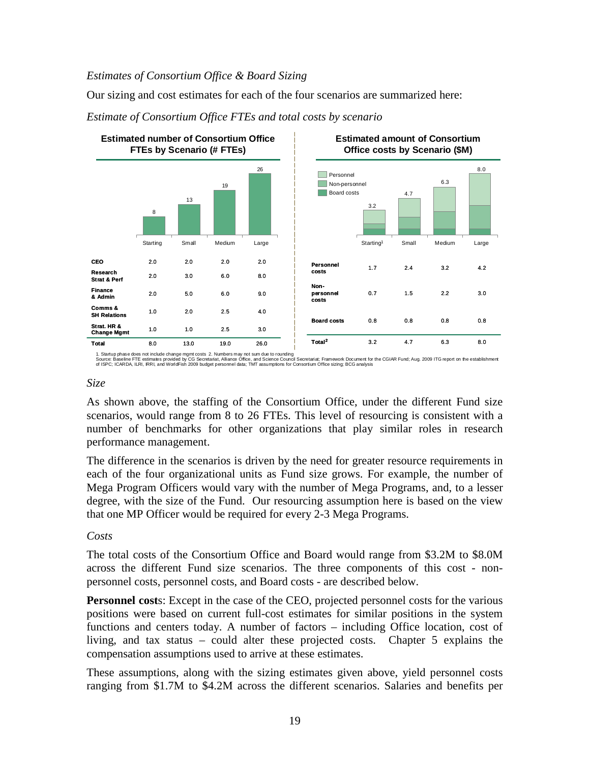*Estimates of Consortium Office & Board Sizing*

Our sizing and cost estimates for each of the four scenarios are summarized here:

*Estimate of Consortium Office FTEs and total costs by scenario*

**Estimated number of Consortium Office FTEs by Scenario (# FTEs)**

| | Starting | Small | Medium | Large |
|---|---|---|---|---|
| **CEO** | 2.0 | 2.0 | 2.0 | 2.0 |
| **Research Strat & Perf** | 2.0 | 3.0 | 6.0 | 8.0 |
| **Finance & Admin** | 2.0 | 5.0 | 6.0 | 9.0 |
| **Comms & SH Relations** | 1.0 | 2.0 | 2.5 | 4.0 |
| **Strat. HR & Change Mgmt** | 1.0 | 1.0 | 2.5 | 3.0 |
| **Total** | 8.0 | 13.0 | 19.0 | 26.0 |

**Estimated amount of Consortium Office costs by Scenario ($M)**

| | Starting[1] | Small | Medium | Large |
|---|---|---|---|---|
| **Personnel costs** | 1.7 | 2.4 | 3.2 | 4.2 |
| **Non-personnel costs** | 0.7 | 1.5 | 2.2 | 3.0 |
| **Board costs** | 0.8 | 0.8 | 0.8 | 0.8 |
| **Total[2]** | 3.2 | 4.7 | 6.3 | 8.0 |

1. Startup phase does not include change mgmt costs 2. Numbers may not sum due to rounding
Source: Baseline FTE estimates provided by CG Secretariat, Alliance Office, and Science Council Secretariat; Framework Document for the CGIAR Fund; Aug. 2009 ITG report on the establishment of ISPC; ICARDA, ILRI, IRRI, and WorldFish 2009 budget personnel data; TMT assumptions for Consortium Office sizing; BCG analysis

*Size*

As shown above, the staffing of the Consortium Office, under the different Fund size scenarios, would range from 8 to 26 FTEs. This level of resourcing is consistent with a number of benchmarks for other organizations that play similar roles in research performance management.

The difference in the scenarios is driven by the need for greater resource requirements in each of the four organizational units as Fund size grows. For example, the number of Mega Program Officers would vary with the number of Mega Programs, and, to a lesser degree, with the size of the Fund. Our resourcing assumption here is based on the view that one MP Officer would be required for every 2-3 Mega Programs.

*Costs*

The total costs of the Consortium Office and Board would range from \$3.2M to \$8.0M across the different Fund size scenarios. The three components of this cost - non-personnel costs, personnel costs, and Board costs - are described below.

**Personnel cost**s: Except in the case of the CEO, projected personnel costs for the various positions were based on current full-cost estimates for similar positions in the system functions and centers today. A number of factors – including Office location, cost of living, and tax status – could alter these projected costs. Chapter 5 explains the compensation assumptions used to arrive at these estimates.

These assumptions, along with the sizing estimates given above, yield personnel costs ranging from \$1.7M to \$4.2M across the different scenarios. Salaries and benefits per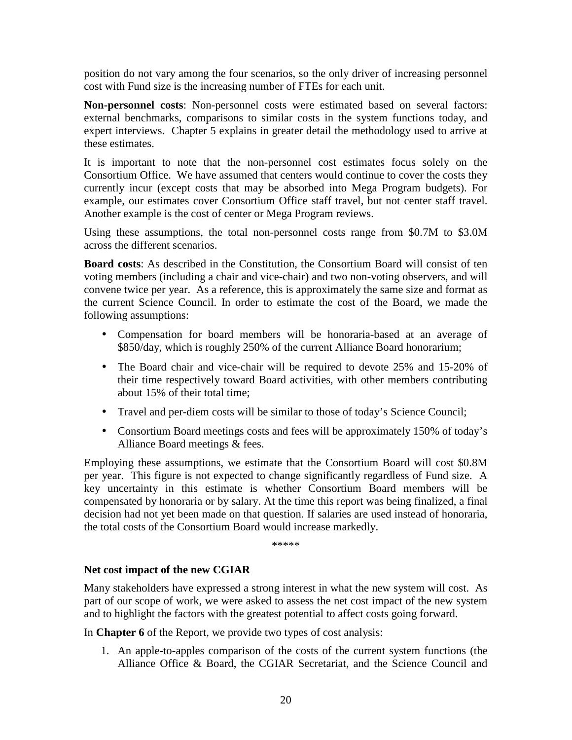position do not vary among the four scenarios, so the only driver of increasing personnel cost with Fund size is the increasing number of FTEs for each unit.

**Non-personnel costs**: Non-personnel costs were estimated based on several factors: external benchmarks, comparisons to similar costs in the system functions today, and expert interviews. Chapter 5 explains in greater detail the methodology used to arrive at these estimates.

It is important to note that the non-personnel cost estimates focus solely on the Consortium Office. We have assumed that centers would continue to cover the costs they currently incur (except costs that may be absorbed into Mega Program budgets). For example, our estimates cover Consortium Office staff travel, but not center staff travel. Another example is the cost of center or Mega Program reviews.

Using these assumptions, the total non-personnel costs range from \$0.7M to \$3.0M across the different scenarios.

**Board costs**: As described in the Constitution, the Consortium Board will consist of ten voting members (including a chair and vice-chair) and two non-voting observers, and will convene twice per year. As a reference, this is approximately the same size and format as the current Science Council. In order to estimate the cost of the Board, we made the following assumptions:

- Compensation for board members will be honoraria-based at an average of \$850/day, which is roughly 250% of the current Alliance Board honorarium;
- The Board chair and vice-chair will be required to devote 25% and 15-20% of their time respectively toward Board activities, with other members contributing about 15% of their total time;
- Travel and per-diem costs will be similar to those of today's Science Council;
- Consortium Board meetings costs and fees will be approximately 150% of today's Alliance Board meetings & fees.

Employing these assumptions, we estimate that the Consortium Board will cost \$0.8M per year. This figure is not expected to change significantly regardless of Fund size. A key uncertainty in this estimate is whether Consortium Board members will be compensated by honoraria or by salary. At the time this report was being finalized, a final decision had not yet been made on that question. If salaries are used instead of honoraria, the total costs of the Consortium Board would increase markedly.

*****

**Net cost impact of the new CGIAR**

Many stakeholders have expressed a strong interest in what the new system will cost. As part of our scope of work, we were asked to assess the net cost impact of the new system and to highlight the factors with the greatest potential to affect costs going forward.

In **Chapter 6** of the Report, we provide two types of cost analysis:

1. An apple-to-apples comparison of the costs of the current system functions (the Alliance Office & Board, the CGIAR Secretariat, and the Science Council and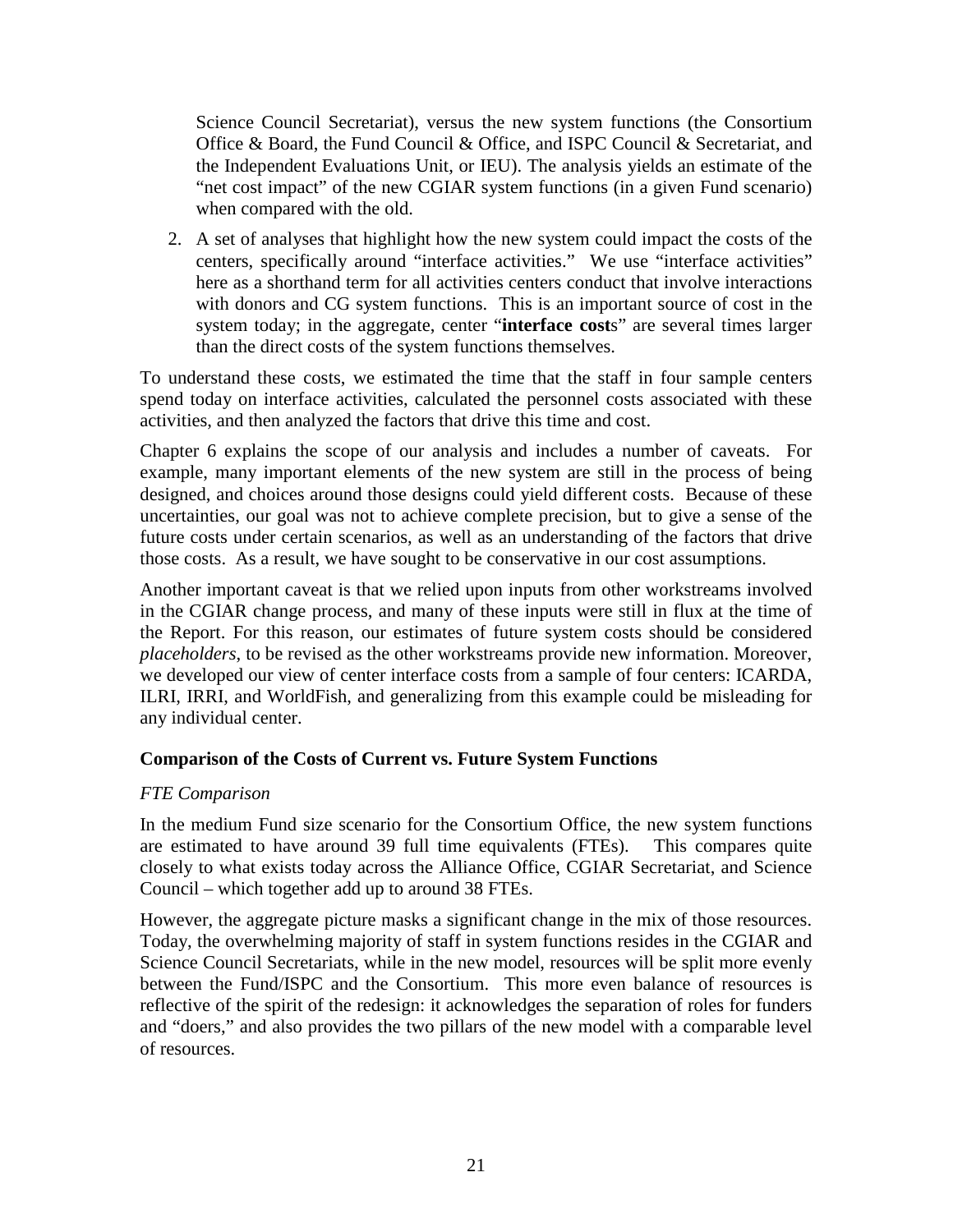Science Council Secretariat), versus the new system functions (the Consortium Office & Board, the Fund Council & Office, and ISPC Council & Secretariat, and the Independent Evaluations Unit, or IEU). The analysis yields an estimate of the "net cost impact" of the new CGIAR system functions (in a given Fund scenario) when compared with the old.

2. A set of analyses that highlight how the new system could impact the costs of the centers, specifically around "interface activities." We use "interface activities" here as a shorthand term for all activities centers conduct that involve interactions with donors and CG system functions. This is an important source of cost in the system today; in the aggregate, center "**interface costs**" are several times larger than the direct costs of the system functions themselves.

To understand these costs, we estimated the time that the staff in four sample centers spend today on interface activities, calculated the personnel costs associated with these activities, and then analyzed the factors that drive this time and cost.

Chapter 6 explains the scope of our analysis and includes a number of caveats. For example, many important elements of the new system are still in the process of being designed, and choices around those designs could yield different costs. Because of these uncertainties, our goal was not to achieve complete precision, but to give a sense of the future costs under certain scenarios, as well as an understanding of the factors that drive those costs. As a result, we have sought to be conservative in our cost assumptions.

Another important caveat is that we relied upon inputs from other workstreams involved in the CGIAR change process, and many of these inputs were still in flux at the time of the Report. For this reason, our estimates of future system costs should be considered *placeholders*, to be revised as the other workstreams provide new information. Moreover, we developed our view of center interface costs from a sample of four centers: ICARDA, ILRI, IRRI, and WorldFish, and generalizing from this example could be misleading for any individual center.

**Comparison of the Costs of Current vs. Future System Functions**

*FTE Comparison*

In the medium Fund size scenario for the Consortium Office, the new system functions are estimated to have around 39 full time equivalents (FTEs). This compares quite closely to what exists today across the Alliance Office, CGIAR Secretariat, and Science Council – which together add up to around 38 FTEs.

However, the aggregate picture masks a significant change in the mix of those resources. Today, the overwhelming majority of staff in system functions resides in the CGIAR and Science Council Secretariats, while in the new model, resources will be split more evenly between the Fund/ISPC and the Consortium. This more even balance of resources is reflective of the spirit of the redesign: it acknowledges the separation of roles for funders and "doers," and also provides the two pillars of the new model with a comparable level of resources.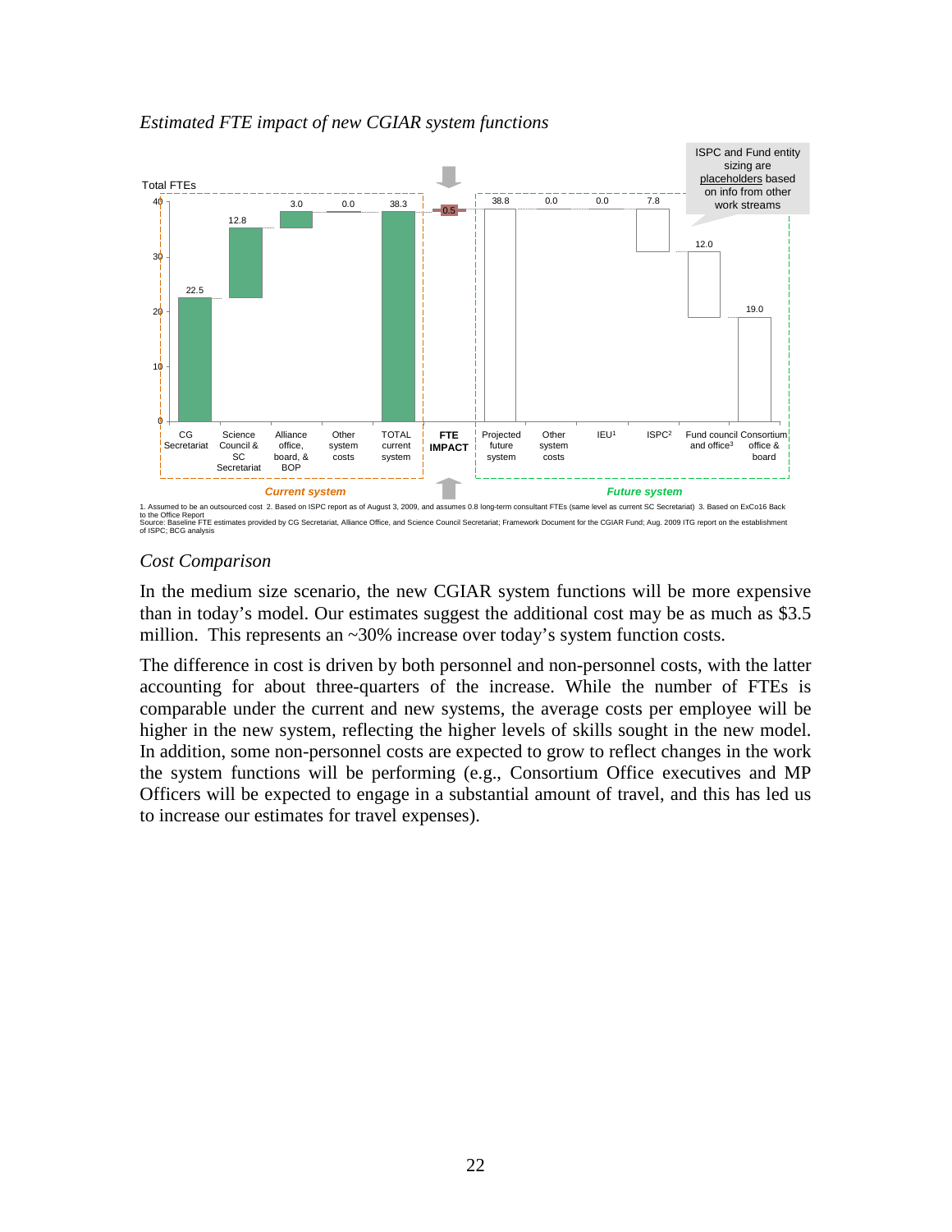*Estimated FTE impact of new CGIAR system functions*

Total FTEs

| | CG Secretariat | Science Council & SC Secretariat | Alliance office, board, & BOP | Other system costs | TOTAL current system | FTE IMPACT | Projected future system | Other system costs | IEU[1] | ISPC[2] | Fund council and office[3] | Consortium office & board |
|---|---|---|---|---|---|---|---|---|---|---|---|---|
| FTEs | 22.5 | 12.8 | 3.0 | 0.0 | 38.3 | 0.5 | 38.8 | 0.0 | 0.0 | 7.8 | 12.0 | 19.0 |

Current system | Future system

ISPC and Fund entity sizing are placeholders based on info from other work streams

1. Assumed to be an outsourced cost 2. Based on ISPC report as of August 3, 2009, and assumes 0.8 long-term consultant FTEs (same level as current SC Secretariat) 3. Based on ExCo16 Back to the Office Report
Source: Baseline FTE estimates provided by CG Secretariat, Alliance Office, and Science Council Secretariat; Framework Document for the CGIAR Fund; Aug. 2009 ITG report on the establishment of ISPC; BCG analysis

*Cost Comparison*

In the medium size scenario, the new CGIAR system functions will be more expensive than in today's model. Our estimates suggest the additional cost may be as much as $3.5 million. This represents an ~30% increase over today's system function costs.

The difference in cost is driven by both personnel and non-personnel costs, with the latter accounting for about three-quarters of the increase. While the number of FTEs is comparable under the current and new systems, the average costs per employee will be higher in the new system, reflecting the higher levels of skills sought in the new model. In addition, some non-personnel costs are expected to grow to reflect changes in the work the system functions will be performing (e.g., Consortium Office executives and MP Officers will be expected to engage in a substantial amount of travel, and this has led us to increase our estimates for travel expenses).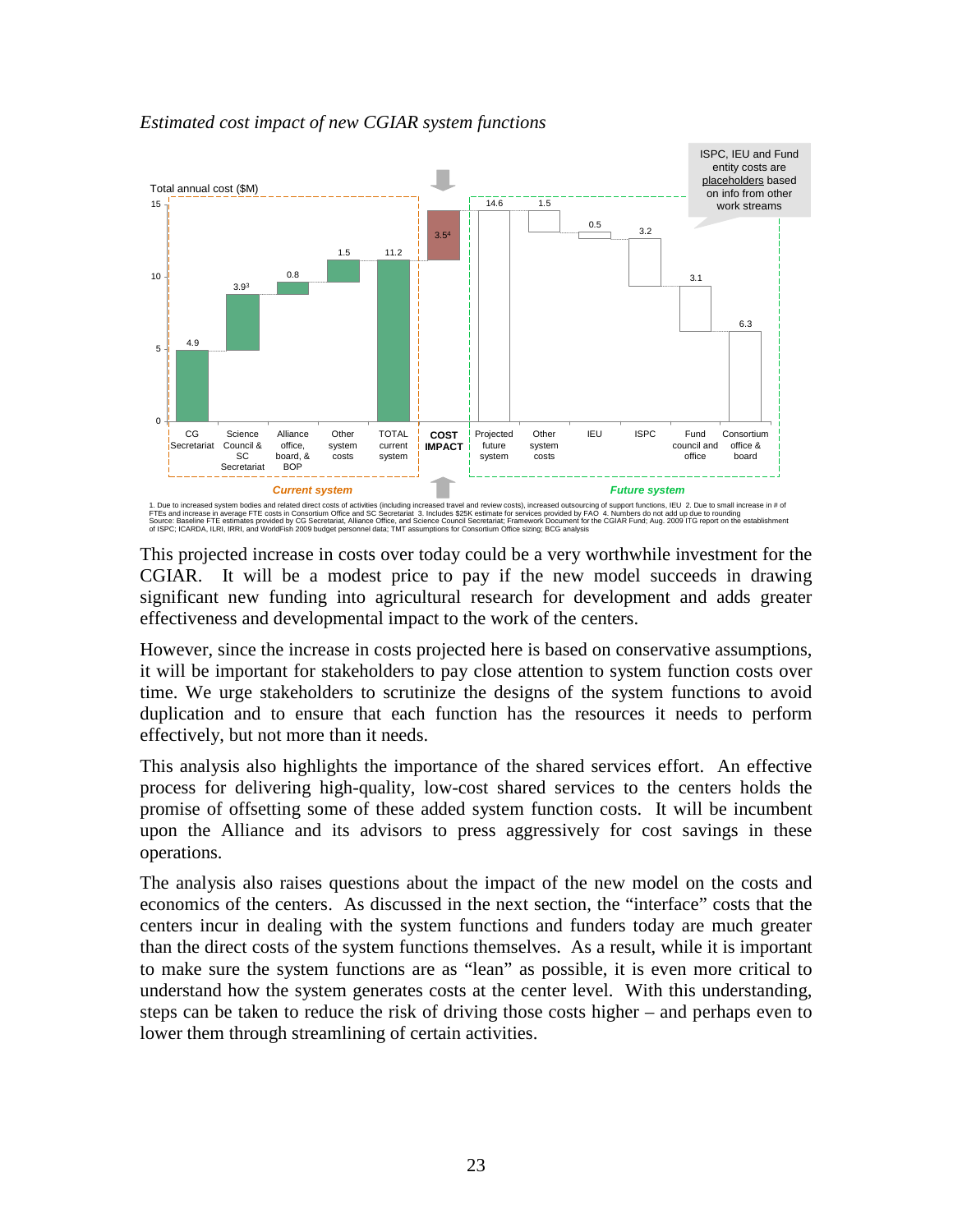*Estimated cost impact of new CGIAR system functions*

Total annual cost ($M)

| | Current system | | | | | COST IMPACT | Future system | | | | | |
|---|---|---|---|---|---|---|---|---|---|---|---|---|
| | CG Secretariat | Science Council & SC Secretariat | Alliance office, board, & BOP | Other system costs | TOTAL current system | | Projected future system | Other system costs | IEU | ISPC | Fund council and office | Consortium office & board |
| Total annual cost ($M) | 4.9 | 3.9[3] | 0.8 | 1.5 | 11.2 | 3.5[4] | 14.6 | 1.5 | 0.5 | 3.2 | 3.1 | 6.3 |

ISPC, IEU and Fund entity costs are placeholders based on info from other work streams

1. Due to increased system bodies and related direct costs of activities (including increased travel and review costs), increased outsourcing of support functions, IEU 2. Due to small increase in # of FTEs and increase in average FTE costs in Consortium Office and SC Secretariat 3. Includes $25K estimate for services provided by FAO 4. Numbers do not add up due to rounding
Source: Baseline FTE estimates provided by CG Secretariat, Alliance Office, and Science Council Secretariat; Framework Document for the CGIAR Fund; Aug. 2009 ITG report on the establishment of ISPC; ICARDA, ILRI, IRRI, and WorldFish 2009 budget personnel data; TMT assumptions for Consortium Office sizing; BCG analysis

This projected increase in costs over today could be a very worthwhile investment for the CGIAR. It will be a modest price to pay if the new model succeeds in drawing significant new funding into agricultural research for development and adds greater effectiveness and developmental impact to the work of the centers.

However, since the increase in costs projected here is based on conservative assumptions, it will be important for stakeholders to pay close attention to system function costs over time. We urge stakeholders to scrutinize the designs of the system functions to avoid duplication and to ensure that each function has the resources it needs to perform effectively, but not more than it needs.

This analysis also highlights the importance of the shared services effort. An effective process for delivering high-quality, low-cost shared services to the centers holds the promise of offsetting some of these added system function costs. It will be incumbent upon the Alliance and its advisors to press aggressively for cost savings in these operations.

The analysis also raises questions about the impact of the new model on the costs and economics of the centers. As discussed in the next section, the "interface" costs that the centers incur in dealing with the system functions and funders today are much greater than the direct costs of the system functions themselves. As a result, while it is important to make sure the system functions are as "lean" as possible, it is even more critical to understand how the system generates costs at the center level. With this understanding, steps can be taken to reduce the risk of driving those costs higher – and perhaps even to lower them through streamlining of certain activities.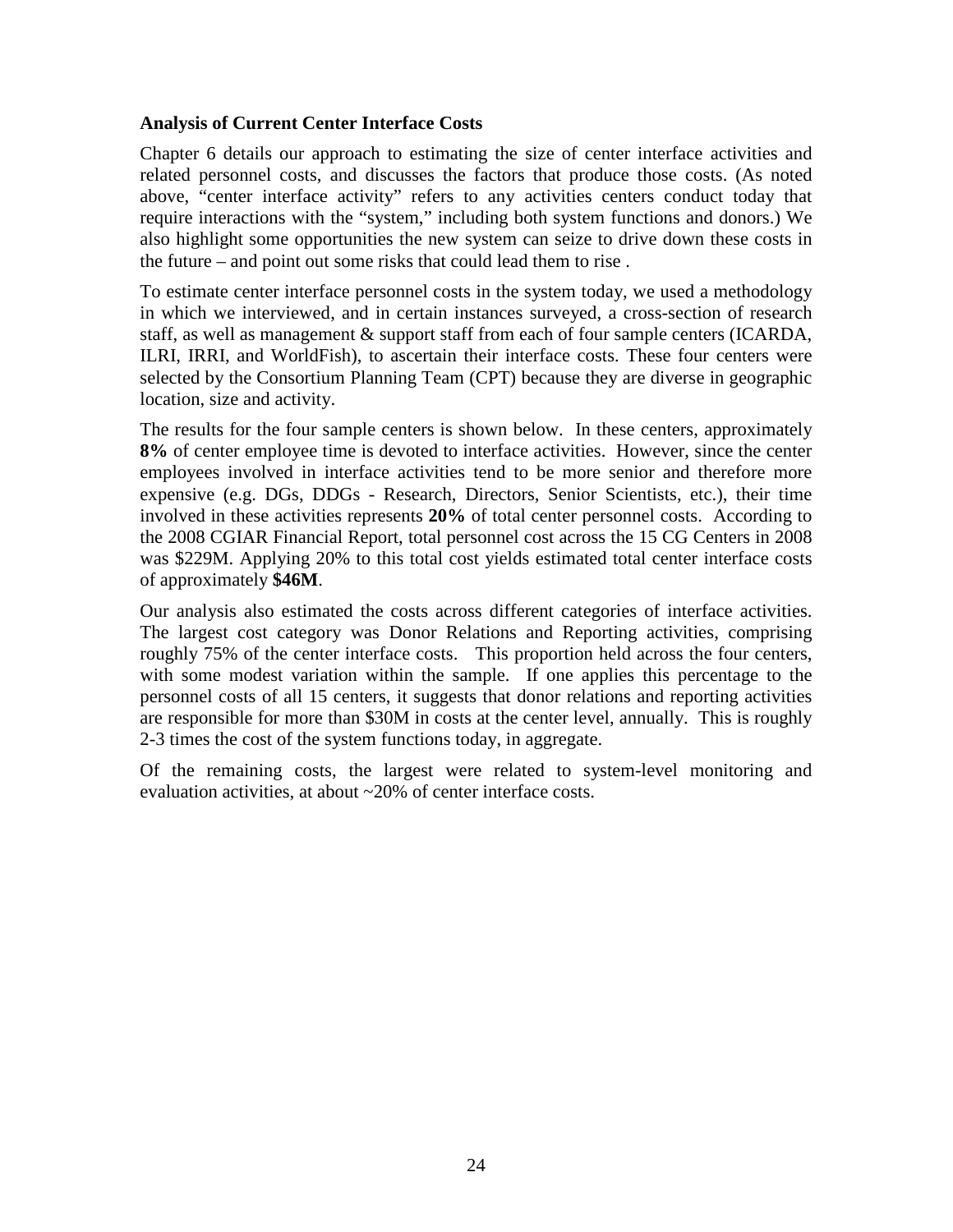**Analysis of Current Center Interface Costs**

Chapter 6 details our approach to estimating the size of center interface activities and related personnel costs, and discusses the factors that produce those costs. (As noted above, "center interface activity" refers to any activities centers conduct today that require interactions with the "system," including both system functions and donors.) We also highlight some opportunities the new system can seize to drive down these costs in the future – and point out some risks that could lead them to rise .

To estimate center interface personnel costs in the system today, we used a methodology in which we interviewed, and in certain instances surveyed, a cross-section of research staff, as well as management & support staff from each of four sample centers (ICARDA, ILRI, IRRI, and WorldFish), to ascertain their interface costs. These four centers were selected by the Consortium Planning Team (CPT) because they are diverse in geographic location, size and activity.

The results for the four sample centers is shown below. In these centers, approximately **8%** of center employee time is devoted to interface activities. However, since the center employees involved in interface activities tend to be more senior and therefore more expensive (e.g. DGs, DDGs - Research, Directors, Senior Scientists, etc.), their time involved in these activities represents **20%** of total center personnel costs. According to the 2008 CGIAR Financial Report, total personnel cost across the 15 CG Centers in 2008 was \$229M. Applying 20% to this total cost yields estimated total center interface costs of approximately **\$46M**.

Our analysis also estimated the costs across different categories of interface activities. The largest cost category was Donor Relations and Reporting activities, comprising roughly 75% of the center interface costs. This proportion held across the four centers, with some modest variation within the sample. If one applies this percentage to the personnel costs of all 15 centers, it suggests that donor relations and reporting activities are responsible for more than \$30M in costs at the center level, annually. This is roughly 2-3 times the cost of the system functions today, in aggregate.

Of the remaining costs, the largest were related to system-level monitoring and evaluation activities, at about ~20% of center interface costs.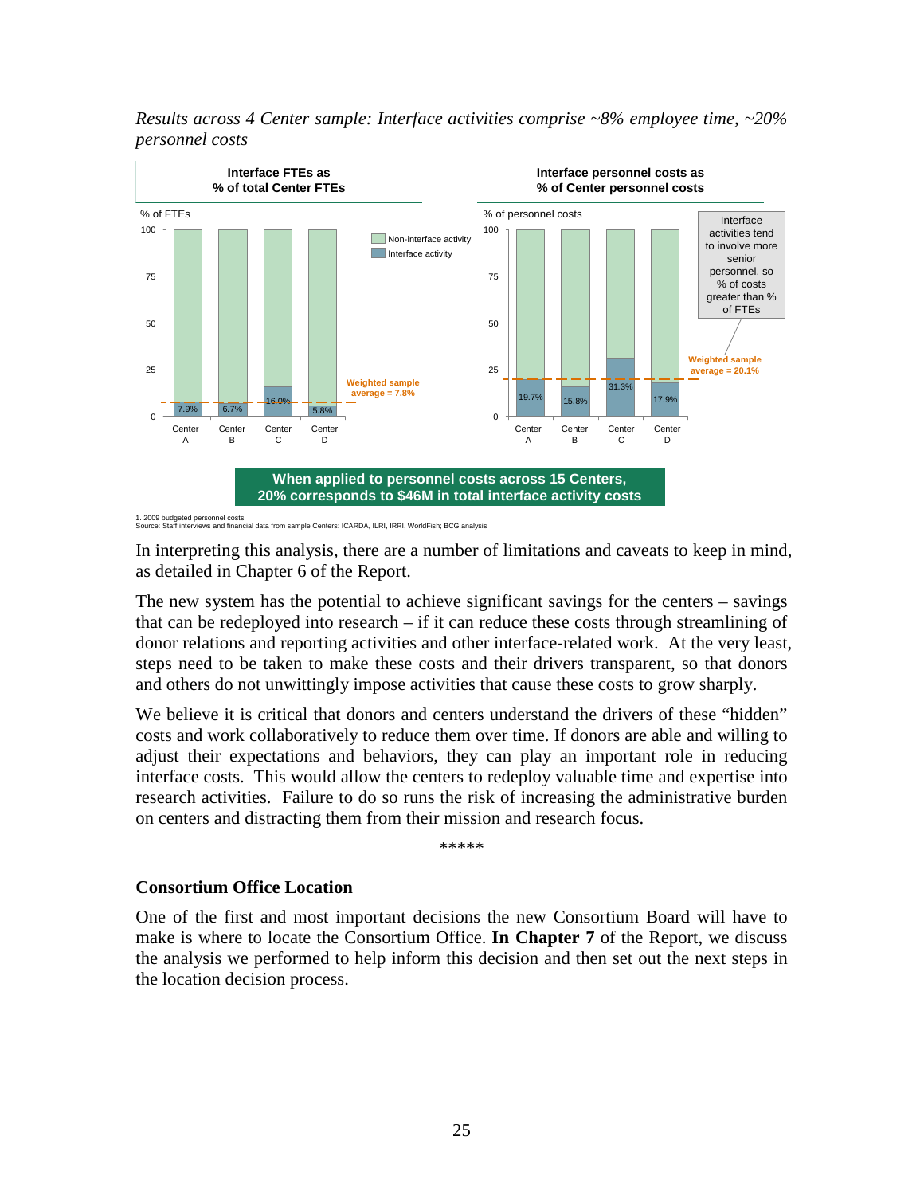*Results across 4 Center sample: Interface activities comprise ~8% employee time, ~20% personnel costs*

**Interface FTEs as % of total Center FTEs**

| % of FTEs | Center A | Center B | Center C | Center D |
|---|---|---|---|---|
| Interface activity | 7.9% | 6.7% | 16.0% | 5.8% |

Weighted sample average = 7.8%

**Interface personnel costs as % of Center personnel costs**

| % of personnel costs | Center A | Center B | Center C | Center D |
|---|---|---|---|---|
| Interface activity | 19.7% | 15.8% | 31.3% | 17.9% |

Weighted sample average = 20.1%

Interface activities tend to involve more senior personnel, so % of costs greater than % of FTEs

**When applied to personnel costs across 15 Centers, 20% corresponds to $46M in total interface activity costs**

1. 2009 budgeted personnel costs
Source: Staff interviews and financial data from sample Centers: ICARDA, ILRI, IRRI, WorldFish; BCG analysis

In interpreting this analysis, there are a number of limitations and caveats to keep in mind, as detailed in Chapter 6 of the Report.

The new system has the potential to achieve significant savings for the centers – savings that can be redeployed into research – if it can reduce these costs through streamlining of donor relations and reporting activities and other interface-related work. At the very least, steps need to be taken to make these costs and their drivers transparent, so that donors and others do not unwittingly impose activities that cause these costs to grow sharply.

We believe it is critical that donors and centers understand the drivers of these "hidden" costs and work collaboratively to reduce them over time. If donors are able and willing to adjust their expectations and behaviors, they can play an important role in reducing interface costs. This would allow the centers to redeploy valuable time and expertise into research activities. Failure to do so runs the risk of increasing the administrative burden on centers and distracting them from their mission and research focus.

*****

### Consortium Office Location

One of the first and most important decisions the new Consortium Board will have to make is where to locate the Consortium Office. **In Chapter 7** of the Report, we discuss the analysis we performed to help inform this decision and then set out the next steps in the location decision process.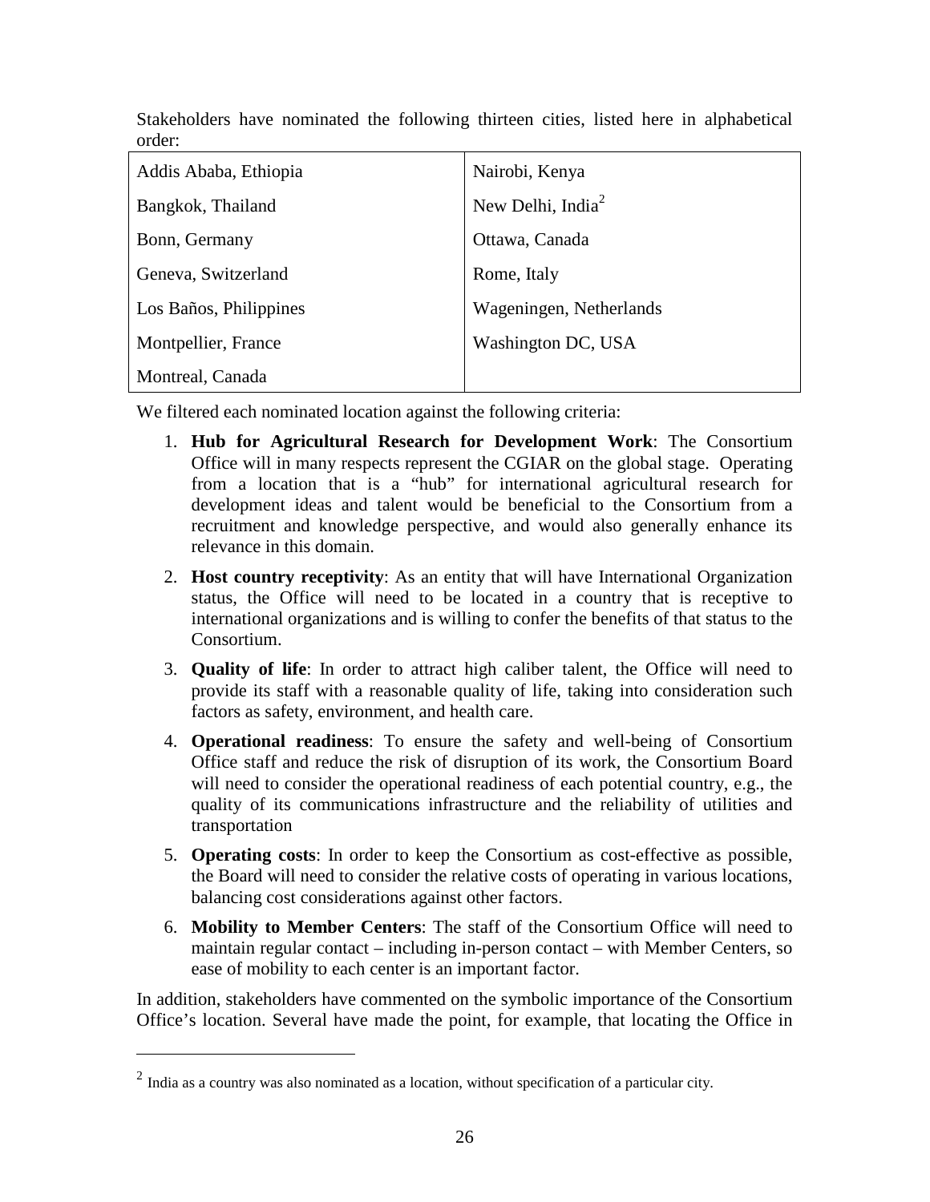Stakeholders have nominated the following thirteen cities, listed here in alphabetical order:

| | |
|---|---|
| Addis Ababa, Ethiopia | Nairobi, Kenya |
| Bangkok, Thailand | New Delhi, India[2] |
| Bonn, Germany | Ottawa, Canada |
| Geneva, Switzerland | Rome, Italy |
| Los Baños, Philippines | Wageningen, Netherlands |
| Montpellier, France | Washington DC, USA |
| Montreal, Canada | |

We filtered each nominated location against the following criteria:

1. **Hub for Agricultural Research for Development Work**: The Consortium Office will in many respects represent the CGIAR on the global stage. Operating from a location that is a "hub" for international agricultural research for development ideas and talent would be beneficial to the Consortium from a recruitment and knowledge perspective, and would also generally enhance its relevance in this domain.
2. **Host country receptivity**: As an entity that will have International Organization status, the Office will need to be located in a country that is receptive to international organizations and is willing to confer the benefits of that status to the Consortium.
3. **Quality of life**: In order to attract high caliber talent, the Office will need to provide its staff with a reasonable quality of life, taking into consideration such factors as safety, environment, and health care.
4. **Operational readiness**: To ensure the safety and well-being of Consortium Office staff and reduce the risk of disruption of its work, the Consortium Board will need to consider the operational readiness of each potential country, e.g., the quality of its communications infrastructure and the reliability of utilities and transportation
5. **Operating costs**: In order to keep the Consortium as cost-effective as possible, the Board will need to consider the relative costs of operating in various locations, balancing cost considerations against other factors.
6. **Mobility to Member Centers**: The staff of the Consortium Office will need to maintain regular contact – including in-person contact – with Member Centers, so ease of mobility to each center is an important factor.

In addition, stakeholders have commented on the symbolic importance of the Consortium Office's location. Several have made the point, for example, that locating the Office in

[2] India as a country was also nominated as a location, without specification of a particular city.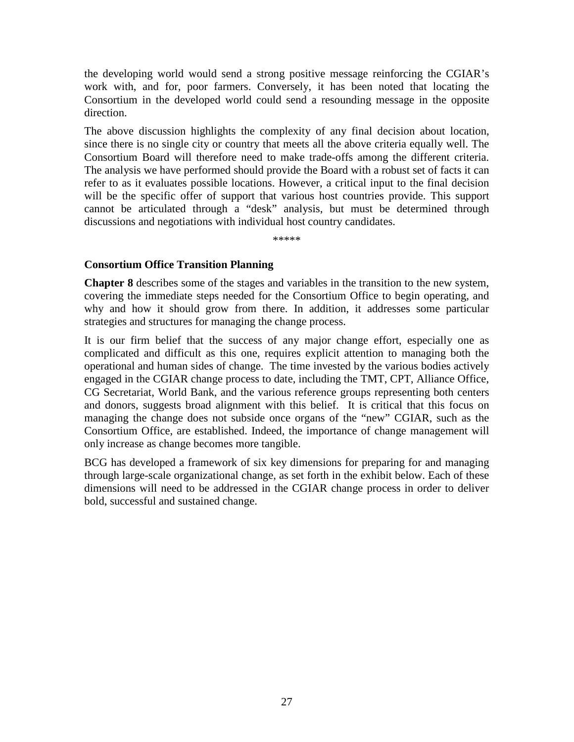the developing world would send a strong positive message reinforcing the CGIAR's work with, and for, poor farmers. Conversely, it has been noted that locating the Consortium in the developed world could send a resounding message in the opposite direction.

The above discussion highlights the complexity of any final decision about location, since there is no single city or country that meets all the above criteria equally well. The Consortium Board will therefore need to make trade-offs among the different criteria. The analysis we have performed should provide the Board with a robust set of facts it can refer to as it evaluates possible locations. However, a critical input to the final decision will be the specific offer of support that various host countries provide. This support cannot be articulated through a "desk" analysis, but must be determined through discussions and negotiations with individual host country candidates.

*****

**Consortium Office Transition Planning**

**Chapter 8** describes some of the stages and variables in the transition to the new system, covering the immediate steps needed for the Consortium Office to begin operating, and why and how it should grow from there. In addition, it addresses some particular strategies and structures for managing the change process.

It is our firm belief that the success of any major change effort, especially one as complicated and difficult as this one, requires explicit attention to managing both the operational and human sides of change. The time invested by the various bodies actively engaged in the CGIAR change process to date, including the TMT, CPT, Alliance Office, CG Secretariat, World Bank, and the various reference groups representing both centers and donors, suggests broad alignment with this belief. It is critical that this focus on managing the change does not subside once organs of the "new" CGIAR, such as the Consortium Office, are established. Indeed, the importance of change management will only increase as change becomes more tangible.

BCG has developed a framework of six key dimensions for preparing for and managing through large-scale organizational change, as set forth in the exhibit below. Each of these dimensions will need to be addressed in the CGIAR change process in order to deliver bold, successful and sustained change.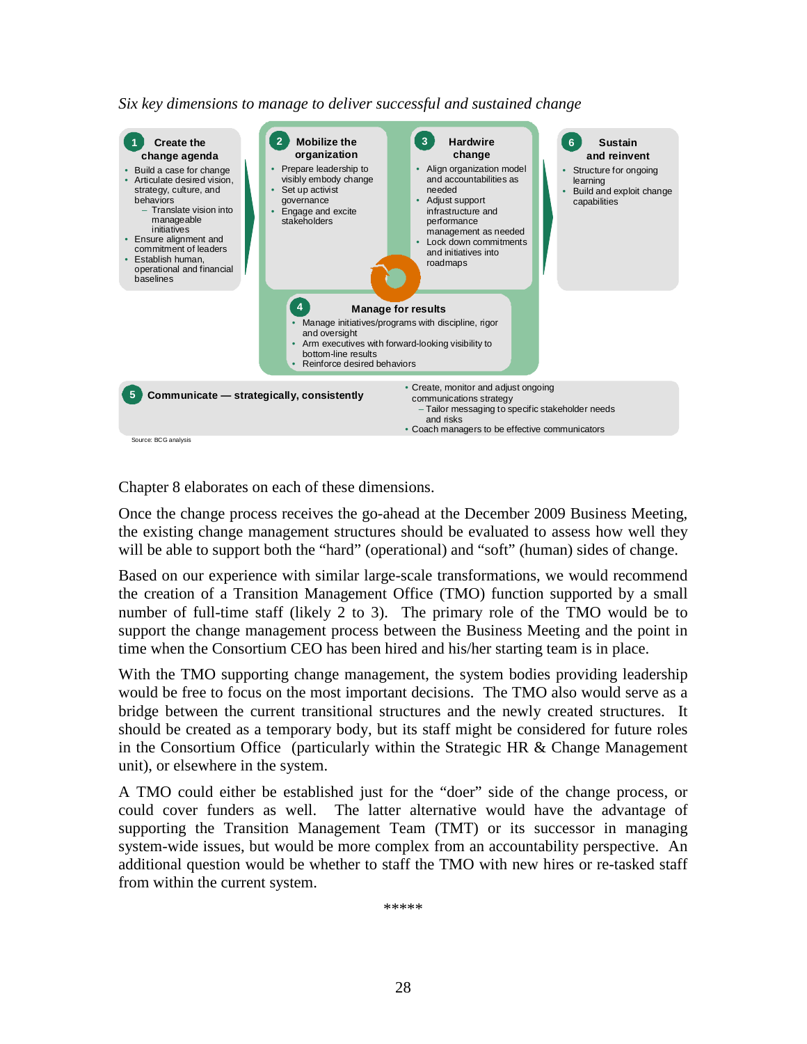*Six key dimensions to manage to deliver successful and sustained change*

**1 Create the change agenda**
- Build a case for change
- Articulate desired vision, strategy, culture, and behaviors
  - Translate vision into manageable initiatives
- Ensure alignment and commitment of leaders
- Establish human, operational and financial baselines

**2 Mobilize the organization**
- Prepare leadership to visibly embody change
- Set up activist governance
- Engage and excite stakeholders

**3 Hardwire change**
- Align organization model and accountabilities as needed
- Adjust support infrastructure and performance management as needed
- Lock down commitments and initiatives into roadmaps

**4 Manage for results**
- Manage initiatives/programs with discipline, rigor and oversight
- Arm executives with forward-looking visibility to bottom-line results
- Reinforce desired behaviors

**5 Communicate — strategically, consistently**
- Create, monitor and adjust ongoing communications strategy
  - Tailor messaging to specific stakeholder needs and risks
- Coach managers to be effective communicators

**6 Sustain and reinvent**
- Structure for ongoing learning
- Build and exploit change capabilities

Source: BCG analysis

Chapter 8 elaborates on each of these dimensions.

Once the change process receives the go-ahead at the December 2009 Business Meeting, the existing change management structures should be evaluated to assess how well they will be able to support both the "hard" (operational) and "soft" (human) sides of change.

Based on our experience with similar large-scale transformations, we would recommend the creation of a Transition Management Office (TMO) function supported by a small number of full-time staff (likely 2 to 3). The primary role of the TMO would be to support the change management process between the Business Meeting and the point in time when the Consortium CEO has been hired and his/her starting team is in place.

With the TMO supporting change management, the system bodies providing leadership would be free to focus on the most important decisions. The TMO also would serve as a bridge between the current transitional structures and the newly created structures. It should be created as a temporary body, but its staff might be considered for future roles in the Consortium Office (particularly within the Strategic HR & Change Management unit), or elsewhere in the system.

A TMO could either be established just for the "doer" side of the change process, or could cover funders as well. The latter alternative would have the advantage of supporting the Transition Management Team (TMT) or its successor in managing system-wide issues, but would be more complex from an accountability perspective. An additional question would be whether to staff the TMO with new hires or re-tasked staff from within the current system.

*****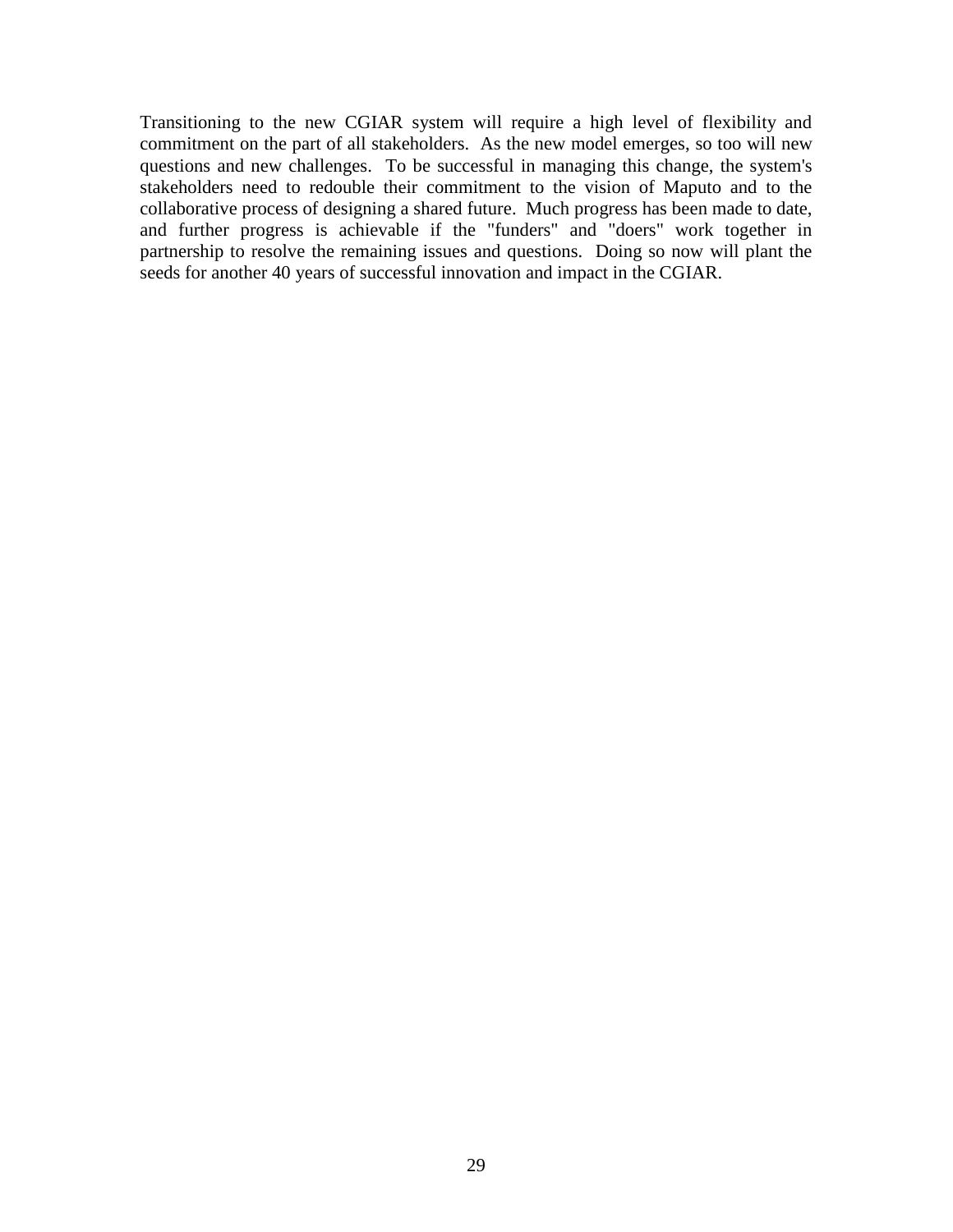Transitioning to the new CGIAR system will require a high level of flexibility and commitment on the part of all stakeholders. As the new model emerges, so too will new questions and new challenges. To be successful in managing this change, the system's stakeholders need to redouble their commitment to the vision of Maputo and to the collaborative process of designing a shared future. Much progress has been made to date, and further progress is achievable if the "funders" and "doers" work together in partnership to resolve the remaining issues and questions. Doing so now will plant the seeds for another 40 years of successful innovation and impact in the CGIAR.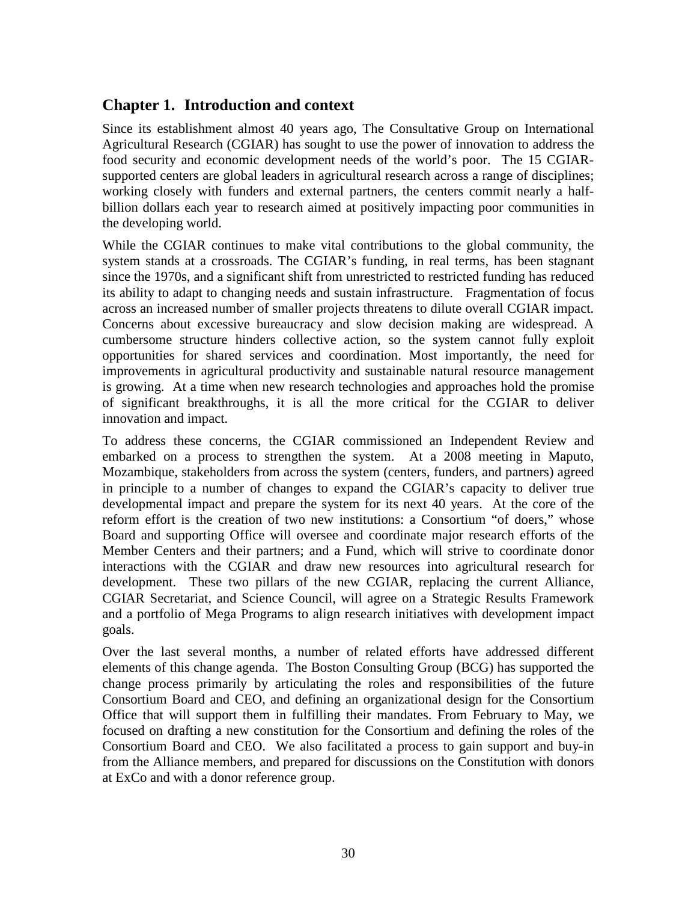## Chapter 1. Introduction and context

Since its establishment almost 40 years ago, The Consultative Group on International Agricultural Research (CGIAR) has sought to use the power of innovation to address the food security and economic development needs of the world's poor. The 15 CGIAR-supported centers are global leaders in agricultural research across a range of disciplines; working closely with funders and external partners, the centers commit nearly a half-billion dollars each year to research aimed at positively impacting poor communities in the developing world.

While the CGIAR continues to make vital contributions to the global community, the system stands at a crossroads. The CGIAR's funding, in real terms, has been stagnant since the 1970s, and a significant shift from unrestricted to restricted funding has reduced its ability to adapt to changing needs and sustain infrastructure. Fragmentation of focus across an increased number of smaller projects threatens to dilute overall CGIAR impact. Concerns about excessive bureaucracy and slow decision making are widespread. A cumbersome structure hinders collective action, so the system cannot fully exploit opportunities for shared services and coordination. Most importantly, the need for improvements in agricultural productivity and sustainable natural resource management is growing. At a time when new research technologies and approaches hold the promise of significant breakthroughs, it is all the more critical for the CGIAR to deliver innovation and impact.

To address these concerns, the CGIAR commissioned an Independent Review and embarked on a process to strengthen the system. At a 2008 meeting in Maputo, Mozambique, stakeholders from across the system (centers, funders, and partners) agreed in principle to a number of changes to expand the CGIAR's capacity to deliver true developmental impact and prepare the system for its next 40 years. At the core of the reform effort is the creation of two new institutions: a Consortium "of doers," whose Board and supporting Office will oversee and coordinate major research efforts of the Member Centers and their partners; and a Fund, which will strive to coordinate donor interactions with the CGIAR and draw new resources into agricultural research for development. These two pillars of the new CGIAR, replacing the current Alliance, CGIAR Secretariat, and Science Council, will agree on a Strategic Results Framework and a portfolio of Mega Programs to align research initiatives with development impact goals.

Over the last several months, a number of related efforts have addressed different elements of this change agenda. The Boston Consulting Group (BCG) has supported the change process primarily by articulating the roles and responsibilities of the future Consortium Board and CEO, and defining an organizational design for the Consortium Office that will support them in fulfilling their mandates. From February to May, we focused on drafting a new constitution for the Consortium and defining the roles of the Consortium Board and CEO. We also facilitated a process to gain support and buy-in from the Alliance members, and prepared for discussions on the Constitution with donors at ExCo and with a donor reference group.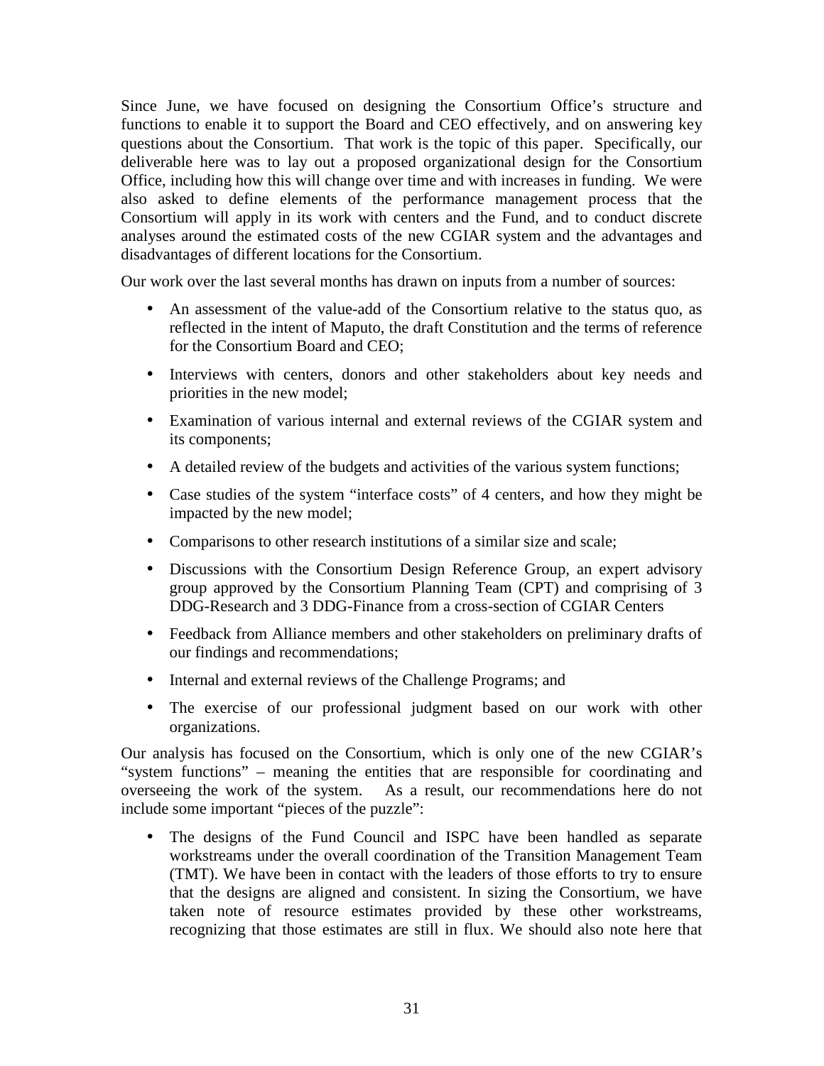Since June, we have focused on designing the Consortium Office's structure and functions to enable it to support the Board and CEO effectively, and on answering key questions about the Consortium. That work is the topic of this paper. Specifically, our deliverable here was to lay out a proposed organizational design for the Consortium Office, including how this will change over time and with increases in funding. We were also asked to define elements of the performance management process that the Consortium will apply in its work with centers and the Fund, and to conduct discrete analyses around the estimated costs of the new CGIAR system and the advantages and disadvantages of different locations for the Consortium.

Our work over the last several months has drawn on inputs from a number of sources:

- An assessment of the value-add of the Consortium relative to the status quo, as reflected in the intent of Maputo, the draft Constitution and the terms of reference for the Consortium Board and CEO;
- Interviews with centers, donors and other stakeholders about key needs and priorities in the new model;
- Examination of various internal and external reviews of the CGIAR system and its components;
- A detailed review of the budgets and activities of the various system functions;
- Case studies of the system "interface costs" of 4 centers, and how they might be impacted by the new model;
- Comparisons to other research institutions of a similar size and scale;
- Discussions with the Consortium Design Reference Group, an expert advisory group approved by the Consortium Planning Team (CPT) and comprising of 3 DDG-Research and 3 DDG-Finance from a cross-section of CGIAR Centers
- Feedback from Alliance members and other stakeholders on preliminary drafts of our findings and recommendations;
- Internal and external reviews of the Challenge Programs; and
- The exercise of our professional judgment based on our work with other organizations.

Our analysis has focused on the Consortium, which is only one of the new CGIAR's "system functions" – meaning the entities that are responsible for coordinating and overseeing the work of the system. As a result, our recommendations here do not include some important "pieces of the puzzle":

- The designs of the Fund Council and ISPC have been handled as separate workstreams under the overall coordination of the Transition Management Team (TMT). We have been in contact with the leaders of those efforts to try to ensure that the designs are aligned and consistent. In sizing the Consortium, we have taken note of resource estimates provided by these other workstreams, recognizing that those estimates are still in flux. We should also note here that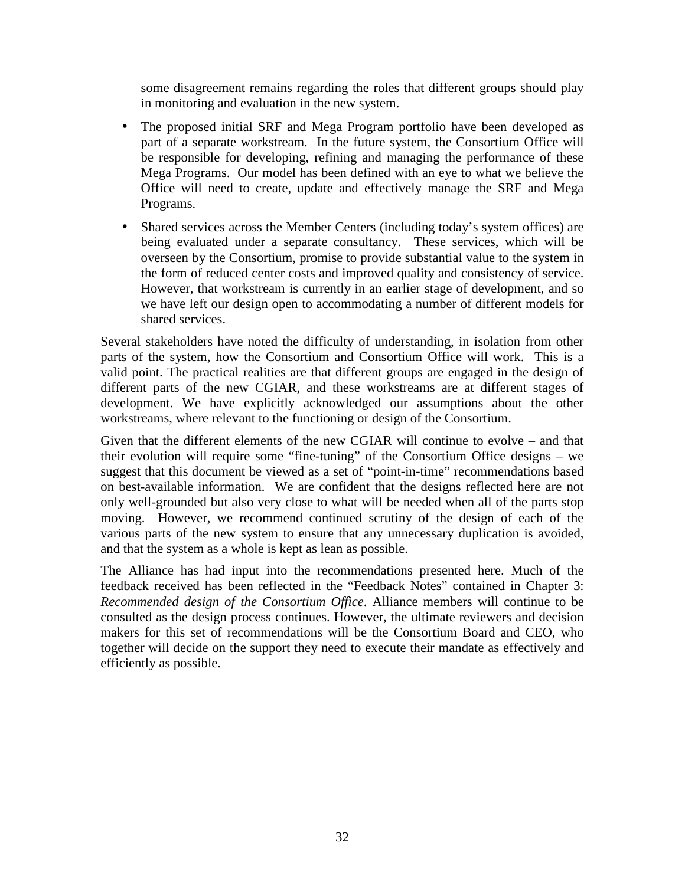some disagreement remains regarding the roles that different groups should play in monitoring and evaluation in the new system.

- The proposed initial SRF and Mega Program portfolio have been developed as part of a separate workstream. In the future system, the Consortium Office will be responsible for developing, refining and managing the performance of these Mega Programs. Our model has been defined with an eye to what we believe the Office will need to create, update and effectively manage the SRF and Mega Programs.
- Shared services across the Member Centers (including today's system offices) are being evaluated under a separate consultancy. These services, which will be overseen by the Consortium, promise to provide substantial value to the system in the form of reduced center costs and improved quality and consistency of service. However, that workstream is currently in an earlier stage of development, and so we have left our design open to accommodating a number of different models for shared services.

Several stakeholders have noted the difficulty of understanding, in isolation from other parts of the system, how the Consortium and Consortium Office will work. This is a valid point. The practical realities are that different groups are engaged in the design of different parts of the new CGIAR, and these workstreams are at different stages of development. We have explicitly acknowledged our assumptions about the other workstreams, where relevant to the functioning or design of the Consortium.

Given that the different elements of the new CGIAR will continue to evolve – and that their evolution will require some "fine-tuning" of the Consortium Office designs – we suggest that this document be viewed as a set of "point-in-time" recommendations based on best-available information. We are confident that the designs reflected here are not only well-grounded but also very close to what will be needed when all of the parts stop moving. However, we recommend continued scrutiny of the design of each of the various parts of the new system to ensure that any unnecessary duplication is avoided, and that the system as a whole is kept as lean as possible.

The Alliance has had input into the recommendations presented here. Much of the feedback received has been reflected in the "Feedback Notes" contained in Chapter 3: *Recommended design of the Consortium Office*. Alliance members will continue to be consulted as the design process continues. However, the ultimate reviewers and decision makers for this set of recommendations will be the Consortium Board and CEO, who together will decide on the support they need to execute their mandate as effectively and efficiently as possible.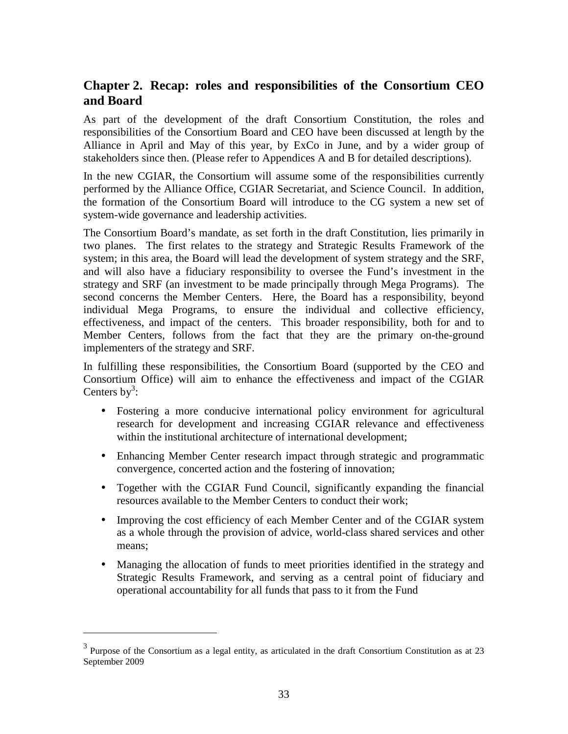## Chapter 2. Recap: roles and responsibilities of the Consortium CEO and Board

As part of the development of the draft Consortium Constitution, the roles and responsibilities of the Consortium Board and CEO have been discussed at length by the Alliance in April and May of this year, by ExCo in June, and by a wider group of stakeholders since then. (Please refer to Appendices A and B for detailed descriptions).

In the new CGIAR, the Consortium will assume some of the responsibilities currently performed by the Alliance Office, CGIAR Secretariat, and Science Council. In addition, the formation of the Consortium Board will introduce to the CG system a new set of system-wide governance and leadership activities.

The Consortium Board's mandate, as set forth in the draft Constitution, lies primarily in two planes. The first relates to the strategy and Strategic Results Framework of the system; in this area, the Board will lead the development of system strategy and the SRF, and will also have a fiduciary responsibility to oversee the Fund's investment in the strategy and SRF (an investment to be made principally through Mega Programs). The second concerns the Member Centers. Here, the Board has a responsibility, beyond individual Mega Programs, to ensure the individual and collective efficiency, effectiveness, and impact of the centers. This broader responsibility, both for and to Member Centers, follows from the fact that they are the primary on-the-ground implementers of the strategy and SRF.

In fulfilling these responsibilities, the Consortium Board (supported by the CEO and Consortium Office) will aim to enhance the effectiveness and impact of the CGIAR Centers by[3]:

- Fostering a more conducive international policy environment for agricultural research for development and increasing CGIAR relevance and effectiveness within the institutional architecture of international development;
- Enhancing Member Center research impact through strategic and programmatic convergence, concerted action and the fostering of innovation;
- Together with the CGIAR Fund Council, significantly expanding the financial resources available to the Member Centers to conduct their work;
- Improving the cost efficiency of each Member Center and of the CGIAR system as a whole through the provision of advice, world-class shared services and other means;
- Managing the allocation of funds to meet priorities identified in the strategy and Strategic Results Framework, and serving as a central point of fiduciary and operational accountability for all funds that pass to it from the Fund

[3] Purpose of the Consortium as a legal entity, as articulated in the draft Consortium Constitution as at 23 September 2009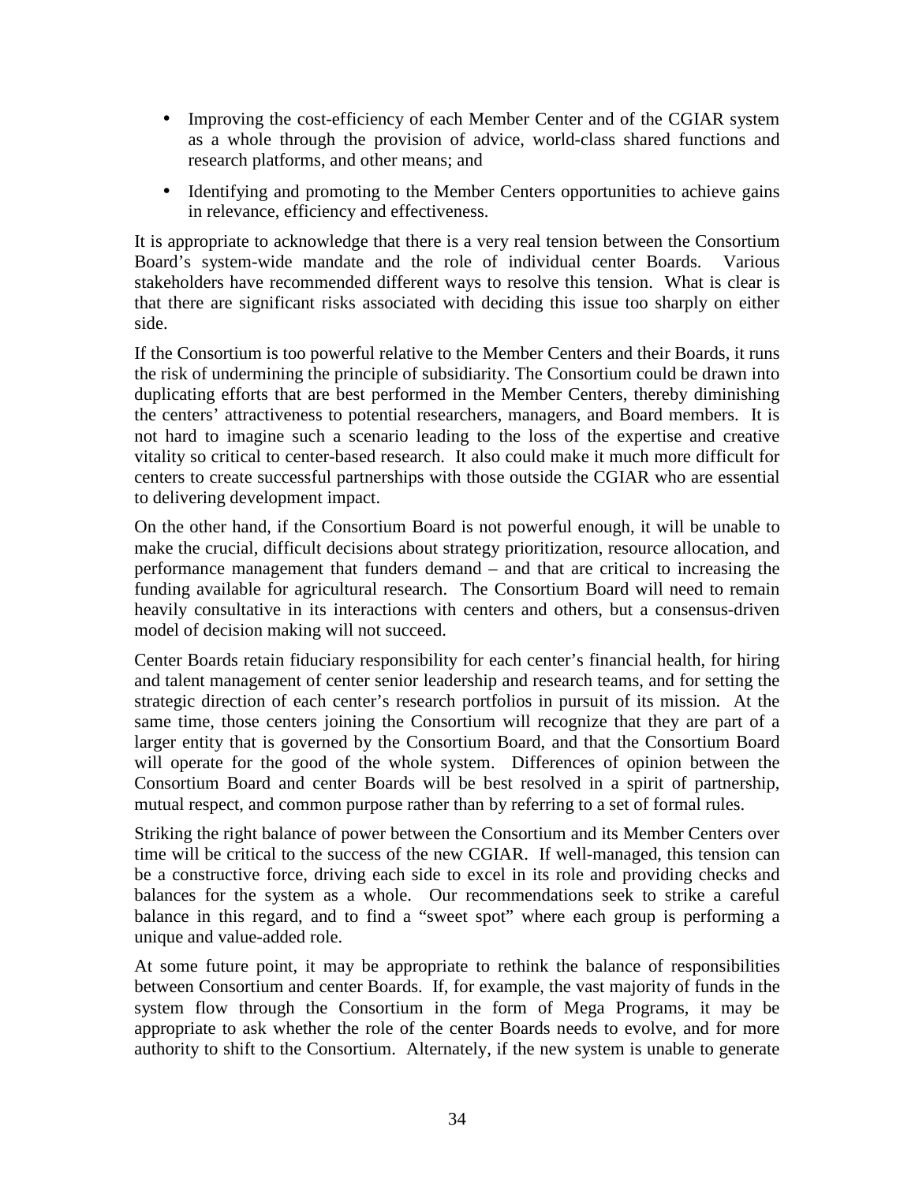- Improving the cost-efficiency of each Member Center and of the CGIAR system as a whole through the provision of advice, world-class shared functions and research platforms, and other means; and
- Identifying and promoting to the Member Centers opportunities to achieve gains in relevance, efficiency and effectiveness.

It is appropriate to acknowledge that there is a very real tension between the Consortium Board's system-wide mandate and the role of individual center Boards. Various stakeholders have recommended different ways to resolve this tension. What is clear is that there are significant risks associated with deciding this issue too sharply on either side.

If the Consortium is too powerful relative to the Member Centers and their Boards, it runs the risk of undermining the principle of subsidiarity. The Consortium could be drawn into duplicating efforts that are best performed in the Member Centers, thereby diminishing the centers' attractiveness to potential researchers, managers, and Board members. It is not hard to imagine such a scenario leading to the loss of the expertise and creative vitality so critical to center-based research. It also could make it much more difficult for centers to create successful partnerships with those outside the CGIAR who are essential to delivering development impact.

On the other hand, if the Consortium Board is not powerful enough, it will be unable to make the crucial, difficult decisions about strategy prioritization, resource allocation, and performance management that funders demand – and that are critical to increasing the funding available for agricultural research. The Consortium Board will need to remain heavily consultative in its interactions with centers and others, but a consensus-driven model of decision making will not succeed.

Center Boards retain fiduciary responsibility for each center's financial health, for hiring and talent management of center senior leadership and research teams, and for setting the strategic direction of each center's research portfolios in pursuit of its mission. At the same time, those centers joining the Consortium will recognize that they are part of a larger entity that is governed by the Consortium Board, and that the Consortium Board will operate for the good of the whole system. Differences of opinion between the Consortium Board and center Boards will be best resolved in a spirit of partnership, mutual respect, and common purpose rather than by referring to a set of formal rules.

Striking the right balance of power between the Consortium and its Member Centers over time will be critical to the success of the new CGIAR. If well-managed, this tension can be a constructive force, driving each side to excel in its role and providing checks and balances for the system as a whole. Our recommendations seek to strike a careful balance in this regard, and to find a "sweet spot" where each group is performing a unique and value-added role.

At some future point, it may be appropriate to rethink the balance of responsibilities between Consortium and center Boards. If, for example, the vast majority of funds in the system flow through the Consortium in the form of Mega Programs, it may be appropriate to ask whether the role of the center Boards needs to evolve, and for more authority to shift to the Consortium. Alternately, if the new system is unable to generate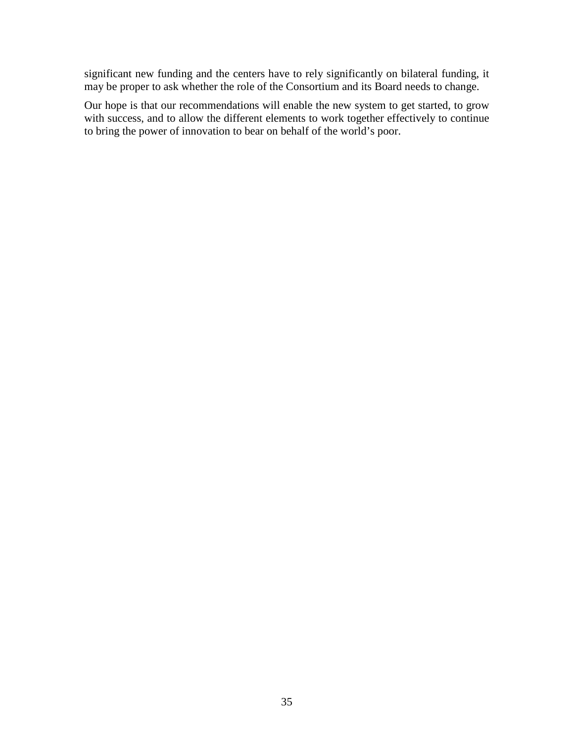significant new funding and the centers have to rely significantly on bilateral funding, it may be proper to ask whether the role of the Consortium and its Board needs to change.

Our hope is that our recommendations will enable the new system to get started, to grow with success, and to allow the different elements to work together effectively to continue to bring the power of innovation to bear on behalf of the world's poor.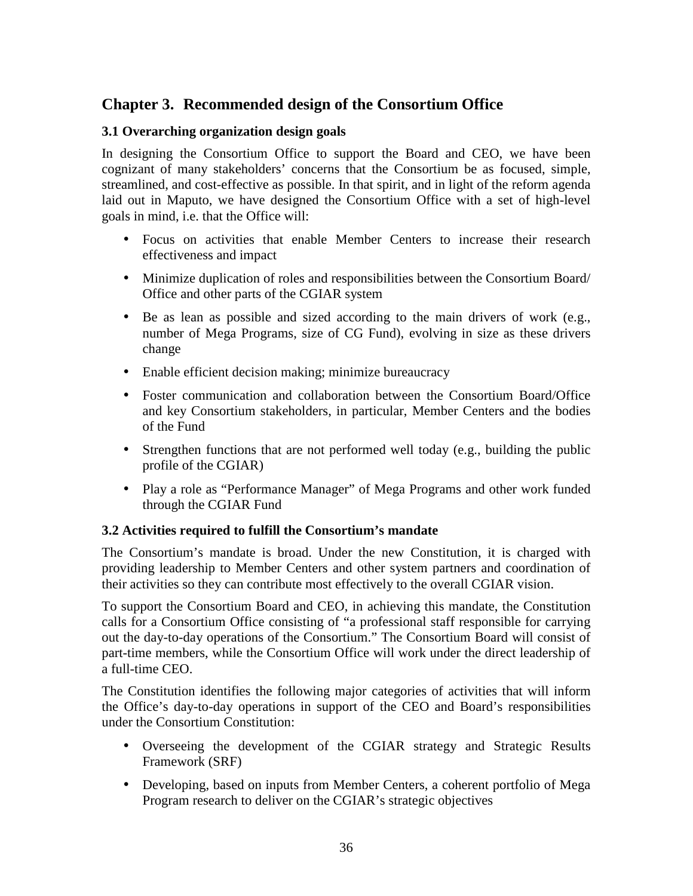# Chapter 3. Recommended design of the Consortium Office

### 3.1 Overarching organization design goals

In designing the Consortium Office to support the Board and CEO, we have been cognizant of many stakeholders' concerns that the Consortium be as focused, simple, streamlined, and cost-effective as possible. In that spirit, and in light of the reform agenda laid out in Maputo, we have designed the Consortium Office with a set of high-level goals in mind, i.e. that the Office will:

- Focus on activities that enable Member Centers to increase their research effectiveness and impact
- Minimize duplication of roles and responsibilities between the Consortium Board/ Office and other parts of the CGIAR system
- Be as lean as possible and sized according to the main drivers of work (e.g., number of Mega Programs, size of CG Fund), evolving in size as these drivers change
- Enable efficient decision making; minimize bureaucracy
- Foster communication and collaboration between the Consortium Board/Office and key Consortium stakeholders, in particular, Member Centers and the bodies of the Fund
- Strengthen functions that are not performed well today (e.g., building the public profile of the CGIAR)
- Play a role as "Performance Manager" of Mega Programs and other work funded through the CGIAR Fund

### 3.2 Activities required to fulfill the Consortium's mandate

The Consortium's mandate is broad. Under the new Constitution, it is charged with providing leadership to Member Centers and other system partners and coordination of their activities so they can contribute most effectively to the overall CGIAR vision.

To support the Consortium Board and CEO, in achieving this mandate, the Constitution calls for a Consortium Office consisting of "a professional staff responsible for carrying out the day-to-day operations of the Consortium." The Consortium Board will consist of part-time members, while the Consortium Office will work under the direct leadership of a full-time CEO.

The Constitution identifies the following major categories of activities that will inform the Office's day-to-day operations in support of the CEO and Board's responsibilities under the Consortium Constitution:

- Overseeing the development of the CGIAR strategy and Strategic Results Framework (SRF)
- Developing, based on inputs from Member Centers, a coherent portfolio of Mega Program research to deliver on the CGIAR's strategic objectives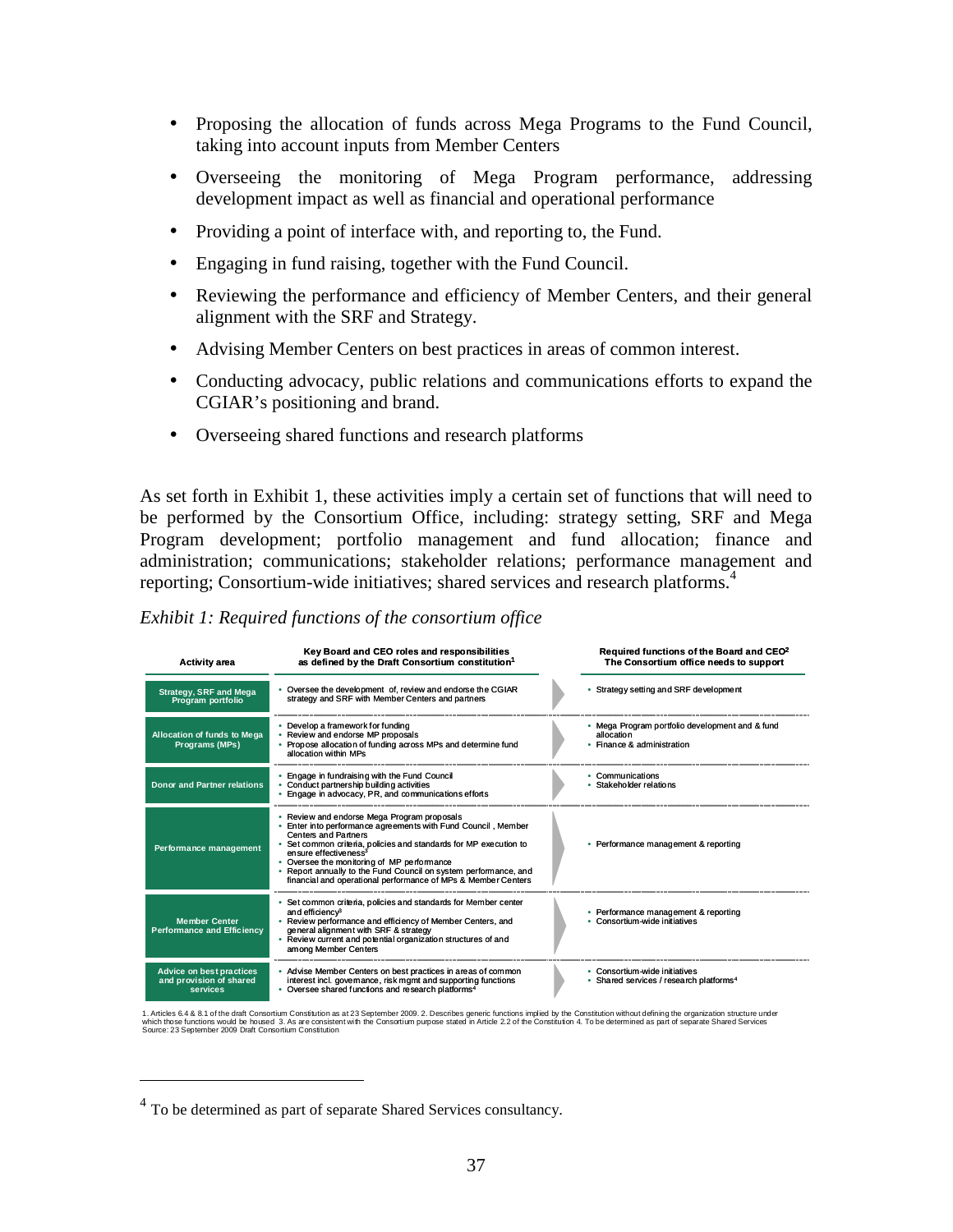- Proposing the allocation of funds across Mega Programs to the Fund Council, taking into account inputs from Member Centers
- Overseeing the monitoring of Mega Program performance, addressing development impact as well as financial and operational performance
- Providing a point of interface with, and reporting to, the Fund.
- Engaging in fund raising, together with the Fund Council.
- Reviewing the performance and efficiency of Member Centers, and their general alignment with the SRF and Strategy.
- Advising Member Centers on best practices in areas of common interest.
- Conducting advocacy, public relations and communications efforts to expand the CGIAR's positioning and brand.
- Overseeing shared functions and research platforms

As set forth in Exhibit 1, these activities imply a certain set of functions that will need to be performed by the Consortium Office, including: strategy setting, SRF and Mega Program development; portfolio management and fund allocation; finance and administration; communications; stakeholder relations; performance management and reporting; Consortium-wide initiatives; shared services and research platforms.[4]

*Exhibit 1: Required functions of the consortium office*

| Activity area | Key Board and CEO roles and responsibilities as defined by the Draft Consortium constitution[1] | Required functions of the Board and CEO[2] The Consortium office needs to support |
|---|---|---|
| Strategy, SRF and Mega Program portfolio | • Oversee the development of, review and endorse the CGIAR strategy and SRF with Member Centers and partners | • Strategy setting and SRF development |
| Allocation of funds to Mega Programs (MPs) | • Develop a framework for funding<br>• Review and endorse MP proposals<br>• Propose allocation of funding across MPs and determine fund allocation within MPs | • Mega Program portfolio development and & fund allocation<br>• Finance & administration |
| Donor and Partner relations | • Engage in fundraising with the Fund Council<br>• Conduct partnership building activities<br>• Engage in advocacy, PR, and communications efforts | • Communications<br>• Stakeholder relations |
| Performance management | • Review and endorse Mega Program proposals<br>• Enter into performance agreements with Fund Council, Member Centers and Partners<br>• Set common criteria, policies and standards for MP execution to ensure effectiveness[3]<br>• Oversee the monitoring of MP performance<br>• Report annually to the Fund Council on system performance, and financial and operational performance of MPs & Member Centers | • Performance management & reporting |
| Member Center Performance and Efficiency | • Set common criteria, policies and standards for Member center and efficiency[3]<br>• Review performance and efficiency of Member Centers, and general alignment with SRF & strategy<br>• Review current and potential organization structures of and among Member Centers | • Performance management & reporting<br>• Consortium-wide initiatives |
| Advice on best practices and provision of shared services | • Advise Member Centers on best practices in areas of common interest incl. governance, risk mgmt and supporting functions<br>• Oversee shared functions and research platforms[4] | • Consortium-wide initiatives<br>• Shared services / research platforms[4] |

1. Articles 6.4 & 8.1 of the draft Consortium Constitution as at 23 September 2009. 2. Describes generic functions implied by the Constitution without defining the organization structure under which those functions would be housed 3. As are consistent with the Consortium purpose stated in Article 2.2 of the Constitution 4. To be determined as part of separate Shared Services
Source: 23 September 2009 Draft Consortium Constitution

---

[4] To be determined as part of separate Shared Services consultancy.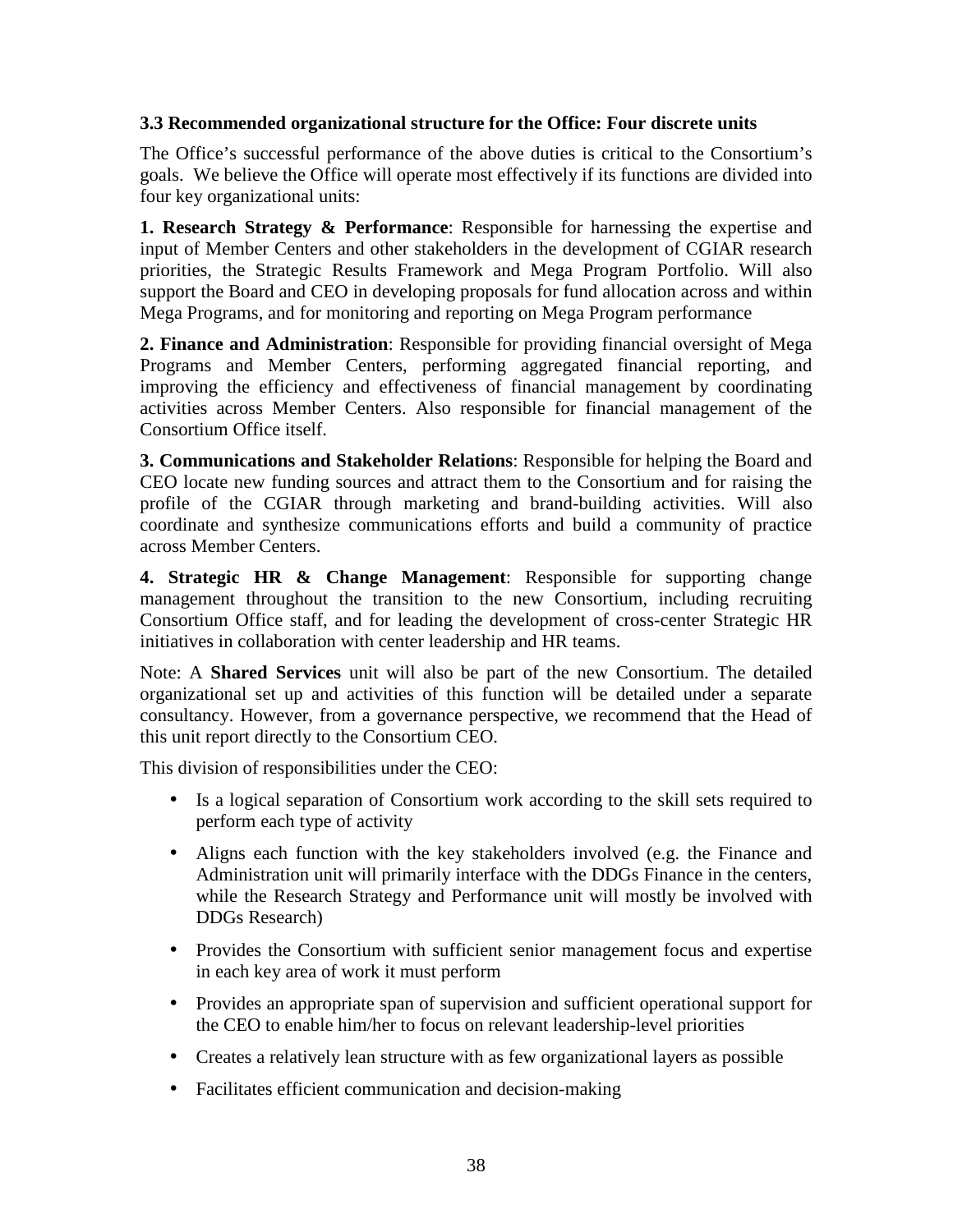### 3.3 Recommended organizational structure for the Office: Four discrete units

The Office's successful performance of the above duties is critical to the Consortium's goals. We believe the Office will operate most effectively if its functions are divided into four key organizational units:

**1. Research Strategy & Performance**: Responsible for harnessing the expertise and input of Member Centers and other stakeholders in the development of CGIAR research priorities, the Strategic Results Framework and Mega Program Portfolio. Will also support the Board and CEO in developing proposals for fund allocation across and within Mega Programs, and for monitoring and reporting on Mega Program performance

**2. Finance and Administration**: Responsible for providing financial oversight of Mega Programs and Member Centers, performing aggregated financial reporting, and improving the efficiency and effectiveness of financial management by coordinating activities across Member Centers. Also responsible for financial management of the Consortium Office itself.

**3. Communications and Stakeholder Relations**: Responsible for helping the Board and CEO locate new funding sources and attract them to the Consortium and for raising the profile of the CGIAR through marketing and brand-building activities. Will also coordinate and synthesize communications efforts and build a community of practice across Member Centers.

**4. Strategic HR & Change Management**: Responsible for supporting change management throughout the transition to the new Consortium, including recruiting Consortium Office staff, and for leading the development of cross-center Strategic HR initiatives in collaboration with center leadership and HR teams.

Note: A **Shared Services** unit will also be part of the new Consortium. The detailed organizational set up and activities of this function will be detailed under a separate consultancy. However, from a governance perspective, we recommend that the Head of this unit report directly to the Consortium CEO.

This division of responsibilities under the CEO:

- Is a logical separation of Consortium work according to the skill sets required to perform each type of activity
- Aligns each function with the key stakeholders involved (e.g. the Finance and Administration unit will primarily interface with the DDGs Finance in the centers, while the Research Strategy and Performance unit will mostly be involved with DDGs Research)
- Provides the Consortium with sufficient senior management focus and expertise in each key area of work it must perform
- Provides an appropriate span of supervision and sufficient operational support for the CEO to enable him/her to focus on relevant leadership-level priorities
- Creates a relatively lean structure with as few organizational layers as possible
- Facilitates efficient communication and decision-making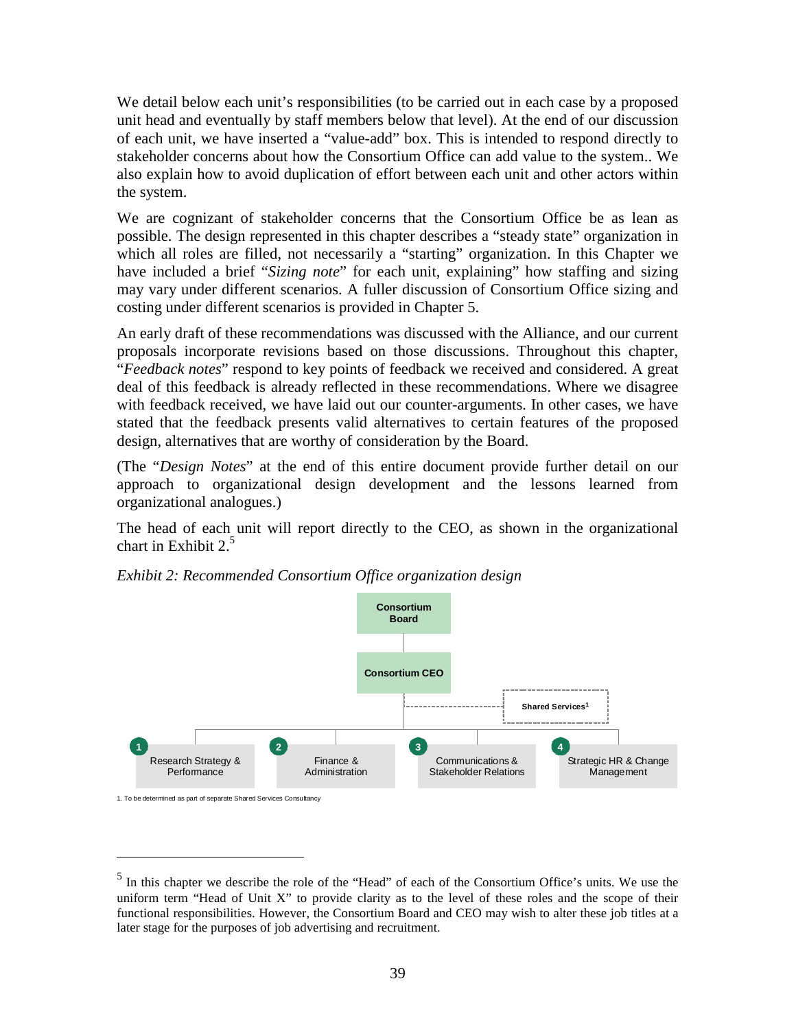We detail below each unit's responsibilities (to be carried out in each case by a proposed unit head and eventually by staff members below that level). At the end of our discussion of each unit, we have inserted a "value-add" box. This is intended to respond directly to stakeholder concerns about how the Consortium Office can add value to the system.. We also explain how to avoid duplication of effort between each unit and other actors within the system.

We are cognizant of stakeholder concerns that the Consortium Office be as lean as possible. The design represented in this chapter describes a "steady state" organization in which all roles are filled, not necessarily a "starting" organization. In this Chapter we have included a brief "*Sizing note*" for each unit, explaining" how staffing and sizing may vary under different scenarios. A fuller discussion of Consortium Office sizing and costing under different scenarios is provided in Chapter 5.

An early draft of these recommendations was discussed with the Alliance, and our current proposals incorporate revisions based on those discussions. Throughout this chapter, "*Feedback notes*" respond to key points of feedback we received and considered. A great deal of this feedback is already reflected in these recommendations. Where we disagree with feedback received, we have laid out our counter-arguments. In other cases, we have stated that the feedback presents valid alternatives to certain features of the proposed design, alternatives that are worthy of consideration by the Board.

(The "*Design Notes*" at the end of this entire document provide further detail on our approach to organizational design development and the lessons learned from organizational analogues.)

The head of each unit will report directly to the CEO, as shown in the organizational chart in Exhibit 2.[5]

*Exhibit 2: Recommended Consortium Office organization design*

Consortium Board

Consortium CEO

Shared Services[1]

1 Research Strategy & Performance

2 Finance & Administration

3 Communications & Stakeholder Relations

4 Strategic HR & Change Management

1. To be determined as part of separate Shared Services Consultancy

---

[5] In this chapter we describe the role of the "Head" of each of the Consortium Office's units. We use the uniform term "Head of Unit X" to provide clarity as to the level of these roles and the scope of their functional responsibilities. However, the Consortium Board and CEO may wish to alter these job titles at a later stage for the purposes of job advertising and recruitment.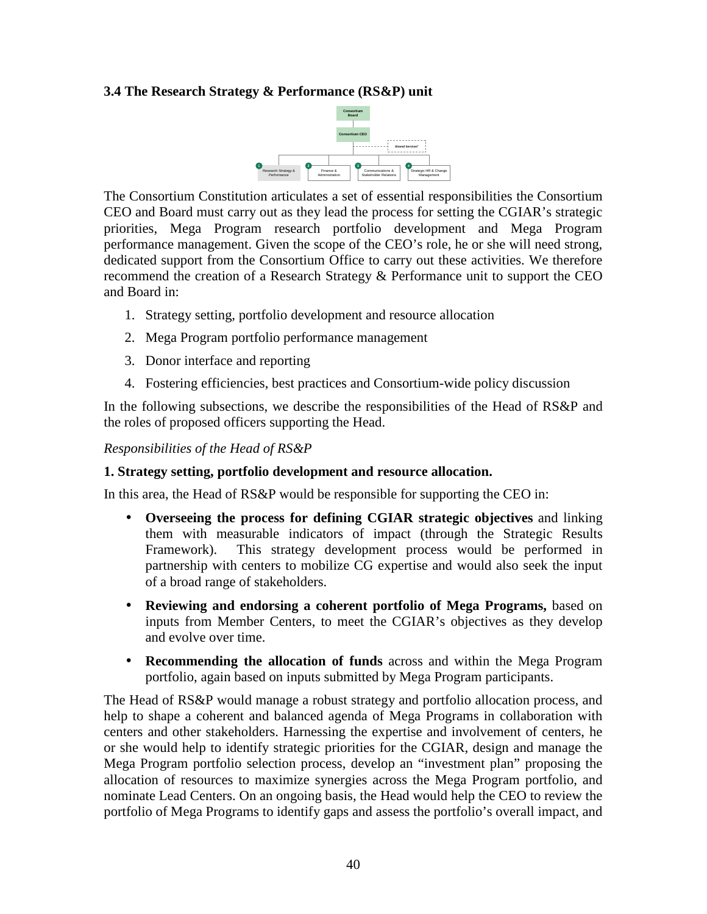### 3.4 The Research Strategy & Performance (RS&P) unit

The Consortium Constitution articulates a set of essential responsibilities the Consortium CEO and Board must carry out as they lead the process for setting the CGIAR's strategic priorities, Mega Program research portfolio development and Mega Program performance management. Given the scope of the CEO's role, he or she will need strong, dedicated support from the Consortium Office to carry out these activities. We therefore recommend the creation of a Research Strategy & Performance unit to support the CEO and Board in:

1. Strategy setting, portfolio development and resource allocation
2. Mega Program portfolio performance management
3. Donor interface and reporting
4. Fostering efficiencies, best practices and Consortium-wide policy discussion

In the following subsections, we describe the responsibilities of the Head of RS&P and the roles of proposed officers supporting the Head.

*Responsibilities of the Head of RS&P*

**1. Strategy setting, portfolio development and resource allocation.**

In this area, the Head of RS&P would be responsible for supporting the CEO in:

- **Overseeing the process for defining CGIAR strategic objectives** and linking them with measurable indicators of impact (through the Strategic Results Framework). This strategy development process would be performed in partnership with centers to mobilize CG expertise and would also seek the input of a broad range of stakeholders.
- **Reviewing and endorsing a coherent portfolio of Mega Programs,** based on inputs from Member Centers, to meet the CGIAR's objectives as they develop and evolve over time.
- **Recommending the allocation of funds** across and within the Mega Program portfolio, again based on inputs submitted by Mega Program participants.

The Head of RS&P would manage a robust strategy and portfolio allocation process, and help to shape a coherent and balanced agenda of Mega Programs in collaboration with centers and other stakeholders. Harnessing the expertise and involvement of centers, he or she would help to identify strategic priorities for the CGIAR, design and manage the Mega Program portfolio selection process, develop an "investment plan" proposing the allocation of resources to maximize synergies across the Mega Program portfolio, and nominate Lead Centers. On an ongoing basis, the Head would help the CEO to review the portfolio of Mega Programs to identify gaps and assess the portfolio's overall impact, and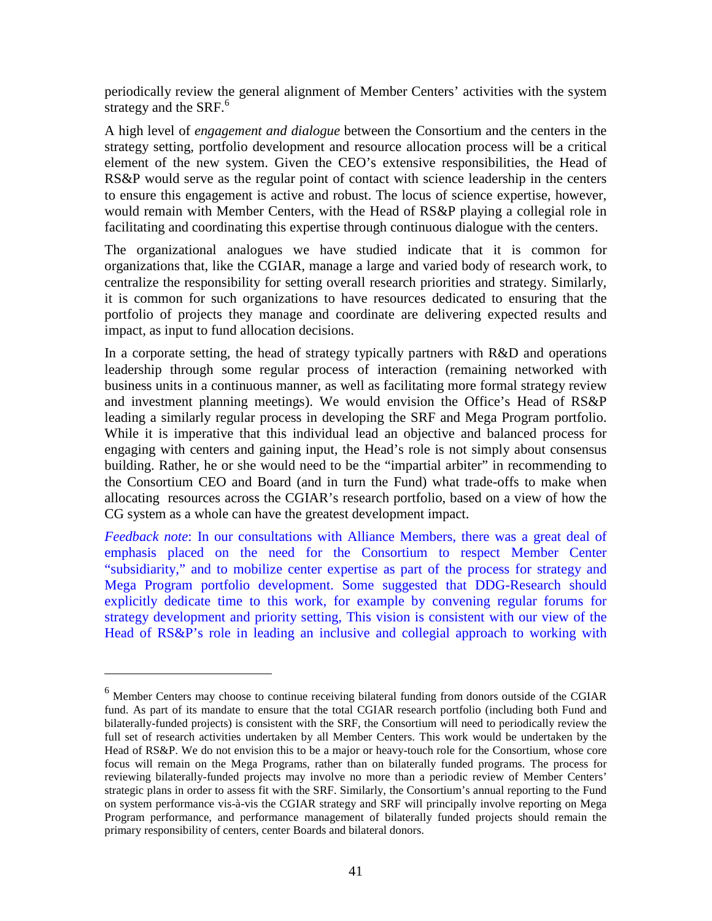periodically review the general alignment of Member Centers' activities with the system strategy and the SRF.[6]

A high level of *engagement and dialogue* between the Consortium and the centers in the strategy setting, portfolio development and resource allocation process will be a critical element of the new system. Given the CEO's extensive responsibilities, the Head of RS&P would serve as the regular point of contact with science leadership in the centers to ensure this engagement is active and robust. The locus of science expertise, however, would remain with Member Centers, with the Head of RS&P playing a collegial role in facilitating and coordinating this expertise through continuous dialogue with the centers.

The organizational analogues we have studied indicate that it is common for organizations that, like the CGIAR, manage a large and varied body of research work, to centralize the responsibility for setting overall research priorities and strategy. Similarly, it is common for such organizations to have resources dedicated to ensuring that the portfolio of projects they manage and coordinate are delivering expected results and impact, as input to fund allocation decisions.

In a corporate setting, the head of strategy typically partners with R&D and operations leadership through some regular process of interaction (remaining networked with business units in a continuous manner, as well as facilitating more formal strategy review and investment planning meetings). We would envision the Office's Head of RS&P leading a similarly regular process in developing the SRF and Mega Program portfolio. While it is imperative that this individual lead an objective and balanced process for engaging with centers and gaining input, the Head's role is not simply about consensus building. Rather, he or she would need to be the "impartial arbiter" in recommending to the Consortium CEO and Board (and in turn the Fund) what trade-offs to make when allocating resources across the CGIAR's research portfolio, based on a view of how the CG system as a whole can have the greatest development impact.

*Feedback note*: In our consultations with Alliance Members, there was a great deal of emphasis placed on the need for the Consortium to respect Member Center "subsidiarity," and to mobilize center expertise as part of the process for strategy and Mega Program portfolio development. Some suggested that DDG-Research should explicitly dedicate time to this work, for example by convening regular forums for strategy development and priority setting, This vision is consistent with our view of the Head of RS&P's role in leading an inclusive and collegial approach to working with

---

[6] Member Centers may choose to continue receiving bilateral funding from donors outside of the CGIAR fund. As part of its mandate to ensure that the total CGIAR research portfolio (including both Fund and bilaterally-funded projects) is consistent with the SRF, the Consortium will need to periodically review the full set of research activities undertaken by all Member Centers. This work would be undertaken by the Head of RS&P. We do not envision this to be a major or heavy-touch role for the Consortium, whose core focus will remain on the Mega Programs, rather than on bilaterally funded programs. The process for reviewing bilaterally-funded projects may involve no more than a periodic review of Member Centers' strategic plans in order to assess fit with the SRF. Similarly, the Consortium's annual reporting to the Fund on system performance vis-à-vis the CGIAR strategy and SRF will principally involve reporting on Mega Program performance, and performance management of bilaterally funded projects should remain the primary responsibility of centers, center Boards and bilateral donors.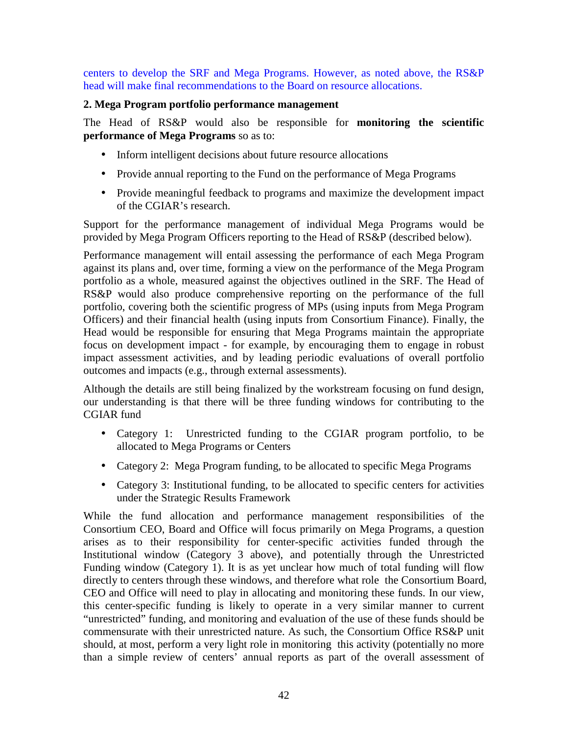centers to develop the SRF and Mega Programs. However, as noted above, the RS&P head will make final recommendations to the Board on resource allocations.

**2. Mega Program portfolio performance management**

The Head of RS&P would also be responsible for **monitoring the scientific performance of Mega Programs** so as to:

- Inform intelligent decisions about future resource allocations
- Provide annual reporting to the Fund on the performance of Mega Programs
- Provide meaningful feedback to programs and maximize the development impact of the CGIAR's research.

Support for the performance management of individual Mega Programs would be provided by Mega Program Officers reporting to the Head of RS&P (described below).

Performance management will entail assessing the performance of each Mega Program against its plans and, over time, forming a view on the performance of the Mega Program portfolio as a whole, measured against the objectives outlined in the SRF. The Head of RS&P would also produce comprehensive reporting on the performance of the full portfolio, covering both the scientific progress of MPs (using inputs from Mega Program Officers) and their financial health (using inputs from Consortium Finance). Finally, the Head would be responsible for ensuring that Mega Programs maintain the appropriate focus on development impact - for example, by encouraging them to engage in robust impact assessment activities, and by leading periodic evaluations of overall portfolio outcomes and impacts (e.g., through external assessments).

Although the details are still being finalized by the workstream focusing on fund design, our understanding is that there will be three funding windows for contributing to the CGIAR fund

- Category 1: Unrestricted funding to the CGIAR program portfolio, to be allocated to Mega Programs or Centers
- Category 2: Mega Program funding, to be allocated to specific Mega Programs
- Category 3: Institutional funding, to be allocated to specific centers for activities under the Strategic Results Framework

While the fund allocation and performance management responsibilities of the Consortium CEO, Board and Office will focus primarily on Mega Programs, a question arises as to their responsibility for center-specific activities funded through the Institutional window (Category 3 above), and potentially through the Unrestricted Funding window (Category 1). It is as yet unclear how much of total funding will flow directly to centers through these windows, and therefore what role the Consortium Board, CEO and Office will need to play in allocating and monitoring these funds. In our view, this center-specific funding is likely to operate in a very similar manner to current "unrestricted" funding, and monitoring and evaluation of the use of these funds should be commensurate with their unrestricted nature. As such, the Consortium Office RS&P unit should, at most, perform a very light role in monitoring this activity (potentially no more than a simple review of centers' annual reports as part of the overall assessment of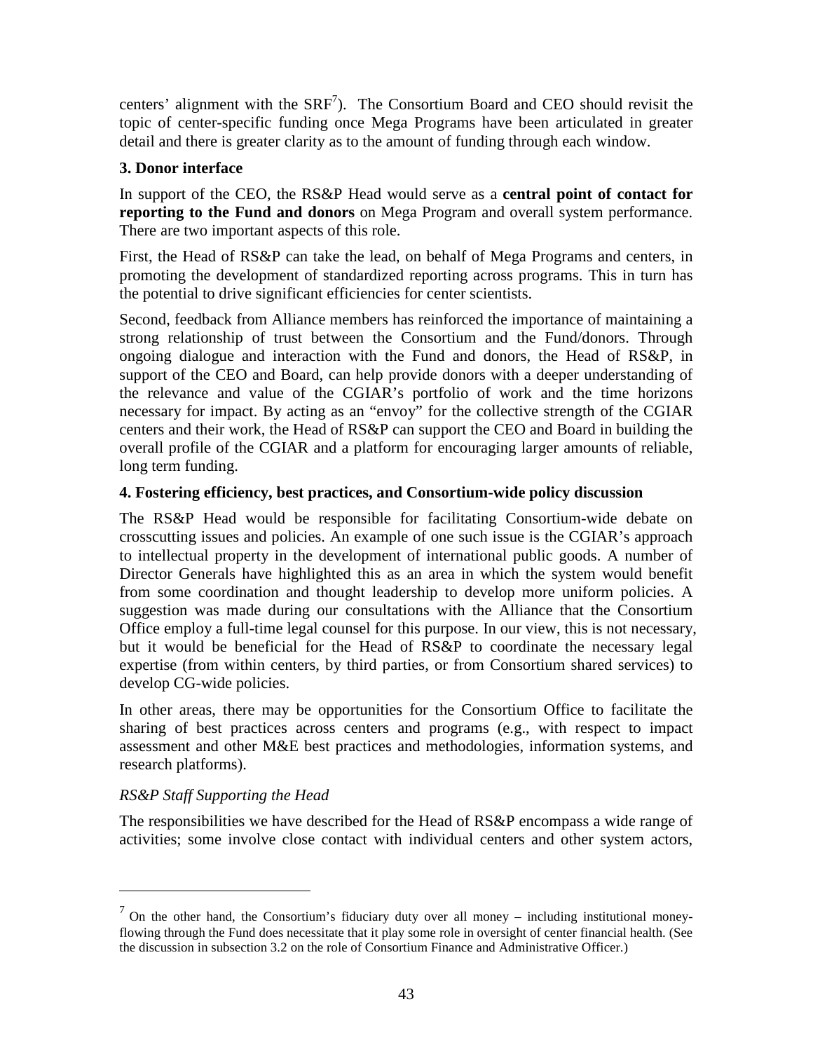centers' alignment with the SRF[7]). The Consortium Board and CEO should revisit the topic of center-specific funding once Mega Programs have been articulated in greater detail and there is greater clarity as to the amount of funding through each window.

**3. Donor interface**

In support of the CEO, the RS&P Head would serve as a **central point of contact for reporting to the Fund and donors** on Mega Program and overall system performance. There are two important aspects of this role.

First, the Head of RS&P can take the lead, on behalf of Mega Programs and centers, in promoting the development of standardized reporting across programs. This in turn has the potential to drive significant efficiencies for center scientists.

Second, feedback from Alliance members has reinforced the importance of maintaining a strong relationship of trust between the Consortium and the Fund/donors. Through ongoing dialogue and interaction with the Fund and donors, the Head of RS&P, in support of the CEO and Board, can help provide donors with a deeper understanding of the relevance and value of the CGIAR's portfolio of work and the time horizons necessary for impact. By acting as an "envoy" for the collective strength of the CGIAR centers and their work, the Head of RS&P can support the CEO and Board in building the overall profile of the CGIAR and a platform for encouraging larger amounts of reliable, long term funding.

**4. Fostering efficiency, best practices, and Consortium-wide policy discussion**

The RS&P Head would be responsible for facilitating Consortium-wide debate on crosscutting issues and policies. An example of one such issue is the CGIAR's approach to intellectual property in the development of international public goods. A number of Director Generals have highlighted this as an area in which the system would benefit from some coordination and thought leadership to develop more uniform policies. A suggestion was made during our consultations with the Alliance that the Consortium Office employ a full-time legal counsel for this purpose. In our view, this is not necessary, but it would be beneficial for the Head of RS&P to coordinate the necessary legal expertise (from within centers, by third parties, or from Consortium shared services) to develop CG-wide policies.

In other areas, there may be opportunities for the Consortium Office to facilitate the sharing of best practices across centers and programs (e.g., with respect to impact assessment and other M&E best practices and methodologies, information systems, and research platforms).

*RS&P Staff Supporting the Head*

The responsibilities we have described for the Head of RS&P encompass a wide range of activities; some involve close contact with individual centers and other system actors,

[7] On the other hand, the Consortium's fiduciary duty over all money – including institutional money-flowing through the Fund does necessitate that it play some role in oversight of center financial health. (See the discussion in subsection 3.2 on the role of Consortium Finance and Administrative Officer.)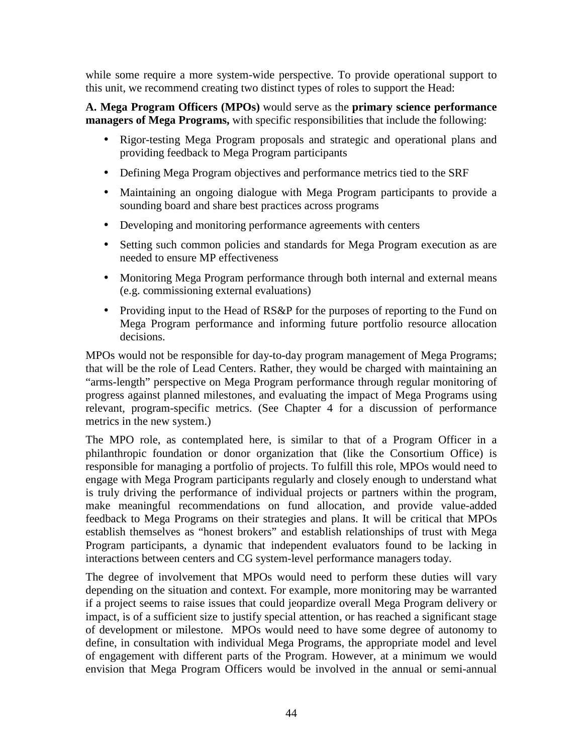while some require a more system-wide perspective. To provide operational support to this unit, we recommend creating two distinct types of roles to support the Head:

**A. Mega Program Officers (MPOs)** would serve as the **primary science performance managers of Mega Programs,** with specific responsibilities that include the following:

- Rigor-testing Mega Program proposals and strategic and operational plans and providing feedback to Mega Program participants
- Defining Mega Program objectives and performance metrics tied to the SRF
- Maintaining an ongoing dialogue with Mega Program participants to provide a sounding board and share best practices across programs
- Developing and monitoring performance agreements with centers
- Setting such common policies and standards for Mega Program execution as are needed to ensure MP effectiveness
- Monitoring Mega Program performance through both internal and external means (e.g. commissioning external evaluations)
- Providing input to the Head of RS&P for the purposes of reporting to the Fund on Mega Program performance and informing future portfolio resource allocation decisions.

MPOs would not be responsible for day-to-day program management of Mega Programs; that will be the role of Lead Centers. Rather, they would be charged with maintaining an "arms-length" perspective on Mega Program performance through regular monitoring of progress against planned milestones, and evaluating the impact of Mega Programs using relevant, program-specific metrics. (See Chapter 4 for a discussion of performance metrics in the new system.)

The MPO role, as contemplated here, is similar to that of a Program Officer in a philanthropic foundation or donor organization that (like the Consortium Office) is responsible for managing a portfolio of projects. To fulfill this role, MPOs would need to engage with Mega Program participants regularly and closely enough to understand what is truly driving the performance of individual projects or partners within the program, make meaningful recommendations on fund allocation, and provide value-added feedback to Mega Programs on their strategies and plans. It will be critical that MPOs establish themselves as "honest brokers" and establish relationships of trust with Mega Program participants, a dynamic that independent evaluators found to be lacking in interactions between centers and CG system-level performance managers today.

The degree of involvement that MPOs would need to perform these duties will vary depending on the situation and context. For example, more monitoring may be warranted if a project seems to raise issues that could jeopardize overall Mega Program delivery or impact, is of a sufficient size to justify special attention, or has reached a significant stage of development or milestone. MPOs would need to have some degree of autonomy to define, in consultation with individual Mega Programs, the appropriate model and level of engagement with different parts of the Program. However, at a minimum we would envision that Mega Program Officers would be involved in the annual or semi-annual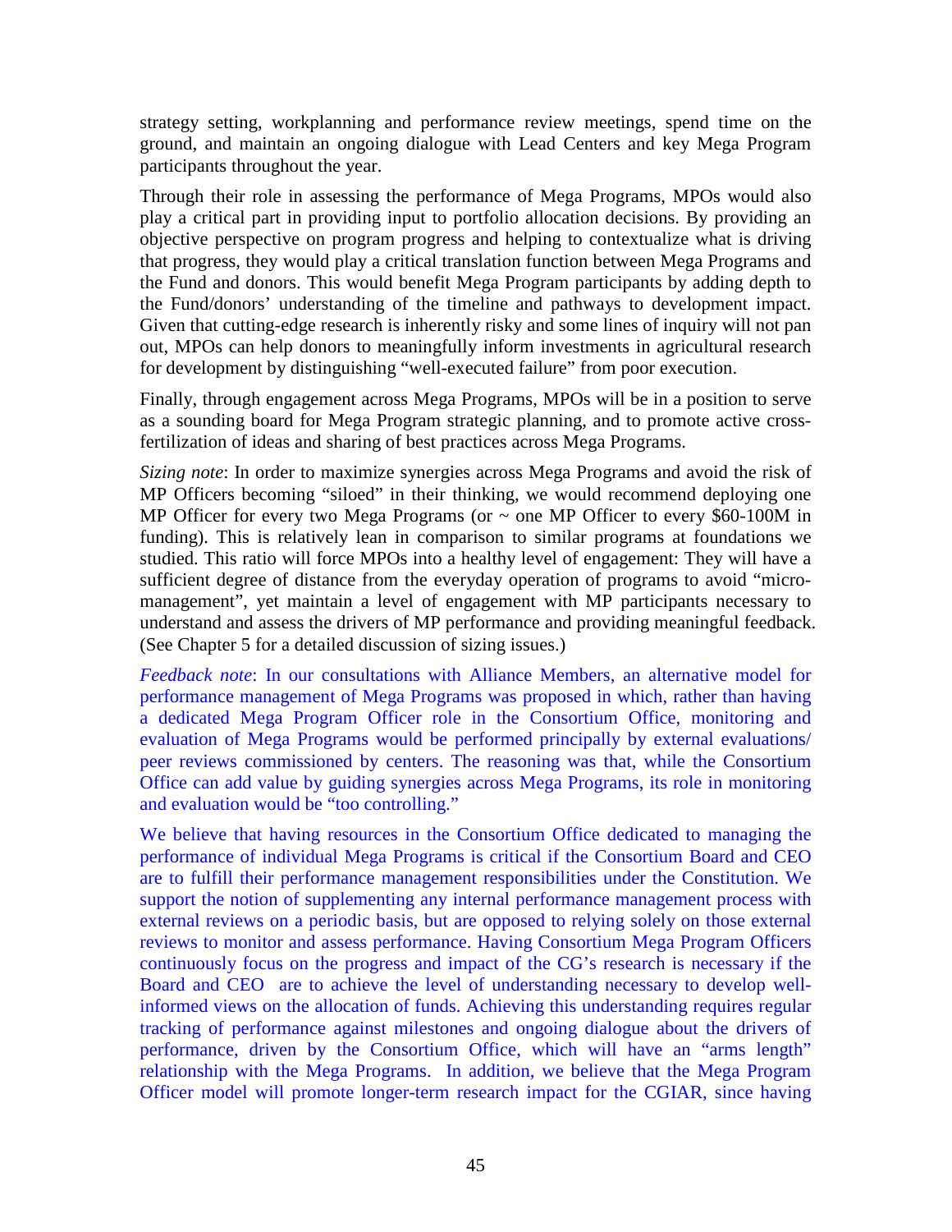strategy setting, workplanning and performance review meetings, spend time on the ground, and maintain an ongoing dialogue with Lead Centers and key Mega Program participants throughout the year.

Through their role in assessing the performance of Mega Programs, MPOs would also play a critical part in providing input to portfolio allocation decisions. By providing an objective perspective on program progress and helping to contextualize what is driving that progress, they would play a critical translation function between Mega Programs and the Fund and donors. This would benefit Mega Program participants by adding depth to the Fund/donors' understanding of the timeline and pathways to development impact. Given that cutting-edge research is inherently risky and some lines of inquiry will not pan out, MPOs can help donors to meaningfully inform investments in agricultural research for development by distinguishing "well-executed failure" from poor execution.

Finally, through engagement across Mega Programs, MPOs will be in a position to serve as a sounding board for Mega Program strategic planning, and to promote active cross-fertilization of ideas and sharing of best practices across Mega Programs.

*Sizing note*: In order to maximize synergies across Mega Programs and avoid the risk of MP Officers becoming "siloed" in their thinking, we would recommend deploying one MP Officer for every two Mega Programs (or ~ one MP Officer to every $60-100M in funding). This is relatively lean in comparison to similar programs at foundations we studied. This ratio will force MPOs into a healthy level of engagement: They will have a sufficient degree of distance from the everyday operation of programs to avoid "micro-management", yet maintain a level of engagement with MP participants necessary to understand and assess the drivers of MP performance and providing meaningful feedback. (See Chapter 5 for a detailed discussion of sizing issues.)

*Feedback note*: In our consultations with Alliance Members, an alternative model for performance management of Mega Programs was proposed in which, rather than having a dedicated Mega Program Officer role in the Consortium Office, monitoring and evaluation of Mega Programs would be performed principally by external evaluations/ peer reviews commissioned by centers. The reasoning was that, while the Consortium Office can add value by guiding synergies across Mega Programs, its role in monitoring and evaluation would be "too controlling."

We believe that having resources in the Consortium Office dedicated to managing the performance of individual Mega Programs is critical if the Consortium Board and CEO are to fulfill their performance management responsibilities under the Constitution. We support the notion of supplementing any internal performance management process with external reviews on a periodic basis, but are opposed to relying solely on those external reviews to monitor and assess performance. Having Consortium Mega Program Officers continuously focus on the progress and impact of the CG's research is necessary if the Board and CEO are to achieve the level of understanding necessary to develop well-informed views on the allocation of funds. Achieving this understanding requires regular tracking of performance against milestones and ongoing dialogue about the drivers of performance, driven by the Consortium Office, which will have an "arms length" relationship with the Mega Programs. In addition, we believe that the Mega Program Officer model will promote longer-term research impact for the CGIAR, since having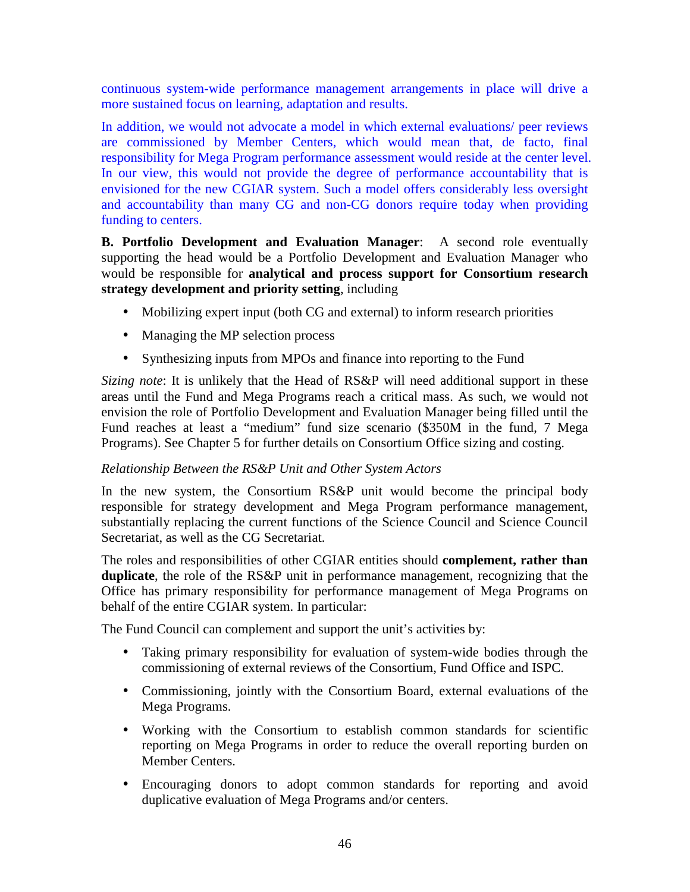continuous system-wide performance management arrangements in place will drive a more sustained focus on learning, adaptation and results.

In addition, we would not advocate a model in which external evaluations/ peer reviews are commissioned by Member Centers, which would mean that, de facto, final responsibility for Mega Program performance assessment would reside at the center level. In our view, this would not provide the degree of performance accountability that is envisioned for the new CGIAR system. Such a model offers considerably less oversight and accountability than many CG and non-CG donors require today when providing funding to centers.

**B. Portfolio Development and Evaluation Manager**: A second role eventually supporting the head would be a Portfolio Development and Evaluation Manager who would be responsible for **analytical and process support for Consortium research strategy development and priority setting**, including

- Mobilizing expert input (both CG and external) to inform research priorities
- Managing the MP selection process
- Synthesizing inputs from MPOs and finance into reporting to the Fund

*Sizing note*: It is unlikely that the Head of RS&P will need additional support in these areas until the Fund and Mega Programs reach a critical mass. As such, we would not envision the role of Portfolio Development and Evaluation Manager being filled until the Fund reaches at least a "medium" fund size scenario ($350M in the fund, 7 Mega Programs). See Chapter 5 for further details on Consortium Office sizing and costing.

*Relationship Between the RS&P Unit and Other System Actors*

In the new system, the Consortium RS&P unit would become the principal body responsible for strategy development and Mega Program performance management, substantially replacing the current functions of the Science Council and Science Council Secretariat, as well as the CG Secretariat.

The roles and responsibilities of other CGIAR entities should **complement, rather than duplicate**, the role of the RS&P unit in performance management, recognizing that the Office has primary responsibility for performance management of Mega Programs on behalf of the entire CGIAR system. In particular:

The Fund Council can complement and support the unit's activities by:

- Taking primary responsibility for evaluation of system-wide bodies through the commissioning of external reviews of the Consortium, Fund Office and ISPC.
- Commissioning, jointly with the Consortium Board, external evaluations of the Mega Programs.
- Working with the Consortium to establish common standards for scientific reporting on Mega Programs in order to reduce the overall reporting burden on Member Centers.
- Encouraging donors to adopt common standards for reporting and avoid duplicative evaluation of Mega Programs and/or centers.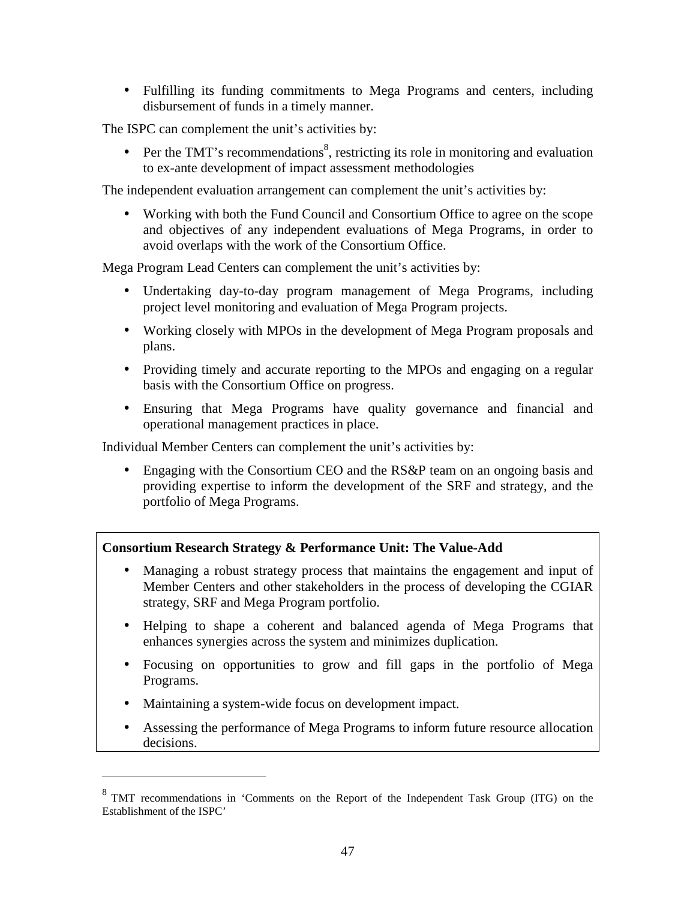- Fulfilling its funding commitments to Mega Programs and centers, including disbursement of funds in a timely manner.

The ISPC can complement the unit's activities by:

- Per the TMT's recommendations[8], restricting its role in monitoring and evaluation to ex-ante development of impact assessment methodologies

The independent evaluation arrangement can complement the unit's activities by:

- Working with both the Fund Council and Consortium Office to agree on the scope and objectives of any independent evaluations of Mega Programs, in order to avoid overlaps with the work of the Consortium Office.

Mega Program Lead Centers can complement the unit's activities by:

- Undertaking day-to-day program management of Mega Programs, including project level monitoring and evaluation of Mega Program projects.
- Working closely with MPOs in the development of Mega Program proposals and plans.
- Providing timely and accurate reporting to the MPOs and engaging on a regular basis with the Consortium Office on progress.
- Ensuring that Mega Programs have quality governance and financial and operational management practices in place.

Individual Member Centers can complement the unit's activities by:

- Engaging with the Consortium CEO and the RS&P team on an ongoing basis and providing expertise to inform the development of the SRF and strategy, and the portfolio of Mega Programs.

**Consortium Research Strategy & Performance Unit: The Value-Add**

- Managing a robust strategy process that maintains the engagement and input of Member Centers and other stakeholders in the process of developing the CGIAR strategy, SRF and Mega Program portfolio.
- Helping to shape a coherent and balanced agenda of Mega Programs that enhances synergies across the system and minimizes duplication.
- Focusing on opportunities to grow and fill gaps in the portfolio of Mega Programs.
- Maintaining a system-wide focus on development impact.
- Assessing the performance of Mega Programs to inform future resource allocation decisions.

---

[8] TMT recommendations in 'Comments on the Report of the Independent Task Group (ITG) on the Establishment of the ISPC'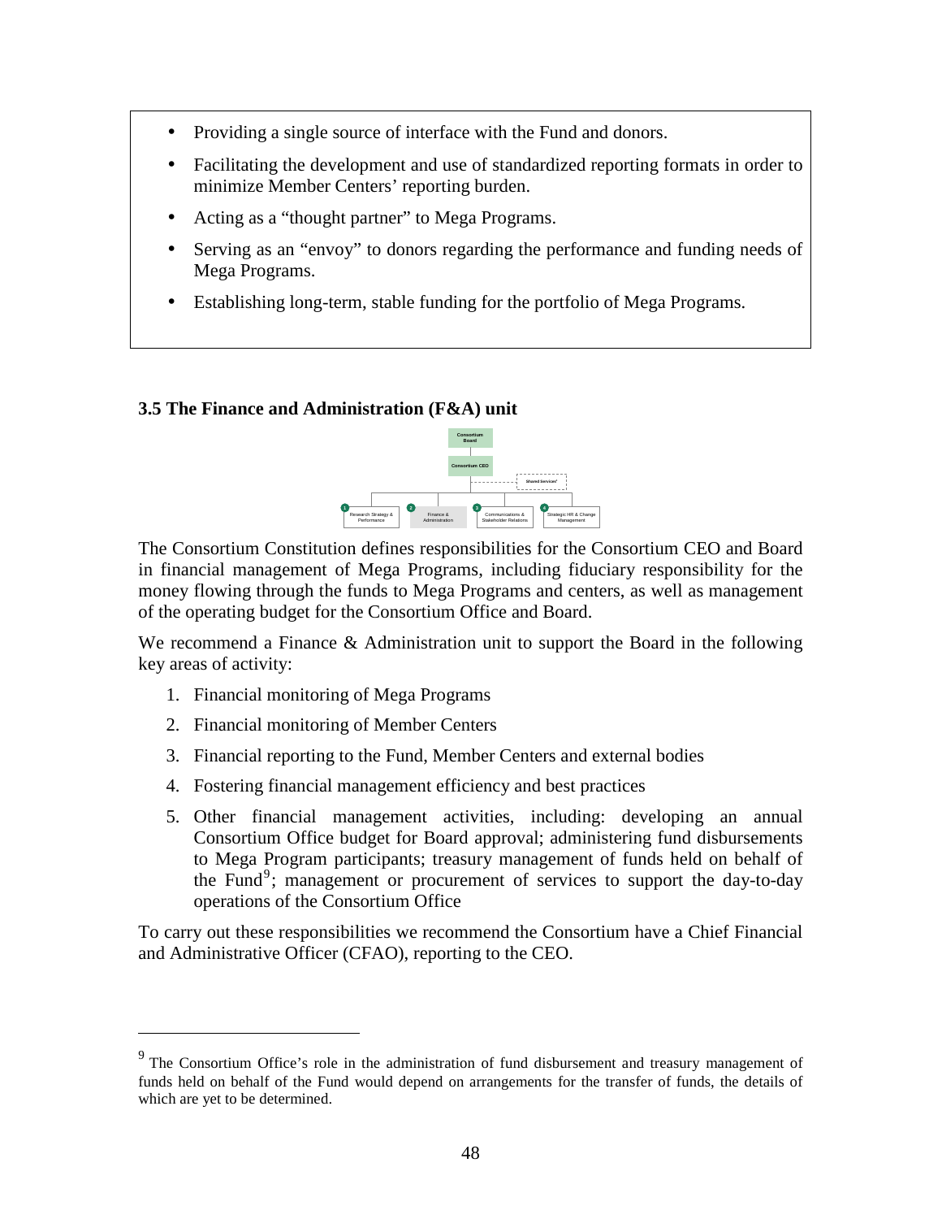- Providing a single source of interface with the Fund and donors.
- Facilitating the development and use of standardized reporting formats in order to minimize Member Centers' reporting burden.
- Acting as a "thought partner" to Mega Programs.
- Serving as an "envoy" to donors regarding the performance and funding needs of Mega Programs.
- Establishing long-term, stable funding for the portfolio of Mega Programs.

### 3.5 The Finance and Administration (F&A) unit

Consortium Board

Consortium CEO

Shared Services

1 Research Strategy & Performance | 2 Finance & Administration | 3 Communications & Stakeholder Relations | 4 Strategic HR & Change Management

The Consortium Constitution defines responsibilities for the Consortium CEO and Board in financial management of Mega Programs, including fiduciary responsibility for the money flowing through the funds to Mega Programs and centers, as well as management of the operating budget for the Consortium Office and Board.

We recommend a Finance & Administration unit to support the Board in the following key areas of activity:

1. Financial monitoring of Mega Programs
2. Financial monitoring of Member Centers
3. Financial reporting to the Fund, Member Centers and external bodies
4. Fostering financial management efficiency and best practices
5. Other financial management activities, including: developing an annual Consortium Office budget for Board approval; administering fund disbursements to Mega Program participants; treasury management of funds held on behalf of the Fund[9]; management or procurement of services to support the day-to-day operations of the Consortium Office

To carry out these responsibilities we recommend the Consortium have a Chief Financial and Administrative Officer (CFAO), reporting to the CEO.

[9] The Consortium Office's role in the administration of fund disbursement and treasury management of funds held on behalf of the Fund would depend on arrangements for the transfer of funds, the details of which are yet to be determined.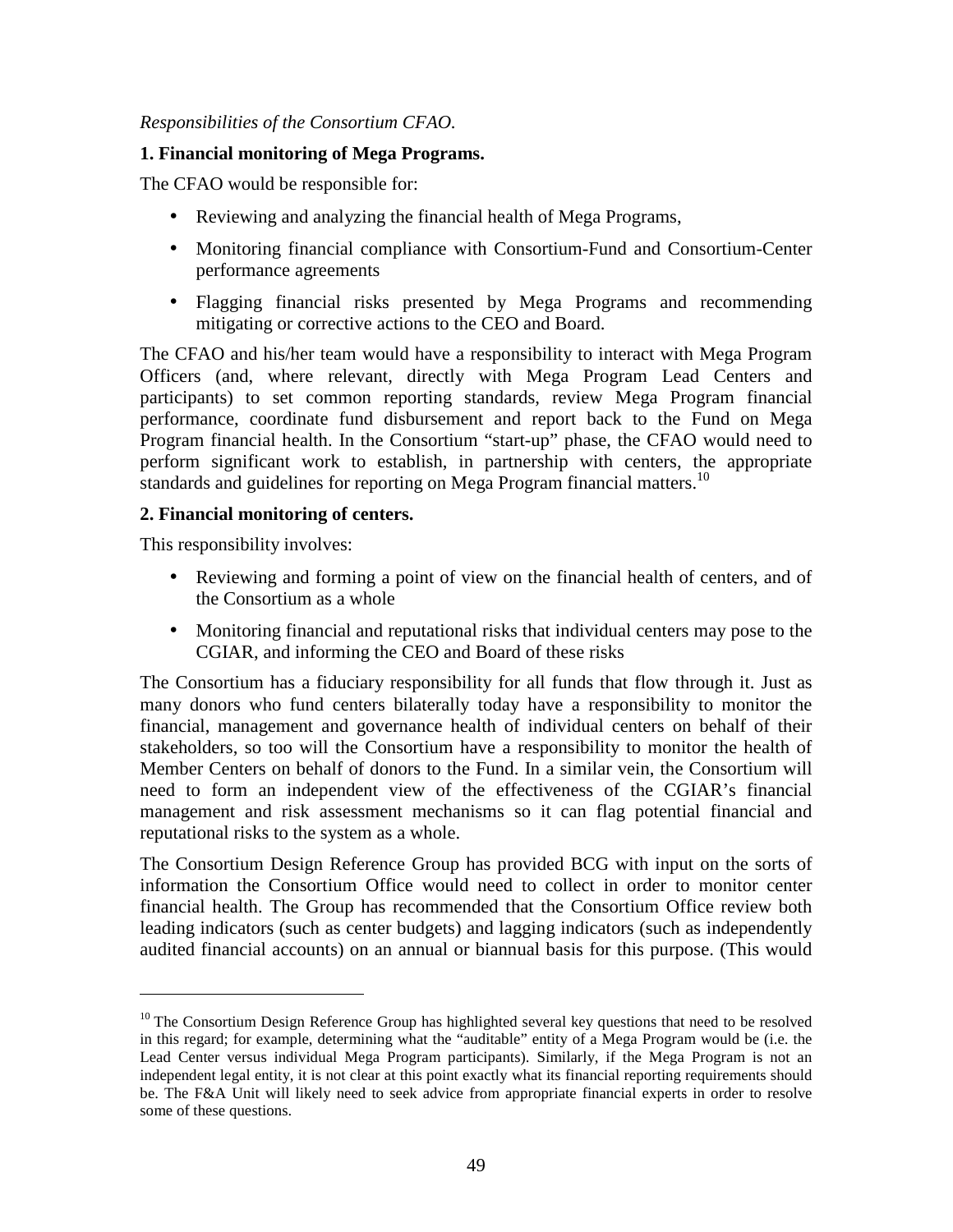*Responsibilities of the Consortium CFAO.*

**1. Financial monitoring of Mega Programs.**

The CFAO would be responsible for:

- Reviewing and analyzing the financial health of Mega Programs,
- Monitoring financial compliance with Consortium-Fund and Consortium-Center performance agreements
- Flagging financial risks presented by Mega Programs and recommending mitigating or corrective actions to the CEO and Board.

The CFAO and his/her team would have a responsibility to interact with Mega Program Officers (and, where relevant, directly with Mega Program Lead Centers and participants) to set common reporting standards, review Mega Program financial performance, coordinate fund disbursement and report back to the Fund on Mega Program financial health. In the Consortium "start-up" phase, the CFAO would need to perform significant work to establish, in partnership with centers, the appropriate standards and guidelines for reporting on Mega Program financial matters.[10]

**2. Financial monitoring of centers.**

This responsibility involves:

- Reviewing and forming a point of view on the financial health of centers, and of the Consortium as a whole
- Monitoring financial and reputational risks that individual centers may pose to the CGIAR, and informing the CEO and Board of these risks

The Consortium has a fiduciary responsibility for all funds that flow through it. Just as many donors who fund centers bilaterally today have a responsibility to monitor the financial, management and governance health of individual centers on behalf of their stakeholders, so too will the Consortium have a responsibility to monitor the health of Member Centers on behalf of donors to the Fund. In a similar vein, the Consortium will need to form an independent view of the effectiveness of the CGIAR's financial management and risk assessment mechanisms so it can flag potential financial and reputational risks to the system as a whole.

The Consortium Design Reference Group has provided BCG with input on the sorts of information the Consortium Office would need to collect in order to monitor center financial health. The Group has recommended that the Consortium Office review both leading indicators (such as center budgets) and lagging indicators (such as independently audited financial accounts) on an annual or biannual basis for this purpose. (This would

---

[10] The Consortium Design Reference Group has highlighted several key questions that need to be resolved in this regard; for example, determining what the "auditable" entity of a Mega Program would be (i.e. the Lead Center versus individual Mega Program participants). Similarly, if the Mega Program is not an independent legal entity, it is not clear at this point exactly what its financial reporting requirements should be. The F&A Unit will likely need to seek advice from appropriate financial experts in order to resolve some of these questions.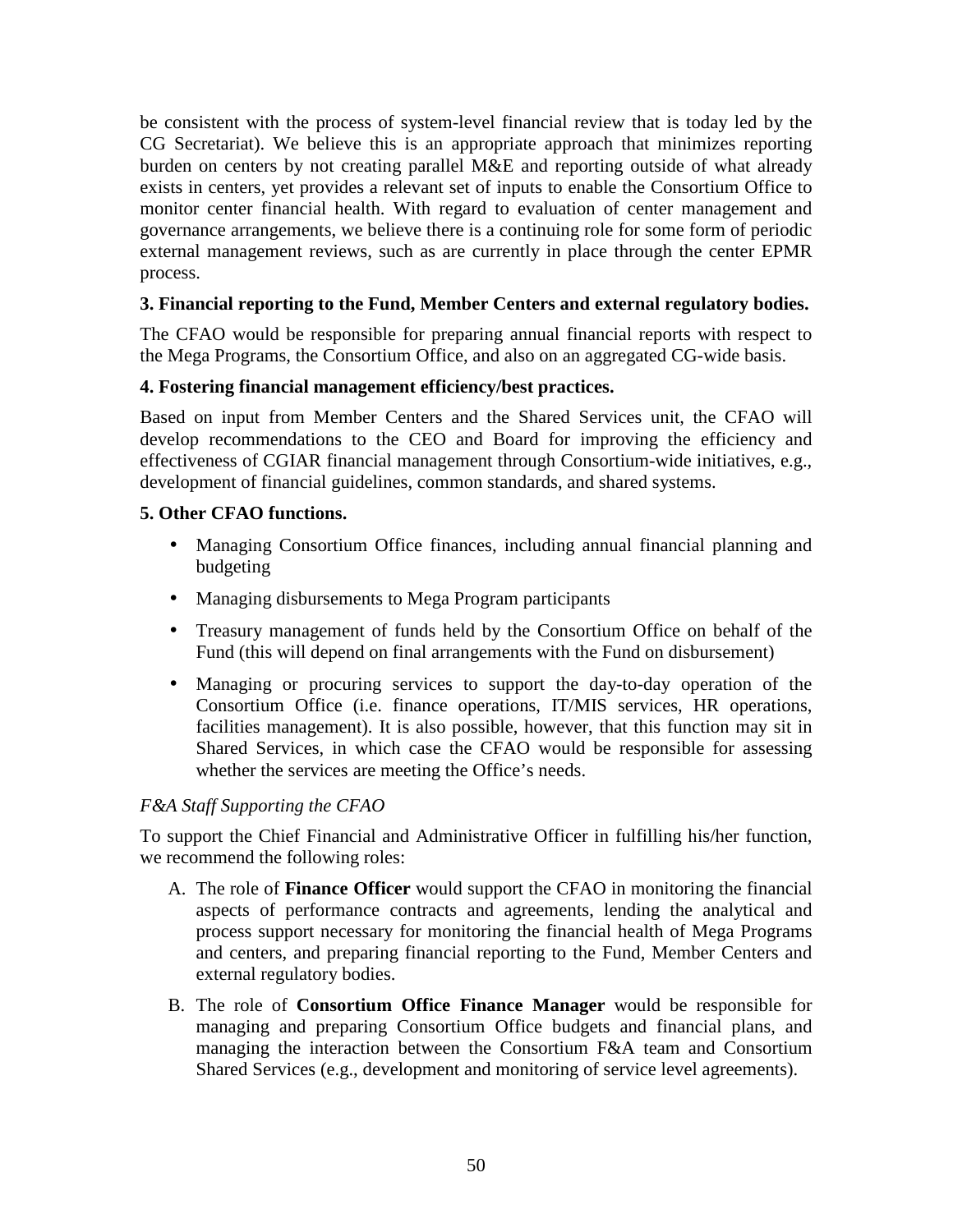be consistent with the process of system-level financial review that is today led by the CG Secretariat). We believe this is an appropriate approach that minimizes reporting burden on centers by not creating parallel M&E and reporting outside of what already exists in centers, yet provides a relevant set of inputs to enable the Consortium Office to monitor center financial health. With regard to evaluation of center management and governance arrangements, we believe there is a continuing role for some form of periodic external management reviews, such as are currently in place through the center EPMR process.

**3. Financial reporting to the Fund, Member Centers and external regulatory bodies.**

The CFAO would be responsible for preparing annual financial reports with respect to the Mega Programs, the Consortium Office, and also on an aggregated CG-wide basis.

**4. Fostering financial management efficiency/best practices.**

Based on input from Member Centers and the Shared Services unit, the CFAO will develop recommendations to the CEO and Board for improving the efficiency and effectiveness of CGIAR financial management through Consortium-wide initiatives, e.g., development of financial guidelines, common standards, and shared systems.

**5. Other CFAO functions.**

- Managing Consortium Office finances, including annual financial planning and budgeting
- Managing disbursements to Mega Program participants
- Treasury management of funds held by the Consortium Office on behalf of the Fund (this will depend on final arrangements with the Fund on disbursement)
- Managing or procuring services to support the day-to-day operation of the Consortium Office (i.e. finance operations, IT/MIS services, HR operations, facilities management). It is also possible, however, that this function may sit in Shared Services, in which case the CFAO would be responsible for assessing whether the services are meeting the Office's needs.

*F&A Staff Supporting the CFAO*

To support the Chief Financial and Administrative Officer in fulfilling his/her function, we recommend the following roles:

A. The role of **Finance Officer** would support the CFAO in monitoring the financial aspects of performance contracts and agreements, lending the analytical and process support necessary for monitoring the financial health of Mega Programs and centers, and preparing financial reporting to the Fund, Member Centers and external regulatory bodies.

B. The role of **Consortium Office Finance Manager** would be responsible for managing and preparing Consortium Office budgets and financial plans, and managing the interaction between the Consortium F&A team and Consortium Shared Services (e.g., development and monitoring of service level agreements).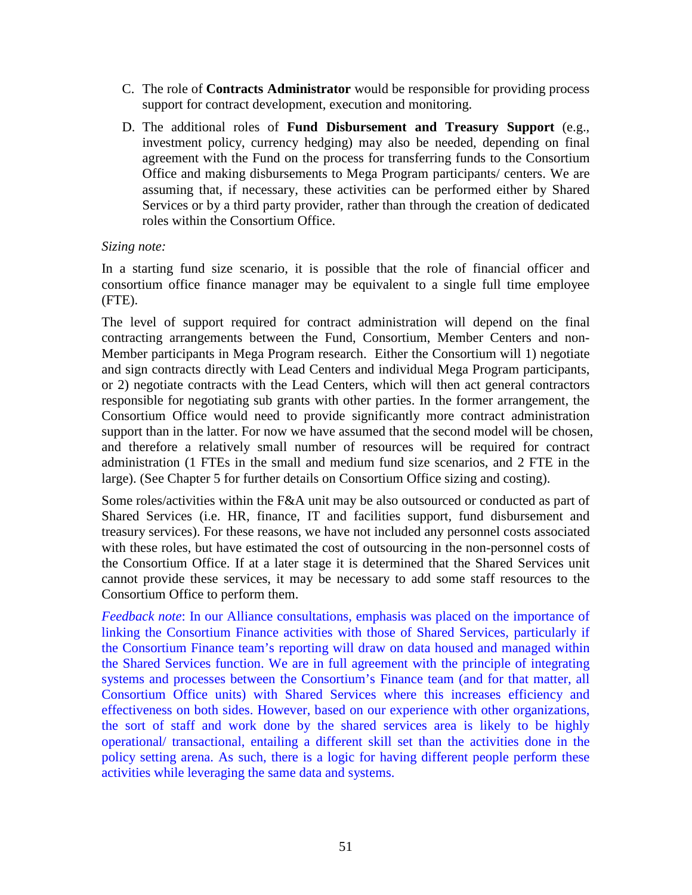C. The role of **Contracts Administrator** would be responsible for providing process support for contract development, execution and monitoring.

D. The additional roles of **Fund Disbursement and Treasury Support** (e.g., investment policy, currency hedging) may also be needed, depending on final agreement with the Fund on the process for transferring funds to the Consortium Office and making disbursements to Mega Program participants/ centers. We are assuming that, if necessary, these activities can be performed either by Shared Services or by a third party provider, rather than through the creation of dedicated roles within the Consortium Office.

*Sizing note:*

In a starting fund size scenario, it is possible that the role of financial officer and consortium office finance manager may be equivalent to a single full time employee (FTE).

The level of support required for contract administration will depend on the final contracting arrangements between the Fund, Consortium, Member Centers and non-Member participants in Mega Program research. Either the Consortium will 1) negotiate and sign contracts directly with Lead Centers and individual Mega Program participants, or 2) negotiate contracts with the Lead Centers, which will then act general contractors responsible for negotiating sub grants with other parties. In the former arrangement, the Consortium Office would need to provide significantly more contract administration support than in the latter. For now we have assumed that the second model will be chosen, and therefore a relatively small number of resources will be required for contract administration (1 FTEs in the small and medium fund size scenarios, and 2 FTE in the large). (See Chapter 5 for further details on Consortium Office sizing and costing).

Some roles/activities within the F&A unit may be also outsourced or conducted as part of Shared Services (i.e. HR, finance, IT and facilities support, fund disbursement and treasury services). For these reasons, we have not included any personnel costs associated with these roles, but have estimated the cost of outsourcing in the non-personnel costs of the Consortium Office. If at a later stage it is determined that the Shared Services unit cannot provide these services, it may be necessary to add some staff resources to the Consortium Office to perform them.

*Feedback note*: In our Alliance consultations, emphasis was placed on the importance of linking the Consortium Finance activities with those of Shared Services, particularly if the Consortium Finance team's reporting will draw on data housed and managed within the Shared Services function. We are in full agreement with the principle of integrating systems and processes between the Consortium's Finance team (and for that matter, all Consortium Office units) with Shared Services where this increases efficiency and effectiveness on both sides. However, based on our experience with other organizations, the sort of staff and work done by the shared services area is likely to be highly operational/ transactional, entailing a different skill set than the activities done in the policy setting arena. As such, there is a logic for having different people perform these activities while leveraging the same data and systems.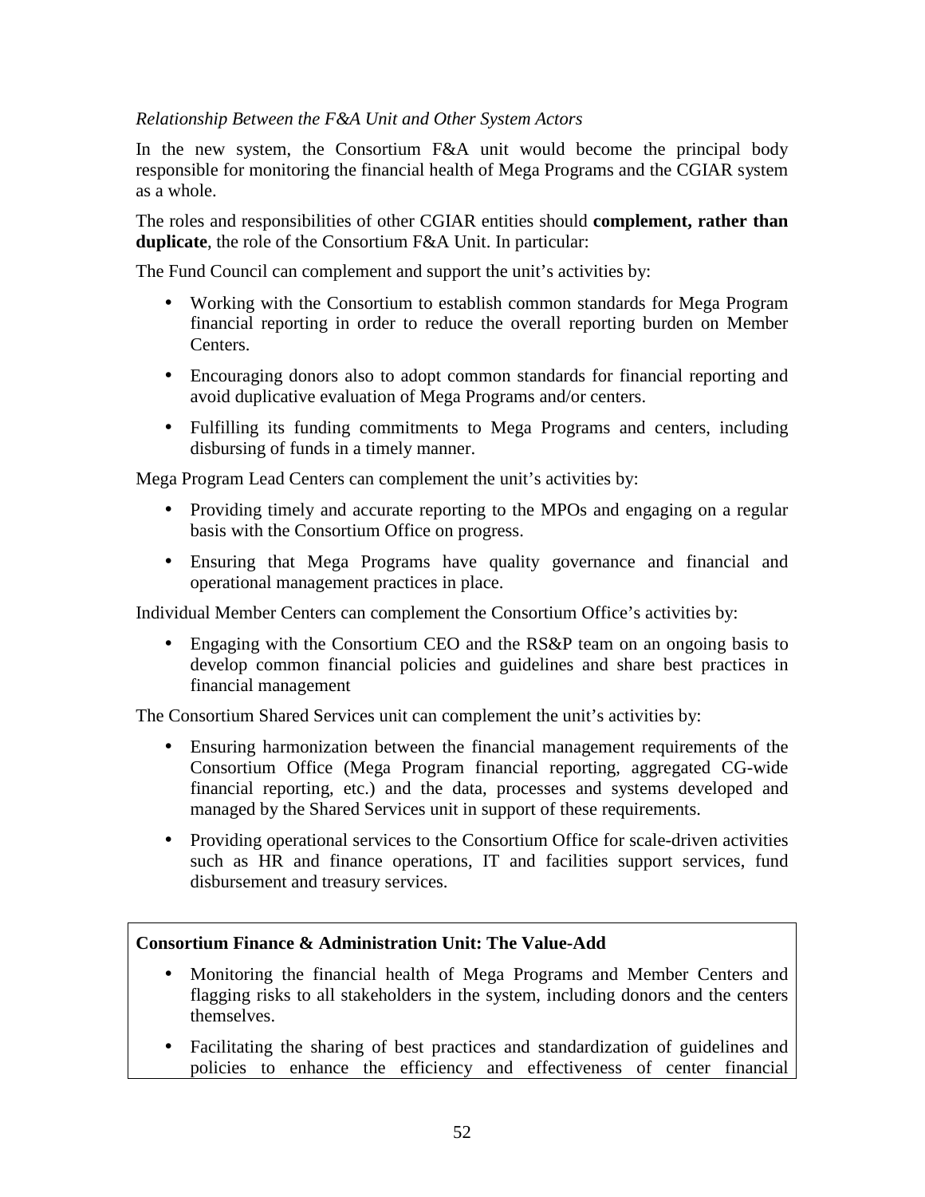*Relationship Between the F&A Unit and Other System Actors*

In the new system, the Consortium F&A unit would become the principal body responsible for monitoring the financial health of Mega Programs and the CGIAR system as a whole.

The roles and responsibilities of other CGIAR entities should **complement, rather than duplicate**, the role of the Consortium F&A Unit. In particular:

The Fund Council can complement and support the unit's activities by:

- Working with the Consortium to establish common standards for Mega Program financial reporting in order to reduce the overall reporting burden on Member Centers.
- Encouraging donors also to adopt common standards for financial reporting and avoid duplicative evaluation of Mega Programs and/or centers.
- Fulfilling its funding commitments to Mega Programs and centers, including disbursing of funds in a timely manner.

Mega Program Lead Centers can complement the unit's activities by:

- Providing timely and accurate reporting to the MPOs and engaging on a regular basis with the Consortium Office on progress.
- Ensuring that Mega Programs have quality governance and financial and operational management practices in place.

Individual Member Centers can complement the Consortium Office's activities by:

- Engaging with the Consortium CEO and the RS&P team on an ongoing basis to develop common financial policies and guidelines and share best practices in financial management

The Consortium Shared Services unit can complement the unit's activities by:

- Ensuring harmonization between the financial management requirements of the Consortium Office (Mega Program financial reporting, aggregated CG-wide financial reporting, etc.) and the data, processes and systems developed and managed by the Shared Services unit in support of these requirements.
- Providing operational services to the Consortium Office for scale-driven activities such as HR and finance operations, IT and facilities support services, fund disbursement and treasury services.

**Consortium Finance & Administration Unit: The Value-Add**

- Monitoring the financial health of Mega Programs and Member Centers and flagging risks to all stakeholders in the system, including donors and the centers themselves.
- Facilitating the sharing of best practices and standardization of guidelines and policies to enhance the efficiency and effectiveness of center financial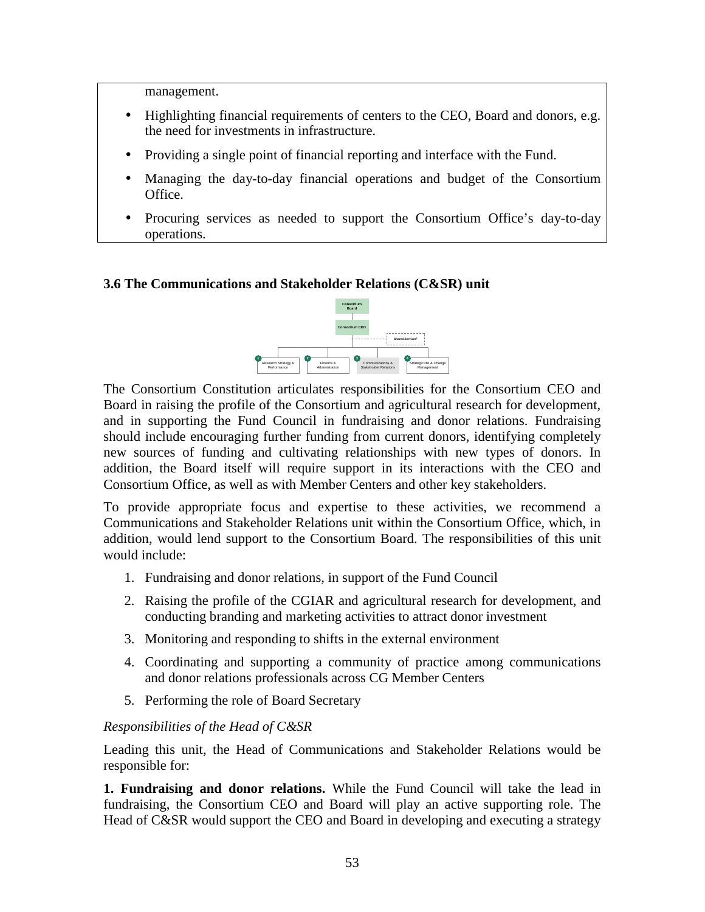management.

- Highlighting financial requirements of centers to the CEO, Board and donors, e.g. the need for investments in infrastructure.
- Providing a single point of financial reporting and interface with the Fund.
- Managing the day-to-day financial operations and budget of the Consortium Office.
- Procuring services as needed to support the Consortium Office's day-to-day operations.

### 3.6 The Communications and Stakeholder Relations (C&SR) unit

The Consortium Constitution articulates responsibilities for the Consortium CEO and Board in raising the profile of the Consortium and agricultural research for development, and in supporting the Fund Council in fundraising and donor relations. Fundraising should include encouraging further funding from current donors, identifying completely new sources of funding and cultivating relationships with new types of donors. In addition, the Board itself will require support in its interactions with the CEO and Consortium Office, as well as with Member Centers and other key stakeholders.

To provide appropriate focus and expertise to these activities, we recommend a Communications and Stakeholder Relations unit within the Consortium Office, which, in addition, would lend support to the Consortium Board. The responsibilities of this unit would include:

1. Fundraising and donor relations, in support of the Fund Council
2. Raising the profile of the CGIAR and agricultural research for development, and conducting branding and marketing activities to attract donor investment
3. Monitoring and responding to shifts in the external environment
4. Coordinating and supporting a community of practice among communications and donor relations professionals across CG Member Centers
5. Performing the role of Board Secretary

*Responsibilities of the Head of C&SR*

Leading this unit, the Head of Communications and Stakeholder Relations would be responsible for:

**1. Fundraising and donor relations.** While the Fund Council will take the lead in fundraising, the Consortium CEO and Board will play an active supporting role. The Head of C&SR would support the CEO and Board in developing and executing a strategy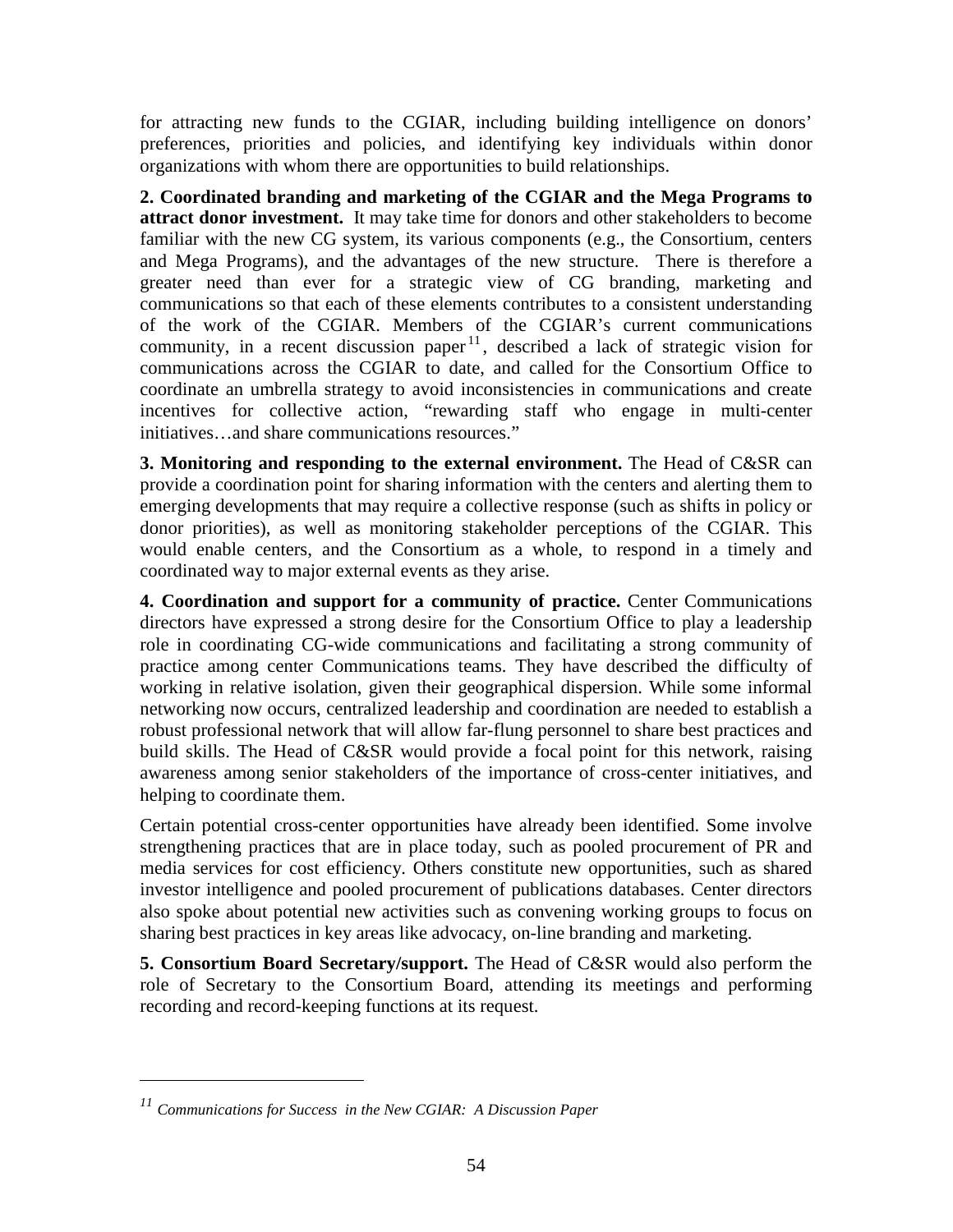for attracting new funds to the CGIAR, including building intelligence on donors' preferences, priorities and policies, and identifying key individuals within donor organizations with whom there are opportunities to build relationships.

**2. Coordinated branding and marketing of the CGIAR and the Mega Programs to attract donor investment.** It may take time for donors and other stakeholders to become familiar with the new CG system, its various components (e.g., the Consortium, centers and Mega Programs), and the advantages of the new structure. There is therefore a greater need than ever for a strategic view of CG branding, marketing and communications so that each of these elements contributes to a consistent understanding of the work of the CGIAR. Members of the CGIAR's current communications community, in a recent discussion paper[11], described a lack of strategic vision for communications across the CGIAR to date, and called for the Consortium Office to coordinate an umbrella strategy to avoid inconsistencies in communications and create incentives for collective action, "rewarding staff who engage in multi-center initiatives…and share communications resources."

**3. Monitoring and responding to the external environment.** The Head of C&SR can provide a coordination point for sharing information with the centers and alerting them to emerging developments that may require a collective response (such as shifts in policy or donor priorities), as well as monitoring stakeholder perceptions of the CGIAR. This would enable centers, and the Consortium as a whole, to respond in a timely and coordinated way to major external events as they arise.

**4. Coordination and support for a community of practice.** Center Communications directors have expressed a strong desire for the Consortium Office to play a leadership role in coordinating CG-wide communications and facilitating a strong community of practice among center Communications teams. They have described the difficulty of working in relative isolation, given their geographical dispersion. While some informal networking now occurs, centralized leadership and coordination are needed to establish a robust professional network that will allow far-flung personnel to share best practices and build skills. The Head of C&SR would provide a focal point for this network, raising awareness among senior stakeholders of the importance of cross-center initiatives, and helping to coordinate them.

Certain potential cross-center opportunities have already been identified. Some involve strengthening practices that are in place today, such as pooled procurement of PR and media services for cost efficiency. Others constitute new opportunities, such as shared investor intelligence and pooled procurement of publications databases. Center directors also spoke about potential new activities such as convening working groups to focus on sharing best practices in key areas like advocacy, on-line branding and marketing.

**5. Consortium Board Secretary/support.** The Head of C&SR would also perform the role of Secretary to the Consortium Board, attending its meetings and performing recording and record-keeping functions at its request.

---

[11] *Communications for Success in the New CGIAR: A Discussion Paper*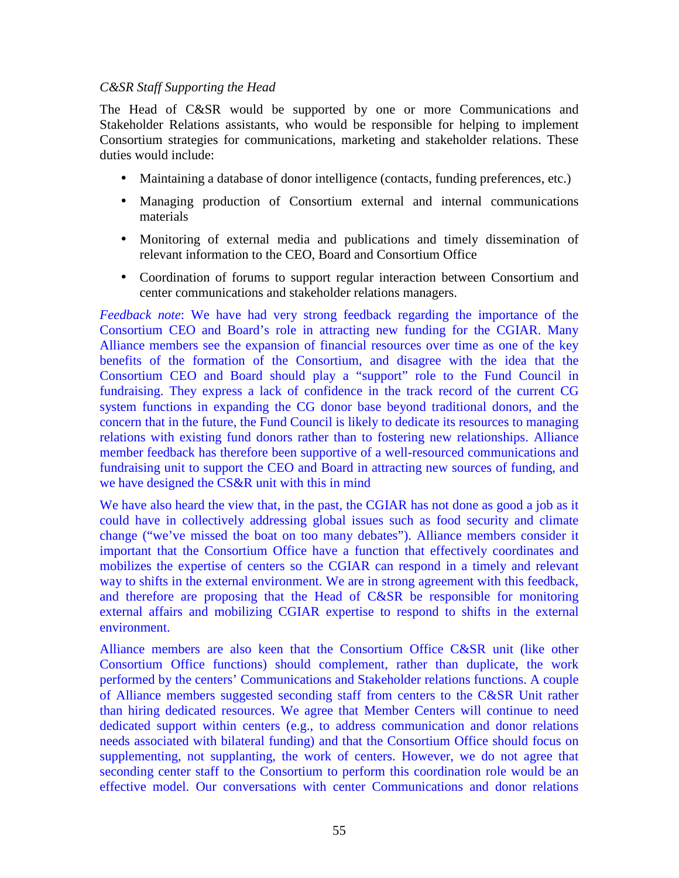*C&SR Staff Supporting the Head*

The Head of C&SR would be supported by one or more Communications and Stakeholder Relations assistants, who would be responsible for helping to implement Consortium strategies for communications, marketing and stakeholder relations. These duties would include:

- Maintaining a database of donor intelligence (contacts, funding preferences, etc.)
- Managing production of Consortium external and internal communications materials
- Monitoring of external media and publications and timely dissemination of relevant information to the CEO, Board and Consortium Office
- Coordination of forums to support regular interaction between Consortium and center communications and stakeholder relations managers.

*Feedback note*: We have had very strong feedback regarding the importance of the Consortium CEO and Board's role in attracting new funding for the CGIAR. Many Alliance members see the expansion of financial resources over time as one of the key benefits of the formation of the Consortium, and disagree with the idea that the Consortium CEO and Board should play a "support" role to the Fund Council in fundraising. They express a lack of confidence in the track record of the current CG system functions in expanding the CG donor base beyond traditional donors, and the concern that in the future, the Fund Council is likely to dedicate its resources to managing relations with existing fund donors rather than to fostering new relationships. Alliance member feedback has therefore been supportive of a well-resourced communications and fundraising unit to support the CEO and Board in attracting new sources of funding, and we have designed the CS&R unit with this in mind

We have also heard the view that, in the past, the CGIAR has not done as good a job as it could have in collectively addressing global issues such as food security and climate change ("we've missed the boat on too many debates"). Alliance members consider it important that the Consortium Office have a function that effectively coordinates and mobilizes the expertise of centers so the CGIAR can respond in a timely and relevant way to shifts in the external environment. We are in strong agreement with this feedback, and therefore are proposing that the Head of C&SR be responsible for monitoring external affairs and mobilizing CGIAR expertise to respond to shifts in the external environment.

Alliance members are also keen that the Consortium Office C&SR unit (like other Consortium Office functions) should complement, rather than duplicate, the work performed by the centers' Communications and Stakeholder relations functions. A couple of Alliance members suggested seconding staff from centers to the C&SR Unit rather than hiring dedicated resources. We agree that Member Centers will continue to need dedicated support within centers (e.g., to address communication and donor relations needs associated with bilateral funding) and that the Consortium Office should focus on supplementing, not supplanting, the work of centers. However, we do not agree that seconding center staff to the Consortium to perform this coordination role would be an effective model. Our conversations with center Communications and donor relations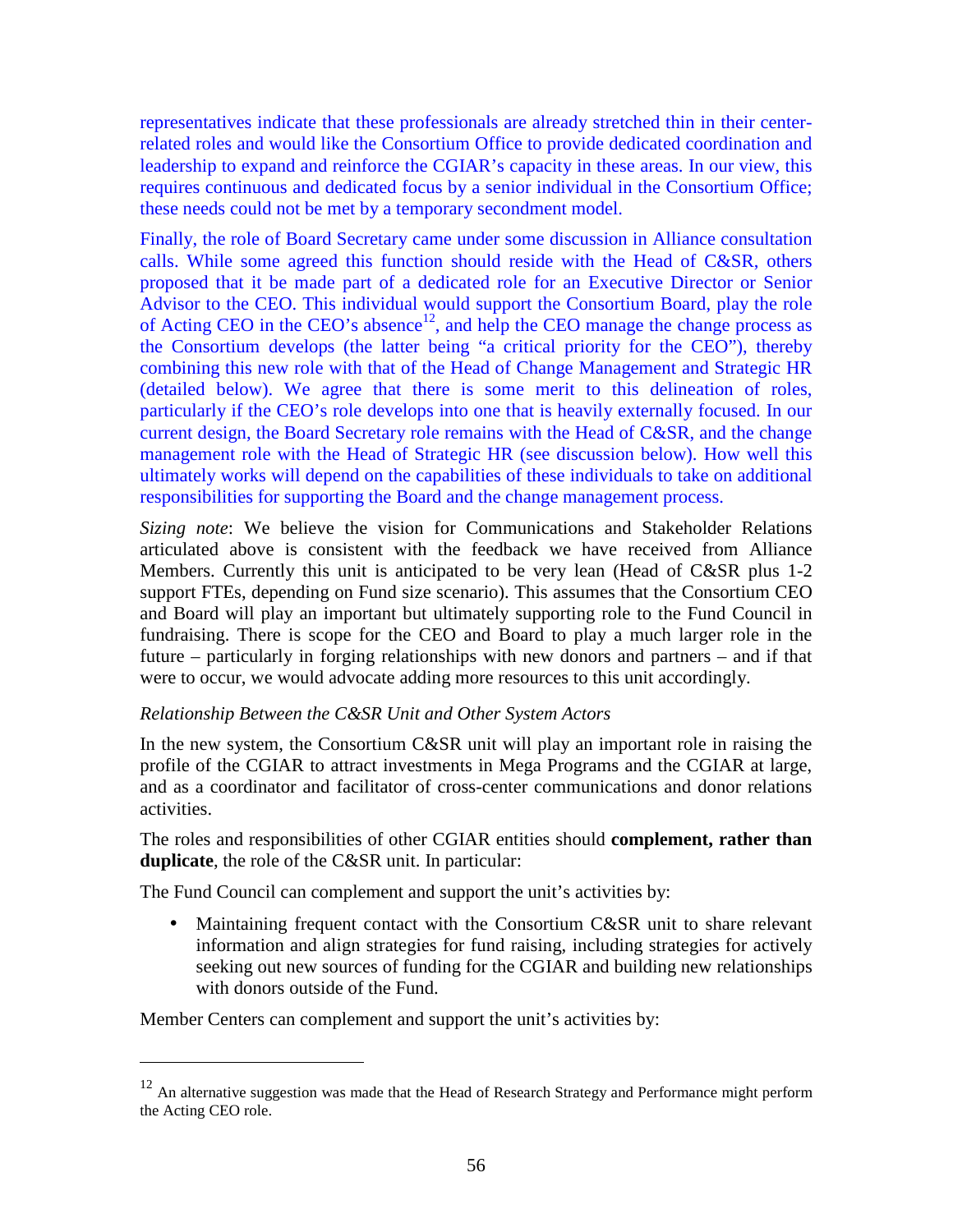representatives indicate that these professionals are already stretched thin in their center-related roles and would like the Consortium Office to provide dedicated coordination and leadership to expand and reinforce the CGIAR's capacity in these areas. In our view, this requires continuous and dedicated focus by a senior individual in the Consortium Office; these needs could not be met by a temporary secondment model.

Finally, the role of Board Secretary came under some discussion in Alliance consultation calls. While some agreed this function should reside with the Head of C&SR, others proposed that it be made part of a dedicated role for an Executive Director or Senior Advisor to the CEO. This individual would support the Consortium Board, play the role of Acting CEO in the CEO's absence[12], and help the CEO manage the change process as the Consortium develops (the latter being "a critical priority for the CEO"), thereby combining this new role with that of the Head of Change Management and Strategic HR (detailed below). We agree that there is some merit to this delineation of roles, particularly if the CEO's role develops into one that is heavily externally focused. In our current design, the Board Secretary role remains with the Head of C&SR, and the change management role with the Head of Strategic HR (see discussion below). How well this ultimately works will depend on the capabilities of these individuals to take on additional responsibilities for supporting the Board and the change management process.

*Sizing note*: We believe the vision for Communications and Stakeholder Relations articulated above is consistent with the feedback we have received from Alliance Members. Currently this unit is anticipated to be very lean (Head of C&SR plus 1-2 support FTEs, depending on Fund size scenario). This assumes that the Consortium CEO and Board will play an important but ultimately supporting role to the Fund Council in fundraising. There is scope for the CEO and Board to play a much larger role in the future – particularly in forging relationships with new donors and partners – and if that were to occur, we would advocate adding more resources to this unit accordingly.

*Relationship Between the C&SR Unit and Other System Actors*

In the new system, the Consortium C&SR unit will play an important role in raising the profile of the CGIAR to attract investments in Mega Programs and the CGIAR at large, and as a coordinator and facilitator of cross-center communications and donor relations activities.

The roles and responsibilities of other CGIAR entities should **complement, rather than duplicate**, the role of the C&SR unit. In particular:

The Fund Council can complement and support the unit's activities by:

- Maintaining frequent contact with the Consortium C&SR unit to share relevant information and align strategies for fund raising, including strategies for actively seeking out new sources of funding for the CGIAR and building new relationships with donors outside of the Fund.

Member Centers can complement and support the unit's activities by:

[12] An alternative suggestion was made that the Head of Research Strategy and Performance might perform the Acting CEO role.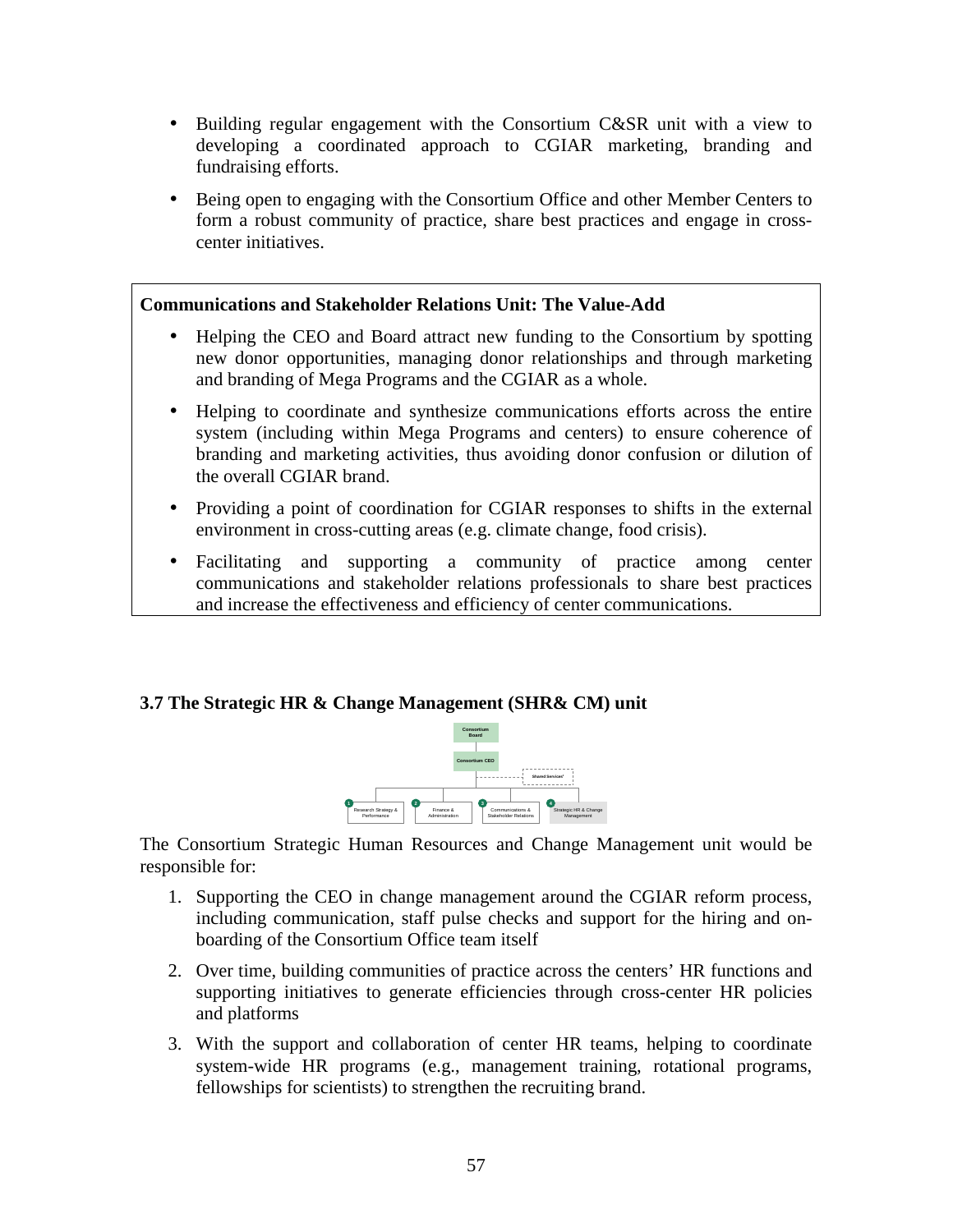- Building regular engagement with the Consortium C&SR unit with a view to developing a coordinated approach to CGIAR marketing, branding and fundraising efforts.
- Being open to engaging with the Consortium Office and other Member Centers to form a robust community of practice, share best practices and engage in cross-center initiatives.

**Communications and Stakeholder Relations Unit: The Value-Add**

- Helping the CEO and Board attract new funding to the Consortium by spotting new donor opportunities, managing donor relationships and through marketing and branding of Mega Programs and the CGIAR as a whole.
- Helping to coordinate and synthesize communications efforts across the entire system (including within Mega Programs and centers) to ensure coherence of branding and marketing activities, thus avoiding donor confusion or dilution of the overall CGIAR brand.
- Providing a point of coordination for CGIAR responses to shifts in the external environment in cross-cutting areas (e.g. climate change, food crisis).
- Facilitating and supporting a community of practice among center communications and stakeholder relations professionals to share best practices and increase the effectiveness and efficiency of center communications.

### 3.7 The Strategic HR & Change Management (SHR& CM) unit

Consortium Board

Consortium CEO

Shared Services[1]

1 Research Strategy & Performance | 2 Finance & Administration | 3 Communications & Stakeholder Relations | 4 Strategic HR & Change Management

The Consortium Strategic Human Resources and Change Management unit would be responsible for:

1. Supporting the CEO in change management around the CGIAR reform process, including communication, staff pulse checks and support for the hiring and on-boarding of the Consortium Office team itself
2. Over time, building communities of practice across the centers' HR functions and supporting initiatives to generate efficiencies through cross-center HR policies and platforms
3. With the support and collaboration of center HR teams, helping to coordinate system-wide HR programs (e.g., management training, rotational programs, fellowships for scientists) to strengthen the recruiting brand.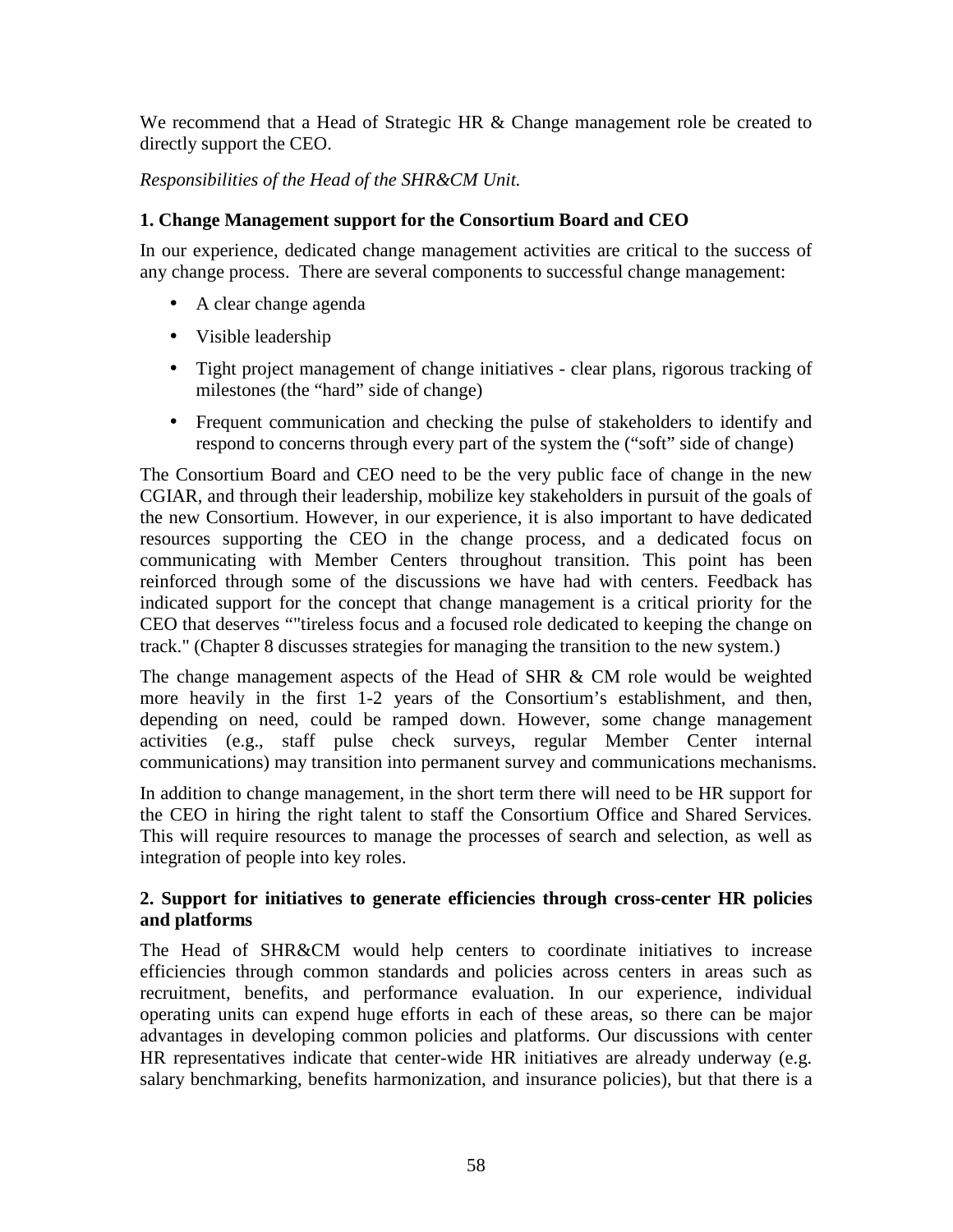We recommend that a Head of Strategic HR & Change management role be created to directly support the CEO.

*Responsibilities of the Head of the SHR&CM Unit.*

**1. Change Management support for the Consortium Board and CEO**

In our experience, dedicated change management activities are critical to the success of any change process. There are several components to successful change management:

- A clear change agenda
- Visible leadership
- Tight project management of change initiatives - clear plans, rigorous tracking of milestones (the "hard" side of change)
- Frequent communication and checking the pulse of stakeholders to identify and respond to concerns through every part of the system the ("soft" side of change)

The Consortium Board and CEO need to be the very public face of change in the new CGIAR, and through their leadership, mobilize key stakeholders in pursuit of the goals of the new Consortium. However, in our experience, it is also important to have dedicated resources supporting the CEO in the change process, and a dedicated focus on communicating with Member Centers throughout transition. This point has been reinforced through some of the discussions we have had with centers. Feedback has indicated support for the concept that change management is a critical priority for the CEO that deserves ""tireless focus and a focused role dedicated to keeping the change on track." (Chapter 8 discusses strategies for managing the transition to the new system.)

The change management aspects of the Head of SHR & CM role would be weighted more heavily in the first 1-2 years of the Consortium's establishment, and then, depending on need, could be ramped down. However, some change management activities (e.g., staff pulse check surveys, regular Member Center internal communications) may transition into permanent survey and communications mechanisms.

In addition to change management, in the short term there will need to be HR support for the CEO in hiring the right talent to staff the Consortium Office and Shared Services. This will require resources to manage the processes of search and selection, as well as integration of people into key roles.

**2. Support for initiatives to generate efficiencies through cross-center HR policies and platforms**

The Head of SHR&CM would help centers to coordinate initiatives to increase efficiencies through common standards and policies across centers in areas such as recruitment, benefits, and performance evaluation. In our experience, individual operating units can expend huge efforts in each of these areas, so there can be major advantages in developing common policies and platforms. Our discussions with center HR representatives indicate that center-wide HR initiatives are already underway (e.g. salary benchmarking, benefits harmonization, and insurance policies), but that there is a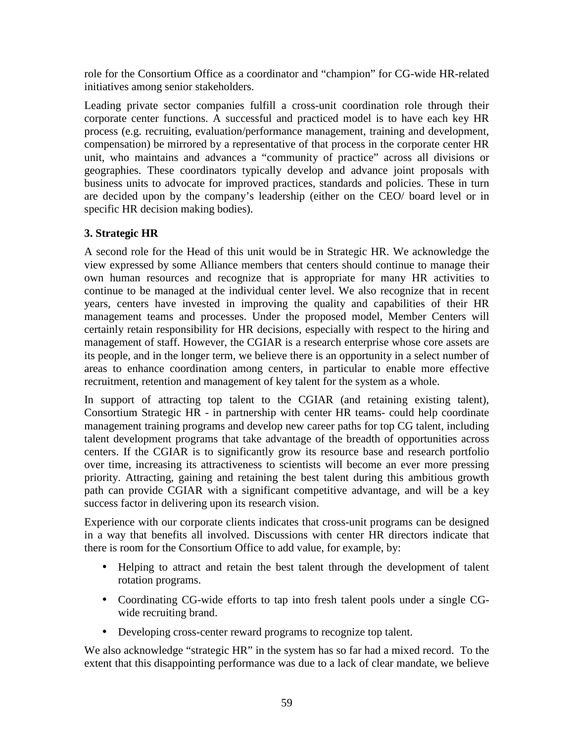role for the Consortium Office as a coordinator and "champion" for CG-wide HR-related initiatives among senior stakeholders.

Leading private sector companies fulfill a cross-unit coordination role through their corporate center functions. A successful and practiced model is to have each key HR process (e.g. recruiting, evaluation/performance management, training and development, compensation) be mirrored by a representative of that process in the corporate center HR unit, who maintains and advances a "community of practice" across all divisions or geographies. These coordinators typically develop and advance joint proposals with business units to advocate for improved practices, standards and policies. These in turn are decided upon by the company's leadership (either on the CEO/ board level or in specific HR decision making bodies).

### 3. Strategic HR

A second role for the Head of this unit would be in Strategic HR. We acknowledge the view expressed by some Alliance members that centers should continue to manage their own human resources and recognize that is appropriate for many HR activities to continue to be managed at the individual center level. We also recognize that in recent years, centers have invested in improving the quality and capabilities of their HR management teams and processes. Under the proposed model, Member Centers will certainly retain responsibility for HR decisions, especially with respect to the hiring and management of staff. However, the CGIAR is a research enterprise whose core assets are its people, and in the longer term, we believe there is an opportunity in a select number of areas to enhance coordination among centers, in particular to enable more effective recruitment, retention and management of key talent for the system as a whole.

In support of attracting top talent to the CGIAR (and retaining existing talent), Consortium Strategic HR - in partnership with center HR teams- could help coordinate management training programs and develop new career paths for top CG talent, including talent development programs that take advantage of the breadth of opportunities across centers. If the CGIAR is to significantly grow its resource base and research portfolio over time, increasing its attractiveness to scientists will become an ever more pressing priority. Attracting, gaining and retaining the best talent during this ambitious growth path can provide CGIAR with a significant competitive advantage, and will be a key success factor in delivering upon its research vision.

Experience with our corporate clients indicates that cross-unit programs can be designed in a way that benefits all involved. Discussions with center HR directors indicate that there is room for the Consortium Office to add value, for example, by:

- Helping to attract and retain the best talent through the development of talent rotation programs.
- Coordinating CG-wide efforts to tap into fresh talent pools under a single CG-wide recruiting brand.
- Developing cross-center reward programs to recognize top talent.

We also acknowledge "strategic HR" in the system has so far had a mixed record. To the extent that this disappointing performance was due to a lack of clear mandate, we believe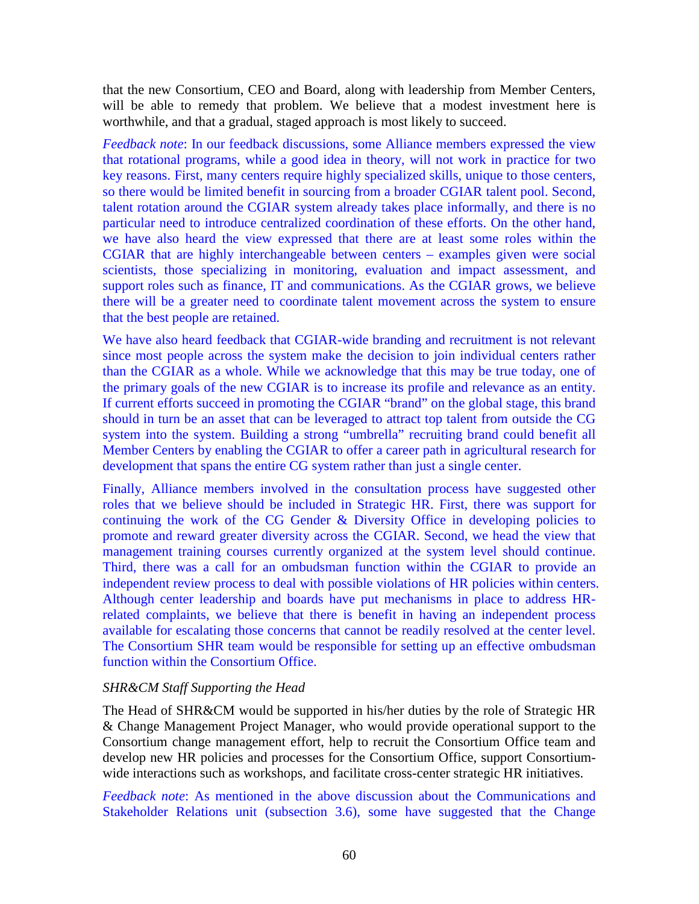that the new Consortium, CEO and Board, along with leadership from Member Centers, will be able to remedy that problem. We believe that a modest investment here is worthwhile, and that a gradual, staged approach is most likely to succeed.

*Feedback note*: In our feedback discussions, some Alliance members expressed the view that rotational programs, while a good idea in theory, will not work in practice for two key reasons. First, many centers require highly specialized skills, unique to those centers, so there would be limited benefit in sourcing from a broader CGIAR talent pool. Second, talent rotation around the CGIAR system already takes place informally, and there is no particular need to introduce centralized coordination of these efforts. On the other hand, we have also heard the view expressed that there are at least some roles within the CGIAR that are highly interchangeable between centers – examples given were social scientists, those specializing in monitoring, evaluation and impact assessment, and support roles such as finance, IT and communications. As the CGIAR grows, we believe there will be a greater need to coordinate talent movement across the system to ensure that the best people are retained.

We have also heard feedback that CGIAR-wide branding and recruitment is not relevant since most people across the system make the decision to join individual centers rather than the CGIAR as a whole. While we acknowledge that this may be true today, one of the primary goals of the new CGIAR is to increase its profile and relevance as an entity. If current efforts succeed in promoting the CGIAR "brand" on the global stage, this brand should in turn be an asset that can be leveraged to attract top talent from outside the CG system into the system. Building a strong "umbrella" recruiting brand could benefit all Member Centers by enabling the CGIAR to offer a career path in agricultural research for development that spans the entire CG system rather than just a single center.

Finally, Alliance members involved in the consultation process have suggested other roles that we believe should be included in Strategic HR. First, there was support for continuing the work of the CG Gender & Diversity Office in developing policies to promote and reward greater diversity across the CGIAR. Second, we head the view that management training courses currently organized at the system level should continue. Third, there was a call for an ombudsman function within the CGIAR to provide an independent review process to deal with possible violations of HR policies within centers. Although center leadership and boards have put mechanisms in place to address HR-related complaints, we believe that there is benefit in having an independent process available for escalating those concerns that cannot be readily resolved at the center level. The Consortium SHR team would be responsible for setting up an effective ombudsman function within the Consortium Office.

*SHR&CM Staff Supporting the Head*

The Head of SHR&CM would be supported in his/her duties by the role of Strategic HR & Change Management Project Manager, who would provide operational support to the Consortium change management effort, help to recruit the Consortium Office team and develop new HR policies and processes for the Consortium Office, support Consortium-wide interactions such as workshops, and facilitate cross-center strategic HR initiatives.

*Feedback note*: As mentioned in the above discussion about the Communications and Stakeholder Relations unit (subsection 3.6), some have suggested that the Change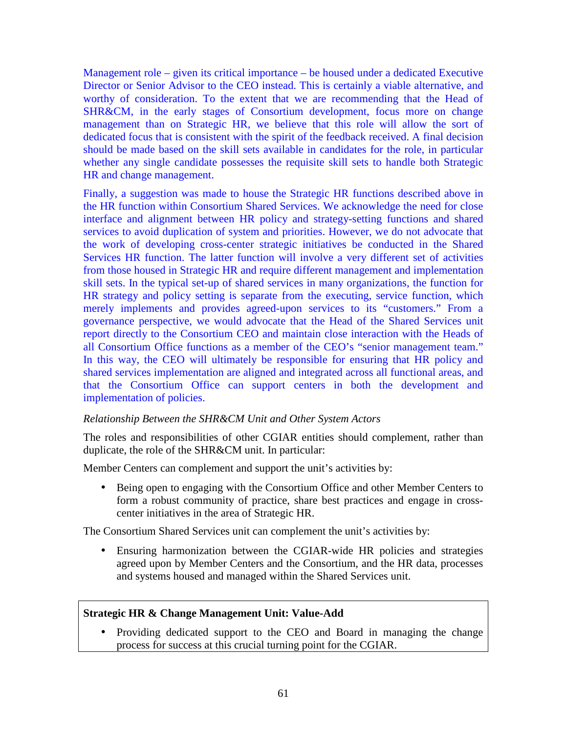Management role – given its critical importance – be housed under a dedicated Executive Director or Senior Advisor to the CEO instead. This is certainly a viable alternative, and worthy of consideration. To the extent that we are recommending that the Head of SHR&CM, in the early stages of Consortium development, focus more on change management than on Strategic HR, we believe that this role will allow the sort of dedicated focus that is consistent with the spirit of the feedback received. A final decision should be made based on the skill sets available in candidates for the role, in particular whether any single candidate possesses the requisite skill sets to handle both Strategic HR and change management.

Finally, a suggestion was made to house the Strategic HR functions described above in the HR function within Consortium Shared Services. We acknowledge the need for close interface and alignment between HR policy and strategy-setting functions and shared services to avoid duplication of system and priorities. However, we do not advocate that the work of developing cross-center strategic initiatives be conducted in the Shared Services HR function. The latter function will involve a very different set of activities from those housed in Strategic HR and require different management and implementation skill sets. In the typical set-up of shared services in many organizations, the function for HR strategy and policy setting is separate from the executing, service function, which merely implements and provides agreed-upon services to its "customers." From a governance perspective, we would advocate that the Head of the Shared Services unit report directly to the Consortium CEO and maintain close interaction with the Heads of all Consortium Office functions as a member of the CEO's "senior management team." In this way, the CEO will ultimately be responsible for ensuring that HR policy and shared services implementation are aligned and integrated across all functional areas, and that the Consortium Office can support centers in both the development and implementation of policies.

*Relationship Between the SHR&CM Unit and Other System Actors*

The roles and responsibilities of other CGIAR entities should complement, rather than duplicate, the role of the SHR&CM unit. In particular:

Member Centers can complement and support the unit's activities by:

- Being open to engaging with the Consortium Office and other Member Centers to form a robust community of practice, share best practices and engage in cross-center initiatives in the area of Strategic HR.

The Consortium Shared Services unit can complement the unit's activities by:

- Ensuring harmonization between the CGIAR-wide HR policies and strategies agreed upon by Member Centers and the Consortium, and the HR data, processes and systems housed and managed within the Shared Services unit.

**Strategic HR & Change Management Unit: Value-Add**

- Providing dedicated support to the CEO and Board in managing the change process for success at this crucial turning point for the CGIAR.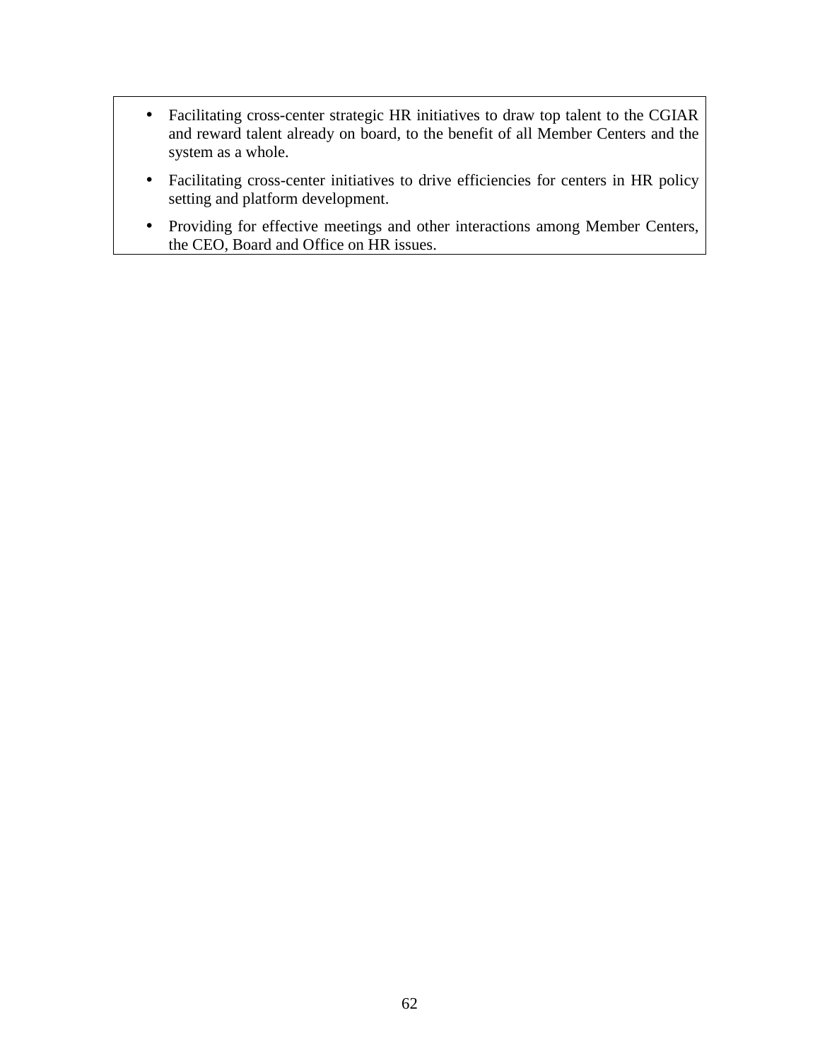- Facilitating cross-center strategic HR initiatives to draw top talent to the CGIAR and reward talent already on board, to the benefit of all Member Centers and the system as a whole.
- Facilitating cross-center initiatives to drive efficiencies for centers in HR policy setting and platform development.
- Providing for effective meetings and other interactions among Member Centers, the CEO, Board and Office on HR issues.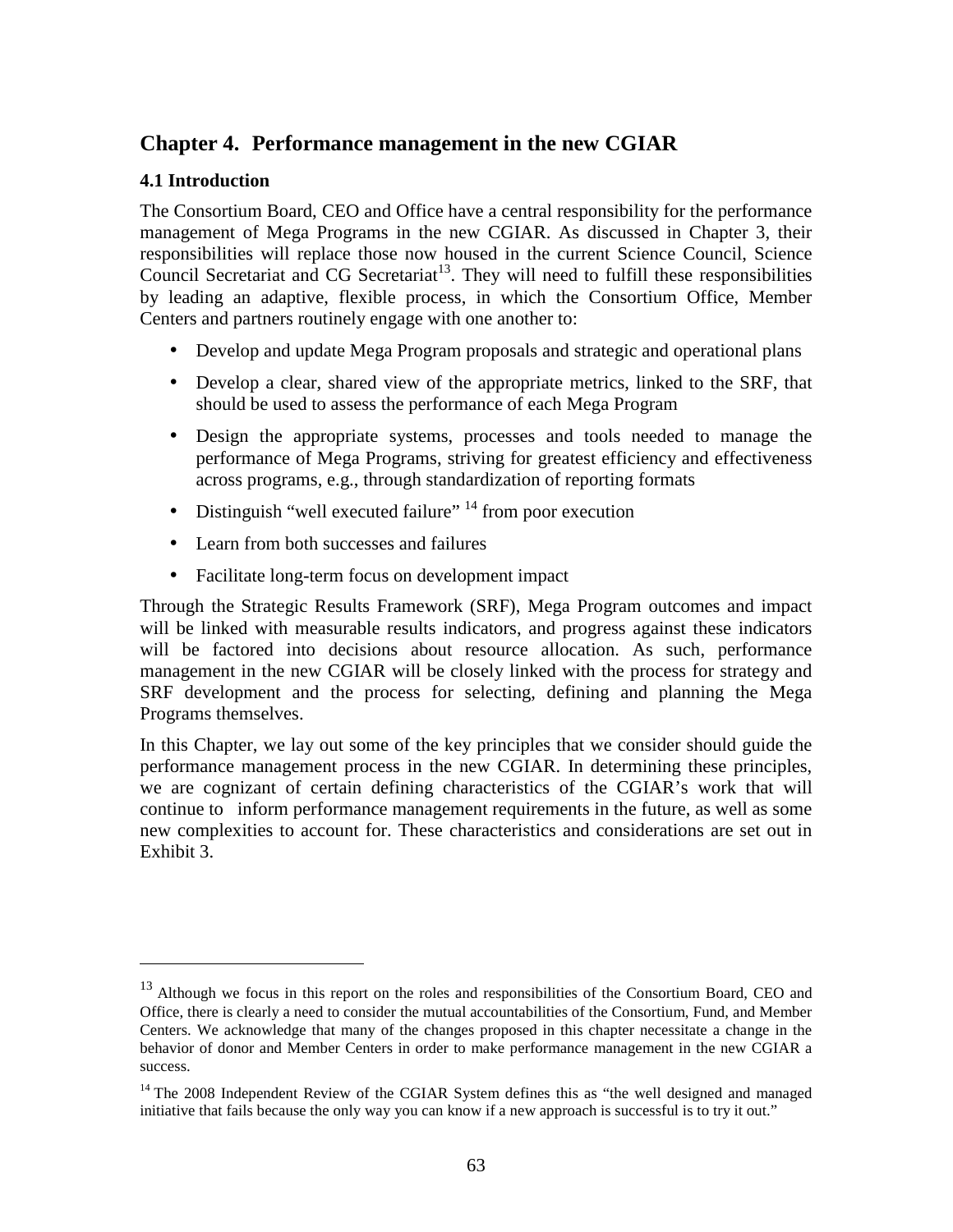## Chapter 4. Performance management in the new CGIAR

### 4.1 Introduction

The Consortium Board, CEO and Office have a central responsibility for the performance management of Mega Programs in the new CGIAR. As discussed in Chapter 3, their responsibilities will replace those now housed in the current Science Council, Science Council Secretariat and CG Secretariat[13]. They will need to fulfill these responsibilities by leading an adaptive, flexible process, in which the Consortium Office, Member Centers and partners routinely engage with one another to:

- Develop and update Mega Program proposals and strategic and operational plans
- Develop a clear, shared view of the appropriate metrics, linked to the SRF, that should be used to assess the performance of each Mega Program
- Design the appropriate systems, processes and tools needed to manage the performance of Mega Programs, striving for greatest efficiency and effectiveness across programs, e.g., through standardization of reporting formats
- Distinguish "well executed failure" [14] from poor execution
- Learn from both successes and failures
- Facilitate long-term focus on development impact

Through the Strategic Results Framework (SRF), Mega Program outcomes and impact will be linked with measurable results indicators, and progress against these indicators will be factored into decisions about resource allocation. As such, performance management in the new CGIAR will be closely linked with the process for strategy and SRF development and the process for selecting, defining and planning the Mega Programs themselves.

In this Chapter, we lay out some of the key principles that we consider should guide the performance management process in the new CGIAR. In determining these principles, we are cognizant of certain defining characteristics of the CGIAR's work that will continue to inform performance management requirements in the future, as well as some new complexities to account for. These characteristics and considerations are set out in Exhibit 3.

---

[13] Although we focus in this report on the roles and responsibilities of the Consortium Board, CEO and Office, there is clearly a need to consider the mutual accountabilities of the Consortium, Fund, and Member Centers. We acknowledge that many of the changes proposed in this chapter necessitate a change in the behavior of donor and Member Centers in order to make performance management in the new CGIAR a success.

[14] The 2008 Independent Review of the CGIAR System defines this as "the well designed and managed initiative that fails because the only way you can know if a new approach is successful is to try it out."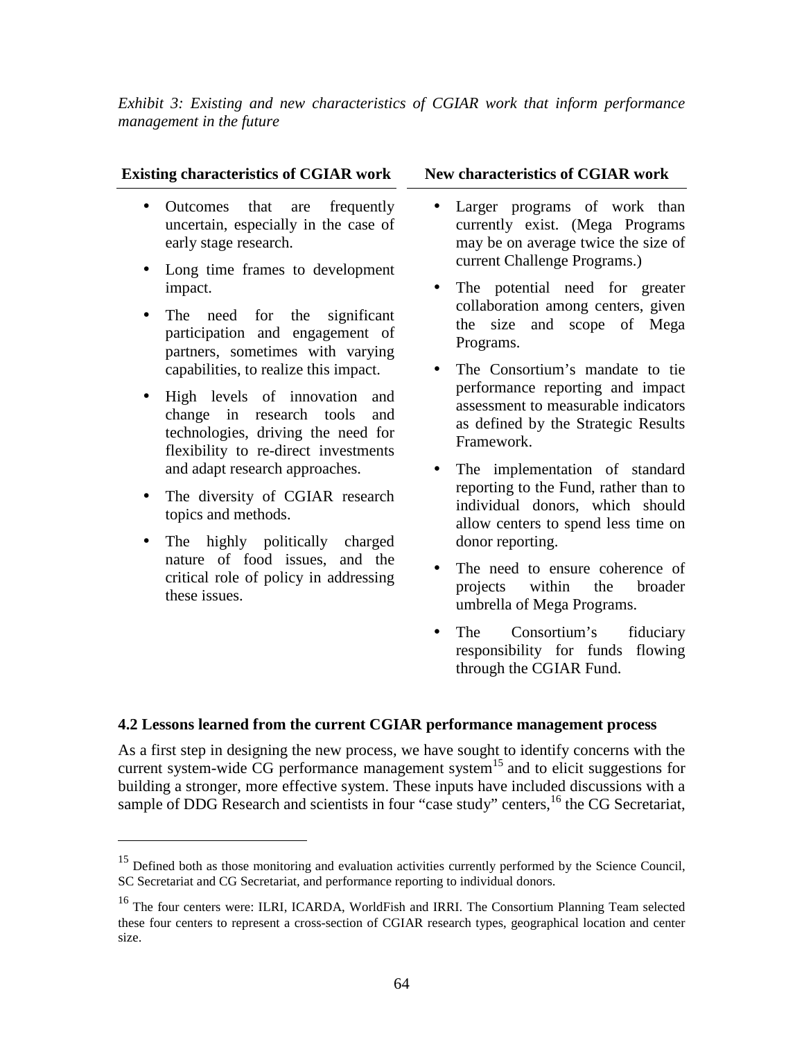*Exhibit 3: Existing and new characteristics of CGIAR work that inform performance management in the future*

| Existing characteristics of CGIAR work | New characteristics of CGIAR work |
|---|---|
| • Outcomes that are frequently uncertain, especially in the case of early stage research. | • Larger programs of work than currently exist. (Mega Programs may be on average twice the size of current Challenge Programs.) |
| • Long time frames to development impact. | • The potential need for greater collaboration among centers, given the size and scope of Mega Programs. |
| • The need for the significant participation and engagement of partners, sometimes with varying capabilities, to realize this impact. | • The Consortium's mandate to tie performance reporting and impact assessment to measurable indicators as defined by the Strategic Results Framework. |
| • High levels of innovation and change in research tools and technologies, driving the need for flexibility to re-direct investments and adapt research approaches. | • The implementation of standard reporting to the Fund, rather than to individual donors, which should allow centers to spend less time on donor reporting. |
| • The diversity of CGIAR research topics and methods. | • The need to ensure coherence of projects within the broader umbrella of Mega Programs. |
| • The highly politically charged nature of food issues, and the critical role of policy in addressing these issues. | • The Consortium's fiduciary responsibility for funds flowing through the CGIAR Fund. |

### 4.2 Lessons learned from the current CGIAR performance management process

As a first step in designing the new process, we have sought to identify concerns with the current system-wide CG performance management system[15] and to elicit suggestions for building a stronger, more effective system. These inputs have included discussions with a sample of DDG Research and scientists in four "case study" centers,[16] the CG Secretariat,

[15] Defined both as those monitoring and evaluation activities currently performed by the Science Council, SC Secretariat and CG Secretariat, and performance reporting to individual donors.

[16] The four centers were: ILRI, ICARDA, WorldFish and IRRI. The Consortium Planning Team selected these four centers to represent a cross-section of CGIAR research types, geographical location and center size.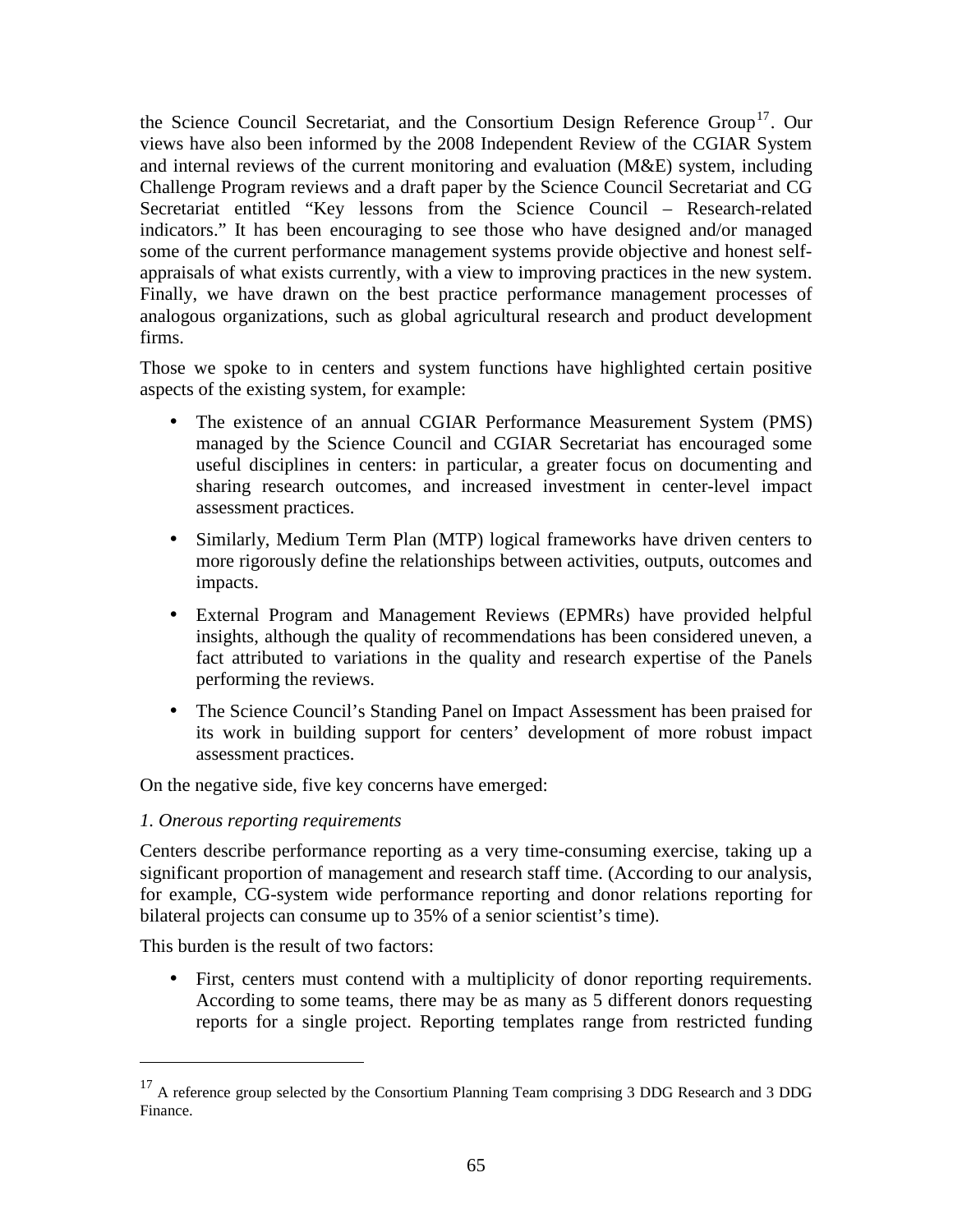the Science Council Secretariat, and the Consortium Design Reference Group[17]. Our views have also been informed by the 2008 Independent Review of the CGIAR System and internal reviews of the current monitoring and evaluation (M&E) system, including Challenge Program reviews and a draft paper by the Science Council Secretariat and CG Secretariat entitled "Key lessons from the Science Council – Research-related indicators." It has been encouraging to see those who have designed and/or managed some of the current performance management systems provide objective and honest self-appraisals of what exists currently, with a view to improving practices in the new system. Finally, we have drawn on the best practice performance management processes of analogous organizations, such as global agricultural research and product development firms.

Those we spoke to in centers and system functions have highlighted certain positive aspects of the existing system, for example:

- The existence of an annual CGIAR Performance Measurement System (PMS) managed by the Science Council and CGIAR Secretariat has encouraged some useful disciplines in centers: in particular, a greater focus on documenting and sharing research outcomes, and increased investment in center-level impact assessment practices.
- Similarly, Medium Term Plan (MTP) logical frameworks have driven centers to more rigorously define the relationships between activities, outputs, outcomes and impacts.
- External Program and Management Reviews (EPMRs) have provided helpful insights, although the quality of recommendations has been considered uneven, a fact attributed to variations in the quality and research expertise of the Panels performing the reviews.
- The Science Council's Standing Panel on Impact Assessment has been praised for its work in building support for centers' development of more robust impact assessment practices.

On the negative side, five key concerns have emerged:

*1. Onerous reporting requirements*

Centers describe performance reporting as a very time-consuming exercise, taking up a significant proportion of management and research staff time. (According to our analysis, for example, CG-system wide performance reporting and donor relations reporting for bilateral projects can consume up to 35% of a senior scientist's time).

This burden is the result of two factors:

- First, centers must contend with a multiplicity of donor reporting requirements. According to some teams, there may be as many as 5 different donors requesting reports for a single project. Reporting templates range from restricted funding

[17] A reference group selected by the Consortium Planning Team comprising 3 DDG Research and 3 DDG Finance.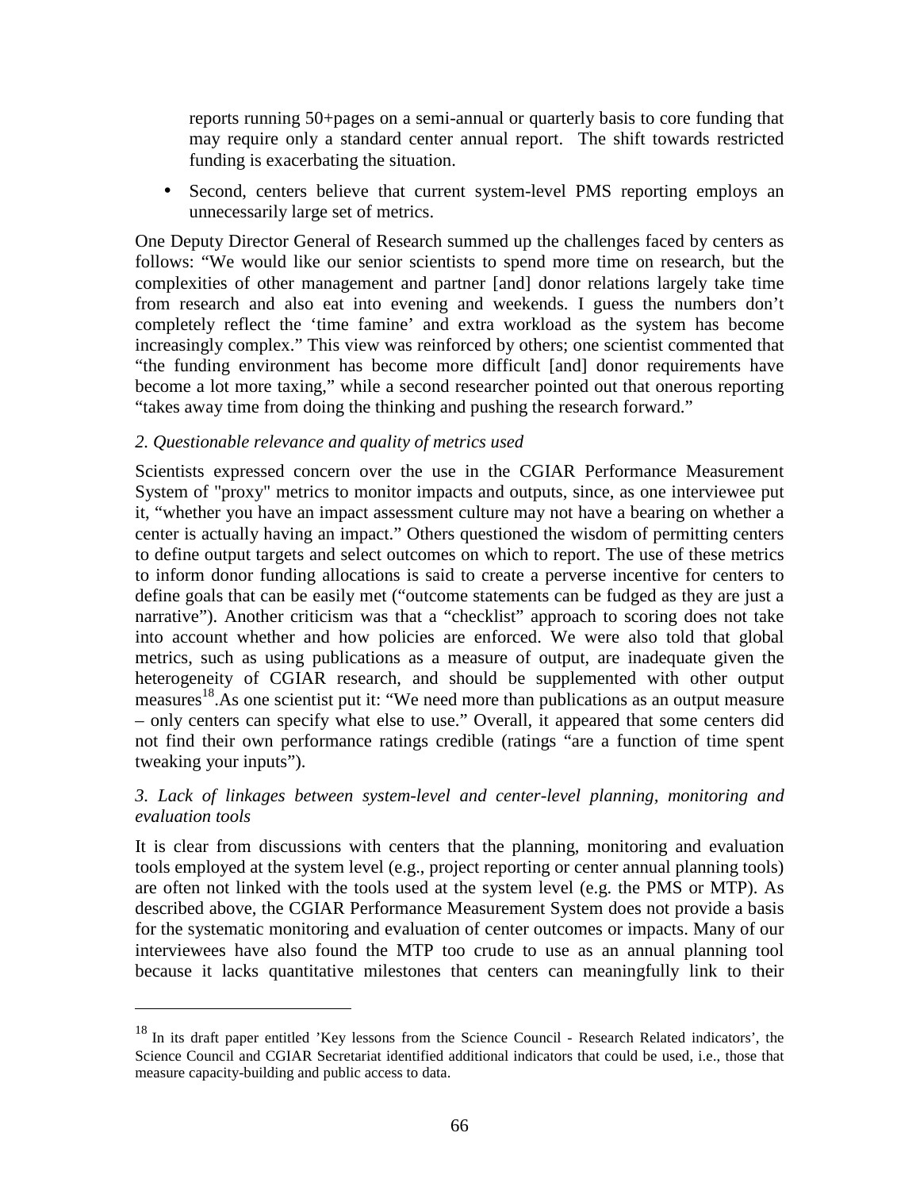reports running 50+pages on a semi-annual or quarterly basis to core funding that may require only a standard center annual report. The shift towards restricted funding is exacerbating the situation.

- Second, centers believe that current system-level PMS reporting employs an unnecessarily large set of metrics.

One Deputy Director General of Research summed up the challenges faced by centers as follows: "We would like our senior scientists to spend more time on research, but the complexities of other management and partner [and] donor relations largely take time from research and also eat into evening and weekends. I guess the numbers don't completely reflect the 'time famine' and extra workload as the system has become increasingly complex." This view was reinforced by others; one scientist commented that "the funding environment has become more difficult [and] donor requirements have become a lot more taxing," while a second researcher pointed out that onerous reporting "takes away time from doing the thinking and pushing the research forward."

*2. Questionable relevance and quality of metrics used*

Scientists expressed concern over the use in the CGIAR Performance Measurement System of "proxy" metrics to monitor impacts and outputs, since, as one interviewee put it, "whether you have an impact assessment culture may not have a bearing on whether a center is actually having an impact." Others questioned the wisdom of permitting centers to define output targets and select outcomes on which to report. The use of these metrics to inform donor funding allocations is said to create a perverse incentive for centers to define goals that can be easily met ("outcome statements can be fudged as they are just a narrative"). Another criticism was that a "checklist" approach to scoring does not take into account whether and how policies are enforced. We were also told that global metrics, such as using publications as a measure of output, are inadequate given the heterogeneity of CGIAR research, and should be supplemented with other output measures[18].As one scientist put it: "We need more than publications as an output measure – only centers can specify what else to use." Overall, it appeared that some centers did not find their own performance ratings credible (ratings "are a function of time spent tweaking your inputs").

*3. Lack of linkages between system-level and center-level planning, monitoring and evaluation tools*

It is clear from discussions with centers that the planning, monitoring and evaluation tools employed at the system level (e.g., project reporting or center annual planning tools) are often not linked with the tools used at the system level (e.g. the PMS or MTP). As described above, the CGIAR Performance Measurement System does not provide a basis for the systematic monitoring and evaluation of center outcomes or impacts. Many of our interviewees have also found the MTP too crude to use as an annual planning tool because it lacks quantitative milestones that centers can meaningfully link to their

---

[18] In its draft paper entitled 'Key lessons from the Science Council - Research Related indicators', the Science Council and CGIAR Secretariat identified additional indicators that could be used, i.e., those that measure capacity-building and public access to data.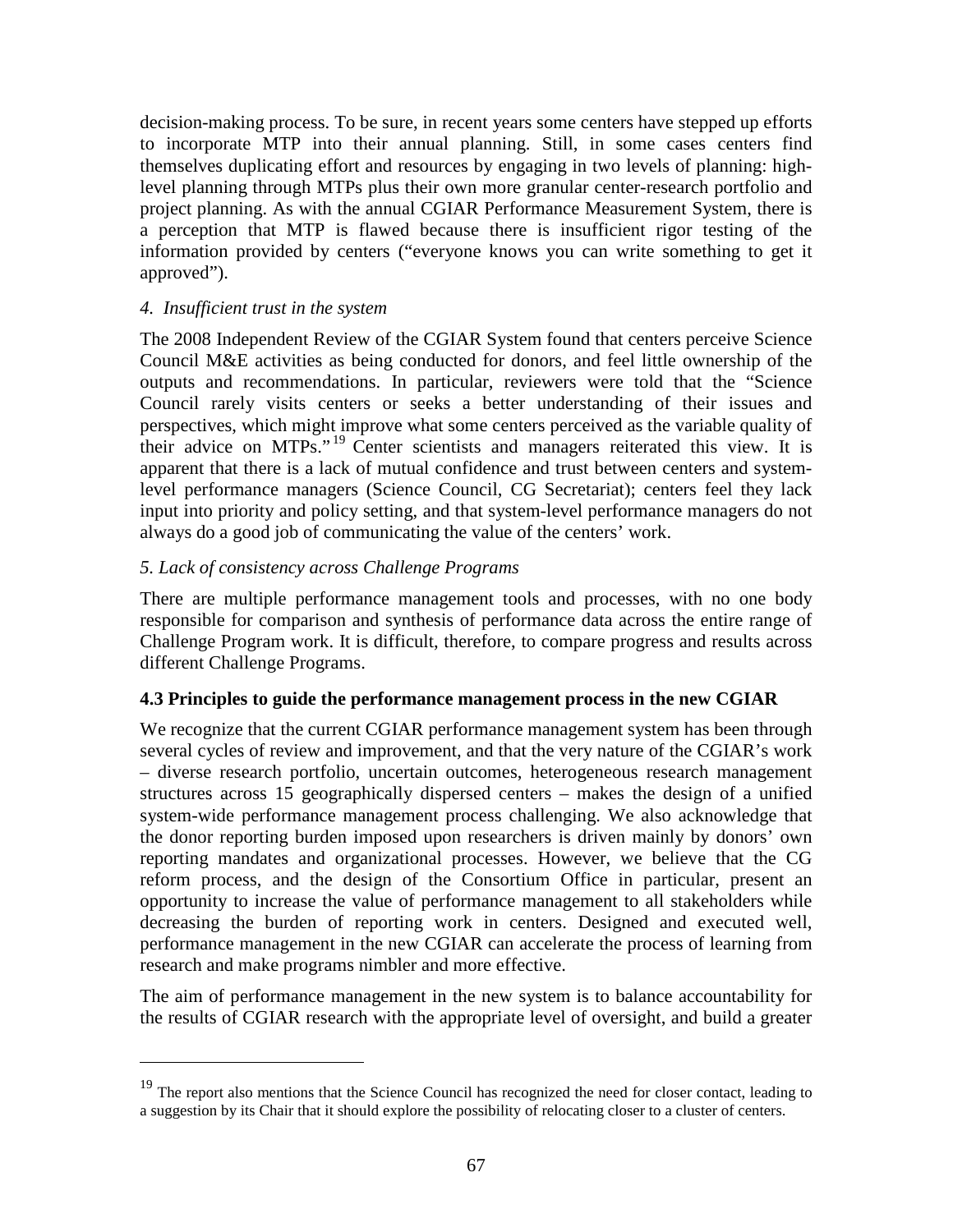decision-making process. To be sure, in recent years some centers have stepped up efforts to incorporate MTP into their annual planning. Still, in some cases centers find themselves duplicating effort and resources by engaging in two levels of planning: high-level planning through MTPs plus their own more granular center-research portfolio and project planning. As with the annual CGIAR Performance Measurement System, there is a perception that MTP is flawed because there is insufficient rigor testing of the information provided by centers ("everyone knows you can write something to get it approved").

*4. Insufficient trust in the system*

The 2008 Independent Review of the CGIAR System found that centers perceive Science Council M&E activities as being conducted for donors, and feel little ownership of the outputs and recommendations. In particular, reviewers were told that the "Science Council rarely visits centers or seeks a better understanding of their issues and perspectives, which might improve what some centers perceived as the variable quality of their advice on MTPs."[19] Center scientists and managers reiterated this view. It is apparent that there is a lack of mutual confidence and trust between centers and system-level performance managers (Science Council, CG Secretariat); centers feel they lack input into priority and policy setting, and that system-level performance managers do not always do a good job of communicating the value of the centers' work.

*5. Lack of consistency across Challenge Programs*

There are multiple performance management tools and processes, with no one body responsible for comparison and synthesis of performance data across the entire range of Challenge Program work. It is difficult, therefore, to compare progress and results across different Challenge Programs.

### 4.3 Principles to guide the performance management process in the new CGIAR

We recognize that the current CGIAR performance management system has been through several cycles of review and improvement, and that the very nature of the CGIAR's work – diverse research portfolio, uncertain outcomes, heterogeneous research management structures across 15 geographically dispersed centers – makes the design of a unified system-wide performance management process challenging. We also acknowledge that the donor reporting burden imposed upon researchers is driven mainly by donors' own reporting mandates and organizational processes. However, we believe that the CG reform process, and the design of the Consortium Office in particular, present an opportunity to increase the value of performance management to all stakeholders while decreasing the burden of reporting work in centers. Designed and executed well, performance management in the new CGIAR can accelerate the process of learning from research and make programs nimbler and more effective.

The aim of performance management in the new system is to balance accountability for the results of CGIAR research with the appropriate level of oversight, and build a greater

---

[19] The report also mentions that the Science Council has recognized the need for closer contact, leading to a suggestion by its Chair that it should explore the possibility of relocating closer to a cluster of centers.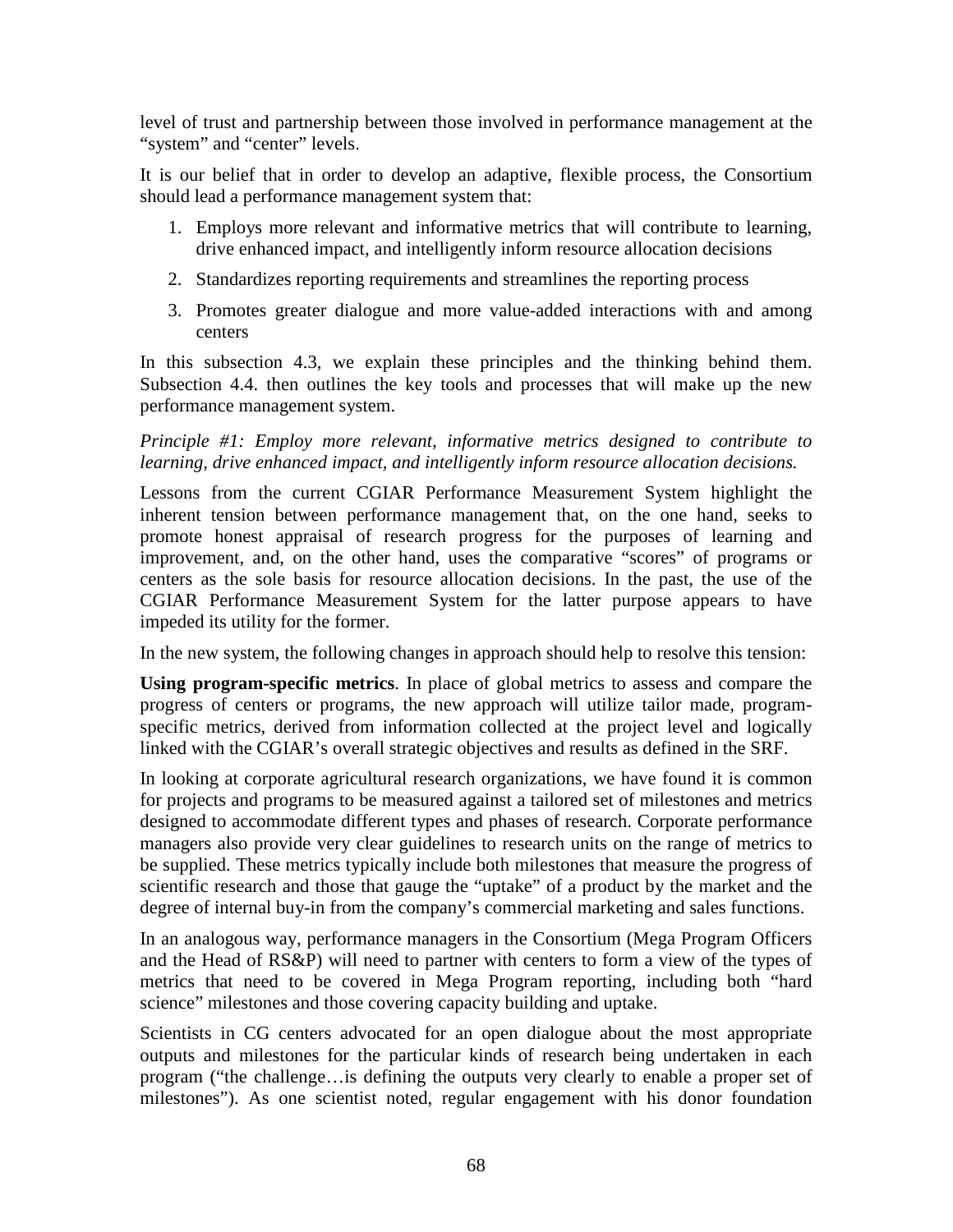level of trust and partnership between those involved in performance management at the "system" and "center" levels.

It is our belief that in order to develop an adaptive, flexible process, the Consortium should lead a performance management system that:

1. Employs more relevant and informative metrics that will contribute to learning, drive enhanced impact, and intelligently inform resource allocation decisions
2. Standardizes reporting requirements and streamlines the reporting process
3. Promotes greater dialogue and more value-added interactions with and among centers

In this subsection 4.3, we explain these principles and the thinking behind them. Subsection 4.4. then outlines the key tools and processes that will make up the new performance management system.

*Principle #1: Employ more relevant, informative metrics designed to contribute to learning, drive enhanced impact, and intelligently inform resource allocation decisions.*

Lessons from the current CGIAR Performance Measurement System highlight the inherent tension between performance management that, on the one hand, seeks to promote honest appraisal of research progress for the purposes of learning and improvement, and, on the other hand, uses the comparative "scores" of programs or centers as the sole basis for resource allocation decisions. In the past, the use of the CGIAR Performance Measurement System for the latter purpose appears to have impeded its utility for the former.

In the new system, the following changes in approach should help to resolve this tension:

**Using program-specific metrics**. In place of global metrics to assess and compare the progress of centers or programs, the new approach will utilize tailor made, program-specific metrics, derived from information collected at the project level and logically linked with the CGIAR's overall strategic objectives and results as defined in the SRF.

In looking at corporate agricultural research organizations, we have found it is common for projects and programs to be measured against a tailored set of milestones and metrics designed to accommodate different types and phases of research. Corporate performance managers also provide very clear guidelines to research units on the range of metrics to be supplied. These metrics typically include both milestones that measure the progress of scientific research and those that gauge the "uptake" of a product by the market and the degree of internal buy-in from the company's commercial marketing and sales functions.

In an analogous way, performance managers in the Consortium (Mega Program Officers and the Head of RS&P) will need to partner with centers to form a view of the types of metrics that need to be covered in Mega Program reporting, including both "hard science" milestones and those covering capacity building and uptake.

Scientists in CG centers advocated for an open dialogue about the most appropriate outputs and milestones for the particular kinds of research being undertaken in each program ("the challenge…is defining the outputs very clearly to enable a proper set of milestones"). As one scientist noted, regular engagement with his donor foundation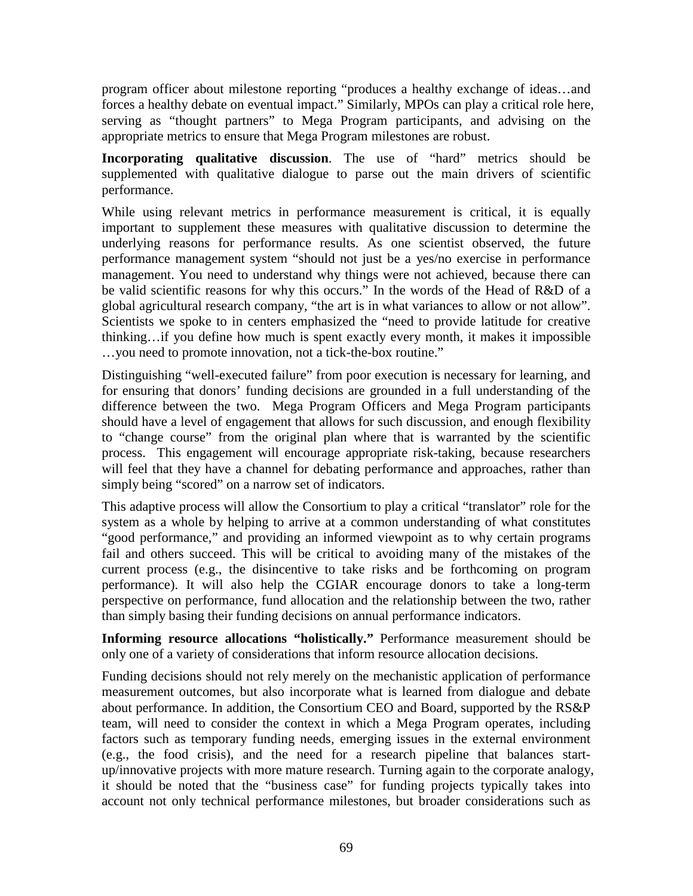program officer about milestone reporting "produces a healthy exchange of ideas…and forces a healthy debate on eventual impact." Similarly, MPOs can play a critical role here, serving as "thought partners" to Mega Program participants, and advising on the appropriate metrics to ensure that Mega Program milestones are robust.

**Incorporating qualitative discussion**. The use of "hard" metrics should be supplemented with qualitative dialogue to parse out the main drivers of scientific performance.

While using relevant metrics in performance measurement is critical, it is equally important to supplement these measures with qualitative discussion to determine the underlying reasons for performance results. As one scientist observed, the future performance management system "should not just be a yes/no exercise in performance management. You need to understand why things were not achieved, because there can be valid scientific reasons for why this occurs." In the words of the Head of R&D of a global agricultural research company, "the art is in what variances to allow or not allow". Scientists we spoke to in centers emphasized the "need to provide latitude for creative thinking…if you define how much is spent exactly every month, it makes it impossible …you need to promote innovation, not a tick-the-box routine."

Distinguishing "well-executed failure" from poor execution is necessary for learning, and for ensuring that donors' funding decisions are grounded in a full understanding of the difference between the two. Mega Program Officers and Mega Program participants should have a level of engagement that allows for such discussion, and enough flexibility to "change course" from the original plan where that is warranted by the scientific process. This engagement will encourage appropriate risk-taking, because researchers will feel that they have a channel for debating performance and approaches, rather than simply being "scored" on a narrow set of indicators.

This adaptive process will allow the Consortium to play a critical "translator" role for the system as a whole by helping to arrive at a common understanding of what constitutes "good performance," and providing an informed viewpoint as to why certain programs fail and others succeed. This will be critical to avoiding many of the mistakes of the current process (e.g., the disincentive to take risks and be forthcoming on program performance). It will also help the CGIAR encourage donors to take a long-term perspective on performance, fund allocation and the relationship between the two, rather than simply basing their funding decisions on annual performance indicators.

**Informing resource allocations "holistically."** Performance measurement should be only one of a variety of considerations that inform resource allocation decisions.

Funding decisions should not rely merely on the mechanistic application of performance measurement outcomes, but also incorporate what is learned from dialogue and debate about performance. In addition, the Consortium CEO and Board, supported by the RS&P team, will need to consider the context in which a Mega Program operates, including factors such as temporary funding needs, emerging issues in the external environment (e.g., the food crisis), and the need for a research pipeline that balances start-up/innovative projects with more mature research. Turning again to the corporate analogy, it should be noted that the "business case" for funding projects typically takes into account not only technical performance milestones, but broader considerations such as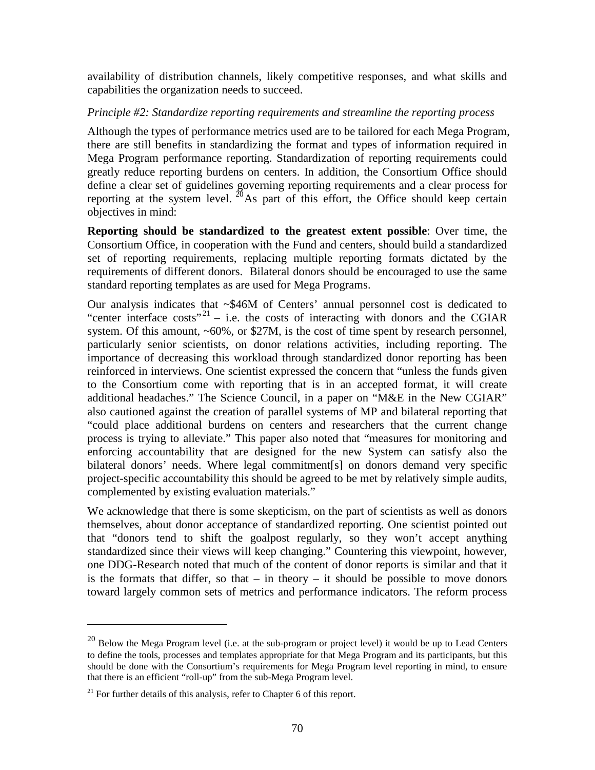availability of distribution channels, likely competitive responses, and what skills and capabilities the organization needs to succeed.

*Principle #2: Standardize reporting requirements and streamline the reporting process*

Although the types of performance metrics used are to be tailored for each Mega Program, there are still benefits in standardizing the format and types of information required in Mega Program performance reporting. Standardization of reporting requirements could greatly reduce reporting burdens on centers. In addition, the Consortium Office should define a clear set of guidelines governing reporting requirements and a clear process for reporting at the system level. [20] As part of this effort, the Office should keep certain objectives in mind:

**Reporting should be standardized to the greatest extent possible**: Over time, the Consortium Office, in cooperation with the Fund and centers, should build a standardized set of reporting requirements, replacing multiple reporting formats dictated by the requirements of different donors. Bilateral donors should be encouraged to use the same standard reporting templates as are used for Mega Programs.

Our analysis indicates that ~$46M of Centers' annual personnel cost is dedicated to "center interface costs"[21] – i.e. the costs of interacting with donors and the CGIAR system. Of this amount, ~60%, or $27M, is the cost of time spent by research personnel, particularly senior scientists, on donor relations activities, including reporting. The importance of decreasing this workload through standardized donor reporting has been reinforced in interviews. One scientist expressed the concern that "unless the funds given to the Consortium come with reporting that is in an accepted format, it will create additional headaches." The Science Council, in a paper on "M&E in the New CGIAR" also cautioned against the creation of parallel systems of MP and bilateral reporting that "could place additional burdens on centers and researchers that the current change process is trying to alleviate." This paper also noted that "measures for monitoring and enforcing accountability that are designed for the new System can satisfy also the bilateral donors' needs. Where legal commitment[s] on donors demand very specific project-specific accountability this should be agreed to be met by relatively simple audits, complemented by existing evaluation materials."

We acknowledge that there is some skepticism, on the part of scientists as well as donors themselves, about donor acceptance of standardized reporting. One scientist pointed out that "donors tend to shift the goalpost regularly, so they won't accept anything standardized since their views will keep changing." Countering this viewpoint, however, one DDG-Research noted that much of the content of donor reports is similar and that it is the formats that differ, so that – in theory – it should be possible to move donors toward largely common sets of metrics and performance indicators. The reform process

---

[20] Below the Mega Program level (i.e. at the sub-program or project level) it would be up to Lead Centers to define the tools, processes and templates appropriate for that Mega Program and its participants, but this should be done with the Consortium's requirements for Mega Program level reporting in mind, to ensure that there is an efficient "roll-up" from the sub-Mega Program level.

[21] For further details of this analysis, refer to Chapter 6 of this report.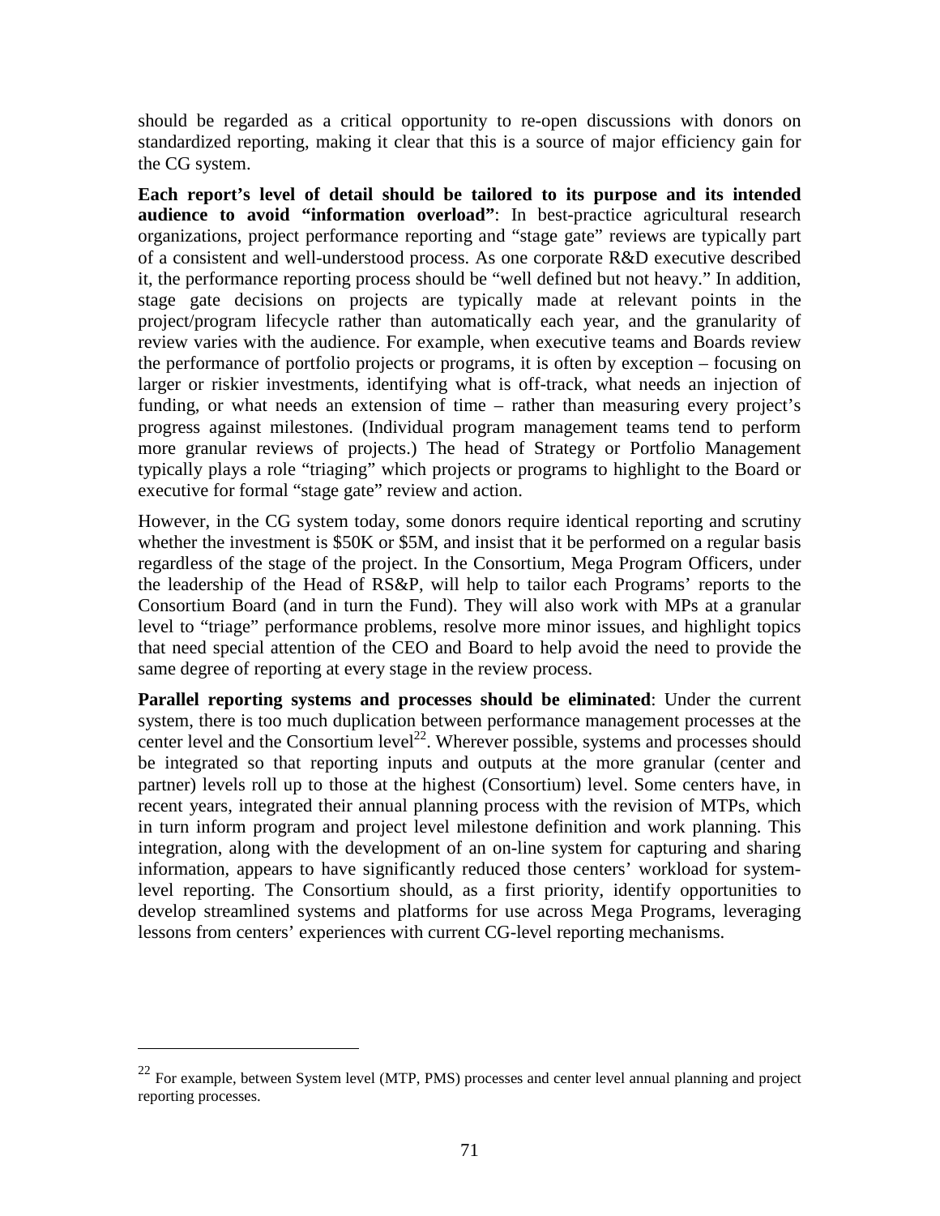should be regarded as a critical opportunity to re-open discussions with donors on standardized reporting, making it clear that this is a source of major efficiency gain for the CG system.

**Each report's level of detail should be tailored to its purpose and its intended audience to avoid "information overload"**: In best-practice agricultural research organizations, project performance reporting and "stage gate" reviews are typically part of a consistent and well-understood process. As one corporate R&D executive described it, the performance reporting process should be "well defined but not heavy." In addition, stage gate decisions on projects are typically made at relevant points in the project/program lifecycle rather than automatically each year, and the granularity of review varies with the audience. For example, when executive teams and Boards review the performance of portfolio projects or programs, it is often by exception – focusing on larger or riskier investments, identifying what is off-track, what needs an injection of funding, or what needs an extension of time – rather than measuring every project's progress against milestones. (Individual program management teams tend to perform more granular reviews of projects.) The head of Strategy or Portfolio Management typically plays a role "triaging" which projects or programs to highlight to the Board or executive for formal "stage gate" review and action.

However, in the CG system today, some donors require identical reporting and scrutiny whether the investment is $50K or $5M, and insist that it be performed on a regular basis regardless of the stage of the project. In the Consortium, Mega Program Officers, under the leadership of the Head of RS&P, will help to tailor each Programs' reports to the Consortium Board (and in turn the Fund). They will also work with MPs at a granular level to "triage" performance problems, resolve more minor issues, and highlight topics that need special attention of the CEO and Board to help avoid the need to provide the same degree of reporting at every stage in the review process.

**Parallel reporting systems and processes should be eliminated**: Under the current system, there is too much duplication between performance management processes at the center level and the Consortium level[22]. Wherever possible, systems and processes should be integrated so that reporting inputs and outputs at the more granular (center and partner) levels roll up to those at the highest (Consortium) level. Some centers have, in recent years, integrated their annual planning process with the revision of MTPs, which in turn inform program and project level milestone definition and work planning. This integration, along with the development of an on-line system for capturing and sharing information, appears to have significantly reduced those centers' workload for system-level reporting. The Consortium should, as a first priority, identify opportunities to develop streamlined systems and platforms for use across Mega Programs, leveraging lessons from centers' experiences with current CG-level reporting mechanisms.

---

[22] For example, between System level (MTP, PMS) processes and center level annual planning and project reporting processes.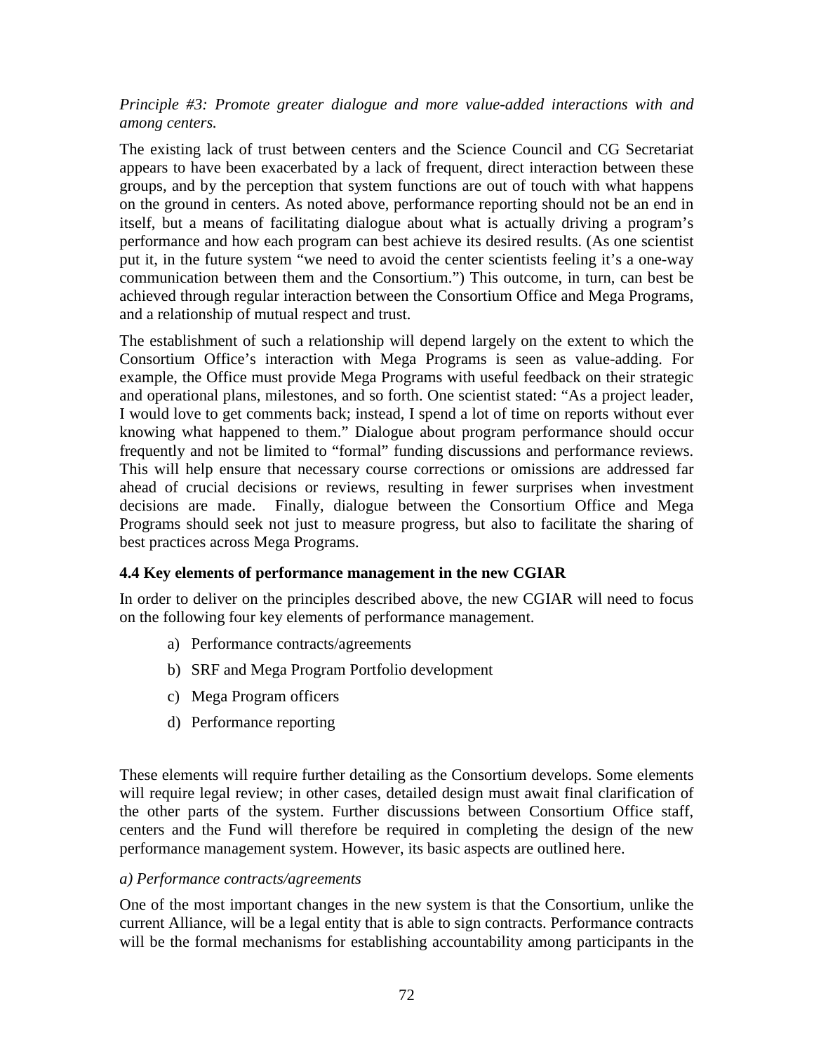*Principle #3: Promote greater dialogue and more value-added interactions with and among centers.*

The existing lack of trust between centers and the Science Council and CG Secretariat appears to have been exacerbated by a lack of frequent, direct interaction between these groups, and by the perception that system functions are out of touch with what happens on the ground in centers. As noted above, performance reporting should not be an end in itself, but a means of facilitating dialogue about what is actually driving a program's performance and how each program can best achieve its desired results. (As one scientist put it, in the future system "we need to avoid the center scientists feeling it's a one-way communication between them and the Consortium.") This outcome, in turn, can best be achieved through regular interaction between the Consortium Office and Mega Programs, and a relationship of mutual respect and trust.

The establishment of such a relationship will depend largely on the extent to which the Consortium Office's interaction with Mega Programs is seen as value-adding. For example, the Office must provide Mega Programs with useful feedback on their strategic and operational plans, milestones, and so forth. One scientist stated: "As a project leader, I would love to get comments back; instead, I spend a lot of time on reports without ever knowing what happened to them." Dialogue about program performance should occur frequently and not be limited to "formal" funding discussions and performance reviews. This will help ensure that necessary course corrections or omissions are addressed far ahead of crucial decisions or reviews, resulting in fewer surprises when investment decisions are made. Finally, dialogue between the Consortium Office and Mega Programs should seek not just to measure progress, but also to facilitate the sharing of best practices across Mega Programs.

### 4.4 Key elements of performance management in the new CGIAR

In order to deliver on the principles described above, the new CGIAR will need to focus on the following four key elements of performance management.

a) Performance contracts/agreements
b) SRF and Mega Program Portfolio development
c) Mega Program officers
d) Performance reporting

These elements will require further detailing as the Consortium develops. Some elements will require legal review; in other cases, detailed design must await final clarification of the other parts of the system. Further discussions between Consortium Office staff, centers and the Fund will therefore be required in completing the design of the new performance management system. However, its basic aspects are outlined here.

*a) Performance contracts/agreements*

One of the most important changes in the new system is that the Consortium, unlike the current Alliance, will be a legal entity that is able to sign contracts. Performance contracts will be the formal mechanisms for establishing accountability among participants in the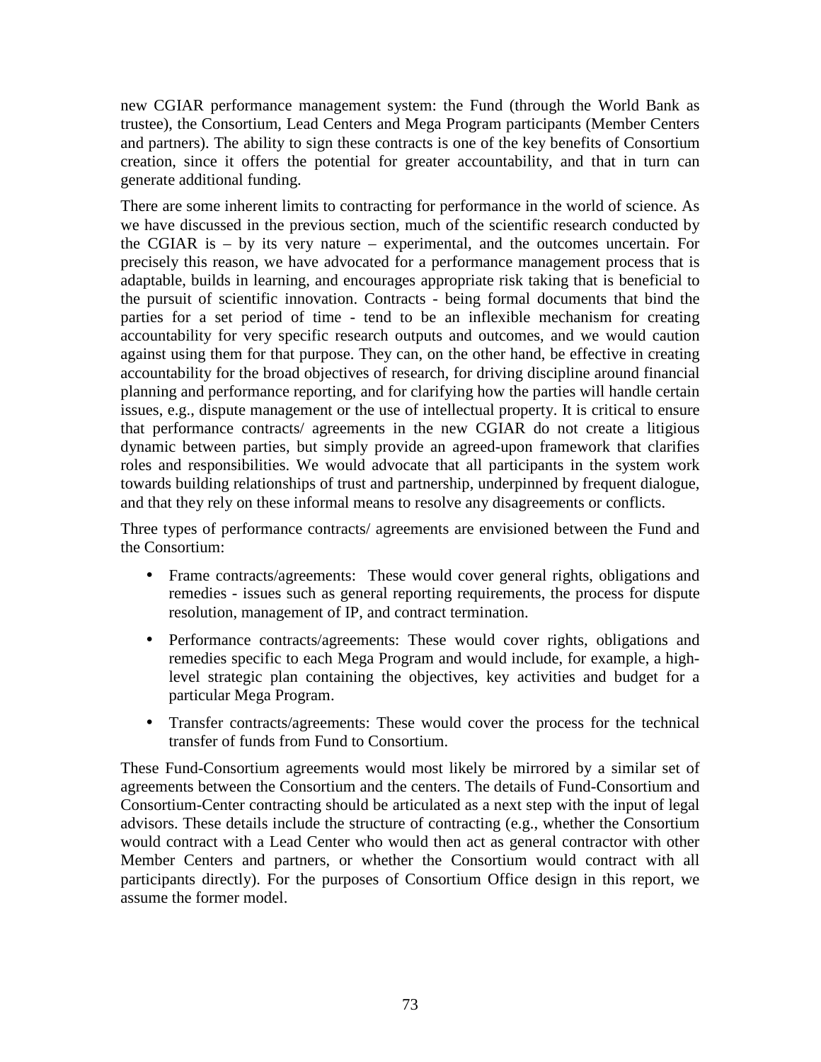new CGIAR performance management system: the Fund (through the World Bank as trustee), the Consortium, Lead Centers and Mega Program participants (Member Centers and partners). The ability to sign these contracts is one of the key benefits of Consortium creation, since it offers the potential for greater accountability, and that in turn can generate additional funding.

There are some inherent limits to contracting for performance in the world of science. As we have discussed in the previous section, much of the scientific research conducted by the CGIAR is – by its very nature – experimental, and the outcomes uncertain. For precisely this reason, we have advocated for a performance management process that is adaptable, builds in learning, and encourages appropriate risk taking that is beneficial to the pursuit of scientific innovation. Contracts - being formal documents that bind the parties for a set period of time - tend to be an inflexible mechanism for creating accountability for very specific research outputs and outcomes, and we would caution against using them for that purpose. They can, on the other hand, be effective in creating accountability for the broad objectives of research, for driving discipline around financial planning and performance reporting, and for clarifying how the parties will handle certain issues, e.g., dispute management or the use of intellectual property. It is critical to ensure that performance contracts/ agreements in the new CGIAR do not create a litigious dynamic between parties, but simply provide an agreed-upon framework that clarifies roles and responsibilities. We would advocate that all participants in the system work towards building relationships of trust and partnership, underpinned by frequent dialogue, and that they rely on these informal means to resolve any disagreements or conflicts.

Three types of performance contracts/ agreements are envisioned between the Fund and the Consortium:

- Frame contracts/agreements: These would cover general rights, obligations and remedies - issues such as general reporting requirements, the process for dispute resolution, management of IP, and contract termination.
- Performance contracts/agreements: These would cover rights, obligations and remedies specific to each Mega Program and would include, for example, a high-level strategic plan containing the objectives, key activities and budget for a particular Mega Program.
- Transfer contracts/agreements: These would cover the process for the technical transfer of funds from Fund to Consortium.

These Fund-Consortium agreements would most likely be mirrored by a similar set of agreements between the Consortium and the centers. The details of Fund-Consortium and Consortium-Center contracting should be articulated as a next step with the input of legal advisors. These details include the structure of contracting (e.g., whether the Consortium would contract with a Lead Center who would then act as general contractor with other Member Centers and partners, or whether the Consortium would contract with all participants directly). For the purposes of Consortium Office design in this report, we assume the former model.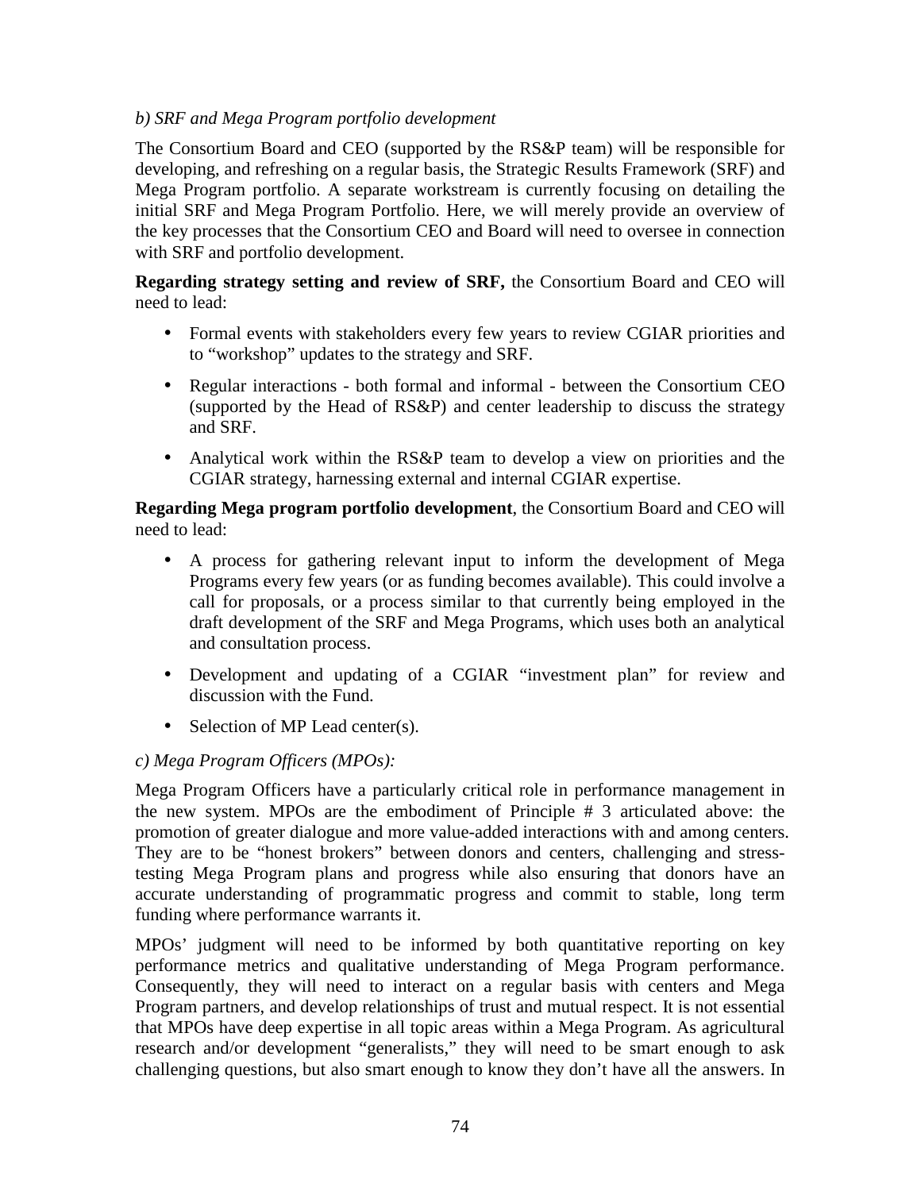*b) SRF and Mega Program portfolio development*

The Consortium Board and CEO (supported by the RS&P team) will be responsible for developing, and refreshing on a regular basis, the Strategic Results Framework (SRF) and Mega Program portfolio. A separate workstream is currently focusing on detailing the initial SRF and Mega Program Portfolio. Here, we will merely provide an overview of the key processes that the Consortium CEO and Board will need to oversee in connection with SRF and portfolio development.

**Regarding strategy setting and review of SRF,** the Consortium Board and CEO will need to lead:

- Formal events with stakeholders every few years to review CGIAR priorities and to "workshop" updates to the strategy and SRF.
- Regular interactions - both formal and informal - between the Consortium CEO (supported by the Head of RS&P) and center leadership to discuss the strategy and SRF.
- Analytical work within the RS&P team to develop a view on priorities and the CGIAR strategy, harnessing external and internal CGIAR expertise.

**Regarding Mega program portfolio development**, the Consortium Board and CEO will need to lead:

- A process for gathering relevant input to inform the development of Mega Programs every few years (or as funding becomes available). This could involve a call for proposals, or a process similar to that currently being employed in the draft development of the SRF and Mega Programs, which uses both an analytical and consultation process.
- Development and updating of a CGIAR "investment plan" for review and discussion with the Fund.
- Selection of MP Lead center(s).

*c) Mega Program Officers (MPOs):*

Mega Program Officers have a particularly critical role in performance management in the new system. MPOs are the embodiment of Principle # 3 articulated above: the promotion of greater dialogue and more value-added interactions with and among centers. They are to be "honest brokers" between donors and centers, challenging and stress-testing Mega Program plans and progress while also ensuring that donors have an accurate understanding of programmatic progress and commit to stable, long term funding where performance warrants it.

MPOs' judgment will need to be informed by both quantitative reporting on key performance metrics and qualitative understanding of Mega Program performance. Consequently, they will need to interact on a regular basis with centers and Mega Program partners, and develop relationships of trust and mutual respect. It is not essential that MPOs have deep expertise in all topic areas within a Mega Program. As agricultural research and/or development "generalists," they will need to be smart enough to ask challenging questions, but also smart enough to know they don't have all the answers. In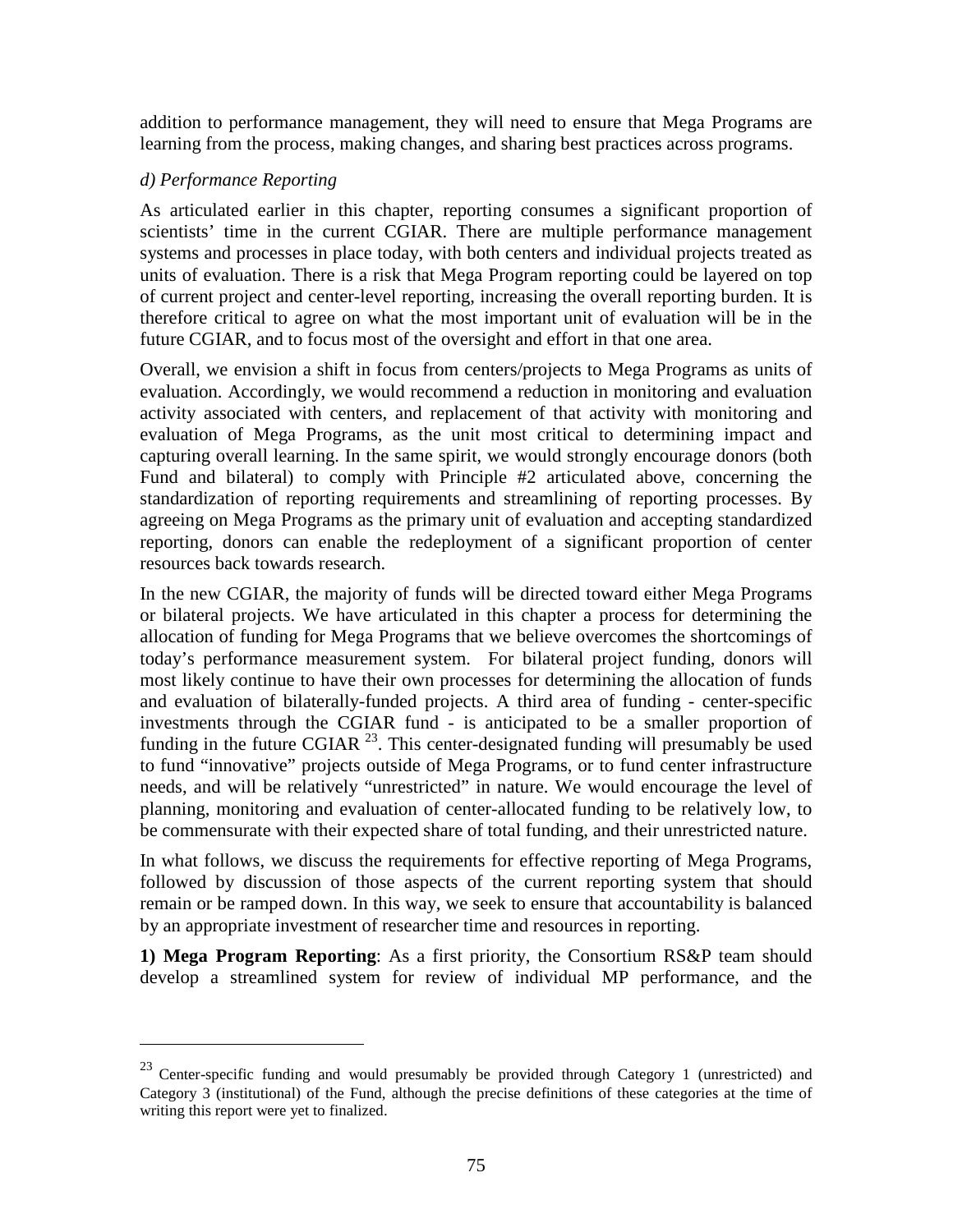addition to performance management, they will need to ensure that Mega Programs are learning from the process, making changes, and sharing best practices across programs.

*d) Performance Reporting*

As articulated earlier in this chapter, reporting consumes a significant proportion of scientists' time in the current CGIAR. There are multiple performance management systems and processes in place today, with both centers and individual projects treated as units of evaluation. There is a risk that Mega Program reporting could be layered on top of current project and center-level reporting, increasing the overall reporting burden. It is therefore critical to agree on what the most important unit of evaluation will be in the future CGIAR, and to focus most of the oversight and effort in that one area.

Overall, we envision a shift in focus from centers/projects to Mega Programs as units of evaluation. Accordingly, we would recommend a reduction in monitoring and evaluation activity associated with centers, and replacement of that activity with monitoring and evaluation of Mega Programs, as the unit most critical to determining impact and capturing overall learning. In the same spirit, we would strongly encourage donors (both Fund and bilateral) to comply with Principle #2 articulated above, concerning the standardization of reporting requirements and streamlining of reporting processes. By agreeing on Mega Programs as the primary unit of evaluation and accepting standardized reporting, donors can enable the redeployment of a significant proportion of center resources back towards research.

In the new CGIAR, the majority of funds will be directed toward either Mega Programs or bilateral projects. We have articulated in this chapter a process for determining the allocation of funding for Mega Programs that we believe overcomes the shortcomings of today's performance measurement system. For bilateral project funding, donors will most likely continue to have their own processes for determining the allocation of funds and evaluation of bilaterally-funded projects. A third area of funding - center-specific investments through the CGIAR fund - is anticipated to be a smaller proportion of funding in the future CGIAR [23]. This center-designated funding will presumably be used to fund "innovative" projects outside of Mega Programs, or to fund center infrastructure needs, and will be relatively "unrestricted" in nature. We would encourage the level of planning, monitoring and evaluation of center-allocated funding to be relatively low, to be commensurate with their expected share of total funding, and their unrestricted nature.

In what follows, we discuss the requirements for effective reporting of Mega Programs, followed by discussion of those aspects of the current reporting system that should remain or be ramped down. In this way, we seek to ensure that accountability is balanced by an appropriate investment of researcher time and resources in reporting.

**1) Mega Program Reporting**: As a first priority, the Consortium RS&P team should develop a streamlined system for review of individual MP performance, and the

---

[23] Center-specific funding and would presumably be provided through Category 1 (unrestricted) and Category 3 (institutional) of the Fund, although the precise definitions of these categories at the time of writing this report were yet to finalized.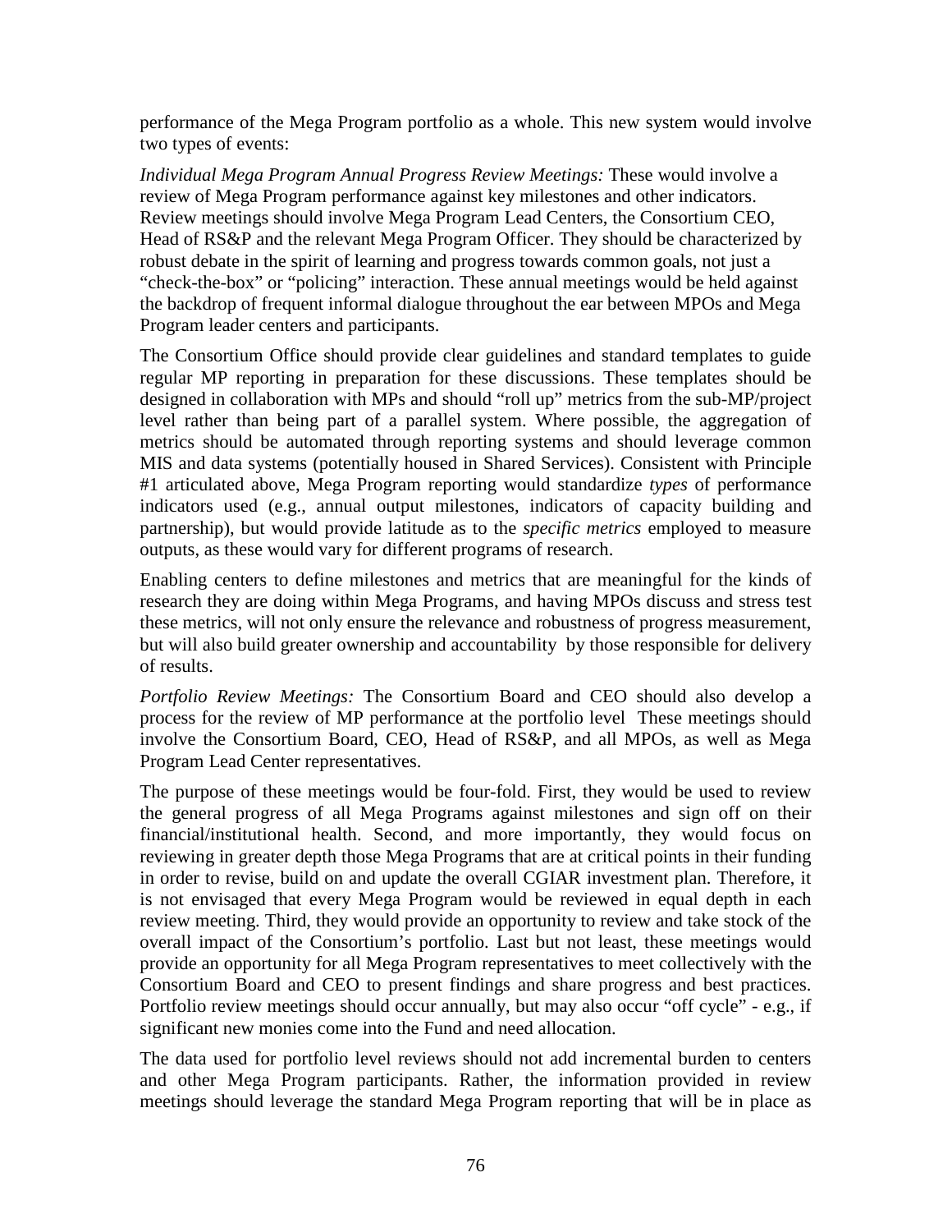performance of the Mega Program portfolio as a whole. This new system would involve two types of events:

*Individual Mega Program Annual Progress Review Meetings:* These would involve a review of Mega Program performance against key milestones and other indicators. Review meetings should involve Mega Program Lead Centers, the Consortium CEO, Head of RS&P and the relevant Mega Program Officer. They should be characterized by robust debate in the spirit of learning and progress towards common goals, not just a "check-the-box" or "policing" interaction. These annual meetings would be held against the backdrop of frequent informal dialogue throughout the ear between MPOs and Mega Program leader centers and participants.

The Consortium Office should provide clear guidelines and standard templates to guide regular MP reporting in preparation for these discussions. These templates should be designed in collaboration with MPs and should "roll up" metrics from the sub-MP/project level rather than being part of a parallel system. Where possible, the aggregation of metrics should be automated through reporting systems and should leverage common MIS and data systems (potentially housed in Shared Services). Consistent with Principle #1 articulated above, Mega Program reporting would standardize *types* of performance indicators used (e.g., annual output milestones, indicators of capacity building and partnership), but would provide latitude as to the *specific metrics* employed to measure outputs, as these would vary for different programs of research.

Enabling centers to define milestones and metrics that are meaningful for the kinds of research they are doing within Mega Programs, and having MPOs discuss and stress test these metrics, will not only ensure the relevance and robustness of progress measurement, but will also build greater ownership and accountability by those responsible for delivery of results.

*Portfolio Review Meetings:* The Consortium Board and CEO should also develop a process for the review of MP performance at the portfolio level These meetings should involve the Consortium Board, CEO, Head of RS&P, and all MPOs, as well as Mega Program Lead Center representatives.

The purpose of these meetings would be four-fold. First, they would be used to review the general progress of all Mega Programs against milestones and sign off on their financial/institutional health. Second, and more importantly, they would focus on reviewing in greater depth those Mega Programs that are at critical points in their funding in order to revise, build on and update the overall CGIAR investment plan. Therefore, it is not envisaged that every Mega Program would be reviewed in equal depth in each review meeting. Third, they would provide an opportunity to review and take stock of the overall impact of the Consortium's portfolio. Last but not least, these meetings would provide an opportunity for all Mega Program representatives to meet collectively with the Consortium Board and CEO to present findings and share progress and best practices. Portfolio review meetings should occur annually, but may also occur "off cycle" - e.g., if significant new monies come into the Fund and need allocation.

The data used for portfolio level reviews should not add incremental burden to centers and other Mega Program participants. Rather, the information provided in review meetings should leverage the standard Mega Program reporting that will be in place as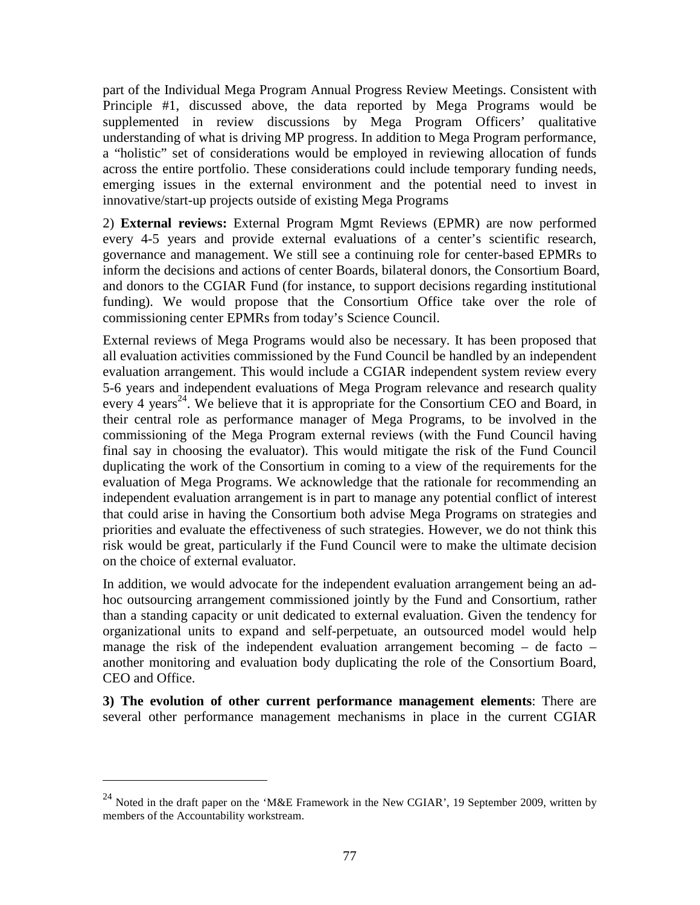part of the Individual Mega Program Annual Progress Review Meetings. Consistent with Principle #1, discussed above, the data reported by Mega Programs would be supplemented in review discussions by Mega Program Officers' qualitative understanding of what is driving MP progress. In addition to Mega Program performance, a "holistic" set of considerations would be employed in reviewing allocation of funds across the entire portfolio. These considerations could include temporary funding needs, emerging issues in the external environment and the potential need to invest in innovative/start-up projects outside of existing Mega Programs

2) **External reviews:** External Program Mgmt Reviews (EPMR) are now performed every 4-5 years and provide external evaluations of a center's scientific research, governance and management. We still see a continuing role for center-based EPMRs to inform the decisions and actions of center Boards, bilateral donors, the Consortium Board, and donors to the CGIAR Fund (for instance, to support decisions regarding institutional funding). We would propose that the Consortium Office take over the role of commissioning center EPMRs from today's Science Council.

External reviews of Mega Programs would also be necessary. It has been proposed that all evaluation activities commissioned by the Fund Council be handled by an independent evaluation arrangement. This would include a CGIAR independent system review every 5-6 years and independent evaluations of Mega Program relevance and research quality every 4 years[24]. We believe that it is appropriate for the Consortium CEO and Board, in their central role as performance manager of Mega Programs, to be involved in the commissioning of the Mega Program external reviews (with the Fund Council having final say in choosing the evaluator). This would mitigate the risk of the Fund Council duplicating the work of the Consortium in coming to a view of the requirements for the evaluation of Mega Programs. We acknowledge that the rationale for recommending an independent evaluation arrangement is in part to manage any potential conflict of interest that could arise in having the Consortium both advise Mega Programs on strategies and priorities and evaluate the effectiveness of such strategies. However, we do not think this risk would be great, particularly if the Fund Council were to make the ultimate decision on the choice of external evaluator.

In addition, we would advocate for the independent evaluation arrangement being an ad-hoc outsourcing arrangement commissioned jointly by the Fund and Consortium, rather than a standing capacity or unit dedicated to external evaluation. Given the tendency for organizational units to expand and self-perpetuate, an outsourced model would help manage the risk of the independent evaluation arrangement becoming – de facto – another monitoring and evaluation body duplicating the role of the Consortium Board, CEO and Office.

**3) The evolution of other current performance management elements**: There are several other performance management mechanisms in place in the current CGIAR

---

[24] Noted in the draft paper on the 'M&E Framework in the New CGIAR', 19 September 2009, written by members of the Accountability workstream.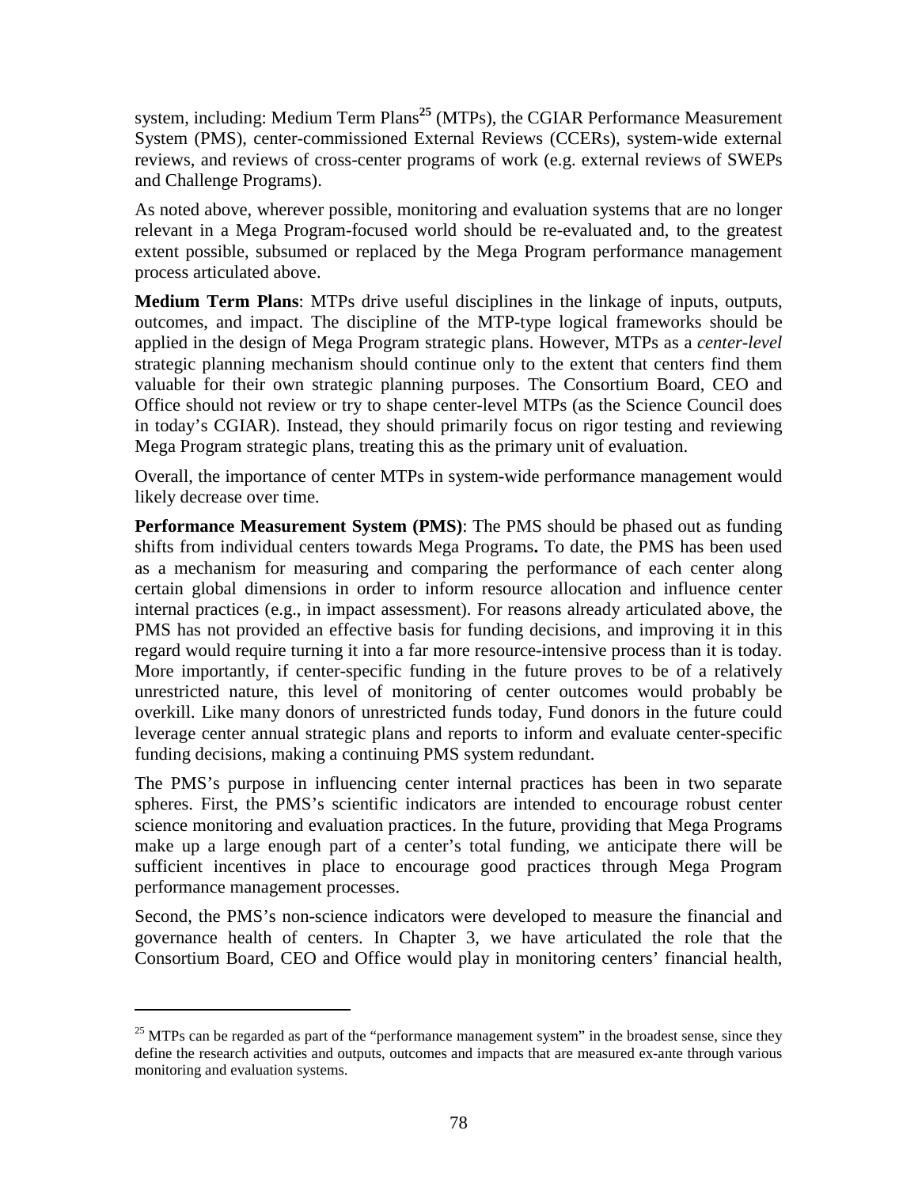system, including: Medium Term Plans[25] (MTPs), the CGIAR Performance Measurement System (PMS), center-commissioned External Reviews (CCERs), system-wide external reviews, and reviews of cross-center programs of work (e.g. external reviews of SWEPs and Challenge Programs).

As noted above, wherever possible, monitoring and evaluation systems that are no longer relevant in a Mega Program-focused world should be re-evaluated and, to the greatest extent possible, subsumed or replaced by the Mega Program performance management process articulated above.

**Medium Term Plans**: MTPs drive useful disciplines in the linkage of inputs, outputs, outcomes, and impact. The discipline of the MTP-type logical frameworks should be applied in the design of Mega Program strategic plans. However, MTPs as a *center-level* strategic planning mechanism should continue only to the extent that centers find them valuable for their own strategic planning purposes. The Consortium Board, CEO and Office should not review or try to shape center-level MTPs (as the Science Council does in today's CGIAR). Instead, they should primarily focus on rigor testing and reviewing Mega Program strategic plans, treating this as the primary unit of evaluation.

Overall, the importance of center MTPs in system-wide performance management would likely decrease over time.

**Performance Measurement System (PMS)**: The PMS should be phased out as funding shifts from individual centers towards Mega Programs**.** To date, the PMS has been used as a mechanism for measuring and comparing the performance of each center along certain global dimensions in order to inform resource allocation and influence center internal practices (e.g., in impact assessment). For reasons already articulated above, the PMS has not provided an effective basis for funding decisions, and improving it in this regard would require turning it into a far more resource-intensive process than it is today. More importantly, if center-specific funding in the future proves to be of a relatively unrestricted nature, this level of monitoring of center outcomes would probably be overkill. Like many donors of unrestricted funds today, Fund donors in the future could leverage center annual strategic plans and reports to inform and evaluate center-specific funding decisions, making a continuing PMS system redundant.

The PMS's purpose in influencing center internal practices has been in two separate spheres. First, the PMS's scientific indicators are intended to encourage robust center science monitoring and evaluation practices. In the future, providing that Mega Programs make up a large enough part of a center's total funding, we anticipate there will be sufficient incentives in place to encourage good practices through Mega Program performance management processes.

Second, the PMS's non-science indicators were developed to measure the financial and governance health of centers. In Chapter 3, we have articulated the role that the Consortium Board, CEO and Office would play in monitoring centers' financial health,

---

[25] MTPs can be regarded as part of the "performance management system" in the broadest sense, since they define the research activities and outputs, outcomes and impacts that are measured ex-ante through various monitoring and evaluation systems.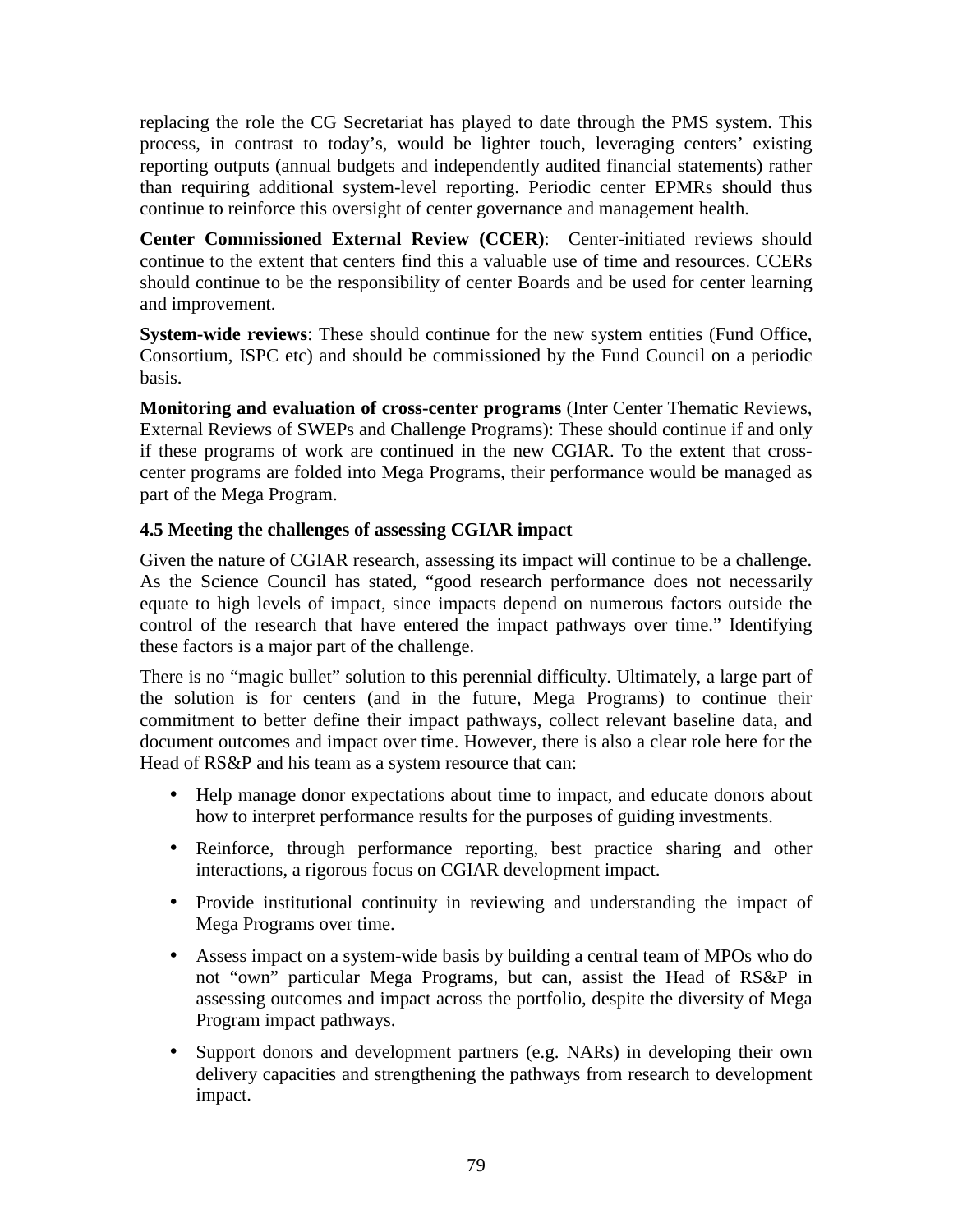replacing the role the CG Secretariat has played to date through the PMS system. This process, in contrast to today's, would be lighter touch, leveraging centers' existing reporting outputs (annual budgets and independently audited financial statements) rather than requiring additional system-level reporting. Periodic center EPMRs should thus continue to reinforce this oversight of center governance and management health.

**Center Commissioned External Review (CCER)**: Center-initiated reviews should continue to the extent that centers find this a valuable use of time and resources. CCERs should continue to be the responsibility of center Boards and be used for center learning and improvement.

**System-wide reviews**: These should continue for the new system entities (Fund Office, Consortium, ISPC etc) and should be commissioned by the Fund Council on a periodic basis.

**Monitoring and evaluation of cross-center programs** (Inter Center Thematic Reviews, External Reviews of SWEPs and Challenge Programs): These should continue if and only if these programs of work are continued in the new CGIAR. To the extent that cross-center programs are folded into Mega Programs, their performance would be managed as part of the Mega Program.

### 4.5 Meeting the challenges of assessing CGIAR impact

Given the nature of CGIAR research, assessing its impact will continue to be a challenge. As the Science Council has stated, "good research performance does not necessarily equate to high levels of impact, since impacts depend on numerous factors outside the control of the research that have entered the impact pathways over time." Identifying these factors is a major part of the challenge.

There is no "magic bullet" solution to this perennial difficulty. Ultimately, a large part of the solution is for centers (and in the future, Mega Programs) to continue their commitment to better define their impact pathways, collect relevant baseline data, and document outcomes and impact over time. However, there is also a clear role here for the Head of RS&P and his team as a system resource that can:

- Help manage donor expectations about time to impact, and educate donors about how to interpret performance results for the purposes of guiding investments.
- Reinforce, through performance reporting, best practice sharing and other interactions, a rigorous focus on CGIAR development impact.
- Provide institutional continuity in reviewing and understanding the impact of Mega Programs over time.
- Assess impact on a system-wide basis by building a central team of MPOs who do not "own" particular Mega Programs, but can, assist the Head of RS&P in assessing outcomes and impact across the portfolio, despite the diversity of Mega Program impact pathways.
- Support donors and development partners (e.g. NARs) in developing their own delivery capacities and strengthening the pathways from research to development impact.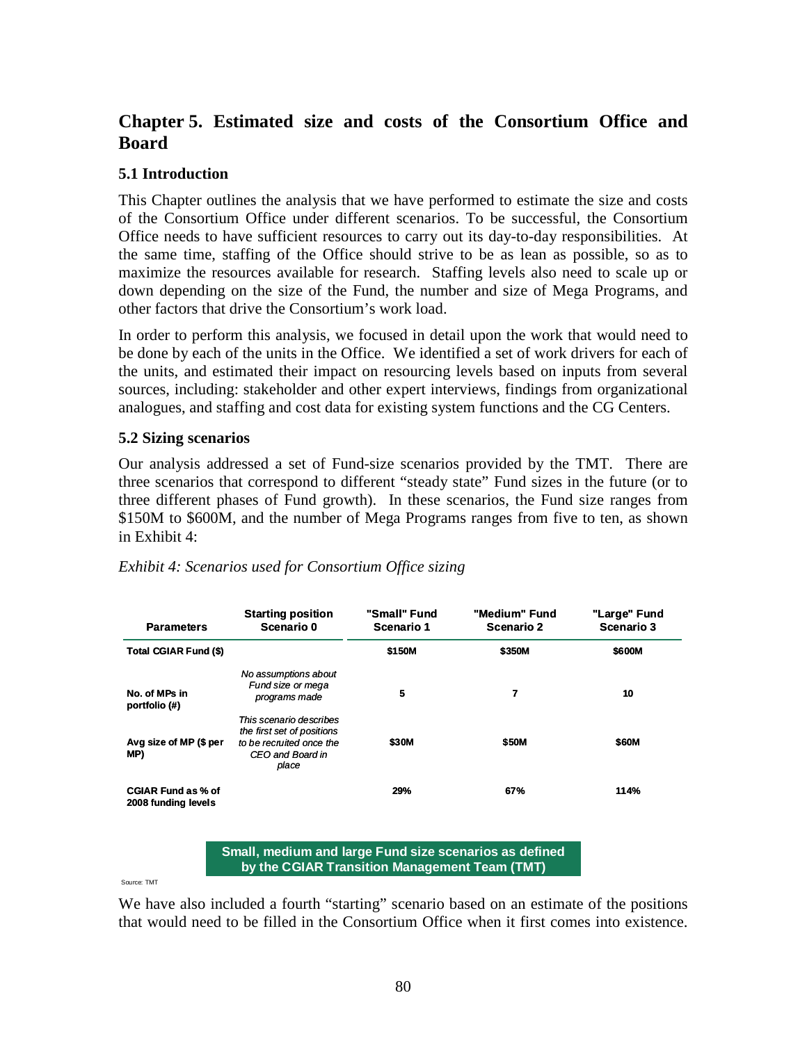## Chapter 5. Estimated size and costs of the Consortium Office and Board

### 5.1 Introduction

This Chapter outlines the analysis that we have performed to estimate the size and costs of the Consortium Office under different scenarios. To be successful, the Consortium Office needs to have sufficient resources to carry out its day-to-day responsibilities. At the same time, staffing of the Office should strive to be as lean as possible, so as to maximize the resources available for research. Staffing levels also need to scale up or down depending on the size of the Fund, the number and size of Mega Programs, and other factors that drive the Consortium's work load.

In order to perform this analysis, we focused in detail upon the work that would need to be done by each of the units in the Office. We identified a set of work drivers for each of the units, and estimated their impact on resourcing levels based on inputs from several sources, including: stakeholder and other expert interviews, findings from organizational analogues, and staffing and cost data for existing system functions and the CG Centers.

### 5.2 Sizing scenarios

Our analysis addressed a set of Fund-size scenarios provided by the TMT. There are three scenarios that correspond to different "steady state" Fund sizes in the future (or to three different phases of Fund growth). In these scenarios, the Fund size ranges from \$150M to \$600M, and the number of Mega Programs ranges from five to ten, as shown in Exhibit 4:

*Exhibit 4: Scenarios used for Consortium Office sizing*

| Parameters | Starting position Scenario 0 | "Small" Fund Scenario 1 | "Medium" Fund Scenario 2 | "Large" Fund Scenario 3 |
|---|---|---|---|---|
| Total CGIAR Fund ($) | | $150M | $350M | $600M |
| No. of MPs in portfolio (#) | *No assumptions about Fund size or mega programs made* | 5 | 7 | 10 |
| Avg size of MP ($ per MP) | *This scenario describes the first set of positions to be recruited once the CEO and Board in place* | $30M | $50M | $60M |
| CGIAR Fund as % of 2008 funding levels | | 29% | 67% | 114% |

**Small, medium and large Fund size scenarios as defined by the CGIAR Transition Management Team (TMT)**

Source: TMT

We have also included a fourth "starting" scenario based on an estimate of the positions that would need to be filled in the Consortium Office when it first comes into existence.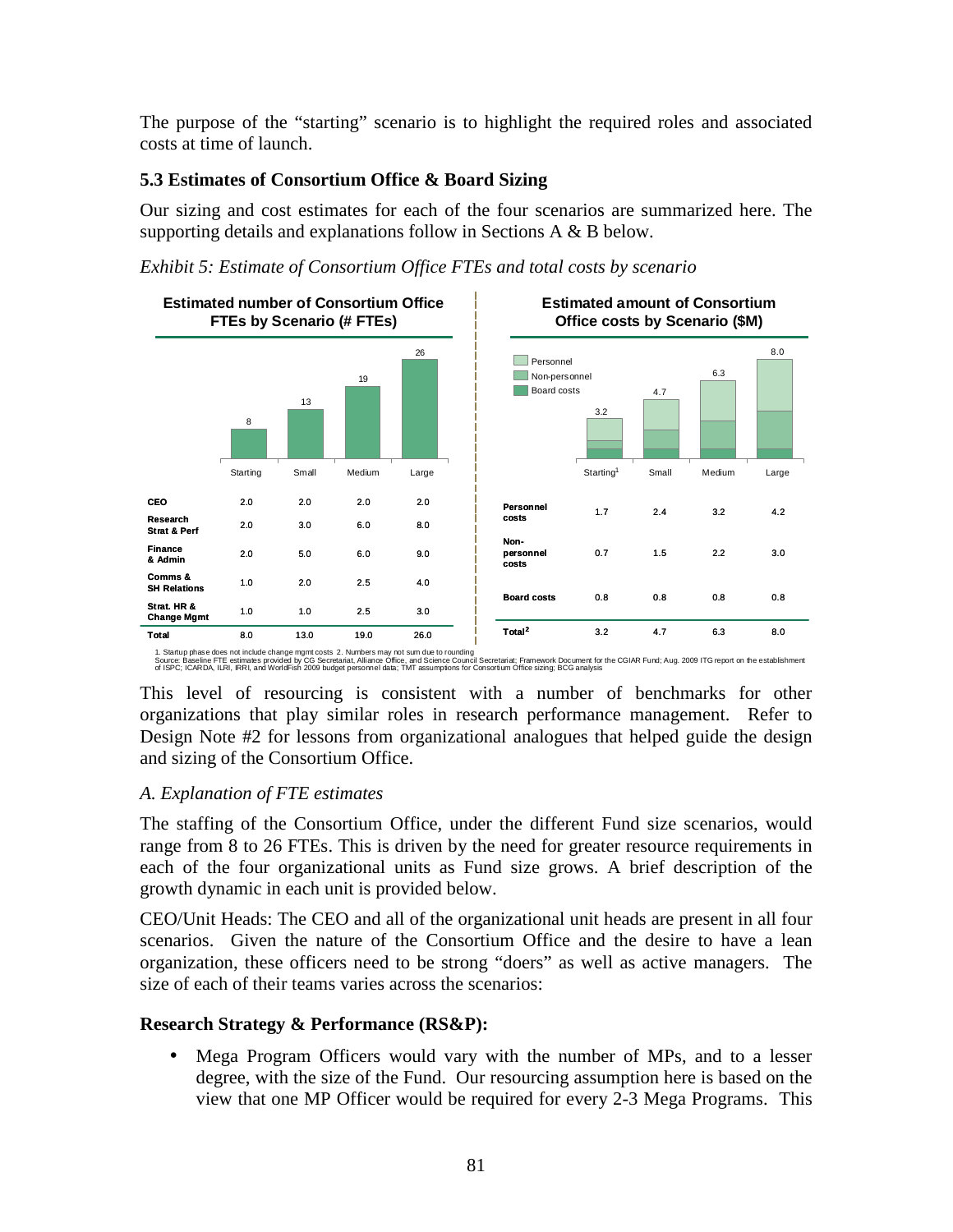The purpose of the "starting" scenario is to highlight the required roles and associated costs at time of launch.

### 5.3 Estimates of Consortium Office & Board Sizing

Our sizing and cost estimates for each of the four scenarios are summarized here. The supporting details and explanations follow in Sections A & B below.

*Exhibit 5: Estimate of Consortium Office FTEs and total costs by scenario*

**Estimated number of Consortium Office FTEs by Scenario (# FTEs)**

| | Starting | Small | Medium | Large |
|---|---|---|---|---|
| CEO | 2.0 | 2.0 | 2.0 | 2.0 |
| Research Strat & Perf | 2.0 | 3.0 | 6.0 | 8.0 |
| Finance & Admin | 2.0 | 5.0 | 6.0 | 9.0 |
| Comms & SH Relations | 1.0 | 2.0 | 2.5 | 4.0 |
| Strat. HR & Change Mgmt | 1.0 | 1.0 | 2.5 | 3.0 |
| **Total** | 8.0 | 13.0 | 19.0 | 26.0 |

**Estimated amount of Consortium Office costs by Scenario ($M)**

| | Starting[1] | Small | Medium | Large |
|---|---|---|---|---|
| Personnel costs | 1.7 | 2.4 | 3.2 | 4.2 |
| Non-personnel costs | 0.7 | 1.5 | 2.2 | 3.0 |
| Board costs | 0.8 | 0.8 | 0.8 | 0.8 |
| **Total[2]** | 3.2 | 4.7 | 6.3 | 8.0 |

1. Startup phase does not include change mgmt costs 2. Numbers may not sum due to rounding
Source: Baseline FTE estimates provided by CG Secretariat, Alliance Office, and Science Council Secretariat; Framework Document for the CGIAR Fund; Aug. 2009 ITG report on the establishment of ISPC; ICARDA, ILRI, IRRI, and WorldFish 2009 budget personnel data; TMT assumptions for Consortium Office sizing; BCG analysis

This level of resourcing is consistent with a number of benchmarks for other organizations that play similar roles in research performance management. Refer to Design Note #2 for lessons from organizational analogues that helped guide the design and sizing of the Consortium Office.

*A. Explanation of FTE estimates*

The staffing of the Consortium Office, under the different Fund size scenarios, would range from 8 to 26 FTEs. This is driven by the need for greater resource requirements in each of the four organizational units as Fund size grows. A brief description of the growth dynamic in each unit is provided below.

CEO/Unit Heads: The CEO and all of the organizational unit heads are present in all four scenarios. Given the nature of the Consortium Office and the desire to have a lean organization, these officers need to be strong "doers" as well as active managers. The size of each of their teams varies across the scenarios:

**Research Strategy & Performance (RS&P):**

- Mega Program Officers would vary with the number of MPs, and to a lesser degree, with the size of the Fund. Our resourcing assumption here is based on the view that one MP Officer would be required for every 2-3 Mega Programs. This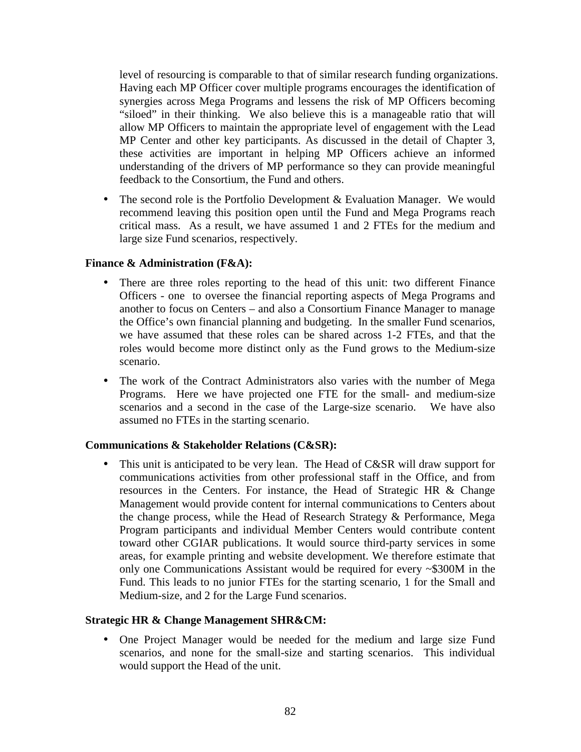level of resourcing is comparable to that of similar research funding organizations. Having each MP Officer cover multiple programs encourages the identification of synergies across Mega Programs and lessens the risk of MP Officers becoming "siloed" in their thinking. We also believe this is a manageable ratio that will allow MP Officers to maintain the appropriate level of engagement with the Lead MP Center and other key participants. As discussed in the detail of Chapter 3, these activities are important in helping MP Officers achieve an informed understanding of the drivers of MP performance so they can provide meaningful feedback to the Consortium, the Fund and others.

- The second role is the Portfolio Development & Evaluation Manager. We would recommend leaving this position open until the Fund and Mega Programs reach critical mass. As a result, we have assumed 1 and 2 FTEs for the medium and large size Fund scenarios, respectively.

**Finance & Administration (F&A):**

- There are three roles reporting to the head of this unit: two different Finance Officers - one to oversee the financial reporting aspects of Mega Programs and another to focus on Centers – and also a Consortium Finance Manager to manage the Office's own financial planning and budgeting. In the smaller Fund scenarios, we have assumed that these roles can be shared across 1-2 FTEs, and that the roles would become more distinct only as the Fund grows to the Medium-size scenario.
- The work of the Contract Administrators also varies with the number of Mega Programs. Here we have projected one FTE for the small- and medium-size scenarios and a second in the case of the Large-size scenario. We have also assumed no FTEs in the starting scenario.

**Communications & Stakeholder Relations (C&SR):**

- This unit is anticipated to be very lean. The Head of C&SR will draw support for communications activities from other professional staff in the Office, and from resources in the Centers. For instance, the Head of Strategic HR & Change Management would provide content for internal communications to Centers about the change process, while the Head of Research Strategy & Performance, Mega Program participants and individual Member Centers would contribute content toward other CGIAR publications. It would source third-party services in some areas, for example printing and website development. We therefore estimate that only one Communications Assistant would be required for every ~$300M in the Fund. This leads to no junior FTEs for the starting scenario, 1 for the Small and Medium-size, and 2 for the Large Fund scenarios.

**Strategic HR & Change Management SHR&CM:**

- One Project Manager would be needed for the medium and large size Fund scenarios, and none for the small-size and starting scenarios. This individual would support the Head of the unit.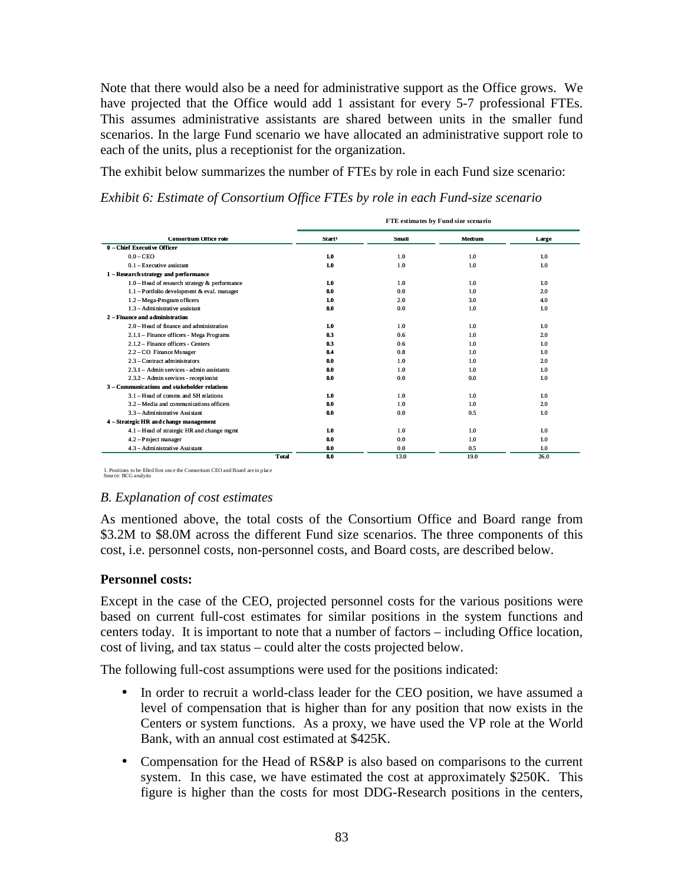Note that there would also be a need for administrative support as the Office grows. We have projected that the Office would add 1 assistant for every 5-7 professional FTEs. This assumes administrative assistants are shared between units in the smaller fund scenarios. In the large Fund scenario we have allocated an administrative support role to each of the units, plus a receptionist for the organization.

The exhibit below summarizes the number of FTEs by role in each Fund size scenario:

*Exhibit 6: Estimate of Consortium Office FTEs by role in each Fund-size scenario*

| | FTE estimates by Fund size scenario | | | |
|---|---|---|---|---|
| **Consortium Office role** | **Start[1]** | **Small** | **Medium** | **Large** |
| **0 – Chief Executive Officer** | | | | |
| 0.0 – CEO | **1.0** | 1.0 | 1.0 | 1.0 |
| 0.1 – Executive assistant | **1.0** | 1.0 | 1.0 | 1.0 |
| **1 – Research strategy and performance** | | | | |
| 1.0 – Head of research strategy & performance | **1.0** | 1.0 | 1.0 | 1.0 |
| 1.1 – Portfolio development & eval. manager | **0.0** | 0.0 | 1.0 | 2.0 |
| 1.2 – Mega-Program officers | **1.0** | 2.0 | 3.0 | 4.0 |
| 1.3 – Administrative assistant | **0.0** | 0.0 | 1.0 | 1.0 |
| **2 – Finance and administration** | | | | |
| 2.0 – Head of finance and administration | **1.0** | 1.0 | 1.0 | 1.0 |
| 2.1.1 – Finance officers - Mega Programs | **0.3** | 0.6 | 1.0 | 2.0 |
| 2.1.2 – Finance officers - Centers | **0.3** | 0.6 | 1.0 | 1.0 |
| 2.2 – CO Finance Msnager | **0.4** | 0.8 | 1.0 | 1.0 |
| 2.3 – Contract administrators | **0.0** | 1.0 | 1.0 | 2.0 |
| 2.3.1 – Admin services - admin assistants | **0.0** | 1.0 | 1.0 | 1.0 |
| 2.3.2 – Admin services - receptionist | **0.0** | 0.0 | 0.0 | 1.0 |
| **3 – Communications and stakeholder relations** | | | | |
| 3.1 – Head of comms and SH relations | **1.0** | 1.0 | 1.0 | 1.0 |
| 3.2 – Media and communications officers | **0.0** | 1.0 | 1.0 | 2.0 |
| 3.3 – Administrative Assistant | **0.0** | 0.0 | 0.5 | 1.0 |
| **4 – Strategic HR and change management** | | | | |
| 4.1 – Head of strategic HR and change mgmt | **1.0** | 1.0 | 1.0 | 1.0 |
| 4.2 – Project manager | **0.0** | 0.0 | 1.0 | 1.0 |
| 4.3 – Administrative Assistant | **0.0** | 0.0 | 0.5 | 1.0 |
| **Total** | **8.0** | 13.0 | 19.0 | 26.0 |

1. Positions to be filled first once the Consortium CEO and Board are in place
Source: BCG analysis

*B. Explanation of cost estimates*

As mentioned above, the total costs of the Consortium Office and Board range from \$3.2M to \$8.0M across the different Fund size scenarios. The three components of this cost, i.e. personnel costs, non-personnel costs, and Board costs, are described below.

**Personnel costs:**

Except in the case of the CEO, projected personnel costs for the various positions were based on current full-cost estimates for similar positions in the system functions and centers today. It is important to note that a number of factors – including Office location, cost of living, and tax status – could alter the costs projected below.

The following full-cost assumptions were used for the positions indicated:

- In order to recruit a world-class leader for the CEO position, we have assumed a level of compensation that is higher than for any position that now exists in the Centers or system functions. As a proxy, we have used the VP role at the World Bank, with an annual cost estimated at \$425K.
- Compensation for the Head of RS&P is also based on comparisons to the current system. In this case, we have estimated the cost at approximately \$250K. This figure is higher than the costs for most DDG-Research positions in the centers,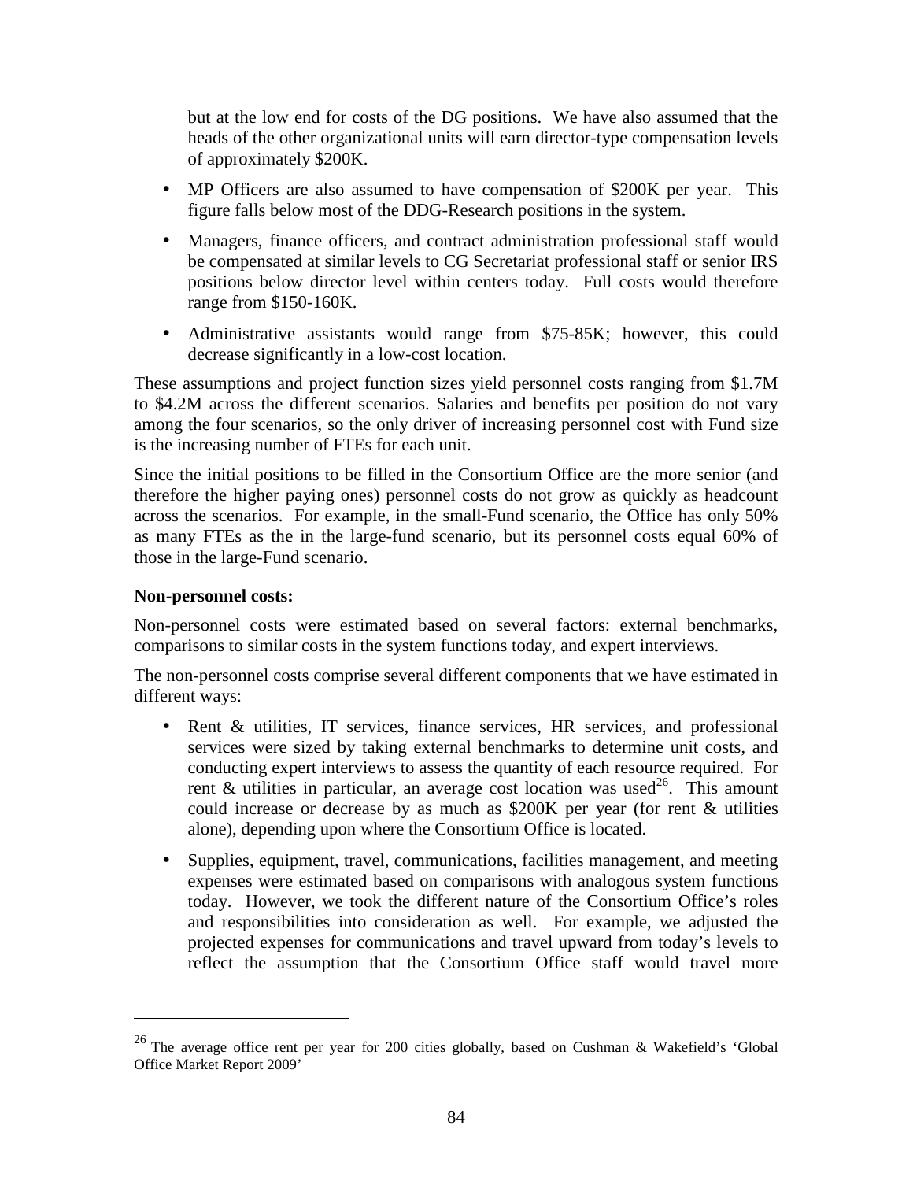but at the low end for costs of the DG positions. We have also assumed that the heads of the other organizational units will earn director-type compensation levels of approximately $200K.

- MP Officers are also assumed to have compensation of $200K per year. This figure falls below most of the DDG-Research positions in the system.
- Managers, finance officers, and contract administration professional staff would be compensated at similar levels to CG Secretariat professional staff or senior IRS positions below director level within centers today. Full costs would therefore range from $150-160K.
- Administrative assistants would range from $75-85K; however, this could decrease significantly in a low-cost location.

These assumptions and project function sizes yield personnel costs ranging from $1.7M to $4.2M across the different scenarios. Salaries and benefits per position do not vary among the four scenarios, so the only driver of increasing personnel cost with Fund size is the increasing number of FTEs for each unit.

Since the initial positions to be filled in the Consortium Office are the more senior (and therefore the higher paying ones) personnel costs do not grow as quickly as headcount across the scenarios. For example, in the small-Fund scenario, the Office has only 50% as many FTEs as the in the large-fund scenario, but its personnel costs equal 60% of those in the large-Fund scenario.

**Non-personnel costs:**

Non-personnel costs were estimated based on several factors: external benchmarks, comparisons to similar costs in the system functions today, and expert interviews.

The non-personnel costs comprise several different components that we have estimated in different ways:

- Rent & utilities, IT services, finance services, HR services, and professional services were sized by taking external benchmarks to determine unit costs, and conducting expert interviews to assess the quantity of each resource required. For rent & utilities in particular, an average cost location was used[26]. This amount could increase or decrease by as much as $200K per year (for rent & utilities alone), depending upon where the Consortium Office is located.
- Supplies, equipment, travel, communications, facilities management, and meeting expenses were estimated based on comparisons with analogous system functions today. However, we took the different nature of the Consortium Office's roles and responsibilities into consideration as well. For example, we adjusted the projected expenses for communications and travel upward from today's levels to reflect the assumption that the Consortium Office staff would travel more

[26] The average office rent per year for 200 cities globally, based on Cushman & Wakefield's 'Global Office Market Report 2009'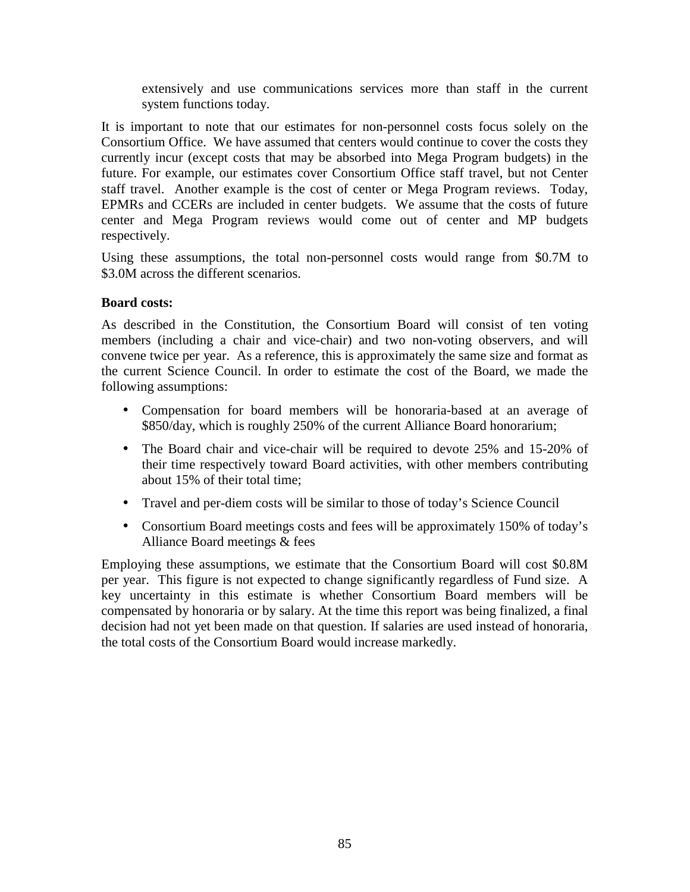extensively and use communications services more than staff in the current system functions today.

It is important to note that our estimates for non-personnel costs focus solely on the Consortium Office. We have assumed that centers would continue to cover the costs they currently incur (except costs that may be absorbed into Mega Program budgets) in the future. For example, our estimates cover Consortium Office staff travel, but not Center staff travel. Another example is the cost of center or Mega Program reviews. Today, EPMRs and CCERs are included in center budgets. We assume that the costs of future center and Mega Program reviews would come out of center and MP budgets respectively.

Using these assumptions, the total non-personnel costs would range from \$0.7M to \$3.0M across the different scenarios.

**Board costs:**

As described in the Constitution, the Consortium Board will consist of ten voting members (including a chair and vice-chair) and two non-voting observers, and will convene twice per year. As a reference, this is approximately the same size and format as the current Science Council. In order to estimate the cost of the Board, we made the following assumptions:

- Compensation for board members will be honoraria-based at an average of \$850/day, which is roughly 250% of the current Alliance Board honorarium;
- The Board chair and vice-chair will be required to devote 25% and 15-20% of their time respectively toward Board activities, with other members contributing about 15% of their total time;
- Travel and per-diem costs will be similar to those of today's Science Council
- Consortium Board meetings costs and fees will be approximately 150% of today's Alliance Board meetings & fees

Employing these assumptions, we estimate that the Consortium Board will cost \$0.8M per year. This figure is not expected to change significantly regardless of Fund size. A key uncertainty in this estimate is whether Consortium Board members will be compensated by honoraria or by salary. At the time this report was being finalized, a final decision had not yet been made on that question. If salaries are used instead of honoraria, the total costs of the Consortium Board would increase markedly.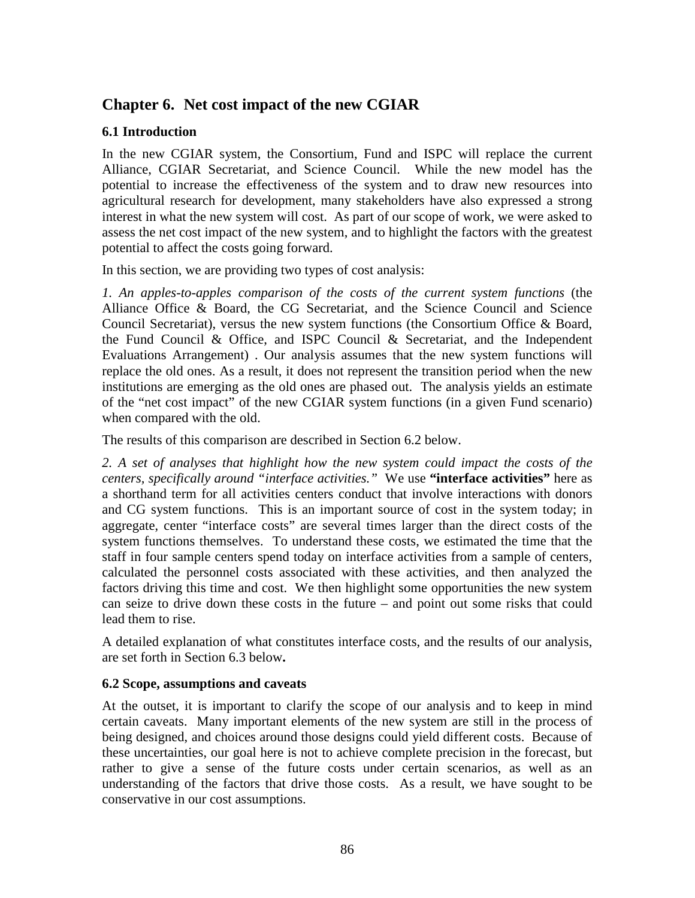## Chapter 6. Net cost impact of the new CGIAR

### 6.1 Introduction

In the new CGIAR system, the Consortium, Fund and ISPC will replace the current Alliance, CGIAR Secretariat, and Science Council. While the new model has the potential to increase the effectiveness of the system and to draw new resources into agricultural research for development, many stakeholders have also expressed a strong interest in what the new system will cost. As part of our scope of work, we were asked to assess the net cost impact of the new system, and to highlight the factors with the greatest potential to affect the costs going forward.

In this section, we are providing two types of cost analysis:

*1. An apples-to-apples comparison of the costs of the current system functions* (the Alliance Office & Board, the CG Secretariat, and the Science Council and Science Council Secretariat), versus the new system functions (the Consortium Office & Board, the Fund Council & Office, and ISPC Council & Secretariat, and the Independent Evaluations Arrangement) . Our analysis assumes that the new system functions will replace the old ones. As a result, it does not represent the transition period when the new institutions are emerging as the old ones are phased out. The analysis yields an estimate of the "net cost impact" of the new CGIAR system functions (in a given Fund scenario) when compared with the old.

The results of this comparison are described in Section 6.2 below.

*2. A set of analyses that highlight how the new system could impact the costs of the centers, specifically around "interface activities."* We use **"interface activities"** here as a shorthand term for all activities centers conduct that involve interactions with donors and CG system functions. This is an important source of cost in the system today; in aggregate, center "interface costs" are several times larger than the direct costs of the system functions themselves. To understand these costs, we estimated the time that the staff in four sample centers spend today on interface activities from a sample of centers, calculated the personnel costs associated with these activities, and then analyzed the factors driving this time and cost. We then highlight some opportunities the new system can seize to drive down these costs in the future – and point out some risks that could lead them to rise.

A detailed explanation of what constitutes interface costs, and the results of our analysis, are set forth in Section 6.3 below**.**

### 6.2 Scope, assumptions and caveats

At the outset, it is important to clarify the scope of our analysis and to keep in mind certain caveats. Many important elements of the new system are still in the process of being designed, and choices around those designs could yield different costs. Because of these uncertainties, our goal here is not to achieve complete precision in the forecast, but rather to give a sense of the future costs under certain scenarios, as well as an understanding of the factors that drive those costs. As a result, we have sought to be conservative in our cost assumptions.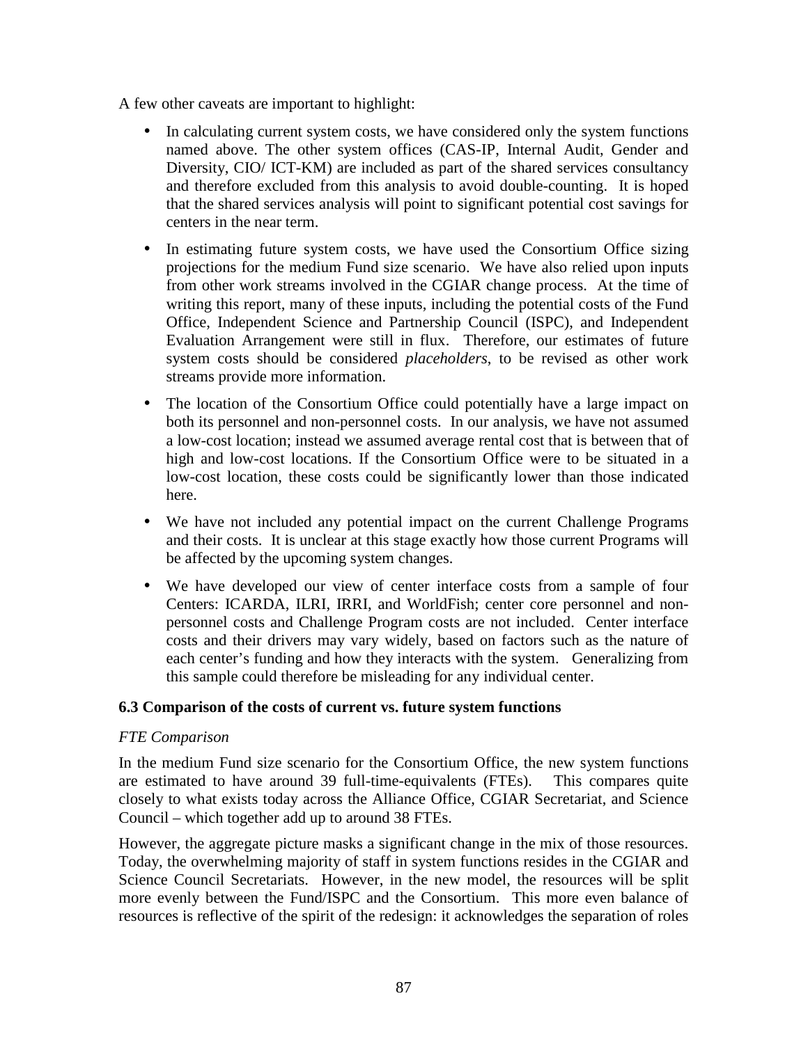A few other caveats are important to highlight:

- In calculating current system costs, we have considered only the system functions named above. The other system offices (CAS-IP, Internal Audit, Gender and Diversity, CIO/ ICT-KM) are included as part of the shared services consultancy and therefore excluded from this analysis to avoid double-counting. It is hoped that the shared services analysis will point to significant potential cost savings for centers in the near term.
- In estimating future system costs, we have used the Consortium Office sizing projections for the medium Fund size scenario. We have also relied upon inputs from other work streams involved in the CGIAR change process. At the time of writing this report, many of these inputs, including the potential costs of the Fund Office, Independent Science and Partnership Council (ISPC), and Independent Evaluation Arrangement were still in flux. Therefore, our estimates of future system costs should be considered *placeholders*, to be revised as other work streams provide more information.
- The location of the Consortium Office could potentially have a large impact on both its personnel and non-personnel costs. In our analysis, we have not assumed a low-cost location; instead we assumed average rental cost that is between that of high and low-cost locations. If the Consortium Office were to be situated in a low-cost location, these costs could be significantly lower than those indicated here.
- We have not included any potential impact on the current Challenge Programs and their costs. It is unclear at this stage exactly how those current Programs will be affected by the upcoming system changes.
- We have developed our view of center interface costs from a sample of four Centers: ICARDA, ILRI, IRRI, and WorldFish; center core personnel and non-personnel costs and Challenge Program costs are not included. Center interface costs and their drivers may vary widely, based on factors such as the nature of each center's funding and how they interacts with the system. Generalizing from this sample could therefore be misleading for any individual center.

### 6.3 Comparison of the costs of current vs. future system functions

*FTE Comparison*

In the medium Fund size scenario for the Consortium Office, the new system functions are estimated to have around 39 full-time-equivalents (FTEs). This compares quite closely to what exists today across the Alliance Office, CGIAR Secretariat, and Science Council – which together add up to around 38 FTEs.

However, the aggregate picture masks a significant change in the mix of those resources. Today, the overwhelming majority of staff in system functions resides in the CGIAR and Science Council Secretariats. However, in the new model, the resources will be split more evenly between the Fund/ISPC and the Consortium. This more even balance of resources is reflective of the spirit of the redesign: it acknowledges the separation of roles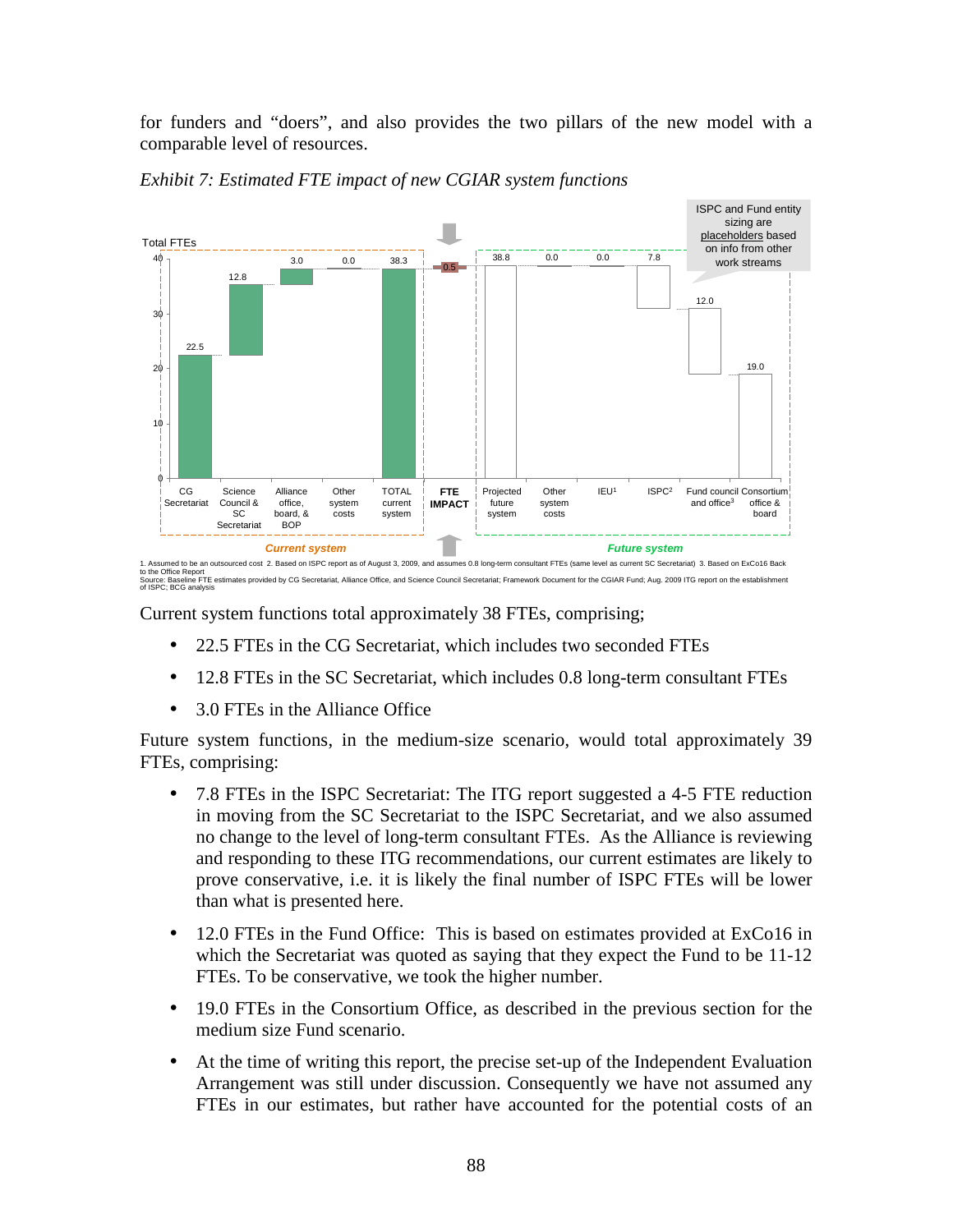for funders and "doers", and also provides the two pillars of the new model with a comparable level of resources.

*Exhibit 7: Estimated FTE impact of new CGIAR system functions*

| | CG Secretariat | Science Council & SC Secretariat | Alliance office, board, & BOP | Other system costs | TOTAL current system | FTE IMPACT | Projected future system | Other system costs | IEU[1] | ISPC[2] | Fund council and office[3] | Consortium office & board |
|---|---|---|---|---|---|---|---|---|---|---|---|---|
| Total FTEs | 22.5 | 12.8 | 3.0 | 0.0 | 38.3 | 0.5 | 38.8 | 0.0 | 0.0 | 7.8 | 12.0 | 19.0 |

Current system: CG Secretariat through TOTAL current system. Future system: Projected future system through Consortium office & board.

ISPC and Fund entity sizing are placeholders based on info from other work streams

1. Assumed to be an outsourced cost 2. Based on ISPC report as of August 3, 2009, and assumes 0.8 long-term consultant FTEs (same level as current SC Secretariat) 3. Based on ExCo16 Back to the Office Report
Source: Baseline FTE estimates provided by CG Secretariat, Alliance Office, and Science Council Secretariat; Framework Document for the CGIAR Fund; Aug. 2009 ITG report on the establishment of ISPC; BCG analysis

Current system functions total approximately 38 FTEs, comprising;

- 22.5 FTEs in the CG Secretariat, which includes two seconded FTEs
- 12.8 FTEs in the SC Secretariat, which includes 0.8 long-term consultant FTEs
- 3.0 FTEs in the Alliance Office

Future system functions, in the medium-size scenario, would total approximately 39 FTEs, comprising:

- 7.8 FTEs in the ISPC Secretariat: The ITG report suggested a 4-5 FTE reduction in moving from the SC Secretariat to the ISPC Secretariat, and we also assumed no change to the level of long-term consultant FTEs. As the Alliance is reviewing and responding to these ITG recommendations, our current estimates are likely to prove conservative, i.e. it is likely the final number of ISPC FTEs will be lower than what is presented here.
- 12.0 FTEs in the Fund Office: This is based on estimates provided at ExCo16 in which the Secretariat was quoted as saying that they expect the Fund to be 11-12 FTEs. To be conservative, we took the higher number.
- 19.0 FTEs in the Consortium Office, as described in the previous section for the medium size Fund scenario.
- At the time of writing this report, the precise set-up of the Independent Evaluation Arrangement was still under discussion. Consequently we have not assumed any FTEs in our estimates, but rather have accounted for the potential costs of an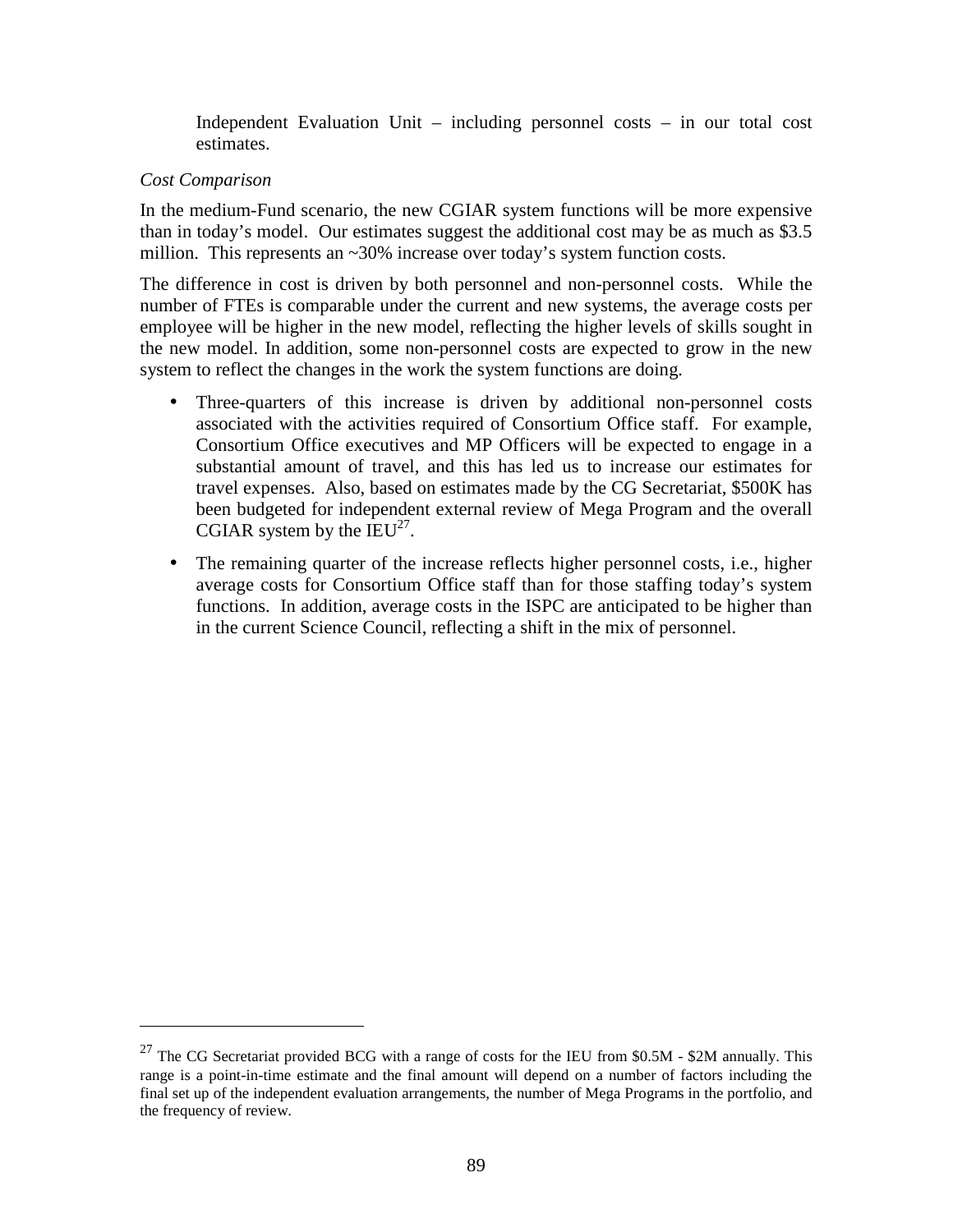Independent Evaluation Unit – including personnel costs – in our total cost estimates.

*Cost Comparison*

In the medium-Fund scenario, the new CGIAR system functions will be more expensive than in today's model. Our estimates suggest the additional cost may be as much as $3.5 million. This represents an ~30% increase over today's system function costs.

The difference in cost is driven by both personnel and non-personnel costs. While the number of FTEs is comparable under the current and new systems, the average costs per employee will be higher in the new model, reflecting the higher levels of skills sought in the new model. In addition, some non-personnel costs are expected to grow in the new system to reflect the changes in the work the system functions are doing.

- Three-quarters of this increase is driven by additional non-personnel costs associated with the activities required of Consortium Office staff. For example, Consortium Office executives and MP Officers will be expected to engage in a substantial amount of travel, and this has led us to increase our estimates for travel expenses. Also, based on estimates made by the CG Secretariat, $500K has been budgeted for independent external review of Mega Program and the overall CGIAR system by the IEU[27].
- The remaining quarter of the increase reflects higher personnel costs, i.e., higher average costs for Consortium Office staff than for those staffing today's system functions. In addition, average costs in the ISPC are anticipated to be higher than in the current Science Council, reflecting a shift in the mix of personnel.

---

[27] The CG Secretariat provided BCG with a range of costs for the IEU from $0.5M - $2M annually. This range is a point-in-time estimate and the final amount will depend on a number of factors including the final set up of the independent evaluation arrangements, the number of Mega Programs in the portfolio, and the frequency of review.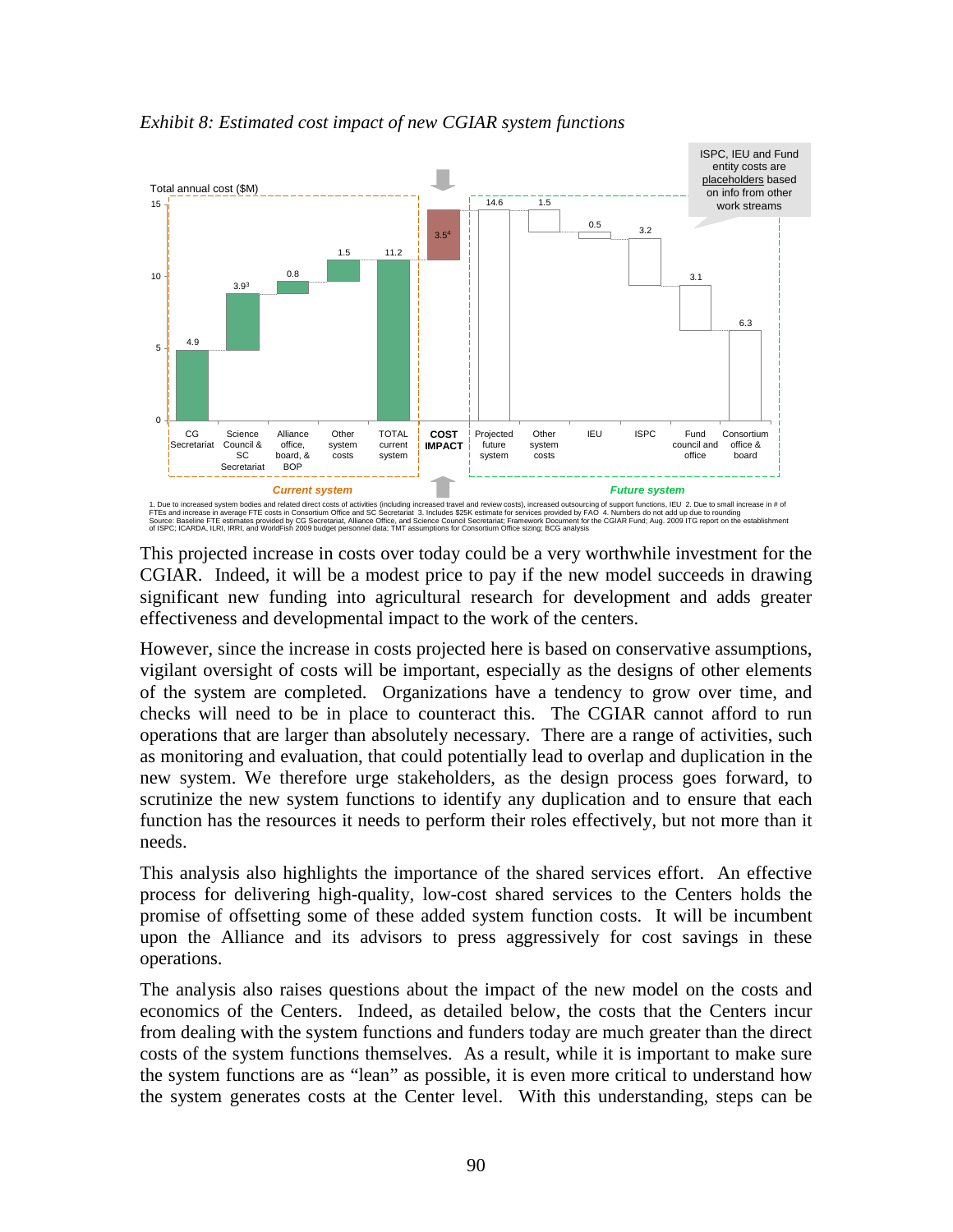*Exhibit 8: Estimated cost impact of new CGIAR system functions*

Total annual cost ($M)

| | Current system | | | | | | Future system | | | | | |
|---|---|---|---|---|---|---|---|---|---|---|---|---|
| | CG Secretariat | Science Council & SC Secretariat | Alliance office, board, & BOP | Other system costs | TOTAL current system | COST IMPACT | Projected future system | Other system costs | IEU | ISPC | Fund council and office | Consortium office & board |
| $M | 4.9 | 3.9[3] | 0.8 | 1.5 | 11.2 | 3.5[4] | 14.6 | 1.5 | 0.5 | 3.2 | 3.1 | 6.3 |

ISPC, IEU and Fund entity costs are placeholders based on info from other work streams

1. Due to increased system bodies and related direct costs of activities (including increased travel and review costs), increased outsourcing of support functions, IEU 2. Due to small increase in # of FTEs and increase in average FTE costs in Consortium Office and SC Secretariat 3. Includes $25K estimate for services provided by FAO 4. Numbers do not add up due to rounding
Source: Baseline FTE estimates provided by CG Secretariat, Alliance Office, and Science Council Secretariat; Framework Document for the CGIAR Fund; Aug. 2009 ITG report on the establishment of ISPC; ICARDA, ILRI, IRRI, and WorldFish 2009 budget personnel data; TMT assumptions for Consortium Office sizing; BCG analysis

This projected increase in costs over today could be a very worthwhile investment for the CGIAR. Indeed, it will be a modest price to pay if the new model succeeds in drawing significant new funding into agricultural research for development and adds greater effectiveness and developmental impact to the work of the centers.

However, since the increase in costs projected here is based on conservative assumptions, vigilant oversight of costs will be important, especially as the designs of other elements of the system are completed. Organizations have a tendency to grow over time, and checks will need to be in place to counteract this. The CGIAR cannot afford to run operations that are larger than absolutely necessary. There are a range of activities, such as monitoring and evaluation, that could potentially lead to overlap and duplication in the new system. We therefore urge stakeholders, as the design process goes forward, to scrutinize the new system functions to identify any duplication and to ensure that each function has the resources it needs to perform their roles effectively, but not more than it needs.

This analysis also highlights the importance of the shared services effort. An effective process for delivering high-quality, low-cost shared services to the Centers holds the promise of offsetting some of these added system function costs. It will be incumbent upon the Alliance and its advisors to press aggressively for cost savings in these operations.

The analysis also raises questions about the impact of the new model on the costs and economics of the Centers. Indeed, as detailed below, the costs that the Centers incur from dealing with the system functions and funders today are much greater than the direct costs of the system functions themselves. As a result, while it is important to make sure the system functions are as "lean" as possible, it is even more critical to understand how the system generates costs at the Center level. With this understanding, steps can be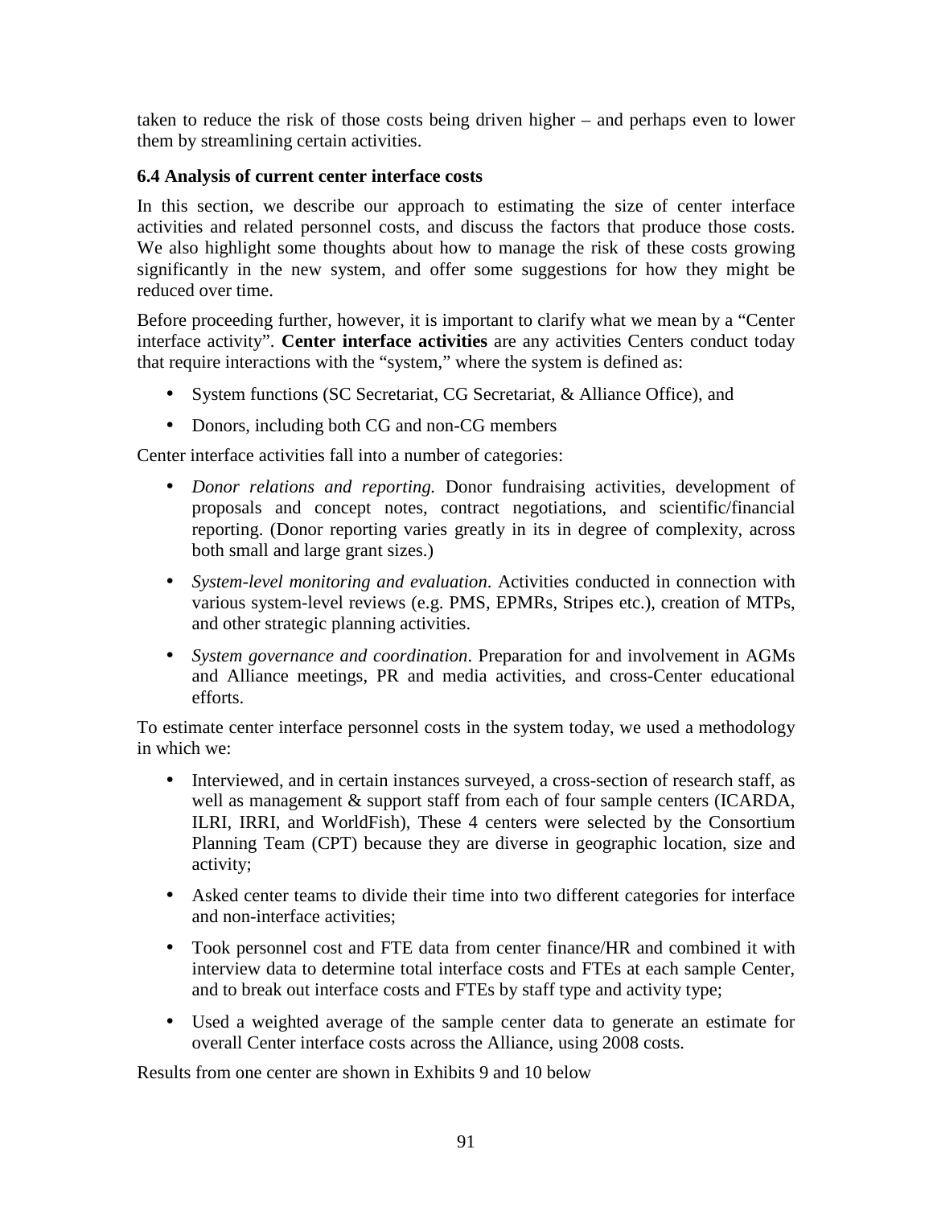taken to reduce the risk of those costs being driven higher – and perhaps even to lower them by streamlining certain activities.

### 6.4 Analysis of current center interface costs

In this section, we describe our approach to estimating the size of center interface activities and related personnel costs, and discuss the factors that produce those costs. We also highlight some thoughts about how to manage the risk of these costs growing significantly in the new system, and offer some suggestions for how they might be reduced over time.

Before proceeding further, however, it is important to clarify what we mean by a "Center interface activity". **Center interface activities** are any activities Centers conduct today that require interactions with the "system," where the system is defined as:

- System functions (SC Secretariat, CG Secretariat, & Alliance Office), and
- Donors, including both CG and non-CG members

Center interface activities fall into a number of categories:

- *Donor relations and reporting.* Donor fundraising activities, development of proposals and concept notes, contract negotiations, and scientific/financial reporting. (Donor reporting varies greatly in its in degree of complexity, across both small and large grant sizes.)
- *System-level monitoring and evaluation*. Activities conducted in connection with various system-level reviews (e.g. PMS, EPMRs, Stripes etc.), creation of MTPs, and other strategic planning activities.
- *System governance and coordination*. Preparation for and involvement in AGMs and Alliance meetings, PR and media activities, and cross-Center educational efforts.

To estimate center interface personnel costs in the system today, we used a methodology in which we:

- Interviewed, and in certain instances surveyed, a cross-section of research staff, as well as management & support staff from each of four sample centers (ICARDA, ILRI, IRRI, and WorldFish), These 4 centers were selected by the Consortium Planning Team (CPT) because they are diverse in geographic location, size and activity;
- Asked center teams to divide their time into two different categories for interface and non-interface activities;
- Took personnel cost and FTE data from center finance/HR and combined it with interview data to determine total interface costs and FTEs at each sample Center, and to break out interface costs and FTEs by staff type and activity type;
- Used a weighted average of the sample center data to generate an estimate for overall Center interface costs across the Alliance, using 2008 costs.

Results from one center are shown in Exhibits 9 and 10 below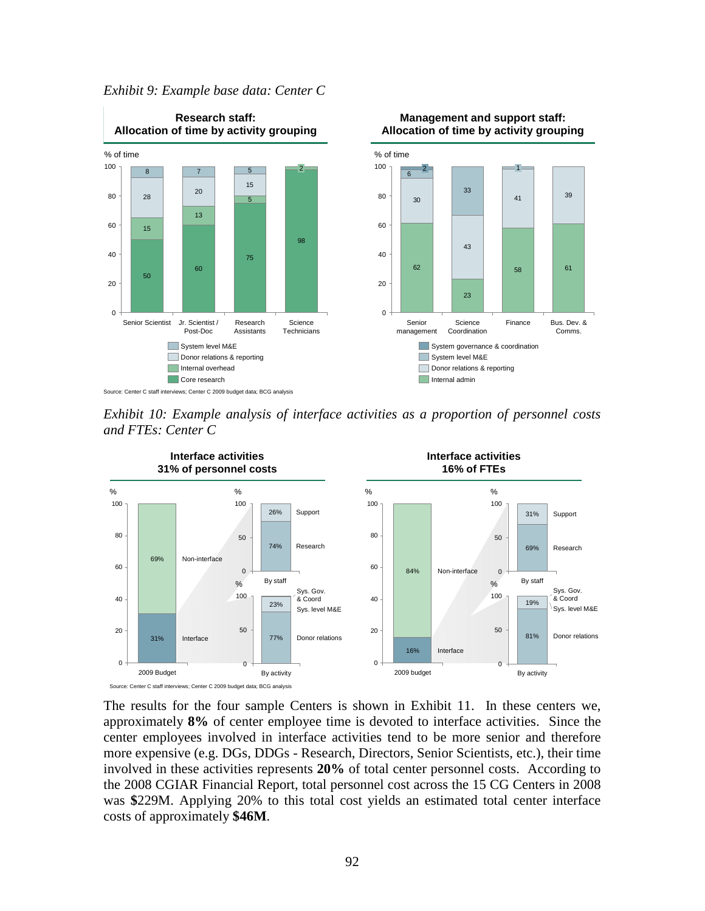*Exhibit 9: Example base data: Center C*

**Research staff: Allocation of time by activity grouping**

% of time

| | Senior Scientist | Jr. Scientist / Post-Doc | Research Assistants | Science Technicians |
|---|---|---|---|---|
| System level M&E | 8 | 7 | 5 | 2 |
| Donor relations & reporting | 28 | 20 | 15 | |
| Internal overhead | 15 | 13 | 5 | |
| Core research | 50 | 60 | 75 | 98 |

**Management and support staff: Allocation of time by activity grouping**

% of time

| | Senior management | Science Coordination | Finance | Bus. Dev. & Comms. |
|---|---|---|---|---|
| System governance & coordination | 2 | | | |
| System level M&E | 6 | 33 | 1 | |
| Donor relations & reporting | 30 | 43 | 41 | 39 |
| Internal admin | 62 | 23 | 58 | 61 |

Source: Center C staff interviews; Center C 2009 budget data; BCG analysis

*Exhibit 10: Example analysis of interface activities as a proportion of personnel costs and FTEs: Center C*

**Interface activities 31% of personnel costs**

2009 Budget: Non-interface 69%; Interface 31%

By staff: Support 26%; Research 74%

By activity: Sys. Gov. & Coord; Sys. level M&E 23%; Donor relations 77%

**Interface activities 16% of FTEs**

2009 budget: Non-interface 84%; Interface 16%

By staff: Support 31%; Research 69%

By activity: Sys. Gov. & Coord; Sys. level M&E 19%; Donor relations 81%

Source: Center C staff interviews; Center C 2009 budget data; BCG analysis

The results for the four sample Centers is shown in Exhibit 11. In these centers we, approximately **8%** of center employee time is devoted to interface activities. Since the center employees involved in interface activities tend to be more senior and therefore more expensive (e.g. DGs, DDGs - Research, Directors, Senior Scientists, etc.), their time involved in these activities represents **20%** of total center personnel costs. According to the 2008 CGIAR Financial Report, total personnel cost across the 15 CG Centers in 2008 was **$**229M. Applying 20% to this total cost yields an estimated total center interface costs of approximately **$46M**.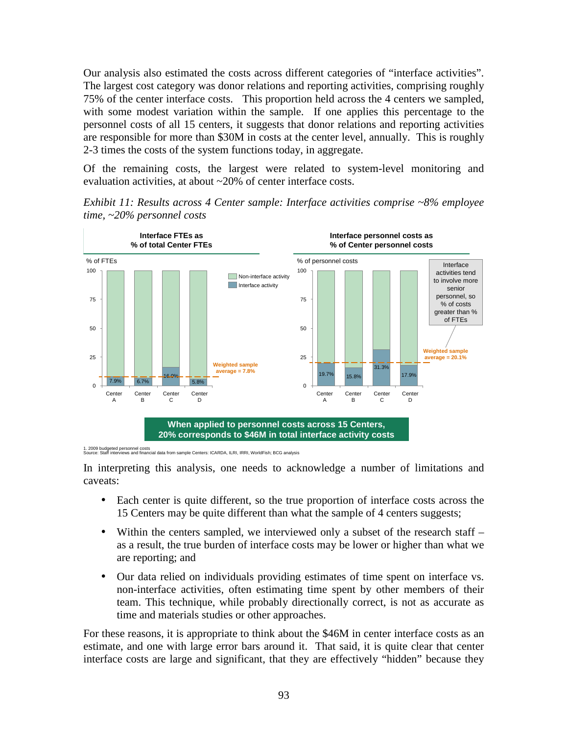Our analysis also estimated the costs across different categories of "interface activities". The largest cost category was donor relations and reporting activities, comprising roughly 75% of the center interface costs. This proportion held across the 4 centers we sampled, with some modest variation within the sample. If one applies this percentage to the personnel costs of all 15 centers, it suggests that donor relations and reporting activities are responsible for more than $30M in costs at the center level, annually. This is roughly 2-3 times the costs of the system functions today, in aggregate.

Of the remaining costs, the largest were related to system-level monitoring and evaluation activities, at about ~20% of center interface costs.

*Exhibit 11: Results across 4 Center sample: Interface activities comprise ~8% employee time, ~20% personnel costs*

**Interface FTEs as % of total Center FTEs** (% of FTEs)

| | Center A | Center B | Center C | Center D |
|---|---|---|---|---|
| Interface activity | 7.9% | 6.7% | 16.0% | 5.8% |

Weighted sample average = 7.8%

**Interface personnel costs as % of Center personnel costs** (% of personnel costs)

| | Center A | Center B | Center C | Center D |
|---|---|---|---|---|
| Interface activity | 19.7% | 15.8% | 31.3% | 17.9% |

Weighted sample average = 20.1%

Interface activities tend to involve more senior personnel, so % of costs greater than % of FTEs

**When applied to personnel costs across 15 Centers, 20% corresponds to $46M in total interface activity costs**

1. 2009 budgeted personnel costs
Source: Staff interviews and financial data from sample Centers: ICARDA, ILRI, IRRI, WorldFish; BCG analysis

In interpreting this analysis, one needs to acknowledge a number of limitations and caveats:

- Each center is quite different, so the true proportion of interface costs across the 15 Centers may be quite different than what the sample of 4 centers suggests;
- Within the centers sampled, we interviewed only a subset of the research staff – as a result, the true burden of interface costs may be lower or higher than what we are reporting; and
- Our data relied on individuals providing estimates of time spent on interface vs. non-interface activities, often estimating time spent by other members of their team. This technique, while probably directionally correct, is not as accurate as time and materials studies or other approaches.

For these reasons, it is appropriate to think about the $46M in center interface costs as an estimate, and one with large error bars around it. That said, it is quite clear that center interface costs are large and significant, that they are effectively "hidden" because they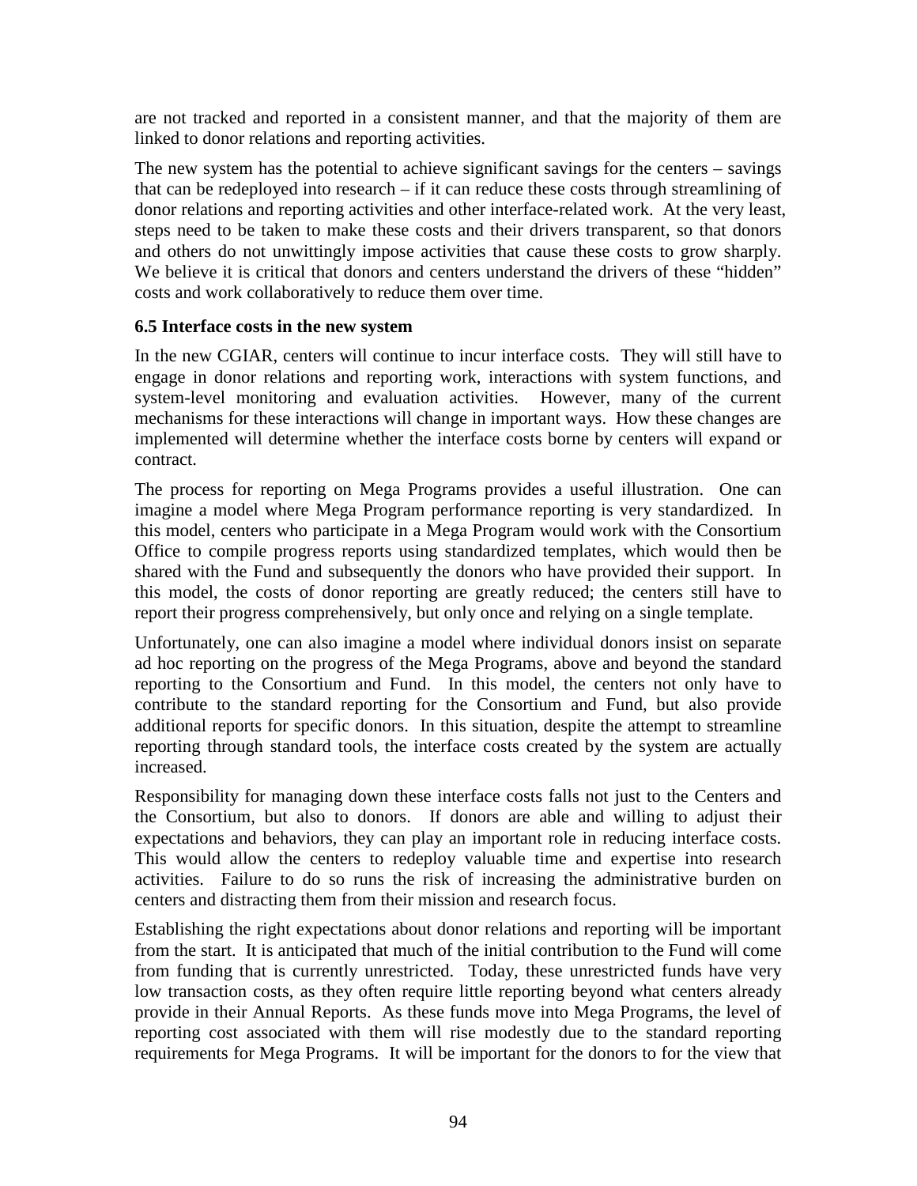are not tracked and reported in a consistent manner, and that the majority of them are linked to donor relations and reporting activities.

The new system has the potential to achieve significant savings for the centers – savings that can be redeployed into research – if it can reduce these costs through streamlining of donor relations and reporting activities and other interface-related work. At the very least, steps need to be taken to make these costs and their drivers transparent, so that donors and others do not unwittingly impose activities that cause these costs to grow sharply. We believe it is critical that donors and centers understand the drivers of these "hidden" costs and work collaboratively to reduce them over time.

### 6.5 Interface costs in the new system

In the new CGIAR, centers will continue to incur interface costs. They will still have to engage in donor relations and reporting work, interactions with system functions, and system-level monitoring and evaluation activities. However, many of the current mechanisms for these interactions will change in important ways. How these changes are implemented will determine whether the interface costs borne by centers will expand or contract.

The process for reporting on Mega Programs provides a useful illustration. One can imagine a model where Mega Program performance reporting is very standardized. In this model, centers who participate in a Mega Program would work with the Consortium Office to compile progress reports using standardized templates, which would then be shared with the Fund and subsequently the donors who have provided their support. In this model, the costs of donor reporting are greatly reduced; the centers still have to report their progress comprehensively, but only once and relying on a single template.

Unfortunately, one can also imagine a model where individual donors insist on separate ad hoc reporting on the progress of the Mega Programs, above and beyond the standard reporting to the Consortium and Fund. In this model, the centers not only have to contribute to the standard reporting for the Consortium and Fund, but also provide additional reports for specific donors. In this situation, despite the attempt to streamline reporting through standard tools, the interface costs created by the system are actually increased.

Responsibility for managing down these interface costs falls not just to the Centers and the Consortium, but also to donors. If donors are able and willing to adjust their expectations and behaviors, they can play an important role in reducing interface costs. This would allow the centers to redeploy valuable time and expertise into research activities. Failure to do so runs the risk of increasing the administrative burden on centers and distracting them from their mission and research focus.

Establishing the right expectations about donor relations and reporting will be important from the start. It is anticipated that much of the initial contribution to the Fund will come from funding that is currently unrestricted. Today, these unrestricted funds have very low transaction costs, as they often require little reporting beyond what centers already provide in their Annual Reports. As these funds move into Mega Programs, the level of reporting cost associated with them will rise modestly due to the standard reporting requirements for Mega Programs. It will be important for the donors to for the view that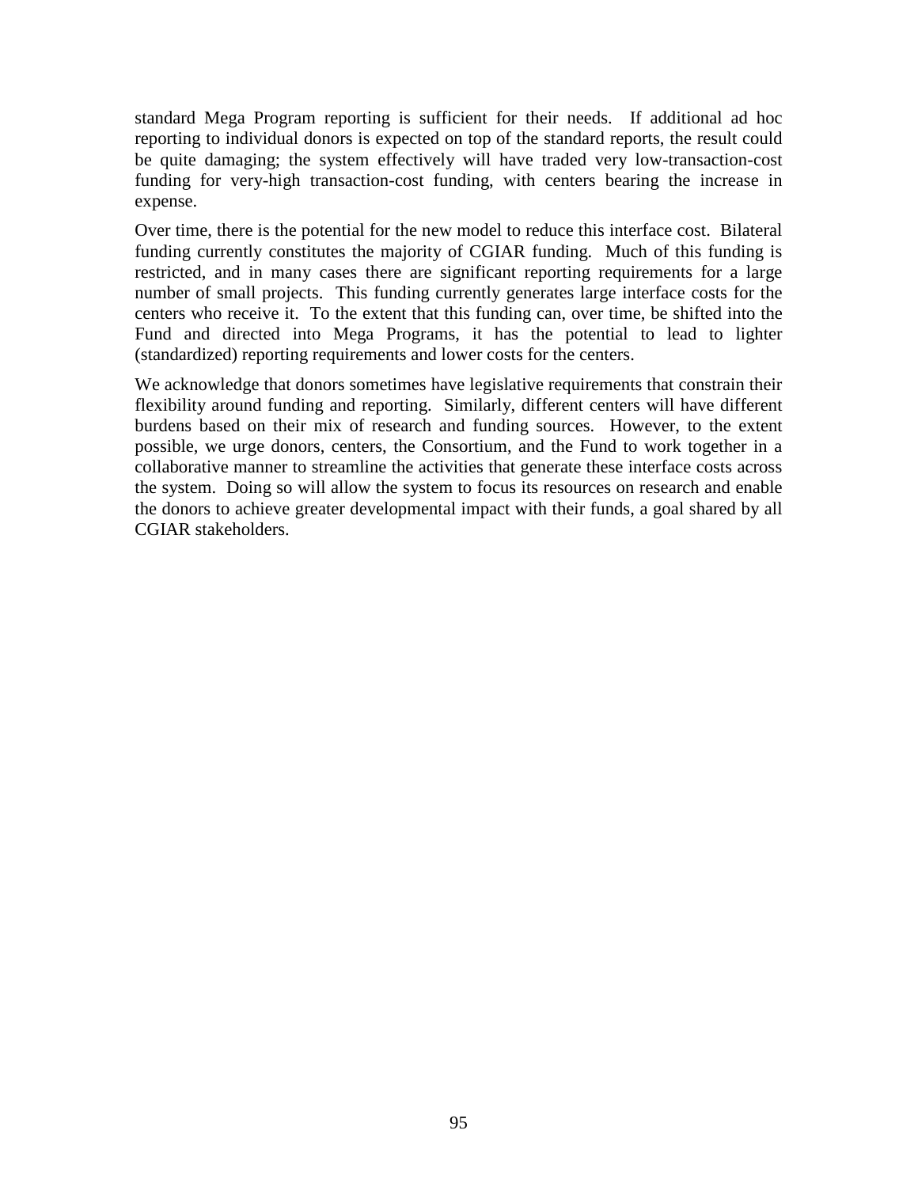standard Mega Program reporting is sufficient for their needs. If additional ad hoc reporting to individual donors is expected on top of the standard reports, the result could be quite damaging; the system effectively will have traded very low-transaction-cost funding for very-high transaction-cost funding, with centers bearing the increase in expense.

Over time, there is the potential for the new model to reduce this interface cost. Bilateral funding currently constitutes the majority of CGIAR funding. Much of this funding is restricted, and in many cases there are significant reporting requirements for a large number of small projects. This funding currently generates large interface costs for the centers who receive it. To the extent that this funding can, over time, be shifted into the Fund and directed into Mega Programs, it has the potential to lead to lighter (standardized) reporting requirements and lower costs for the centers.

We acknowledge that donors sometimes have legislative requirements that constrain their flexibility around funding and reporting. Similarly, different centers will have different burdens based on their mix of research and funding sources. However, to the extent possible, we urge donors, centers, the Consortium, and the Fund to work together in a collaborative manner to streamline the activities that generate these interface costs across the system. Doing so will allow the system to focus its resources on research and enable the donors to achieve greater developmental impact with their funds, a goal shared by all CGIAR stakeholders.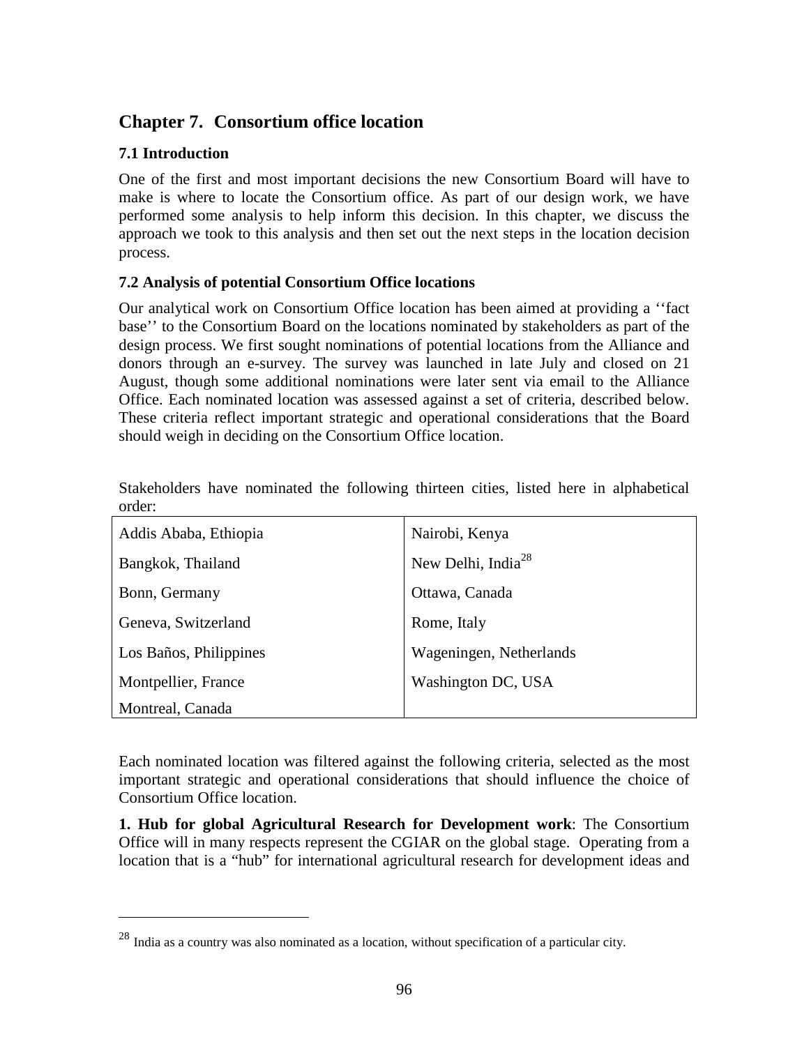# Chapter 7. Consortium office location

## 7.1 Introduction

One of the first and most important decisions the new Consortium Board will have to make is where to locate the Consortium office. As part of our design work, we have performed some analysis to help inform this decision. In this chapter, we discuss the approach we took to this analysis and then set out the next steps in the location decision process.

## 7.2 Analysis of potential Consortium Office locations

Our analytical work on Consortium Office location has been aimed at providing a ''fact base'' to the Consortium Board on the locations nominated by stakeholders as part of the design process. We first sought nominations of potential locations from the Alliance and donors through an e-survey. The survey was launched in late July and closed on 21 August, though some additional nominations were later sent via email to the Alliance Office. Each nominated location was assessed against a set of criteria, described below. These criteria reflect important strategic and operational considerations that the Board should weigh in deciding on the Consortium Office location.

Stakeholders have nominated the following thirteen cities, listed here in alphabetical order:

| | |
|---|---|
| Addis Ababa, Ethiopia | Nairobi, Kenya |
| Bangkok, Thailand | New Delhi, India[28] |
| Bonn, Germany | Ottawa, Canada |
| Geneva, Switzerland | Rome, Italy |
| Los Baños, Philippines | Wageningen, Netherlands |
| Montpellier, France | Washington DC, USA |
| Montreal, Canada | |

Each nominated location was filtered against the following criteria, selected as the most important strategic and operational considerations that should influence the choice of Consortium Office location.

**1. Hub for global Agricultural Research for Development work**: The Consortium Office will in many respects represent the CGIAR on the global stage. Operating from a location that is a "hub" for international agricultural research for development ideas and

[28] India as a country was also nominated as a location, without specification of a particular city.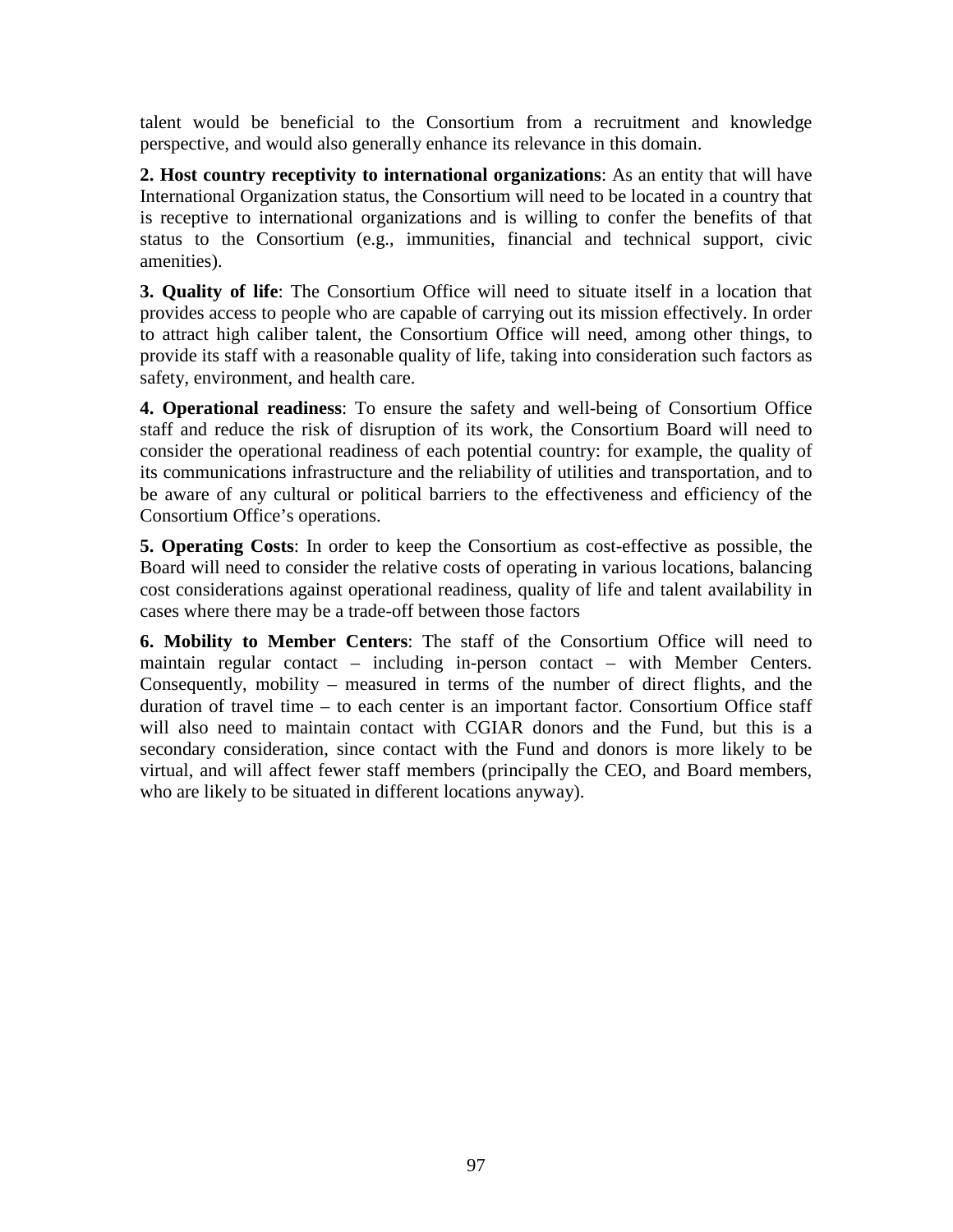talent would be beneficial to the Consortium from a recruitment and knowledge perspective, and would also generally enhance its relevance in this domain.

**2. Host country receptivity to international organizations**: As an entity that will have International Organization status, the Consortium will need to be located in a country that is receptive to international organizations and is willing to confer the benefits of that status to the Consortium (e.g., immunities, financial and technical support, civic amenities).

**3. Quality of life**: The Consortium Office will need to situate itself in a location that provides access to people who are capable of carrying out its mission effectively. In order to attract high caliber talent, the Consortium Office will need, among other things, to provide its staff with a reasonable quality of life, taking into consideration such factors as safety, environment, and health care.

**4. Operational readiness**: To ensure the safety and well-being of Consortium Office staff and reduce the risk of disruption of its work, the Consortium Board will need to consider the operational readiness of each potential country: for example, the quality of its communications infrastructure and the reliability of utilities and transportation, and to be aware of any cultural or political barriers to the effectiveness and efficiency of the Consortium Office's operations.

**5. Operating Costs**: In order to keep the Consortium as cost-effective as possible, the Board will need to consider the relative costs of operating in various locations, balancing cost considerations against operational readiness, quality of life and talent availability in cases where there may be a trade-off between those factors

**6. Mobility to Member Centers**: The staff of the Consortium Office will need to maintain regular contact – including in-person contact – with Member Centers. Consequently, mobility – measured in terms of the number of direct flights, and the duration of travel time – to each center is an important factor. Consortium Office staff will also need to maintain contact with CGIAR donors and the Fund, but this is a secondary consideration, since contact with the Fund and donors is more likely to be virtual, and will affect fewer staff members (principally the CEO, and Board members, who are likely to be situated in different locations anyway).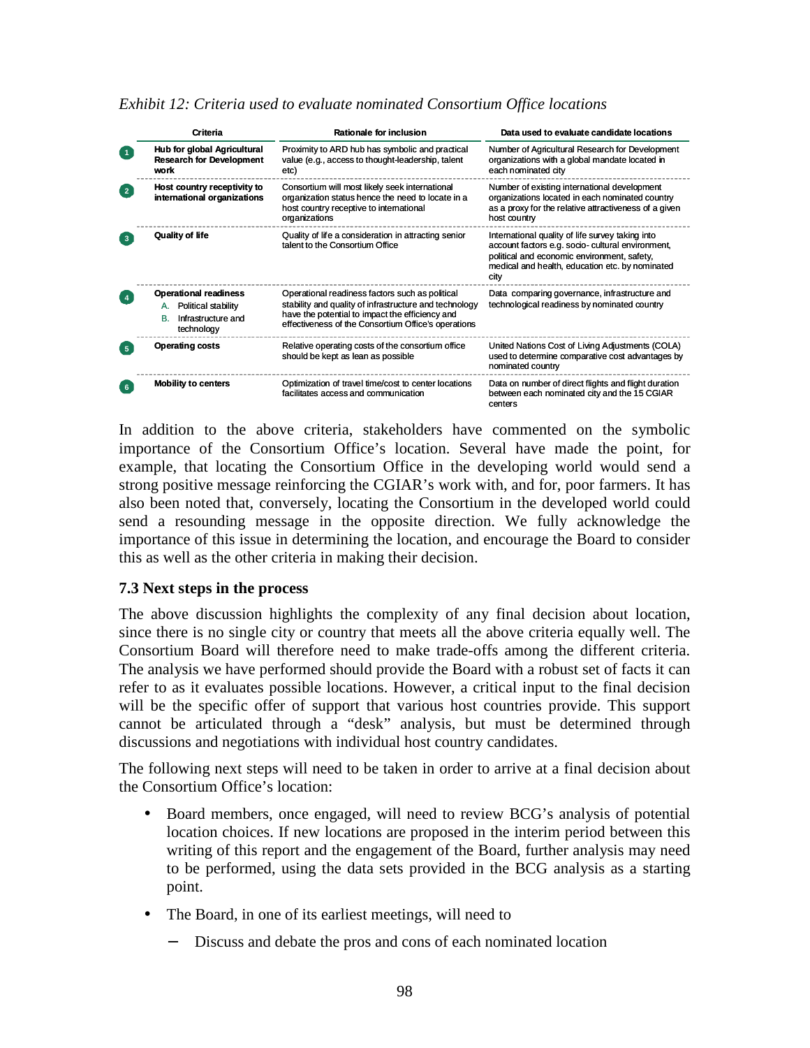*Exhibit 12: Criteria used to evaluate nominated Consortium Office locations*

| | Criteria | Rationale for inclusion | Data used to evaluate candidate locations |
|---|---|---|---|
| 1 | **Hub for global Agricultural Research for Development work** | Proximity to ARD hub has symbolic and practical value (e.g., access to thought-leadership, talent etc) | Number of Agricultural Research for Development organizations with a global mandate located in each nominated city |
| 2 | **Host country receptivity to international organizations** | Consortium will most likely seek international organization status hence the need to locate in a host country receptive to international organizations | Number of existing international development organizations located in each nominated country as a proxy for the relative attractiveness of a given host country |
| 3 | **Quality of life** | Quality of life a consideration in attracting senior talent to the Consortium Office | International quality of life survey taking into account factors e.g. socio- cultural environment, political and economic environment, safety, medical and health, education etc. by nominated city |
| 4 | **Operational readiness** A. Political stability B. Infrastructure and technology | Operational readiness factors such as political stability and quality of infrastructure and technology have the potential to impact the efficiency and effectiveness of the Consortium Office's operations | Data comparing governance, infrastructure and technological readiness by nominated country |
| 5 | **Operating costs** | Relative operating costs of the consortium office should be kept as lean as possible | United Nations Cost of Living Adjustments (COLA) used to determine comparative cost advantages by nominated country |
| 6 | **Mobility to centers** | Optimization of travel time/cost to center locations facilitates access and communication | Data on number of direct flights and flight duration between each nominated city and the 15 CGIAR centers |

In addition to the above criteria, stakeholders have commented on the symbolic importance of the Consortium Office's location. Several have made the point, for example, that locating the Consortium Office in the developing world would send a strong positive message reinforcing the CGIAR's work with, and for, poor farmers. It has also been noted that, conversely, locating the Consortium in the developed world could send a resounding message in the opposite direction. We fully acknowledge the importance of this issue in determining the location, and encourage the Board to consider this as well as the other criteria in making their decision.

### 7.3 Next steps in the process

The above discussion highlights the complexity of any final decision about location, since there is no single city or country that meets all the above criteria equally well. The Consortium Board will therefore need to make trade-offs among the different criteria. The analysis we have performed should provide the Board with a robust set of facts it can refer to as it evaluates possible locations. However, a critical input to the final decision will be the specific offer of support that various host countries provide. This support cannot be articulated through a "desk" analysis, but must be determined through discussions and negotiations with individual host country candidates.

The following next steps will need to be taken in order to arrive at a final decision about the Consortium Office's location:

- Board members, once engaged, will need to review BCG's analysis of potential location choices. If new locations are proposed in the interim period between this writing of this report and the engagement of the Board, further analysis may need to be performed, using the data sets provided in the BCG analysis as a starting point.
- The Board, in one of its earliest meetings, will need to
  - Discuss and debate the pros and cons of each nominated location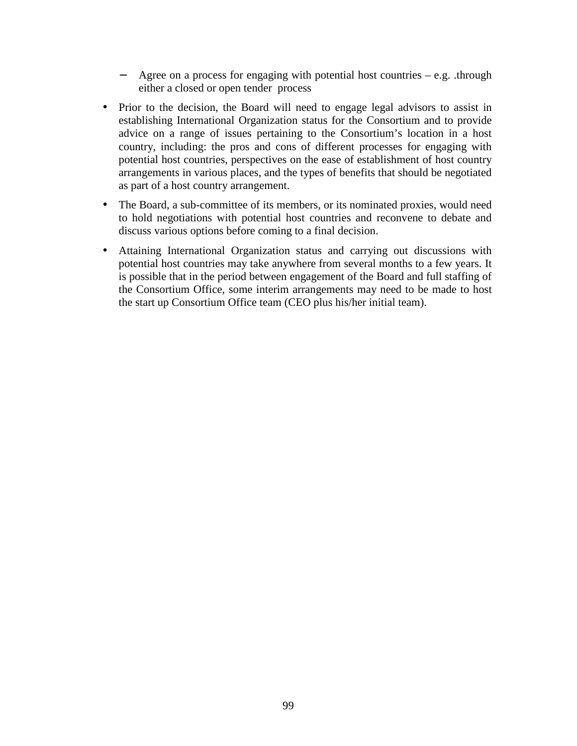- Agree on a process for engaging with potential host countries – e.g. .through either a closed or open tender process

- Prior to the decision, the Board will need to engage legal advisors to assist in establishing International Organization status for the Consortium and to provide advice on a range of issues pertaining to the Consortium's location in a host country, including: the pros and cons of different processes for engaging with potential host countries, perspectives on the ease of establishment of host country arrangements in various places, and the types of benefits that should be negotiated as part of a host country arrangement.

- The Board, a sub-committee of its members, or its nominated proxies, would need to hold negotiations with potential host countries and reconvene to debate and discuss various options before coming to a final decision.

- Attaining International Organization status and carrying out discussions with potential host countries may take anywhere from several months to a few years. It is possible that in the period between engagement of the Board and full staffing of the Consortium Office, some interim arrangements may need to be made to host the start up Consortium Office team (CEO plus his/her initial team).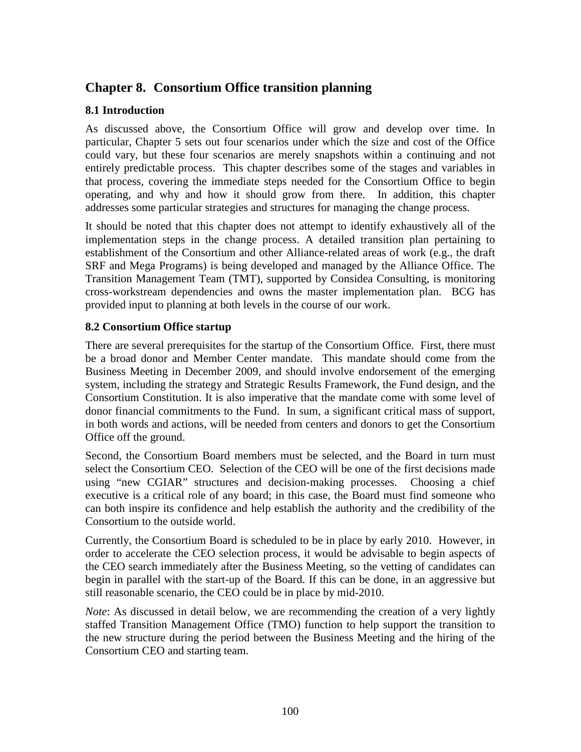# Chapter 8. Consortium Office transition planning

## 8.1 Introduction

As discussed above, the Consortium Office will grow and develop over time. In particular, Chapter 5 sets out four scenarios under which the size and cost of the Office could vary, but these four scenarios are merely snapshots within a continuing and not entirely predictable process. This chapter describes some of the stages and variables in that process, covering the immediate steps needed for the Consortium Office to begin operating, and why and how it should grow from there. In addition, this chapter addresses some particular strategies and structures for managing the change process.

It should be noted that this chapter does not attempt to identify exhaustively all of the implementation steps in the change process. A detailed transition plan pertaining to establishment of the Consortium and other Alliance-related areas of work (e.g., the draft SRF and Mega Programs) is being developed and managed by the Alliance Office. The Transition Management Team (TMT), supported by Considea Consulting, is monitoring cross-workstream dependencies and owns the master implementation plan. BCG has provided input to planning at both levels in the course of our work.

## 8.2 Consortium Office startup

There are several prerequisites for the startup of the Consortium Office. First, there must be a broad donor and Member Center mandate. This mandate should come from the Business Meeting in December 2009, and should involve endorsement of the emerging system, including the strategy and Strategic Results Framework, the Fund design, and the Consortium Constitution. It is also imperative that the mandate come with some level of donor financial commitments to the Fund. In sum, a significant critical mass of support, in both words and actions, will be needed from centers and donors to get the Consortium Office off the ground.

Second, the Consortium Board members must be selected, and the Board in turn must select the Consortium CEO. Selection of the CEO will be one of the first decisions made using "new CGIAR" structures and decision-making processes. Choosing a chief executive is a critical role of any board; in this case, the Board must find someone who can both inspire its confidence and help establish the authority and the credibility of the Consortium to the outside world.

Currently, the Consortium Board is scheduled to be in place by early 2010. However, in order to accelerate the CEO selection process, it would be advisable to begin aspects of the CEO search immediately after the Business Meeting, so the vetting of candidates can begin in parallel with the start-up of the Board. If this can be done, in an aggressive but still reasonable scenario, the CEO could be in place by mid-2010.

*Note*: As discussed in detail below, we are recommending the creation of a very lightly staffed Transition Management Office (TMO) function to help support the transition to the new structure during the period between the Business Meeting and the hiring of the Consortium CEO and starting team.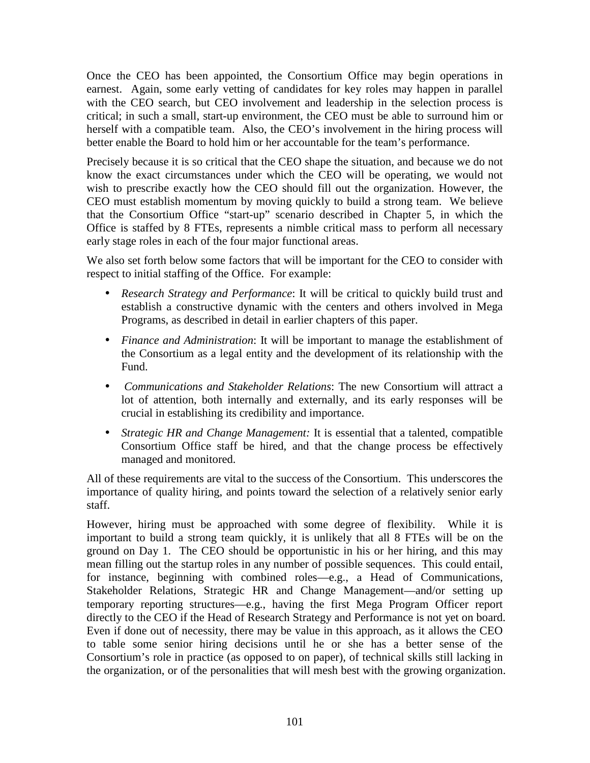Once the CEO has been appointed, the Consortium Office may begin operations in earnest. Again, some early vetting of candidates for key roles may happen in parallel with the CEO search, but CEO involvement and leadership in the selection process is critical; in such a small, start-up environment, the CEO must be able to surround him or herself with a compatible team. Also, the CEO's involvement in the hiring process will better enable the Board to hold him or her accountable for the team's performance.

Precisely because it is so critical that the CEO shape the situation, and because we do not know the exact circumstances under which the CEO will be operating, we would not wish to prescribe exactly how the CEO should fill out the organization. However, the CEO must establish momentum by moving quickly to build a strong team. We believe that the Consortium Office "start-up" scenario described in Chapter 5, in which the Office is staffed by 8 FTEs, represents a nimble critical mass to perform all necessary early stage roles in each of the four major functional areas.

We also set forth below some factors that will be important for the CEO to consider with respect to initial staffing of the Office. For example:

- *Research Strategy and Performance*: It will be critical to quickly build trust and establish a constructive dynamic with the centers and others involved in Mega Programs, as described in detail in earlier chapters of this paper.
- *Finance and Administration*: It will be important to manage the establishment of the Consortium as a legal entity and the development of its relationship with the Fund.
- *Communications and Stakeholder Relations*: The new Consortium will attract a lot of attention, both internally and externally, and its early responses will be crucial in establishing its credibility and importance.
- *Strategic HR and Change Management:* It is essential that a talented, compatible Consortium Office staff be hired, and that the change process be effectively managed and monitored.

All of these requirements are vital to the success of the Consortium. This underscores the importance of quality hiring, and points toward the selection of a relatively senior early staff.

However, hiring must be approached with some degree of flexibility. While it is important to build a strong team quickly, it is unlikely that all 8 FTEs will be on the ground on Day 1. The CEO should be opportunistic in his or her hiring, and this may mean filling out the startup roles in any number of possible sequences. This could entail, for instance, beginning with combined roles—e.g., a Head of Communications, Stakeholder Relations, Strategic HR and Change Management—and/or setting up temporary reporting structures—e.g., having the first Mega Program Officer report directly to the CEO if the Head of Research Strategy and Performance is not yet on board. Even if done out of necessity, there may be value in this approach, as it allows the CEO to table some senior hiring decisions until he or she has a better sense of the Consortium's role in practice (as opposed to on paper), of technical skills still lacking in the organization, or of the personalities that will mesh best with the growing organization.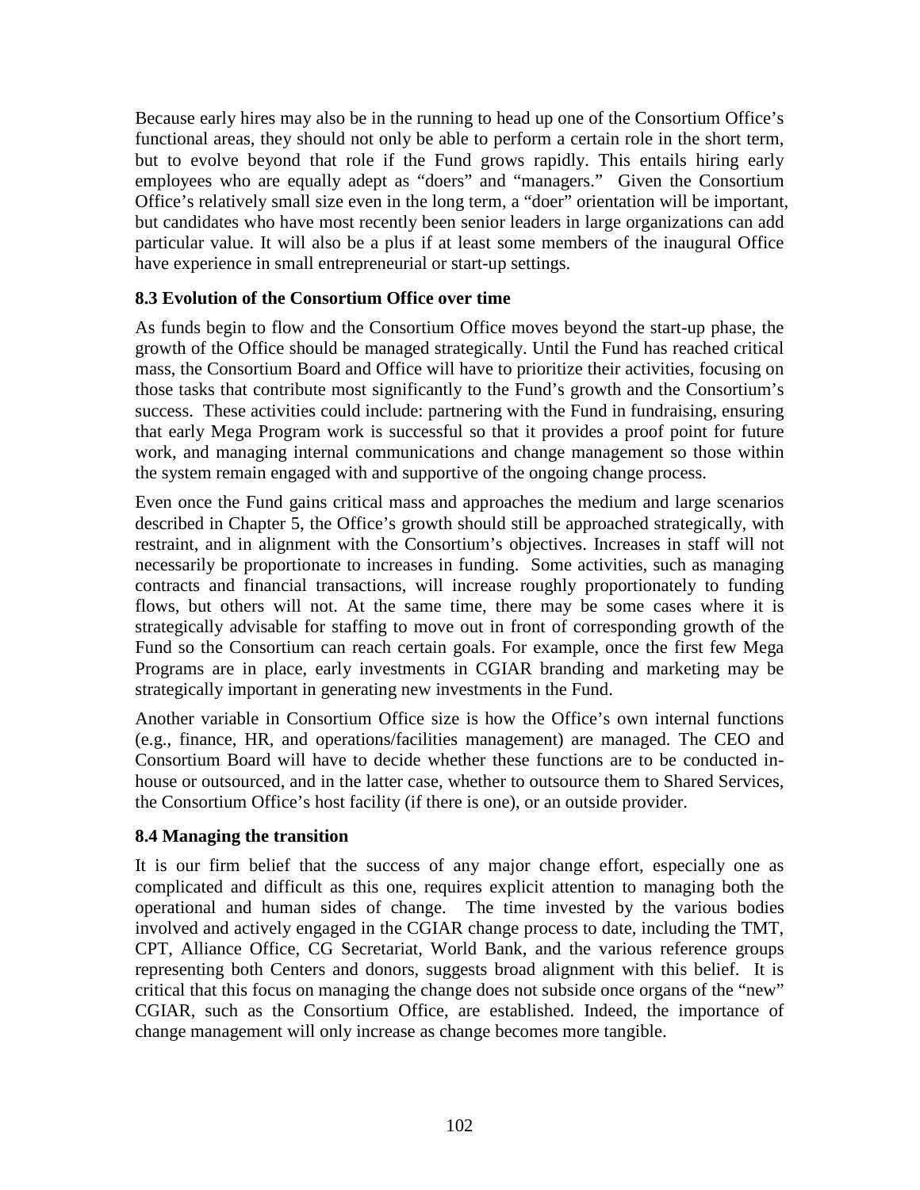Because early hires may also be in the running to head up one of the Consortium Office's functional areas, they should not only be able to perform a certain role in the short term, but to evolve beyond that role if the Fund grows rapidly. This entails hiring early employees who are equally adept as "doers" and "managers." Given the Consortium Office's relatively small size even in the long term, a "doer" orientation will be important, but candidates who have most recently been senior leaders in large organizations can add particular value. It will also be a plus if at least some members of the inaugural Office have experience in small entrepreneurial or start-up settings.

### 8.3 Evolution of the Consortium Office over time

As funds begin to flow and the Consortium Office moves beyond the start-up phase, the growth of the Office should be managed strategically. Until the Fund has reached critical mass, the Consortium Board and Office will have to prioritize their activities, focusing on those tasks that contribute most significantly to the Fund's growth and the Consortium's success. These activities could include: partnering with the Fund in fundraising, ensuring that early Mega Program work is successful so that it provides a proof point for future work, and managing internal communications and change management so those within the system remain engaged with and supportive of the ongoing change process.

Even once the Fund gains critical mass and approaches the medium and large scenarios described in Chapter 5, the Office's growth should still be approached strategically, with restraint, and in alignment with the Consortium's objectives. Increases in staff will not necessarily be proportionate to increases in funding. Some activities, such as managing contracts and financial transactions, will increase roughly proportionately to funding flows, but others will not. At the same time, there may be some cases where it is strategically advisable for staffing to move out in front of corresponding growth of the Fund so the Consortium can reach certain goals. For example, once the first few Mega Programs are in place, early investments in CGIAR branding and marketing may be strategically important in generating new investments in the Fund.

Another variable in Consortium Office size is how the Office's own internal functions (e.g., finance, HR, and operations/facilities management) are managed. The CEO and Consortium Board will have to decide whether these functions are to be conducted in-house or outsourced, and in the latter case, whether to outsource them to Shared Services, the Consortium Office's host facility (if there is one), or an outside provider.

### 8.4 Managing the transition

It is our firm belief that the success of any major change effort, especially one as complicated and difficult as this one, requires explicit attention to managing both the operational and human sides of change. The time invested by the various bodies involved and actively engaged in the CGIAR change process to date, including the TMT, CPT, Alliance Office, CG Secretariat, World Bank, and the various reference groups representing both Centers and donors, suggests broad alignment with this belief. It is critical that this focus on managing the change does not subside once organs of the "new" CGIAR, such as the Consortium Office, are established. Indeed, the importance of change management will only increase as change becomes more tangible.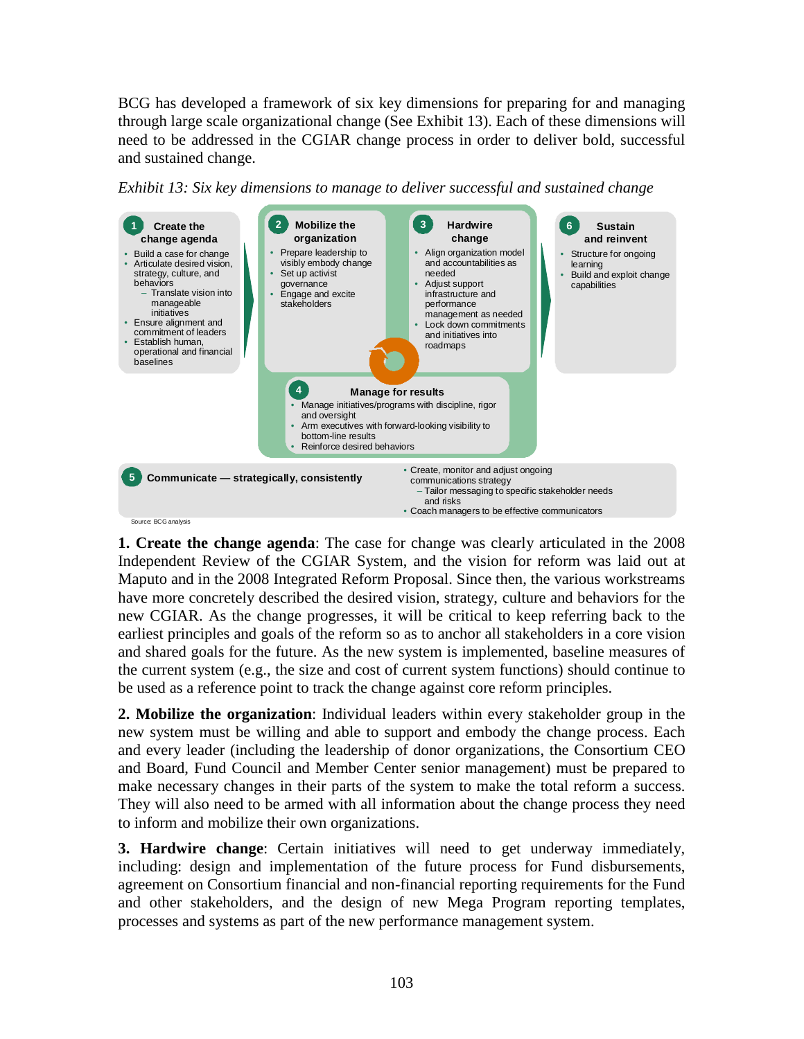BCG has developed a framework of six key dimensions for preparing for and managing through large scale organizational change (See Exhibit 13). Each of these dimensions will need to be addressed in the CGIAR change process in order to deliver bold, successful and sustained change.

*Exhibit 13: Six key dimensions to manage to deliver successful and sustained change*

**1 Create the change agenda**
- Build a case for change
- Articulate desired vision, strategy, culture, and behaviors
  - Translate vision into manageable initiatives
- Ensure alignment and commitment of leaders
- Establish human, operational and financial baselines

**2 Mobilize the organization**
- Prepare leadership to visibly embody change
- Set up activist governance
- Engage and excite stakeholders

**3 Hardwire change**
- Align organization model and accountabilities as needed
- Adjust support infrastructure and performance management as needed
- Lock down commitments and initiatives into roadmaps

**4 Manage for results**
- Manage initiatives/programs with discipline, rigor and oversight
- Arm executives with forward-looking visibility to bottom-line results
- Reinforce desired behaviors

**5 Communicate — strategically, consistently**
- Create, monitor and adjust ongoing communications strategy
  - Tailor messaging to specific stakeholder needs and risks
- Coach managers to be effective communicators

**6 Sustain and reinvent**
- Structure for ongoing learning
- Build and exploit change capabilities

Source: BCG analysis

**1. Create the change agenda**: The case for change was clearly articulated in the 2008 Independent Review of the CGIAR System, and the vision for reform was laid out at Maputo and in the 2008 Integrated Reform Proposal. Since then, the various workstreams have more concretely described the desired vision, strategy, culture and behaviors for the new CGIAR. As the change progresses, it will be critical to keep referring back to the earliest principles and goals of the reform so as to anchor all stakeholders in a core vision and shared goals for the future. As the new system is implemented, baseline measures of the current system (e.g., the size and cost of current system functions) should continue to be used as a reference point to track the change against core reform principles.

**2. Mobilize the organization**: Individual leaders within every stakeholder group in the new system must be willing and able to support and embody the change process. Each and every leader (including the leadership of donor organizations, the Consortium CEO and Board, Fund Council and Member Center senior management) must be prepared to make necessary changes in their parts of the system to make the total reform a success. They will also need to be armed with all information about the change process they need to inform and mobilize their own organizations.

**3. Hardwire change**: Certain initiatives will need to get underway immediately, including: design and implementation of the future process for Fund disbursements, agreement on Consortium financial and non-financial reporting requirements for the Fund and other stakeholders, and the design of new Mega Program reporting templates, processes and systems as part of the new performance management system.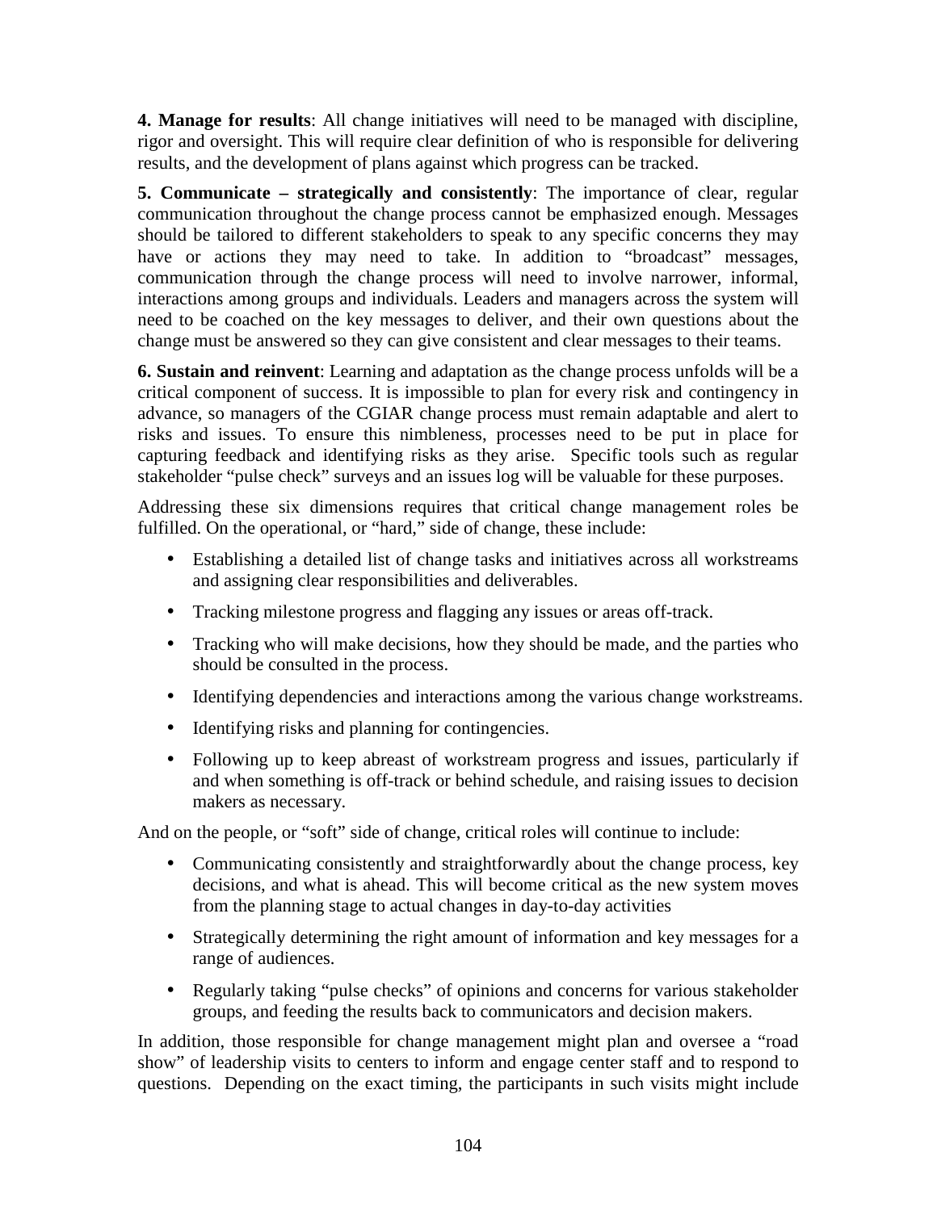**4. Manage for results**: All change initiatives will need to be managed with discipline, rigor and oversight. This will require clear definition of who is responsible for delivering results, and the development of plans against which progress can be tracked.

**5. Communicate – strategically and consistently**: The importance of clear, regular communication throughout the change process cannot be emphasized enough. Messages should be tailored to different stakeholders to speak to any specific concerns they may have or actions they may need to take. In addition to "broadcast" messages, communication through the change process will need to involve narrower, informal, interactions among groups and individuals. Leaders and managers across the system will need to be coached on the key messages to deliver, and their own questions about the change must be answered so they can give consistent and clear messages to their teams.

**6. Sustain and reinvent**: Learning and adaptation as the change process unfolds will be a critical component of success. It is impossible to plan for every risk and contingency in advance, so managers of the CGIAR change process must remain adaptable and alert to risks and issues. To ensure this nimbleness, processes need to be put in place for capturing feedback and identifying risks as they arise. Specific tools such as regular stakeholder "pulse check" surveys and an issues log will be valuable for these purposes.

Addressing these six dimensions requires that critical change management roles be fulfilled. On the operational, or "hard," side of change, these include:

- Establishing a detailed list of change tasks and initiatives across all workstreams and assigning clear responsibilities and deliverables.
- Tracking milestone progress and flagging any issues or areas off-track.
- Tracking who will make decisions, how they should be made, and the parties who should be consulted in the process.
- Identifying dependencies and interactions among the various change workstreams.
- Identifying risks and planning for contingencies.
- Following up to keep abreast of workstream progress and issues, particularly if and when something is off-track or behind schedule, and raising issues to decision makers as necessary.

And on the people, or "soft" side of change, critical roles will continue to include:

- Communicating consistently and straightforwardly about the change process, key decisions, and what is ahead. This will become critical as the new system moves from the planning stage to actual changes in day-to-day activities
- Strategically determining the right amount of information and key messages for a range of audiences.
- Regularly taking "pulse checks" of opinions and concerns for various stakeholder groups, and feeding the results back to communicators and decision makers.

In addition, those responsible for change management might plan and oversee a "road show" of leadership visits to centers to inform and engage center staff and to respond to questions. Depending on the exact timing, the participants in such visits might include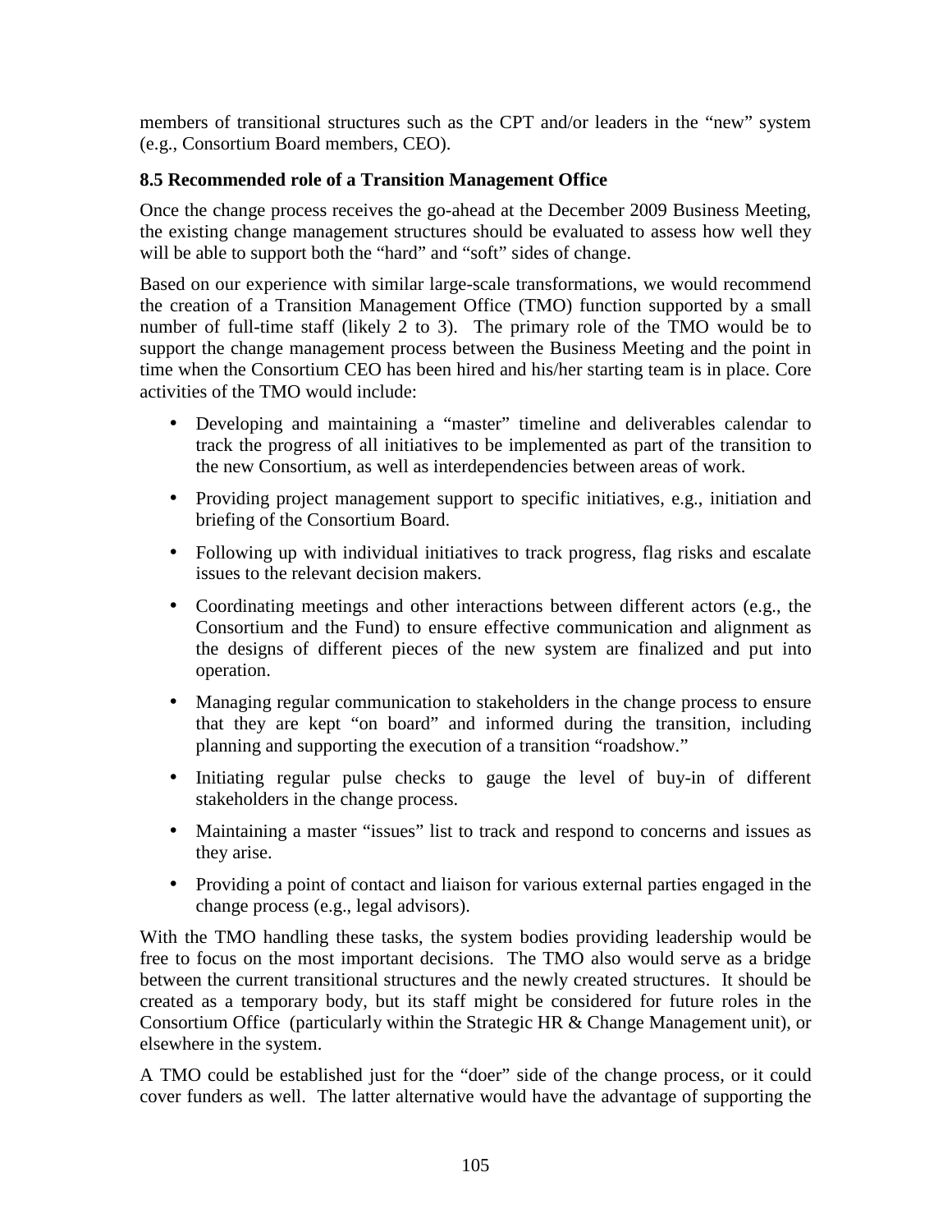members of transitional structures such as the CPT and/or leaders in the "new" system (e.g., Consortium Board members, CEO).

### 8.5 Recommended role of a Transition Management Office

Once the change process receives the go-ahead at the December 2009 Business Meeting, the existing change management structures should be evaluated to assess how well they will be able to support both the "hard" and "soft" sides of change.

Based on our experience with similar large-scale transformations, we would recommend the creation of a Transition Management Office (TMO) function supported by a small number of full-time staff (likely 2 to 3). The primary role of the TMO would be to support the change management process between the Business Meeting and the point in time when the Consortium CEO has been hired and his/her starting team is in place. Core activities of the TMO would include:

- Developing and maintaining a "master" timeline and deliverables calendar to track the progress of all initiatives to be implemented as part of the transition to the new Consortium, as well as interdependencies between areas of work.
- Providing project management support to specific initiatives, e.g., initiation and briefing of the Consortium Board.
- Following up with individual initiatives to track progress, flag risks and escalate issues to the relevant decision makers.
- Coordinating meetings and other interactions between different actors (e.g., the Consortium and the Fund) to ensure effective communication and alignment as the designs of different pieces of the new system are finalized and put into operation.
- Managing regular communication to stakeholders in the change process to ensure that they are kept "on board" and informed during the transition, including planning and supporting the execution of a transition "roadshow."
- Initiating regular pulse checks to gauge the level of buy-in of different stakeholders in the change process.
- Maintaining a master "issues" list to track and respond to concerns and issues as they arise.
- Providing a point of contact and liaison for various external parties engaged in the change process (e.g., legal advisors).

With the TMO handling these tasks, the system bodies providing leadership would be free to focus on the most important decisions. The TMO also would serve as a bridge between the current transitional structures and the newly created structures. It should be created as a temporary body, but its staff might be considered for future roles in the Consortium Office (particularly within the Strategic HR & Change Management unit), or elsewhere in the system.

A TMO could be established just for the "doer" side of the change process, or it could cover funders as well. The latter alternative would have the advantage of supporting the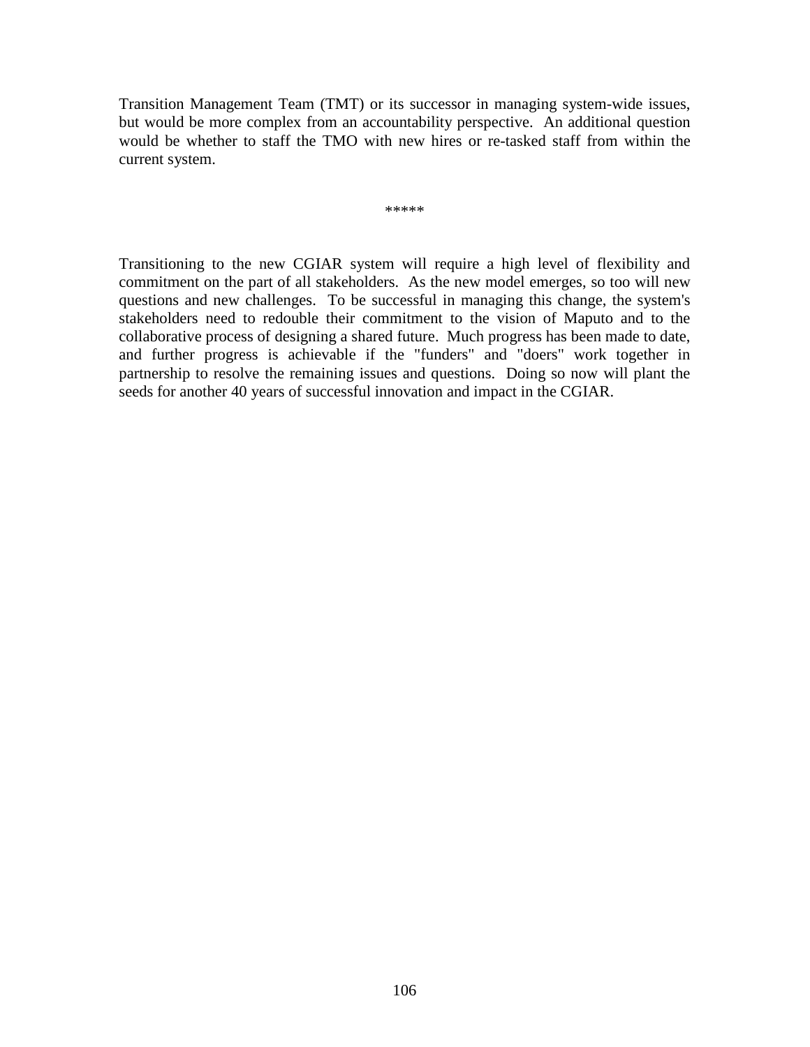Transition Management Team (TMT) or its successor in managing system-wide issues, but would be more complex from an accountability perspective. An additional question would be whether to staff the TMO with new hires or re-tasked staff from within the current system.

*****

Transitioning to the new CGIAR system will require a high level of flexibility and commitment on the part of all stakeholders. As the new model emerges, so too will new questions and new challenges. To be successful in managing this change, the system's stakeholders need to redouble their commitment to the vision of Maputo and to the collaborative process of designing a shared future. Much progress has been made to date, and further progress is achievable if the "funders" and "doers" work together in partnership to resolve the remaining issues and questions. Doing so now will plant the seeds for another 40 years of successful innovation and impact in the CGIAR.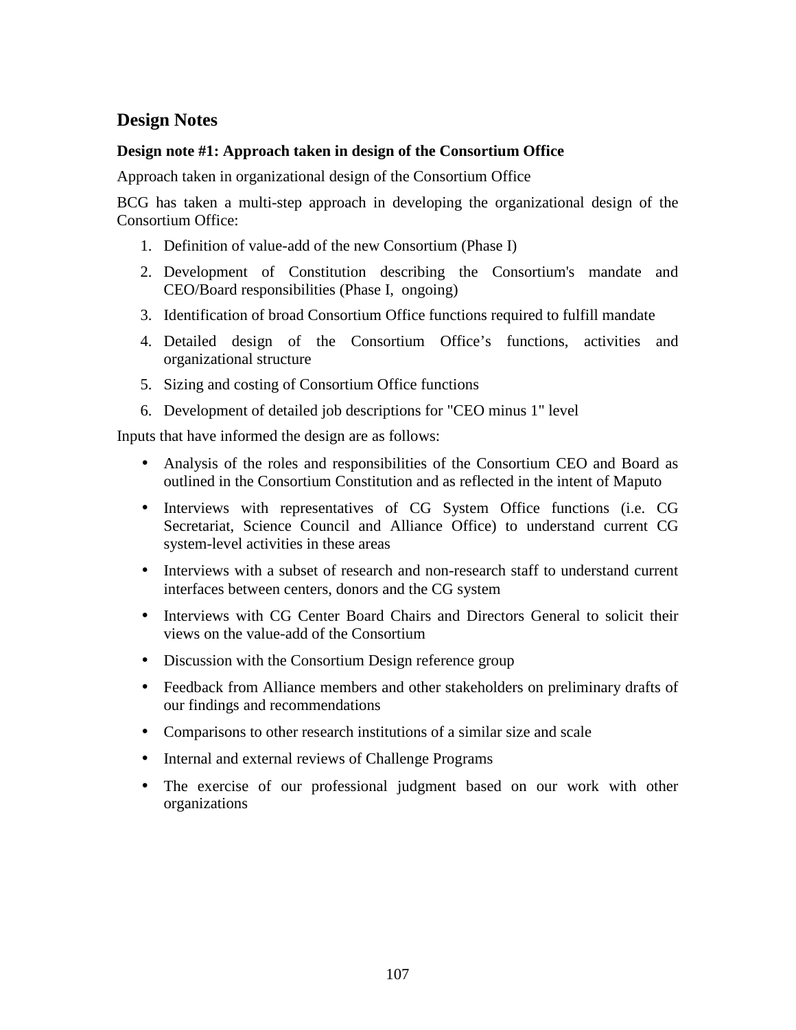## Design Notes

### Design note #1: Approach taken in design of the Consortium Office

Approach taken in organizational design of the Consortium Office

BCG has taken a multi-step approach in developing the organizational design of the Consortium Office:

1. Definition of value-add of the new Consortium (Phase I)
2. Development of Constitution describing the Consortium's mandate and CEO/Board responsibilities (Phase I, ongoing)
3. Identification of broad Consortium Office functions required to fulfill mandate
4. Detailed design of the Consortium Office's functions, activities and organizational structure
5. Sizing and costing of Consortium Office functions
6. Development of detailed job descriptions for "CEO minus 1" level

Inputs that have informed the design are as follows:

- Analysis of the roles and responsibilities of the Consortium CEO and Board as outlined in the Consortium Constitution and as reflected in the intent of Maputo
- Interviews with representatives of CG System Office functions (i.e. CG Secretariat, Science Council and Alliance Office) to understand current CG system-level activities in these areas
- Interviews with a subset of research and non-research staff to understand current interfaces between centers, donors and the CG system
- Interviews with CG Center Board Chairs and Directors General to solicit their views on the value-add of the Consortium
- Discussion with the Consortium Design reference group
- Feedback from Alliance members and other stakeholders on preliminary drafts of our findings and recommendations
- Comparisons to other research institutions of a similar size and scale
- Internal and external reviews of Challenge Programs
- The exercise of our professional judgment based on our work with other organizations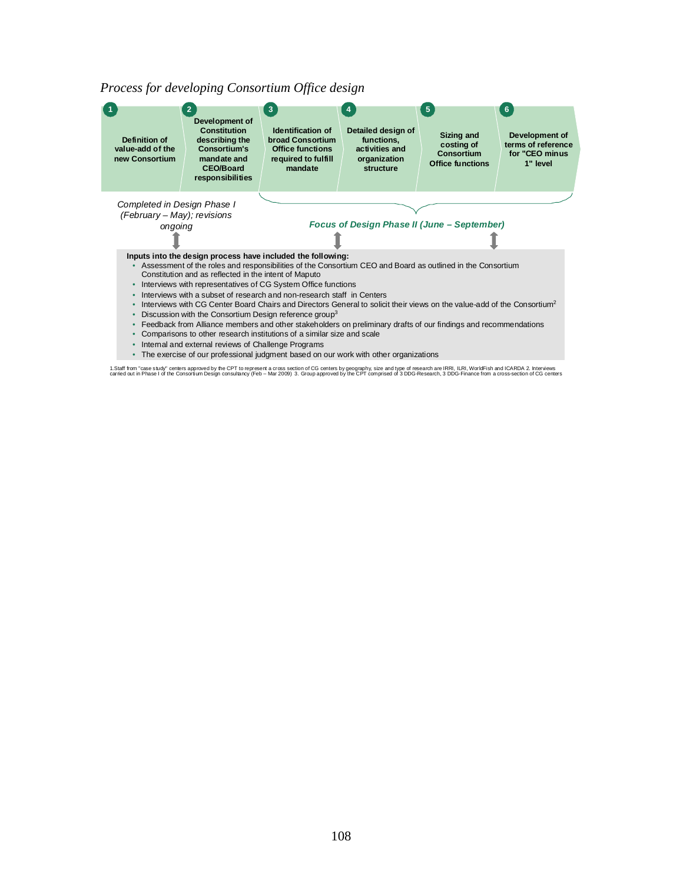*Process for developing Consortium Office design*

1. **Definition of value-add of the new Consortium**
2. **Development of Constitution describing the Consortium's mandate and CEO/Board responsibilities**
3. **Identification of broad Consortium Office functions required to fulfill mandate**
4. **Detailed design of functions, activities and organization structure**
5. **Sizing and costing of Consortium Office functions**
6. **Development of terms of reference for "CEO minus 1" level**

*Completed in Design Phase I (February – May); revisions ongoing*

***Focus of Design Phase II (June – September)***

**Inputs into the design process have included the following:**

- Assessment of the roles and responsibilities of the Consortium CEO and Board as outlined in the Consortium Constitution and as reflected in the intent of Maputo
- Interviews with representatives of CG System Office functions
- Interviews with a subset of research and non-research staff in Centers
- Interviews with CG Center Board Chairs and Directors General to solicit their views on the value-add of the Consortium[2]
- Discussion with the Consortium Design reference group[3]
- Feedback from Alliance members and other stakeholders on preliminary drafts of our findings and recommendations
- Comparisons to other research institutions of a similar size and scale
- Internal and external reviews of Challenge Programs
- The exercise of our professional judgment based on our work with other organizations

1.Staff from "case study" centers approved by the CPT to represent a cross section of CG centers by geography, size and type of research are IRRI, ILRI, WorldFish and ICARDA 2. Interviews carried out in Phase I of the Consortium Design consultancy (Feb – Mar 2009) 3. Group approved by the CPT comprised of 3 DDG-Research, 3 DDG-Finance from a cross-section of CG centers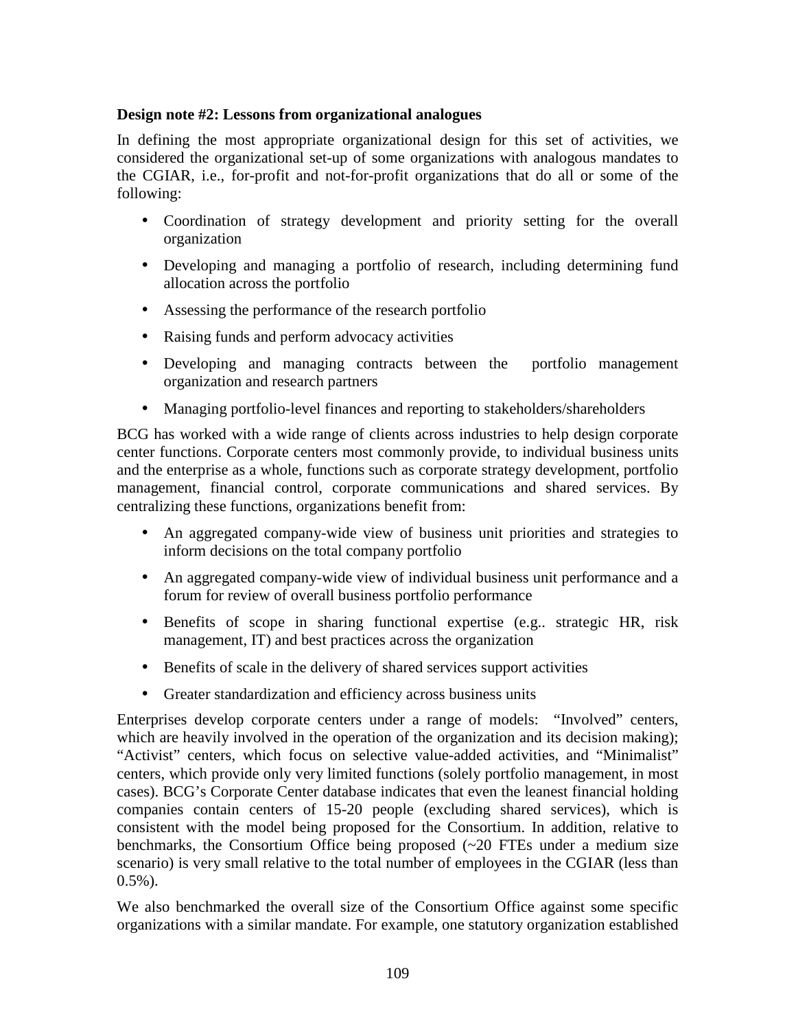**Design note #2: Lessons from organizational analogues**

In defining the most appropriate organizational design for this set of activities, we considered the organizational set-up of some organizations with analogous mandates to the CGIAR, i.e., for-profit and not-for-profit organizations that do all or some of the following:

- Coordination of strategy development and priority setting for the overall organization
- Developing and managing a portfolio of research, including determining fund allocation across the portfolio
- Assessing the performance of the research portfolio
- Raising funds and perform advocacy activities
- Developing and managing contracts between the portfolio management organization and research partners
- Managing portfolio-level finances and reporting to stakeholders/shareholders

BCG has worked with a wide range of clients across industries to help design corporate center functions. Corporate centers most commonly provide, to individual business units and the enterprise as a whole, functions such as corporate strategy development, portfolio management, financial control, corporate communications and shared services. By centralizing these functions, organizations benefit from:

- An aggregated company-wide view of business unit priorities and strategies to inform decisions on the total company portfolio
- An aggregated company-wide view of individual business unit performance and a forum for review of overall business portfolio performance
- Benefits of scope in sharing functional expertise (e.g.. strategic HR, risk management, IT) and best practices across the organization
- Benefits of scale in the delivery of shared services support activities
- Greater standardization and efficiency across business units

Enterprises develop corporate centers under a range of models: "Involved" centers, which are heavily involved in the operation of the organization and its decision making); "Activist" centers, which focus on selective value-added activities, and "Minimalist" centers, which provide only very limited functions (solely portfolio management, in most cases). BCG's Corporate Center database indicates that even the leanest financial holding companies contain centers of 15-20 people (excluding shared services), which is consistent with the model being proposed for the Consortium. In addition, relative to benchmarks, the Consortium Office being proposed (~20 FTEs under a medium size scenario) is very small relative to the total number of employees in the CGIAR (less than 0.5%).

We also benchmarked the overall size of the Consortium Office against some specific organizations with a similar mandate. For example, one statutory organization established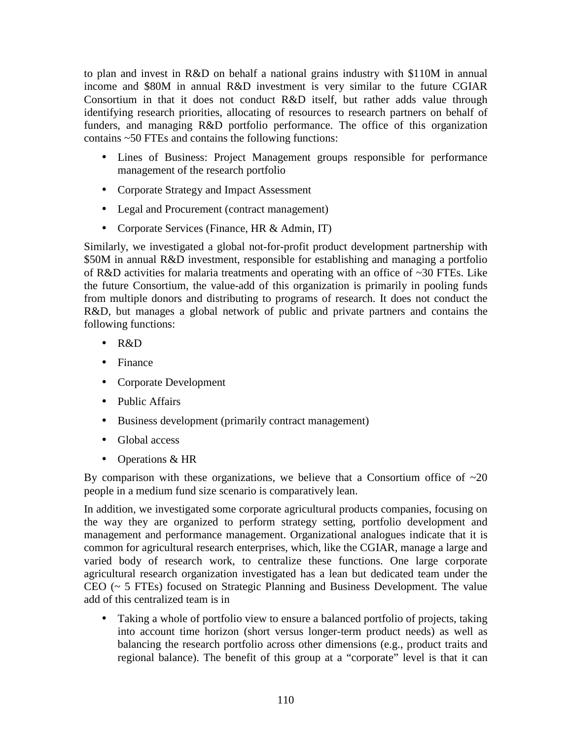to plan and invest in R&D on behalf a national grains industry with $110M in annual income and $80M in annual R&D investment is very similar to the future CGIAR Consortium in that it does not conduct R&D itself, but rather adds value through identifying research priorities, allocating of resources to research partners on behalf of funders, and managing R&D portfolio performance. The office of this organization contains ~50 FTEs and contains the following functions:

- Lines of Business: Project Management groups responsible for performance management of the research portfolio
- Corporate Strategy and Impact Assessment
- Legal and Procurement (contract management)
- Corporate Services (Finance, HR & Admin, IT)

Similarly, we investigated a global not-for-profit product development partnership with $50M in annual R&D investment, responsible for establishing and managing a portfolio of R&D activities for malaria treatments and operating with an office of ~30 FTEs. Like the future Consortium, the value-add of this organization is primarily in pooling funds from multiple donors and distributing to programs of research. It does not conduct the R&D, but manages a global network of public and private partners and contains the following functions:

- R&D
- Finance
- Corporate Development
- Public Affairs
- Business development (primarily contract management)
- Global access
- Operations & HR

By comparison with these organizations, we believe that a Consortium office of ~20 people in a medium fund size scenario is comparatively lean.

In addition, we investigated some corporate agricultural products companies, focusing on the way they are organized to perform strategy setting, portfolio development and management and performance management. Organizational analogues indicate that it is common for agricultural research enterprises, which, like the CGIAR, manage a large and varied body of research work, to centralize these functions. One large corporate agricultural research organization investigated has a lean but dedicated team under the CEO (~ 5 FTEs) focused on Strategic Planning and Business Development. The value add of this centralized team is in

- Taking a whole of portfolio view to ensure a balanced portfolio of projects, taking into account time horizon (short versus longer-term product needs) as well as balancing the research portfolio across other dimensions (e.g., product traits and regional balance). The benefit of this group at a "corporate" level is that it can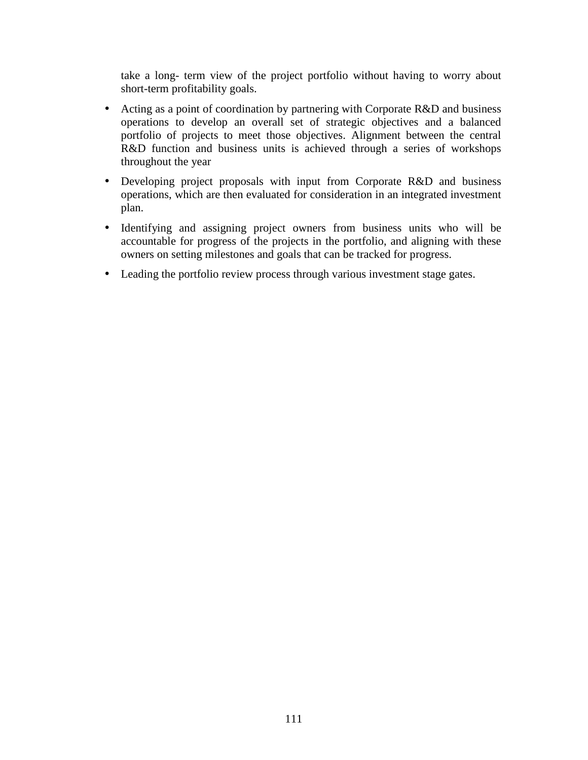take a long- term view of the project portfolio without having to worry about short-term profitability goals.

- Acting as a point of coordination by partnering with Corporate R&D and business operations to develop an overall set of strategic objectives and a balanced portfolio of projects to meet those objectives. Alignment between the central R&D function and business units is achieved through a series of workshops throughout the year
- Developing project proposals with input from Corporate R&D and business operations, which are then evaluated for consideration in an integrated investment plan.
- Identifying and assigning project owners from business units who will be accountable for progress of the projects in the portfolio, and aligning with these owners on setting milestones and goals that can be tracked for progress.
- Leading the portfolio review process through various investment stage gates.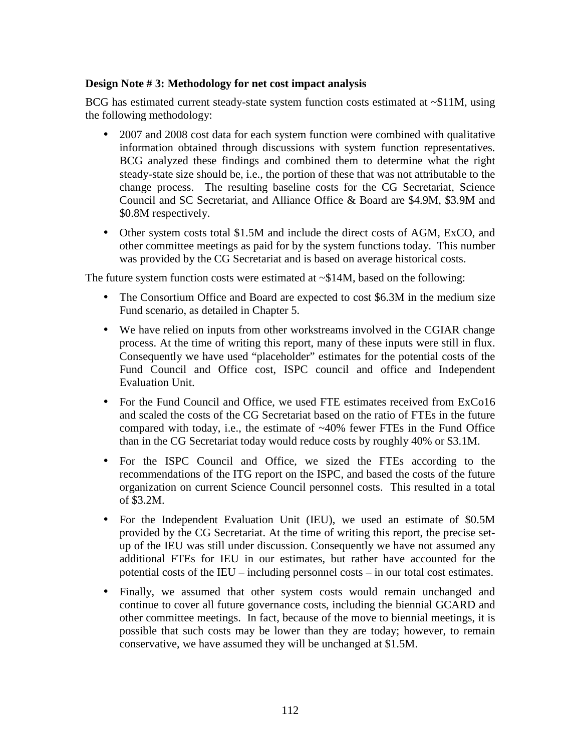**Design Note # 3: Methodology for net cost impact analysis**

BCG has estimated current steady-state system function costs estimated at ~$11M, using the following methodology:

- 2007 and 2008 cost data for each system function were combined with qualitative information obtained through discussions with system function representatives. BCG analyzed these findings and combined them to determine what the right steady-state size should be, i.e., the portion of these that was not attributable to the change process. The resulting baseline costs for the CG Secretariat, Science Council and SC Secretariat, and Alliance Office & Board are $4.9M, $3.9M and $0.8M respectively.
- Other system costs total $1.5M and include the direct costs of AGM, ExCO, and other committee meetings as paid for by the system functions today. This number was provided by the CG Secretariat and is based on average historical costs.

The future system function costs were estimated at ~$14M, based on the following:

- The Consortium Office and Board are expected to cost $6.3M in the medium size Fund scenario, as detailed in Chapter 5.
- We have relied on inputs from other workstreams involved in the CGIAR change process. At the time of writing this report, many of these inputs were still in flux. Consequently we have used "placeholder" estimates for the potential costs of the Fund Council and Office cost, ISPC council and office and Independent Evaluation Unit.
- For the Fund Council and Office, we used FTE estimates received from ExCo16 and scaled the costs of the CG Secretariat based on the ratio of FTEs in the future compared with today, i.e., the estimate of ~40% fewer FTEs in the Fund Office than in the CG Secretariat today would reduce costs by roughly 40% or $3.1M.
- For the ISPC Council and Office, we sized the FTEs according to the recommendations of the ITG report on the ISPC, and based the costs of the future organization on current Science Council personnel costs. This resulted in a total of $3.2M.
- For the Independent Evaluation Unit (IEU), we used an estimate of $0.5M provided by the CG Secretariat. At the time of writing this report, the precise set-up of the IEU was still under discussion. Consequently we have not assumed any additional FTEs for IEU in our estimates, but rather have accounted for the potential costs of the IEU – including personnel costs – in our total cost estimates.
- Finally, we assumed that other system costs would remain unchanged and continue to cover all future governance costs, including the biennial GCARD and other committee meetings. In fact, because of the move to biennial meetings, it is possible that such costs may be lower than they are today; however, to remain conservative, we have assumed they will be unchanged at $1.5M.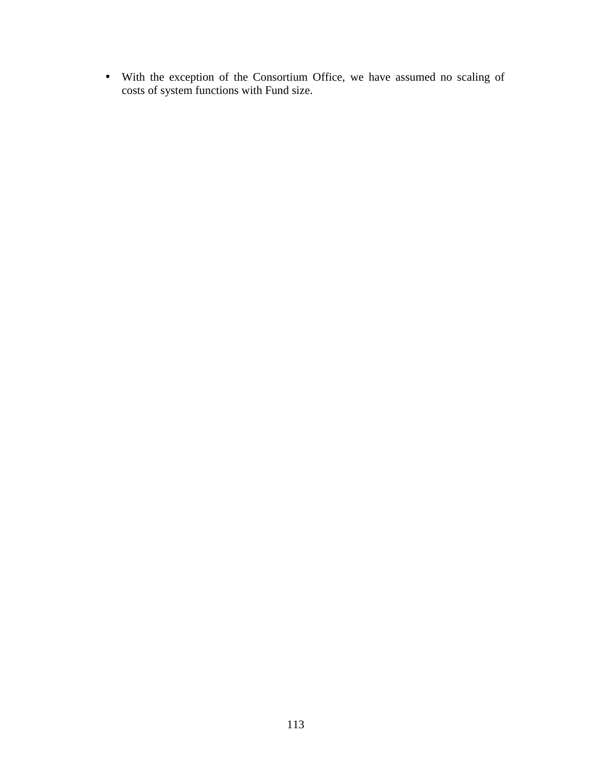- With the exception of the Consortium Office, we have assumed no scaling of costs of system functions with Fund size.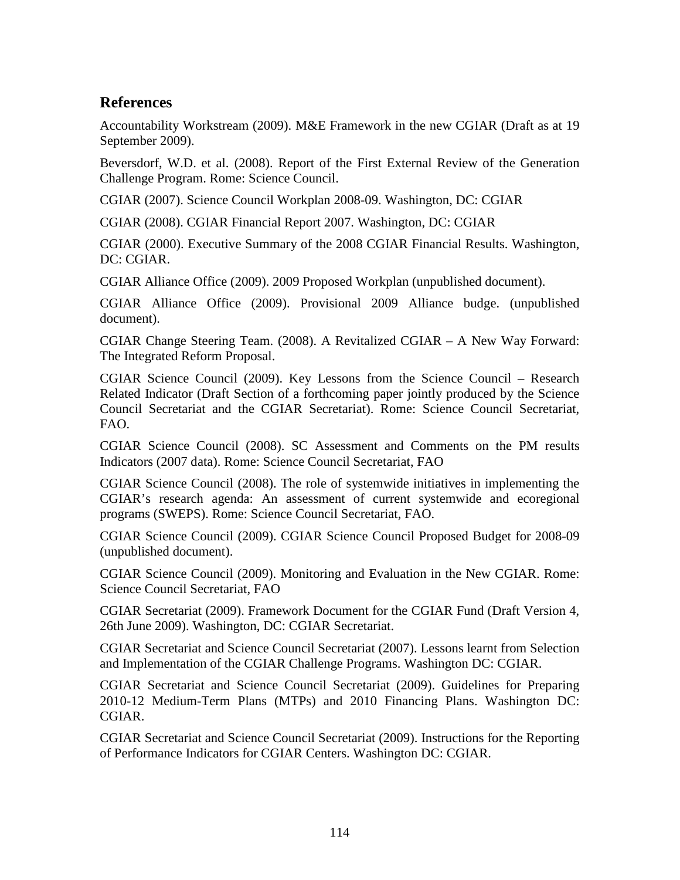## References

Accountability Workstream (2009). M&E Framework in the new CGIAR (Draft as at 19 September 2009).

Beversdorf, W.D. et al. (2008). Report of the First External Review of the Generation Challenge Program. Rome: Science Council.

CGIAR (2007). Science Council Workplan 2008-09. Washington, DC: CGIAR

CGIAR (2008). CGIAR Financial Report 2007. Washington, DC: CGIAR

CGIAR (2000). Executive Summary of the 2008 CGIAR Financial Results. Washington, DC: CGIAR.

CGIAR Alliance Office (2009). 2009 Proposed Workplan (unpublished document).

CGIAR Alliance Office (2009). Provisional 2009 Alliance budge. (unpublished document).

CGIAR Change Steering Team. (2008). A Revitalized CGIAR – A New Way Forward: The Integrated Reform Proposal.

CGIAR Science Council (2009). Key Lessons from the Science Council – Research Related Indicator (Draft Section of a forthcoming paper jointly produced by the Science Council Secretariat and the CGIAR Secretariat). Rome: Science Council Secretariat, FAO.

CGIAR Science Council (2008). SC Assessment and Comments on the PM results Indicators (2007 data). Rome: Science Council Secretariat, FAO

CGIAR Science Council (2008). The role of systemwide initiatives in implementing the CGIAR's research agenda: An assessment of current systemwide and ecoregional programs (SWEPS). Rome: Science Council Secretariat, FAO.

CGIAR Science Council (2009). CGIAR Science Council Proposed Budget for 2008-09 (unpublished document).

CGIAR Science Council (2009). Monitoring and Evaluation in the New CGIAR. Rome: Science Council Secretariat, FAO

CGIAR Secretariat (2009). Framework Document for the CGIAR Fund (Draft Version 4, 26th June 2009). Washington, DC: CGIAR Secretariat.

CGIAR Secretariat and Science Council Secretariat (2007). Lessons learnt from Selection and Implementation of the CGIAR Challenge Programs. Washington DC: CGIAR.

CGIAR Secretariat and Science Council Secretariat (2009). Guidelines for Preparing 2010-12 Medium-Term Plans (MTPs) and 2010 Financing Plans. Washington DC: CGIAR.

CGIAR Secretariat and Science Council Secretariat (2009). Instructions for the Reporting of Performance Indicators for CGIAR Centers. Washington DC: CGIAR.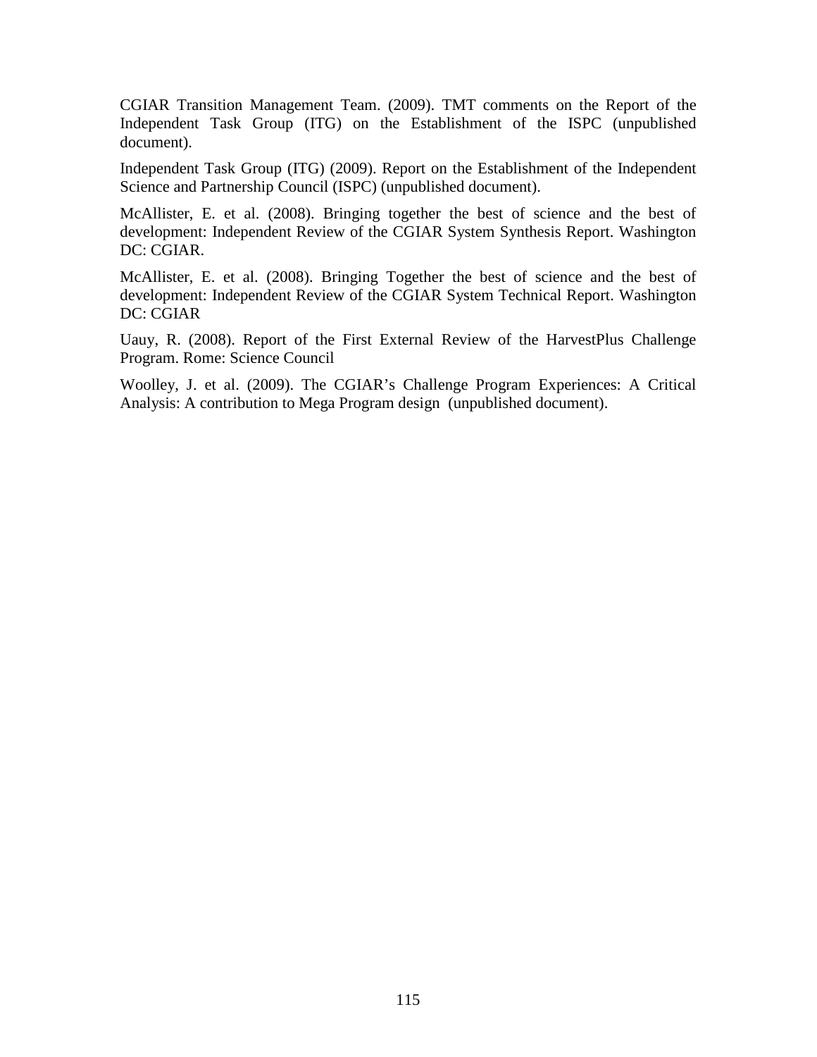CGIAR Transition Management Team. (2009). TMT comments on the Report of the Independent Task Group (ITG) on the Establishment of the ISPC (unpublished document).

Independent Task Group (ITG) (2009). Report on the Establishment of the Independent Science and Partnership Council (ISPC) (unpublished document).

McAllister, E. et al. (2008). Bringing together the best of science and the best of development: Independent Review of the CGIAR System Synthesis Report. Washington DC: CGIAR.

McAllister, E. et al. (2008). Bringing Together the best of science and the best of development: Independent Review of the CGIAR System Technical Report. Washington DC: CGIAR

Uauy, R. (2008). Report of the First External Review of the HarvestPlus Challenge Program. Rome: Science Council

Woolley, J. et al. (2009). The CGIAR's Challenge Program Experiences: A Critical Analysis: A contribution to Mega Program design (unpublished document).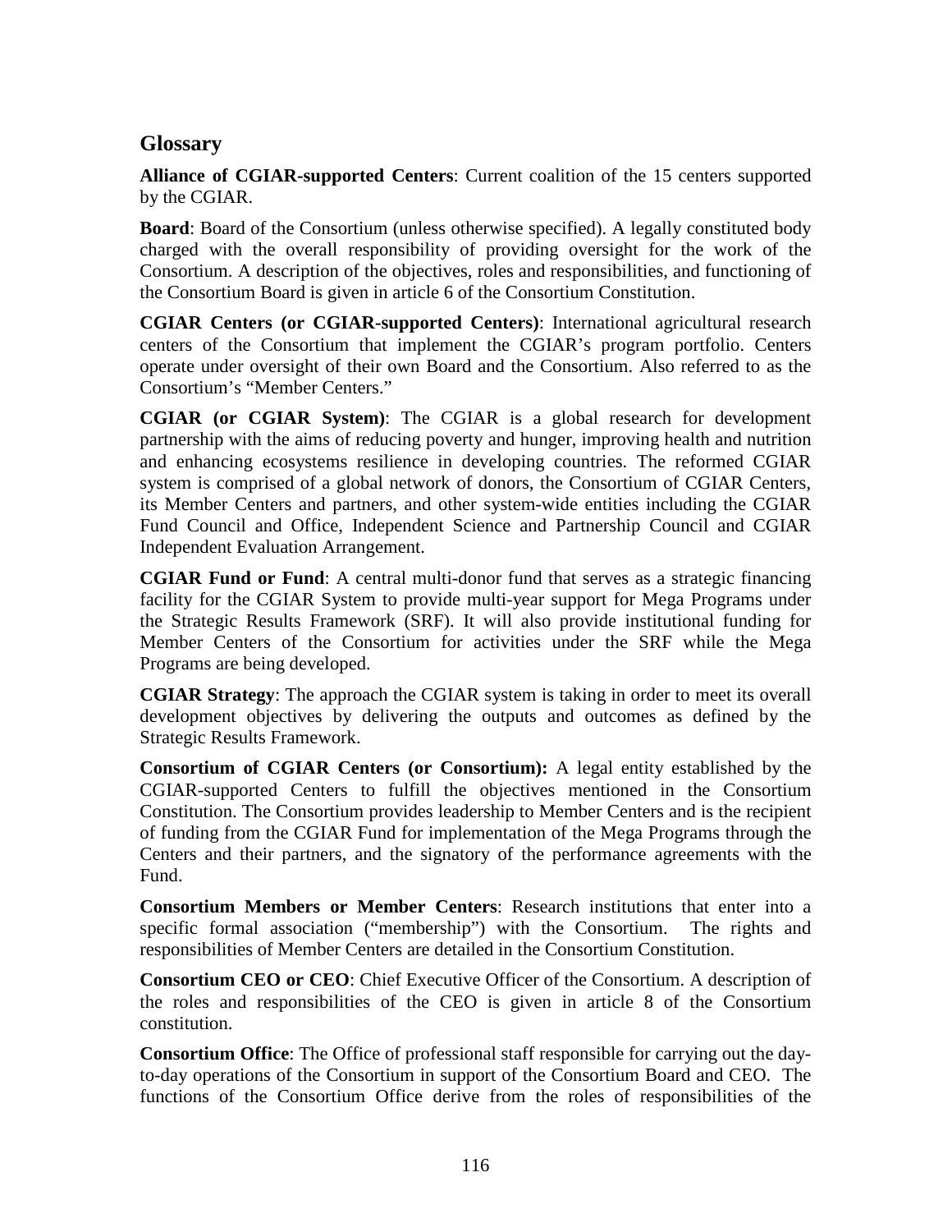## Glossary

**Alliance of CGIAR-supported Centers**: Current coalition of the 15 centers supported by the CGIAR.

**Board**: Board of the Consortium (unless otherwise specified). A legally constituted body charged with the overall responsibility of providing oversight for the work of the Consortium. A description of the objectives, roles and responsibilities, and functioning of the Consortium Board is given in article 6 of the Consortium Constitution.

**CGIAR Centers (or CGIAR-supported Centers)**: International agricultural research centers of the Consortium that implement the CGIAR's program portfolio. Centers operate under oversight of their own Board and the Consortium. Also referred to as the Consortium's "Member Centers."

**CGIAR (or CGIAR System)**: The CGIAR is a global research for development partnership with the aims of reducing poverty and hunger, improving health and nutrition and enhancing ecosystems resilience in developing countries. The reformed CGIAR system is comprised of a global network of donors, the Consortium of CGIAR Centers, its Member Centers and partners, and other system-wide entities including the CGIAR Fund Council and Office, Independent Science and Partnership Council and CGIAR Independent Evaluation Arrangement.

**CGIAR Fund or Fund**: A central multi-donor fund that serves as a strategic financing facility for the CGIAR System to provide multi-year support for Mega Programs under the Strategic Results Framework (SRF). It will also provide institutional funding for Member Centers of the Consortium for activities under the SRF while the Mega Programs are being developed.

**CGIAR Strategy**: The approach the CGIAR system is taking in order to meet its overall development objectives by delivering the outputs and outcomes as defined by the Strategic Results Framework.

**Consortium of CGIAR Centers (or Consortium):** A legal entity established by the CGIAR-supported Centers to fulfill the objectives mentioned in the Consortium Constitution. The Consortium provides leadership to Member Centers and is the recipient of funding from the CGIAR Fund for implementation of the Mega Programs through the Centers and their partners, and the signatory of the performance agreements with the Fund.

**Consortium Members or Member Centers**: Research institutions that enter into a specific formal association ("membership") with the Consortium. The rights and responsibilities of Member Centers are detailed in the Consortium Constitution.

**Consortium CEO or CEO**: Chief Executive Officer of the Consortium. A description of the roles and responsibilities of the CEO is given in article 8 of the Consortium constitution.

**Consortium Office**: The Office of professional staff responsible for carrying out the day-to-day operations of the Consortium in support of the Consortium Board and CEO. The functions of the Consortium Office derive from the roles of responsibilities of the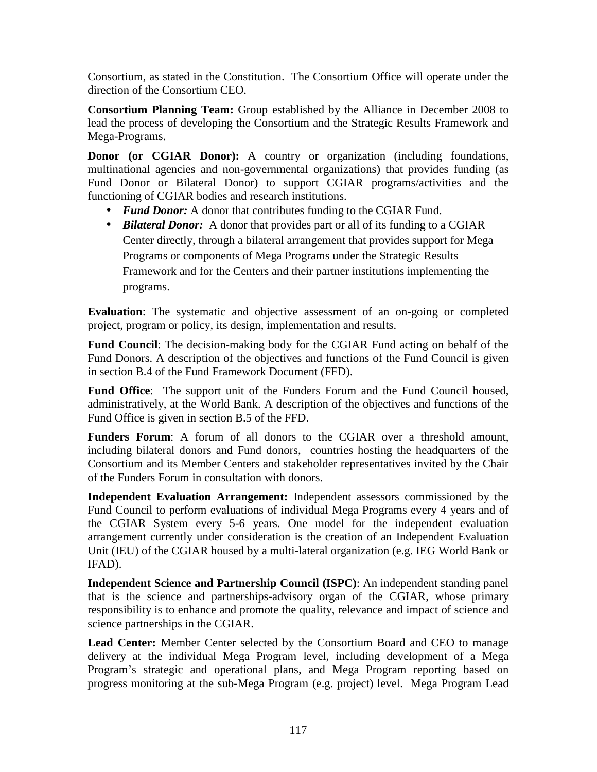Consortium, as stated in the Constitution. The Consortium Office will operate under the direction of the Consortium CEO.

**Consortium Planning Team:** Group established by the Alliance in December 2008 to lead the process of developing the Consortium and the Strategic Results Framework and Mega-Programs.

**Donor (or CGIAR Donor):** A country or organization (including foundations, multinational agencies and non-governmental organizations) that provides funding (as Fund Donor or Bilateral Donor) to support CGIAR programs/activities and the functioning of CGIAR bodies and research institutions.

- ***Fund Donor:*** A donor that contributes funding to the CGIAR Fund.
- ***Bilateral Donor:*** A donor that provides part or all of its funding to a CGIAR Center directly, through a bilateral arrangement that provides support for Mega Programs or components of Mega Programs under the Strategic Results Framework and for the Centers and their partner institutions implementing the programs.

**Evaluation**: The systematic and objective assessment of an on-going or completed project, program or policy, its design, implementation and results.

**Fund Council**: The decision-making body for the CGIAR Fund acting on behalf of the Fund Donors. A description of the objectives and functions of the Fund Council is given in section B.4 of the Fund Framework Document (FFD).

**Fund Office**: The support unit of the Funders Forum and the Fund Council housed, administratively, at the World Bank. A description of the objectives and functions of the Fund Office is given in section B.5 of the FFD.

**Funders Forum**: A forum of all donors to the CGIAR over a threshold amount, including bilateral donors and Fund donors, countries hosting the headquarters of the Consortium and its Member Centers and stakeholder representatives invited by the Chair of the Funders Forum in consultation with donors.

**Independent Evaluation Arrangement:** Independent assessors commissioned by the Fund Council to perform evaluations of individual Mega Programs every 4 years and of the CGIAR System every 5-6 years. One model for the independent evaluation arrangement currently under consideration is the creation of an Independent Evaluation Unit (IEU) of the CGIAR housed by a multi-lateral organization (e.g. IEG World Bank or IFAD).

**Independent Science and Partnership Council (ISPC)**: An independent standing panel that is the science and partnerships-advisory organ of the CGIAR, whose primary responsibility is to enhance and promote the quality, relevance and impact of science and science partnerships in the CGIAR.

**Lead Center:** Member Center selected by the Consortium Board and CEO to manage delivery at the individual Mega Program level, including development of a Mega Program's strategic and operational plans, and Mega Program reporting based on progress monitoring at the sub-Mega Program (e.g. project) level. Mega Program Lead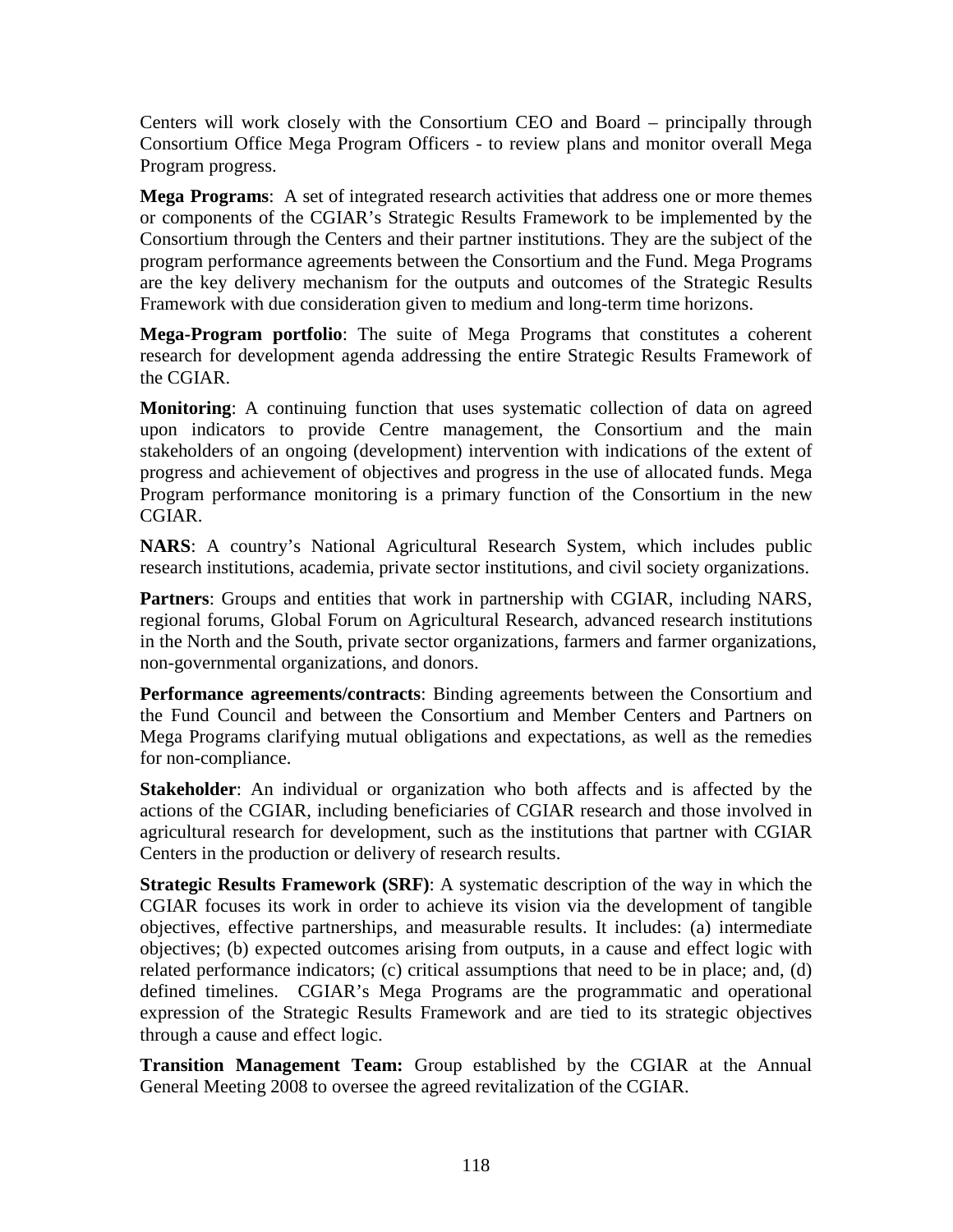Centers will work closely with the Consortium CEO and Board – principally through Consortium Office Mega Program Officers - to review plans and monitor overall Mega Program progress.

**Mega Programs**: A set of integrated research activities that address one or more themes or components of the CGIAR's Strategic Results Framework to be implemented by the Consortium through the Centers and their partner institutions. They are the subject of the program performance agreements between the Consortium and the Fund. Mega Programs are the key delivery mechanism for the outputs and outcomes of the Strategic Results Framework with due consideration given to medium and long-term time horizons.

**Mega-Program portfolio**: The suite of Mega Programs that constitutes a coherent research for development agenda addressing the entire Strategic Results Framework of the CGIAR.

**Monitoring**: A continuing function that uses systematic collection of data on agreed upon indicators to provide Centre management, the Consortium and the main stakeholders of an ongoing (development) intervention with indications of the extent of progress and achievement of objectives and progress in the use of allocated funds. Mega Program performance monitoring is a primary function of the Consortium in the new CGIAR.

**NARS**: A country's National Agricultural Research System, which includes public research institutions, academia, private sector institutions, and civil society organizations.

**Partners**: Groups and entities that work in partnership with CGIAR, including NARS, regional forums, Global Forum on Agricultural Research, advanced research institutions in the North and the South, private sector organizations, farmers and farmer organizations, non-governmental organizations, and donors.

**Performance agreements/contracts**: Binding agreements between the Consortium and the Fund Council and between the Consortium and Member Centers and Partners on Mega Programs clarifying mutual obligations and expectations, as well as the remedies for non-compliance.

**Stakeholder**: An individual or organization who both affects and is affected by the actions of the CGIAR, including beneficiaries of CGIAR research and those involved in agricultural research for development, such as the institutions that partner with CGIAR Centers in the production or delivery of research results.

**Strategic Results Framework (SRF)**: A systematic description of the way in which the CGIAR focuses its work in order to achieve its vision via the development of tangible objectives, effective partnerships, and measurable results. It includes: (a) intermediate objectives; (b) expected outcomes arising from outputs, in a cause and effect logic with related performance indicators; (c) critical assumptions that need to be in place; and, (d) defined timelines. CGIAR's Mega Programs are the programmatic and operational expression of the Strategic Results Framework and are tied to its strategic objectives through a cause and effect logic.

**Transition Management Team:** Group established by the CGIAR at the Annual General Meeting 2008 to oversee the agreed revitalization of the CGIAR.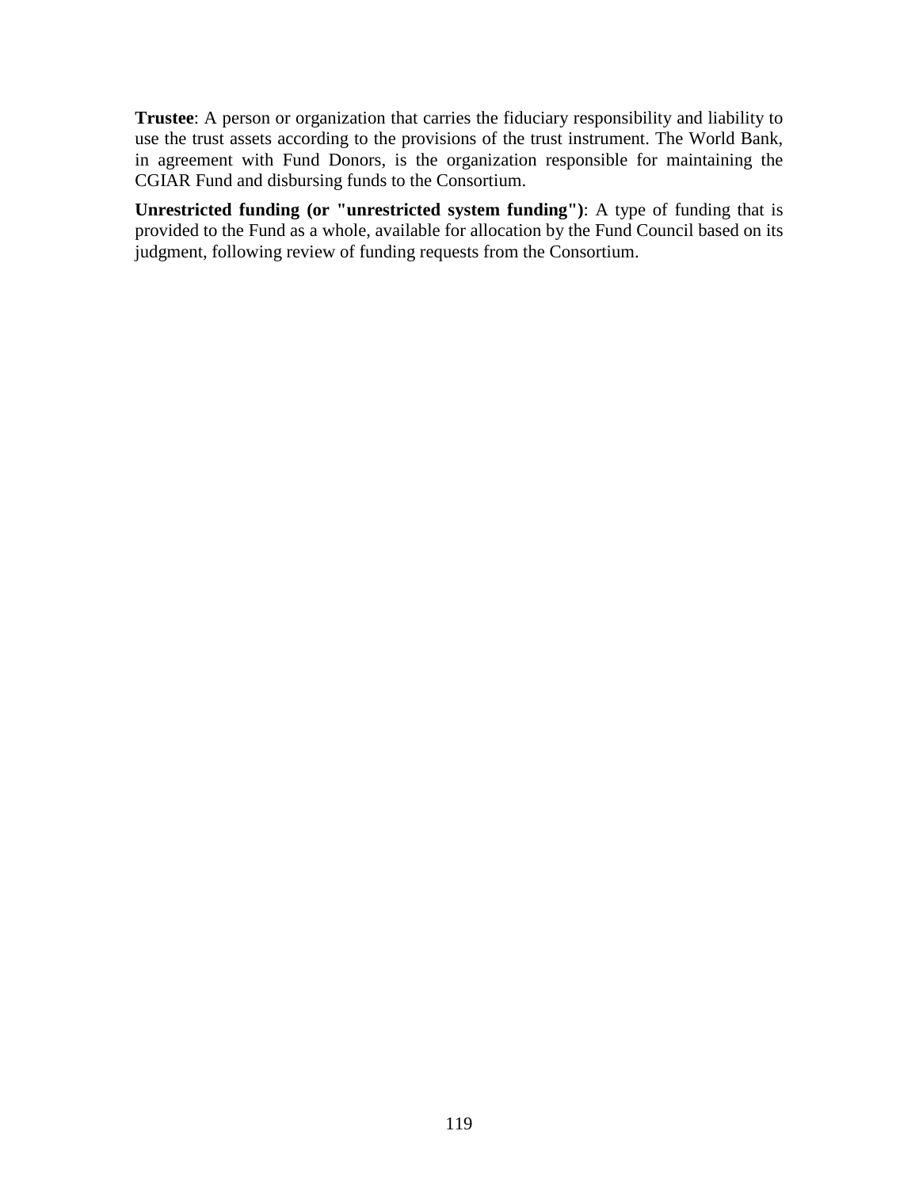**Trustee**: A person or organization that carries the fiduciary responsibility and liability to use the trust assets according to the provisions of the trust instrument. The World Bank, in agreement with Fund Donors, is the organization responsible for maintaining the CGIAR Fund and disbursing funds to the Consortium.

**Unrestricted funding (or "unrestricted system funding")**: A type of funding that is provided to the Fund as a whole, available for allocation by the Fund Council based on its judgment, following review of funding requests from the Consortium.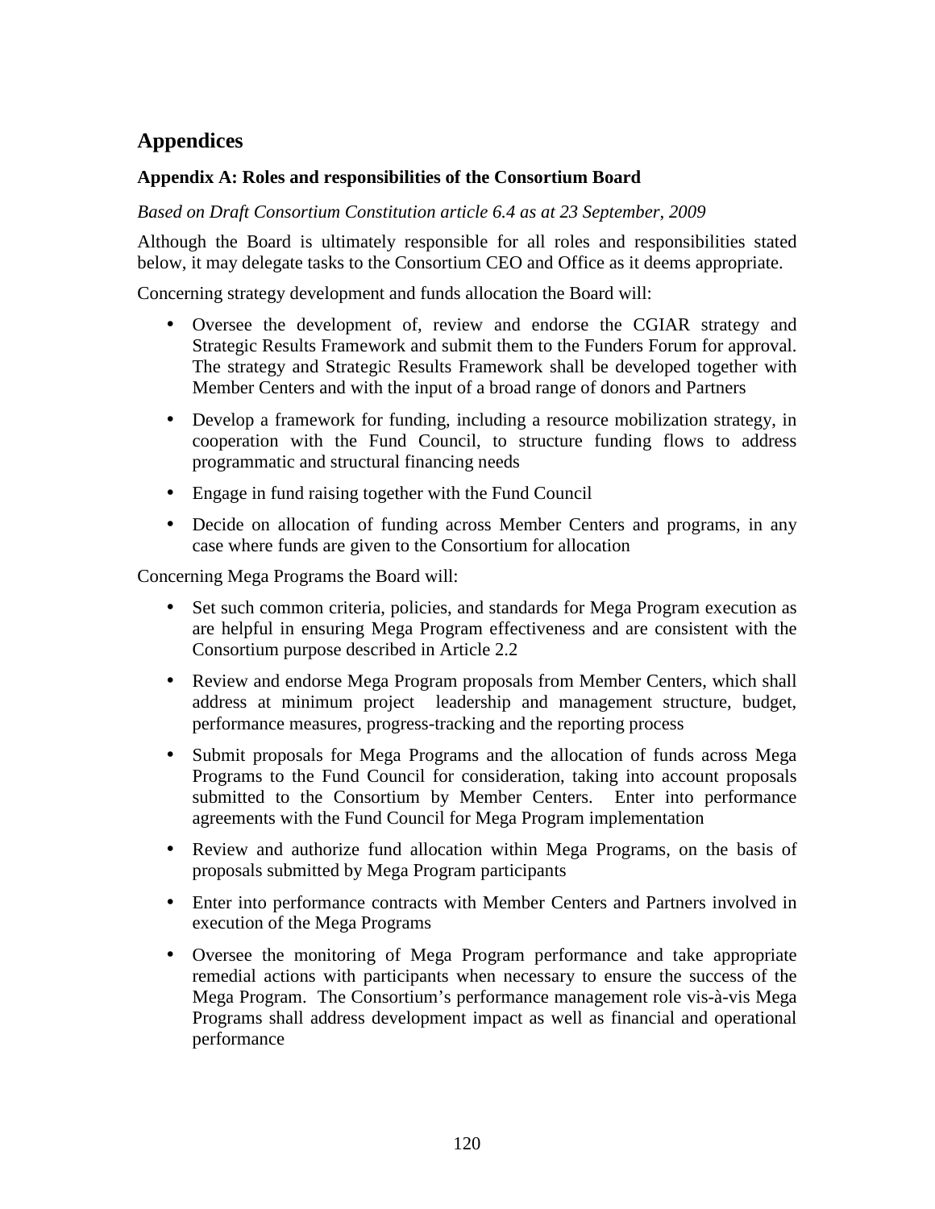# Appendices

### Appendix A: Roles and responsibilities of the Consortium Board

*Based on Draft Consortium Constitution article 6.4 as at 23 September, 2009*

Although the Board is ultimately responsible for all roles and responsibilities stated below, it may delegate tasks to the Consortium CEO and Office as it deems appropriate.

Concerning strategy development and funds allocation the Board will:

- Oversee the development of, review and endorse the CGIAR strategy and Strategic Results Framework and submit them to the Funders Forum for approval. The strategy and Strategic Results Framework shall be developed together with Member Centers and with the input of a broad range of donors and Partners
- Develop a framework for funding, including a resource mobilization strategy, in cooperation with the Fund Council, to structure funding flows to address programmatic and structural financing needs
- Engage in fund raising together with the Fund Council
- Decide on allocation of funding across Member Centers and programs, in any case where funds are given to the Consortium for allocation

Concerning Mega Programs the Board will:

- Set such common criteria, policies, and standards for Mega Program execution as are helpful in ensuring Mega Program effectiveness and are consistent with the Consortium purpose described in Article 2.2
- Review and endorse Mega Program proposals from Member Centers, which shall address at minimum project leadership and management structure, budget, performance measures, progress-tracking and the reporting process
- Submit proposals for Mega Programs and the allocation of funds across Mega Programs to the Fund Council for consideration, taking into account proposals submitted to the Consortium by Member Centers. Enter into performance agreements with the Fund Council for Mega Program implementation
- Review and authorize fund allocation within Mega Programs, on the basis of proposals submitted by Mega Program participants
- Enter into performance contracts with Member Centers and Partners involved in execution of the Mega Programs
- Oversee the monitoring of Mega Program performance and take appropriate remedial actions with participants when necessary to ensure the success of the Mega Program. The Consortium's performance management role vis-à-vis Mega Programs shall address development impact as well as financial and operational performance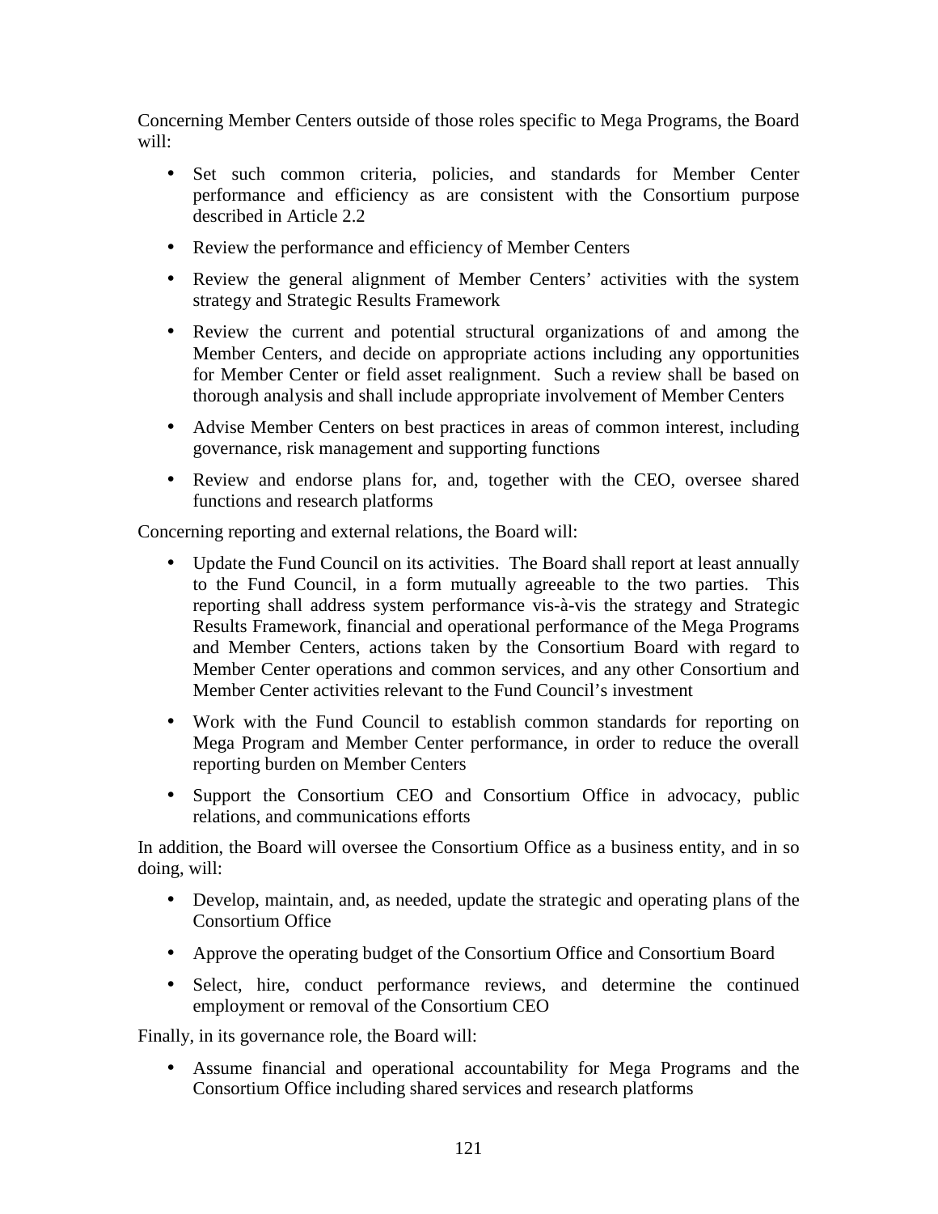Concerning Member Centers outside of those roles specific to Mega Programs, the Board will:

- Set such common criteria, policies, and standards for Member Center performance and efficiency as are consistent with the Consortium purpose described in Article 2.2
- Review the performance and efficiency of Member Centers
- Review the general alignment of Member Centers' activities with the system strategy and Strategic Results Framework
- Review the current and potential structural organizations of and among the Member Centers, and decide on appropriate actions including any opportunities for Member Center or field asset realignment. Such a review shall be based on thorough analysis and shall include appropriate involvement of Member Centers
- Advise Member Centers on best practices in areas of common interest, including governance, risk management and supporting functions
- Review and endorse plans for, and, together with the CEO, oversee shared functions and research platforms

Concerning reporting and external relations, the Board will:

- Update the Fund Council on its activities. The Board shall report at least annually to the Fund Council, in a form mutually agreeable to the two parties. This reporting shall address system performance vis-à-vis the strategy and Strategic Results Framework, financial and operational performance of the Mega Programs and Member Centers, actions taken by the Consortium Board with regard to Member Center operations and common services, and any other Consortium and Member Center activities relevant to the Fund Council's investment
- Work with the Fund Council to establish common standards for reporting on Mega Program and Member Center performance, in order to reduce the overall reporting burden on Member Centers
- Support the Consortium CEO and Consortium Office in advocacy, public relations, and communications efforts

In addition, the Board will oversee the Consortium Office as a business entity, and in so doing, will:

- Develop, maintain, and, as needed, update the strategic and operating plans of the Consortium Office
- Approve the operating budget of the Consortium Office and Consortium Board
- Select, hire, conduct performance reviews, and determine the continued employment or removal of the Consortium CEO

Finally, in its governance role, the Board will:

- Assume financial and operational accountability for Mega Programs and the Consortium Office including shared services and research platforms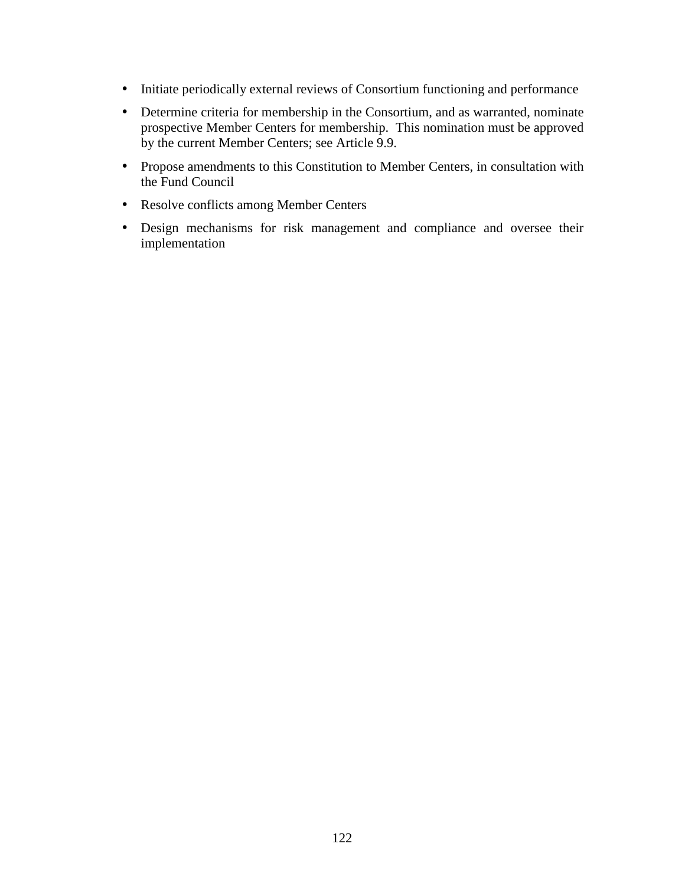- Initiate periodically external reviews of Consortium functioning and performance
- Determine criteria for membership in the Consortium, and as warranted, nominate prospective Member Centers for membership. This nomination must be approved by the current Member Centers; see Article 9.9.
- Propose amendments to this Constitution to Member Centers, in consultation with the Fund Council
- Resolve conflicts among Member Centers
- Design mechanisms for risk management and compliance and oversee their implementation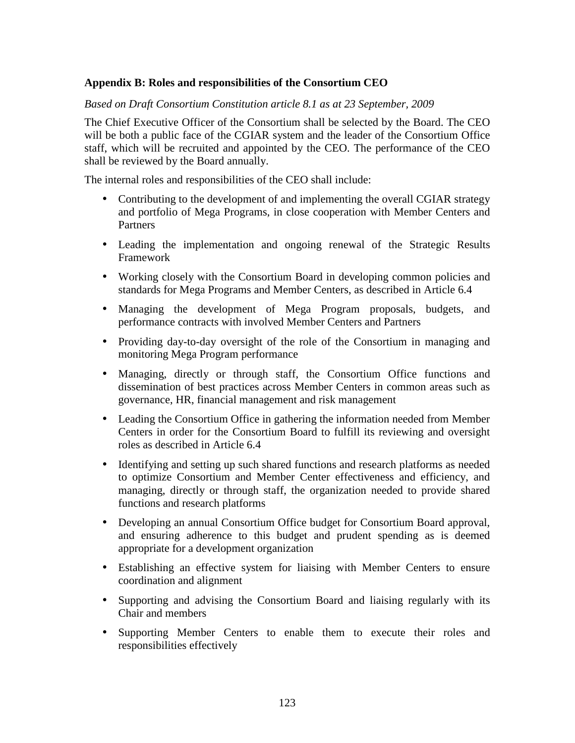**Appendix B: Roles and responsibilities of the Consortium CEO**

*Based on Draft Consortium Constitution article 8.1 as at 23 September, 2009*

The Chief Executive Officer of the Consortium shall be selected by the Board. The CEO will be both a public face of the CGIAR system and the leader of the Consortium Office staff, which will be recruited and appointed by the CEO. The performance of the CEO shall be reviewed by the Board annually.

The internal roles and responsibilities of the CEO shall include:

- Contributing to the development of and implementing the overall CGIAR strategy and portfolio of Mega Programs, in close cooperation with Member Centers and Partners
- Leading the implementation and ongoing renewal of the Strategic Results Framework
- Working closely with the Consortium Board in developing common policies and standards for Mega Programs and Member Centers, as described in Article 6.4
- Managing the development of Mega Program proposals, budgets, and performance contracts with involved Member Centers and Partners
- Providing day-to-day oversight of the role of the Consortium in managing and monitoring Mega Program performance
- Managing, directly or through staff, the Consortium Office functions and dissemination of best practices across Member Centers in common areas such as governance, HR, financial management and risk management
- Leading the Consortium Office in gathering the information needed from Member Centers in order for the Consortium Board to fulfill its reviewing and oversight roles as described in Article 6.4
- Identifying and setting up such shared functions and research platforms as needed to optimize Consortium and Member Center effectiveness and efficiency, and managing, directly or through staff, the organization needed to provide shared functions and research platforms
- Developing an annual Consortium Office budget for Consortium Board approval, and ensuring adherence to this budget and prudent spending as is deemed appropriate for a development organization
- Establishing an effective system for liaising with Member Centers to ensure coordination and alignment
- Supporting and advising the Consortium Board and liaising regularly with its Chair and members
- Supporting Member Centers to enable them to execute their roles and responsibilities effectively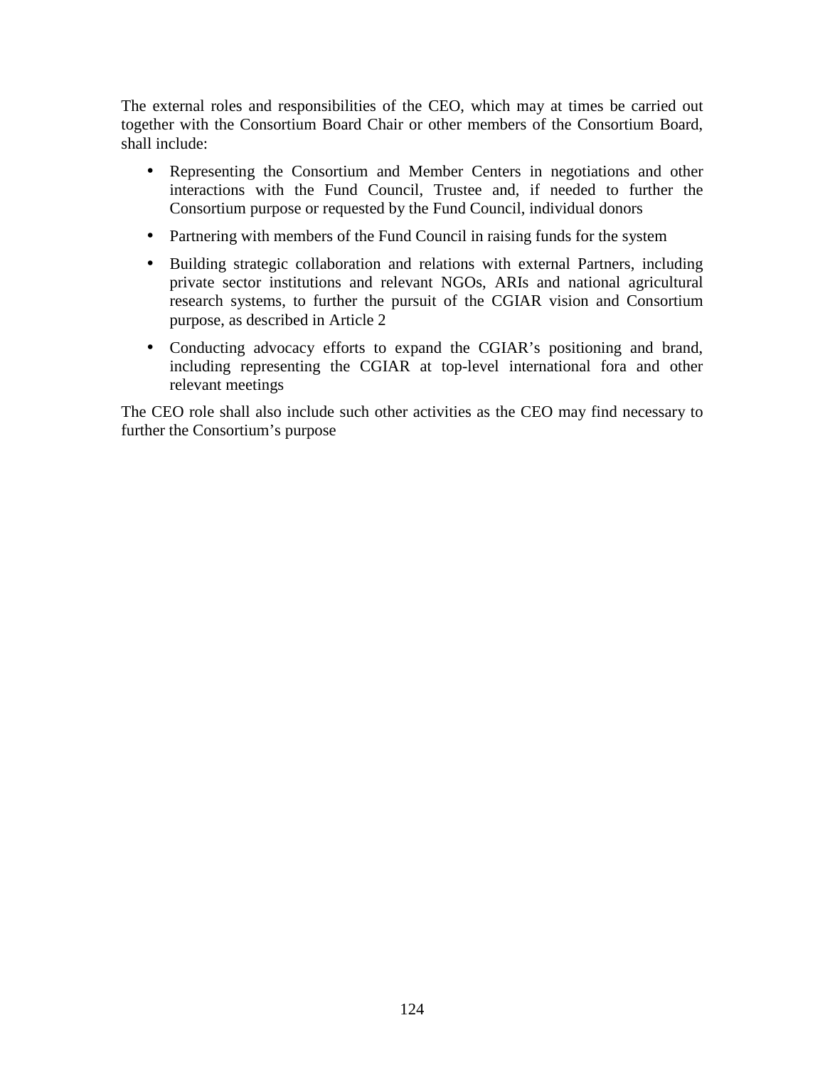The external roles and responsibilities of the CEO, which may at times be carried out together with the Consortium Board Chair or other members of the Consortium Board, shall include:

- Representing the Consortium and Member Centers in negotiations and other interactions with the Fund Council, Trustee and, if needed to further the Consortium purpose or requested by the Fund Council, individual donors
- Partnering with members of the Fund Council in raising funds for the system
- Building strategic collaboration and relations with external Partners, including private sector institutions and relevant NGOs, ARIs and national agricultural research systems, to further the pursuit of the CGIAR vision and Consortium purpose, as described in Article 2
- Conducting advocacy efforts to expand the CGIAR's positioning and brand, including representing the CGIAR at top-level international fora and other relevant meetings

The CEO role shall also include such other activities as the CEO may find necessary to further the Consortium's purpose